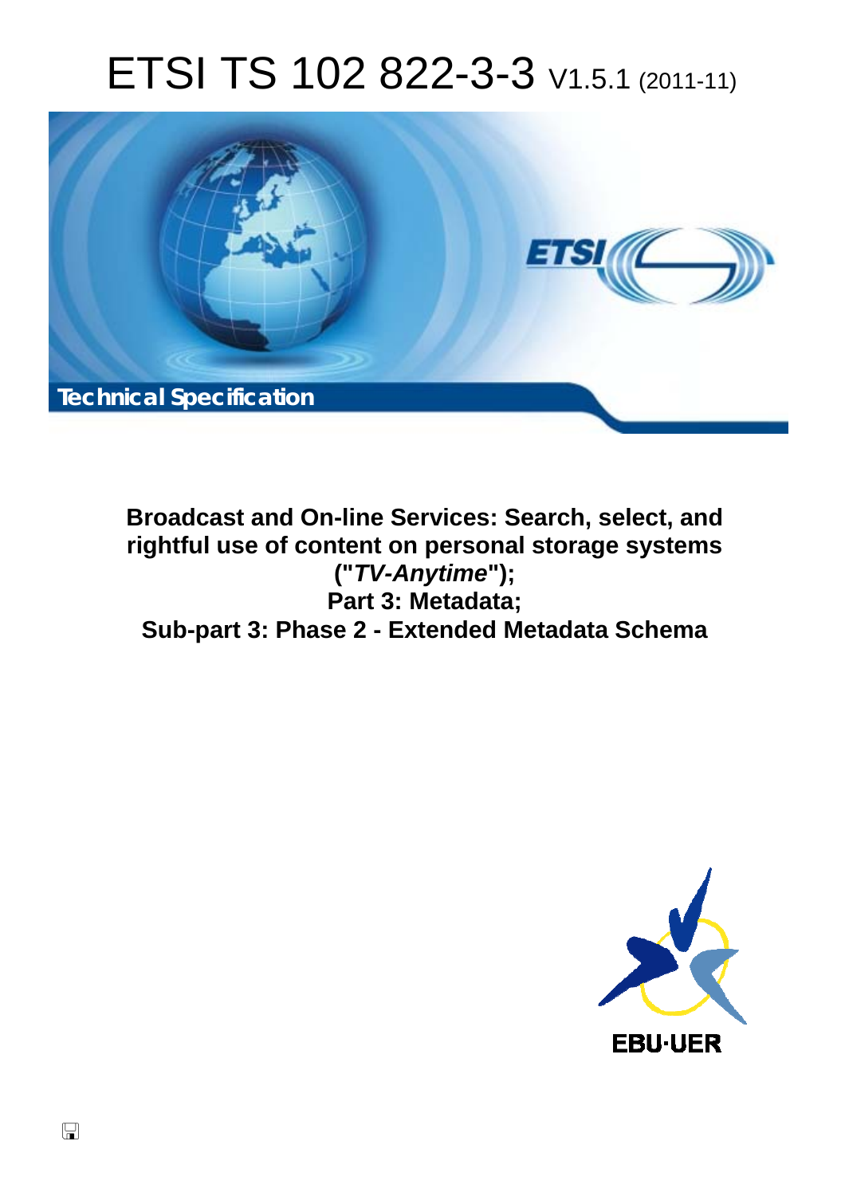# ETSI TS 102 822-3-3 V1.5.1 (2011-11)

Technical Specification

**Broadcast and On-line Services: Search, select, and rightful use of content on personal storage systems ("*TV-Anytime*"); Part 3: Metadata; Sub-part 3: Phase 2 - Extended Metadata Schema**

EBU·UER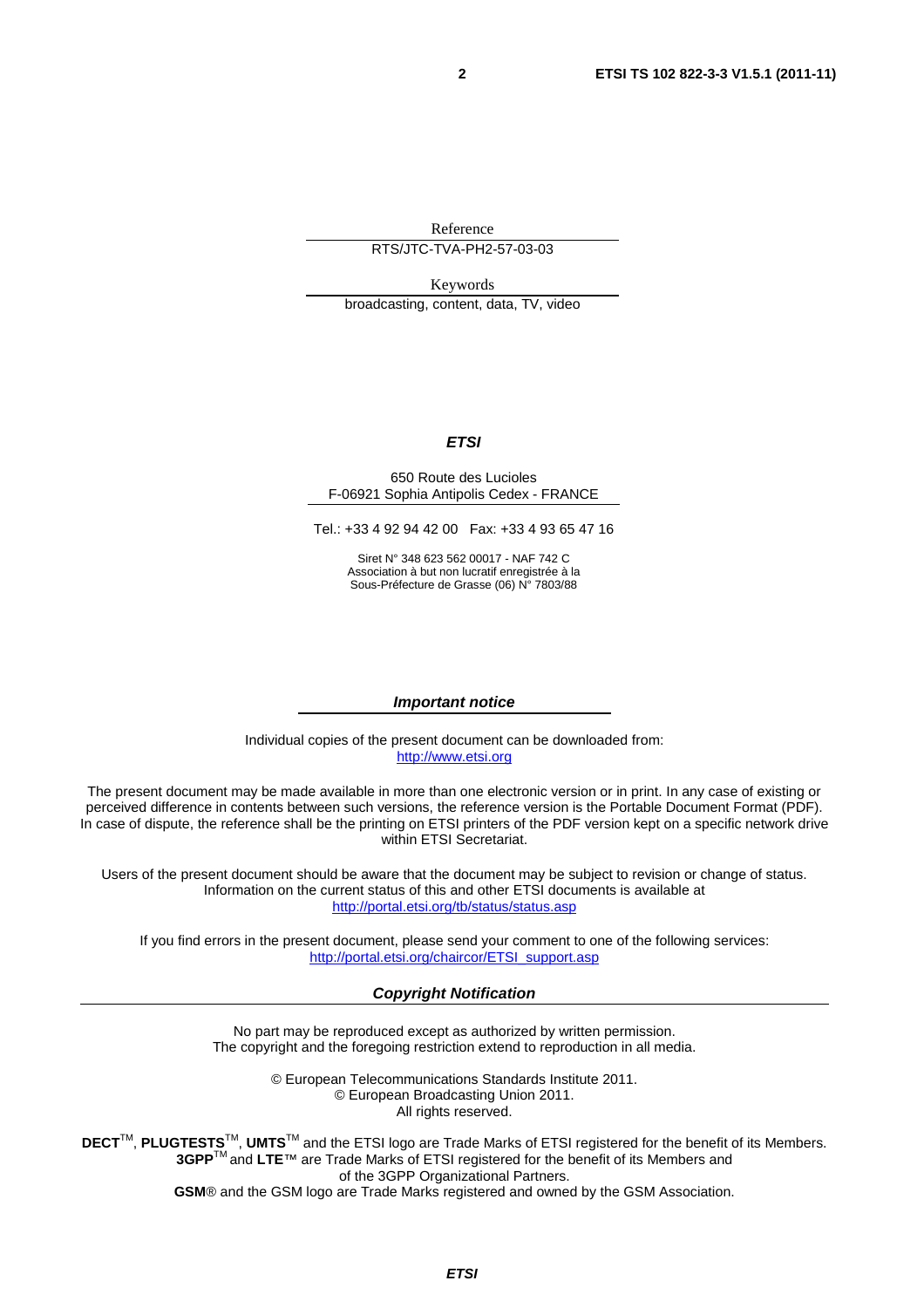Reference

RTS/JTC-TVA-PH2-57-03-03

Keywords

broadcasting, content, data, TV, video

***ETSI***

650 Route des Lucioles
F-06921 Sophia Antipolis Cedex - FRANCE

Tel.: +33 4 92 94 42 00 Fax: +33 4 93 65 47 16

Siret N° 348 623 562 00017 - NAF 742 C
Association à but non lucratif enregistrée à la
Sous-Préfecture de Grasse (06) N° 7803/88

***Important notice***

Individual copies of the present document can be downloaded from:
http://www.etsi.org

The present document may be made available in more than one electronic version or in print. In any case of existing or perceived difference in contents between such versions, the reference version is the Portable Document Format (PDF). In case of dispute, the reference shall be the printing on ETSI printers of the PDF version kept on a specific network drive within ETSI Secretariat.

Users of the present document should be aware that the document may be subject to revision or change of status. Information on the current status of this and other ETSI documents is available at
http://portal.etsi.org/tb/status/status.asp

If you find errors in the present document, please send your comment to one of the following services:
http://portal.etsi.org/chaircor/ETSI_support.asp

***Copyright Notification***

No part may be reproduced except as authorized by written permission.
The copyright and the foregoing restriction extend to reproduction in all media.

© European Telecommunications Standards Institute 2011.
© European Broadcasting Union 2011.
All rights reserved.

**DECT**™, **PLUGTESTS**™, **UMTS**™ and the ETSI logo are Trade Marks of ETSI registered for the benefit of its Members.
**3GPP**™ and **LTE**™ are Trade Marks of ETSI registered for the benefit of its Members and of the 3GPP Organizational Partners.
**GSM**® and the GSM logo are Trade Marks registered and owned by the GSM Association.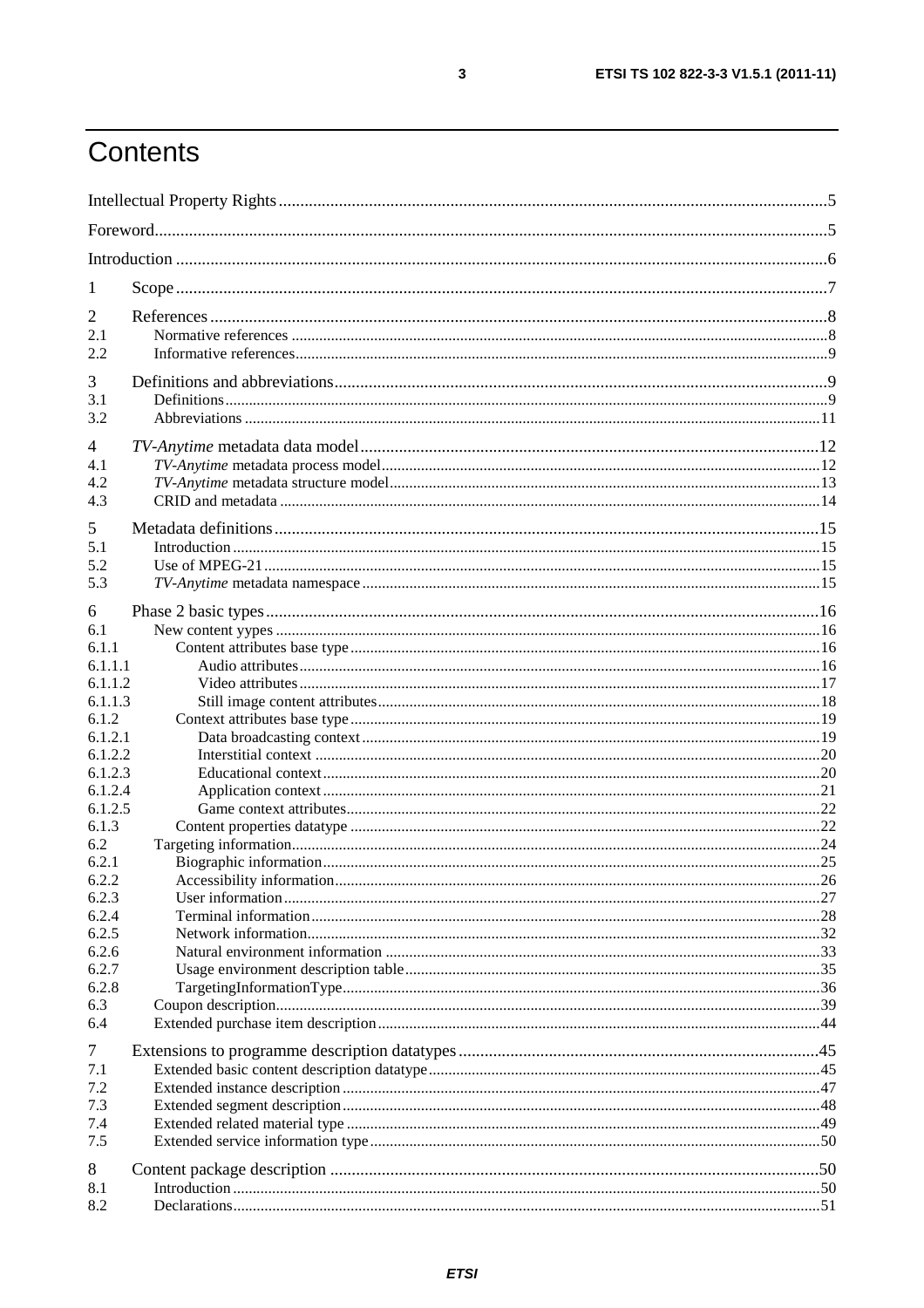# Contents

Intellectual Property Rights ... 5
Foreword ... 5
Introduction ... 6
1 Scope ... 7
2 References ... 8
2.1 Normative references ... 8
2.2 Informative references ... 9
3 Definitions and abbreviations ... 9
3.1 Definitions ... 9
3.2 Abbreviations ... 11
4 *TV-Anytime* metadata data model ... 12
4.1 *TV-Anytime* metadata process model ... 12
4.2 *TV-Anytime* metadata structure model ... 13
4.3 CRID and metadata ... 14
5 Metadata definitions ... 15
5.1 Introduction ... 15
5.2 Use of MPEG-21 ... 15
5.3 *TV-Anytime* metadata namespace ... 15
6 Phase 2 basic types ... 16
6.1 New content yypes ... 16
6.1.1 Content attributes base type ... 16
6.1.1.1 Audio attributes ... 16
6.1.1.2 Video attributes ... 17
6.1.1.3 Still image content attributes ... 18
6.1.2 Context attributes base type ... 19
6.1.2.1 Data broadcasting context ... 19
6.1.2.2 Interstitial context ... 20
6.1.2.3 Educational context ... 20
6.1.2.4 Application context ... 21
6.1.2.5 Game context attributes ... 22
6.1.3 Content properties datatype ... 22
6.2 Targeting information ... 24
6.2.1 Biographic information ... 25
6.2.2 Accessibility information ... 26
6.2.3 User information ... 27
6.2.4 Terminal information ... 28
6.2.5 Network information ... 32
6.2.6 Natural environment information ... 33
6.2.7 Usage environment description table ... 35
6.2.8 TargetingInformationType ... 36
6.3 Coupon description ... 39
6.4 Extended purchase item description ... 44
7 Extensions to programme description datatypes ... 45
7.1 Extended basic content description datatype ... 45
7.2 Extended instance description ... 47
7.3 Extended segment description ... 48
7.4 Extended related material type ... 49
7.5 Extended service information type ... 50
8 Content package description ... 50
8.1 Introduction ... 50
8.2 Declarations ... 51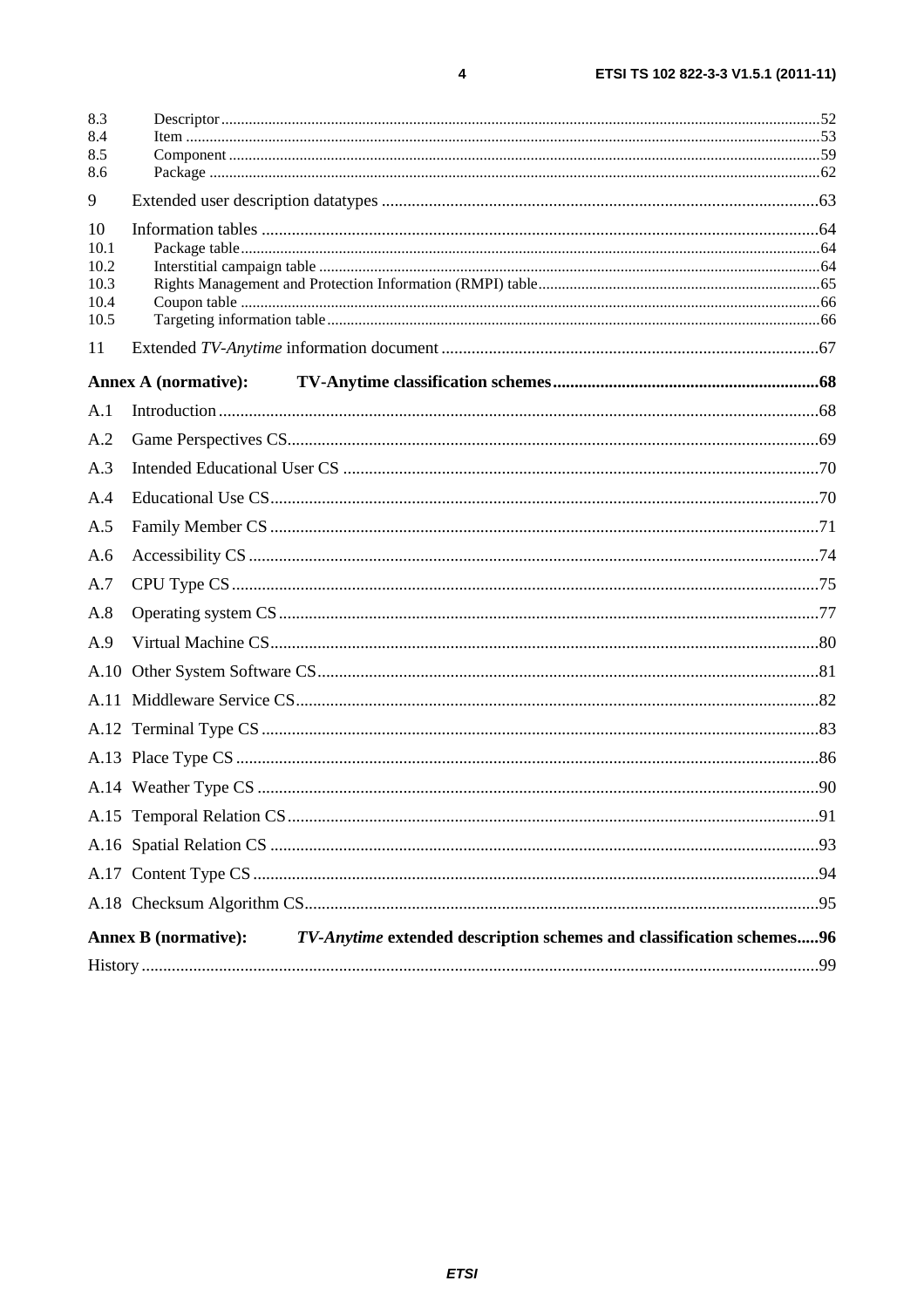8.3 Descriptor ....................................................................................................................................................52
8.4 Item ..............................................................................................................................................................53
8.5 Component ...................................................................................................................................................59
8.6 Package ........................................................................................................................................................62

9 Extended user description datatypes ....................................................................................................63

10 Information tables ..................................................................................................................................64
10.1 Package table................................................................................................................................................64
10.2 Interstitial campaign table ............................................................................................................................64
10.3 Rights Management and Protection Information (RMPI) table.....................................................................65
10.4 Coupon table ................................................................................................................................................66
10.5 Targeting information table..........................................................................................................................66

11 Extended *TV-Anytime* information document .......................................................................................67

**Annex A (normative): TV-Anytime classification schemes..............................................................68**

A.1 Introduction ............................................................................................................................................68

A.2 Game Perspectives CS............................................................................................................................69

A.3 Intended Educational User CS ...............................................................................................................70

A.4 Educational Use CS................................................................................................................................70

A.5 Family Member CS ................................................................................................................................71

A.6 Accessibility CS .....................................................................................................................................74

A.7 CPU Type CS .........................................................................................................................................75

A.8 Operating system CS ..............................................................................................................................77

A.9 Virtual Machine CS................................................................................................................................80

A.10 Other System Software CS......................................................................................................................81

A.11 Middleware Service CS..........................................................................................................................82

A.12 Terminal Type CS ..................................................................................................................................83

A.13 Place Type CS ........................................................................................................................................86

A.14 Weather Type CS ...................................................................................................................................90

A.15 Temporal Relation CS............................................................................................................................91

A.16 Spatial Relation CS ................................................................................................................................93

A.17 Content Type CS ....................................................................................................................................94

A.18 Checksum Algorithm CS........................................................................................................................95

**Annex B (normative): *TV-Anytime* extended description schemes and classification schemes.....96**

History ..............................................................................................................................................................99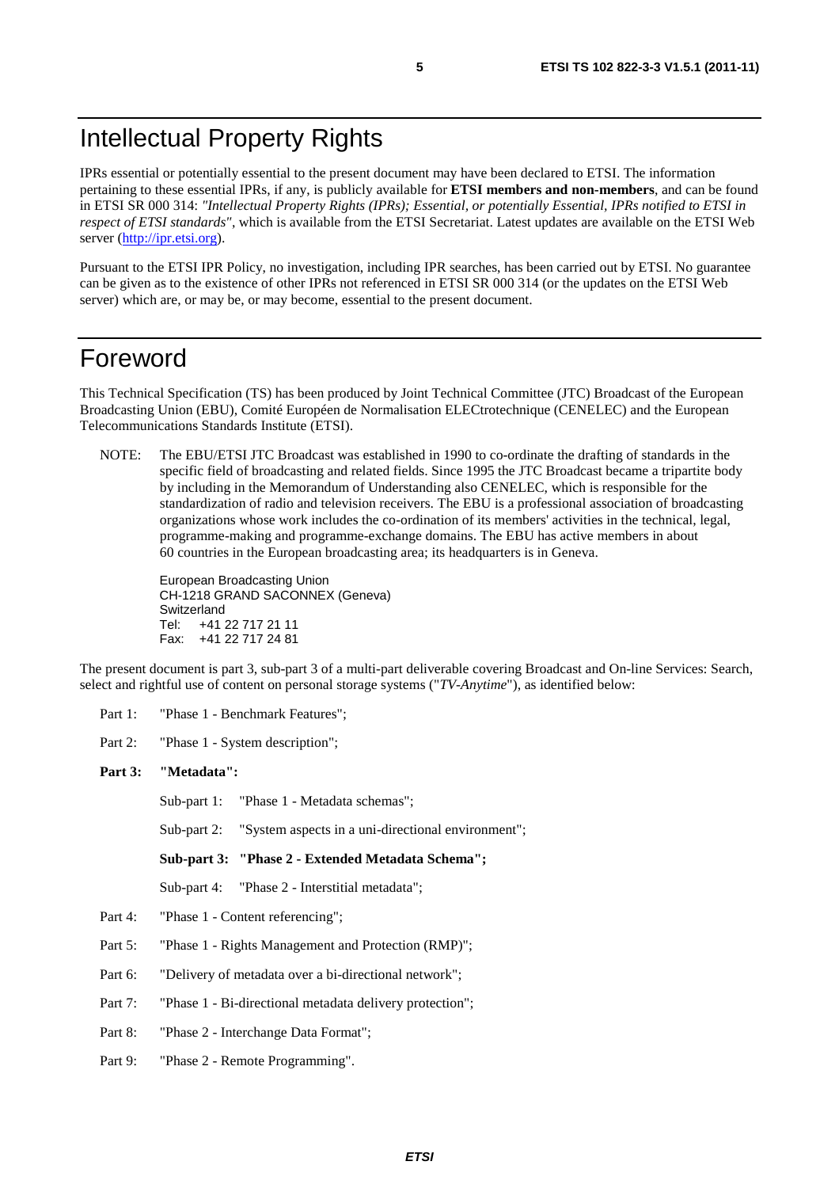# Intellectual Property Rights

IPRs essential or potentially essential to the present document may have been declared to ETSI. The information pertaining to these essential IPRs, if any, is publicly available for **ETSI members and non-members**, and can be found in ETSI SR 000 314: *"Intellectual Property Rights (IPRs); Essential, or potentially Essential, IPRs notified to ETSI in respect of ETSI standards"*, which is available from the ETSI Secretariat. Latest updates are available on the ETSI Web server (http://ipr.etsi.org).

Pursuant to the ETSI IPR Policy, no investigation, including IPR searches, has been carried out by ETSI. No guarantee can be given as to the existence of other IPRs not referenced in ETSI SR 000 314 (or the updates on the ETSI Web server) which are, or may be, or may become, essential to the present document.

# Foreword

This Technical Specification (TS) has been produced by Joint Technical Committee (JTC) Broadcast of the European Broadcasting Union (EBU), Comité Européen de Normalisation ELECtrotechnique (CENELEC) and the European Telecommunications Standards Institute (ETSI).

NOTE: The EBU/ETSI JTC Broadcast was established in 1990 to co-ordinate the drafting of standards in the specific field of broadcasting and related fields. Since 1995 the JTC Broadcast became a tripartite body by including in the Memorandum of Understanding also CENELEC, which is responsible for the standardization of radio and television receivers. The EBU is a professional association of broadcasting organizations whose work includes the co-ordination of its members' activities in the technical, legal, programme-making and programme-exchange domains. The EBU has active members in about 60 countries in the European broadcasting area; its headquarters is in Geneva.

European Broadcasting Union
CH-1218 GRAND SACONNEX (Geneva)
Switzerland
Tel: +41 22 717 21 11
Fax: +41 22 717 24 81

The present document is part 3, sub-part 3 of a multi-part deliverable covering Broadcast and On-line Services: Search, select and rightful use of content on personal storage systems ("*TV-Anytime*"), as identified below:

- Part 1: "Phase 1 - Benchmark Features";
- Part 2: "Phase 1 - System description";
- **Part 3: "Metadata":**
  - Sub-part 1: "Phase 1 - Metadata schemas";
  - Sub-part 2: "System aspects in a uni-directional environment";
  - **Sub-part 3: "Phase 2 - Extended Metadata Schema";**
  - Sub-part 4: "Phase 2 - Interstitial metadata";
- Part 4: "Phase 1 - Content referencing";
- Part 5: "Phase 1 - Rights Management and Protection (RMP)";
- Part 6: "Delivery of metadata over a bi-directional network";
- Part 7: "Phase 1 - Bi-directional metadata delivery protection";
- Part 8: "Phase 2 - Interchange Data Format";
- Part 9: "Phase 2 - Remote Programming".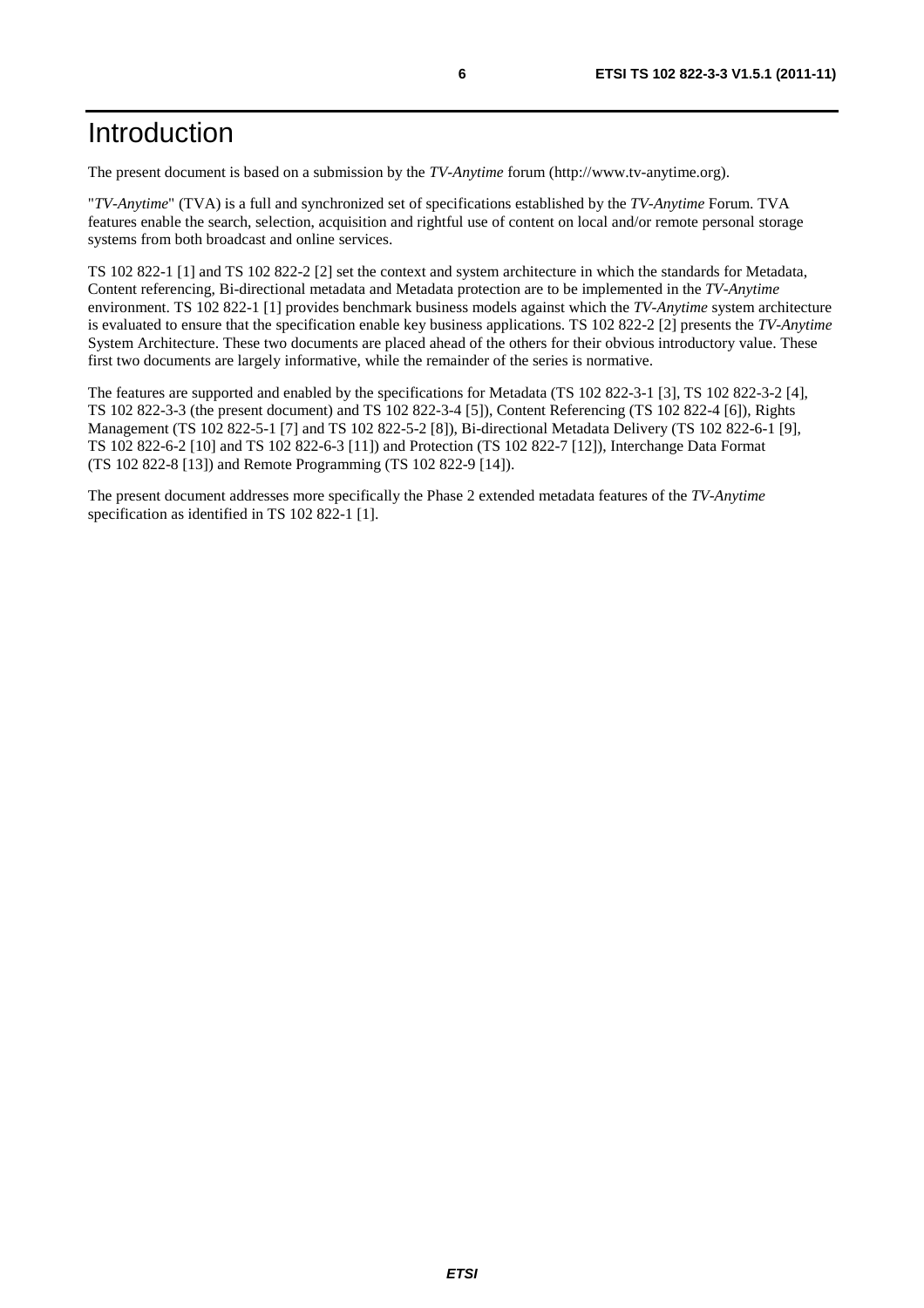# Introduction

The present document is based on a submission by the *TV-Anytime* forum (http://www.tv-anytime.org).

"*TV-Anytime*" (TVA) is a full and synchronized set of specifications established by the *TV-Anytime* Forum. TVA features enable the search, selection, acquisition and rightful use of content on local and/or remote personal storage systems from both broadcast and online services.

TS 102 822-1 [1] and TS 102 822-2 [2] set the context and system architecture in which the standards for Metadata, Content referencing, Bi-directional metadata and Metadata protection are to be implemented in the *TV-Anytime* environment. TS 102 822-1 [1] provides benchmark business models against which the *TV-Anytime* system architecture is evaluated to ensure that the specification enable key business applications. TS 102 822-2 [2] presents the *TV-Anytime* System Architecture. These two documents are placed ahead of the others for their obvious introductory value. These first two documents are largely informative, while the remainder of the series is normative.

The features are supported and enabled by the specifications for Metadata (TS 102 822-3-1 [3], TS 102 822-3-2 [4], TS 102 822-3-3 (the present document) and TS 102 822-3-4 [5]), Content Referencing (TS 102 822-4 [6]), Rights Management (TS 102 822-5-1 [7] and TS 102 822-5-2 [8]), Bi-directional Metadata Delivery (TS 102 822-6-1 [9], TS 102 822-6-2 [10] and TS 102 822-6-3 [11]) and Protection (TS 102 822-7 [12]), Interchange Data Format (TS 102 822-8 [13]) and Remote Programming (TS 102 822-9 [14]).

The present document addresses more specifically the Phase 2 extended metadata features of the *TV-Anytime* specification as identified in TS 102 822-1 [1].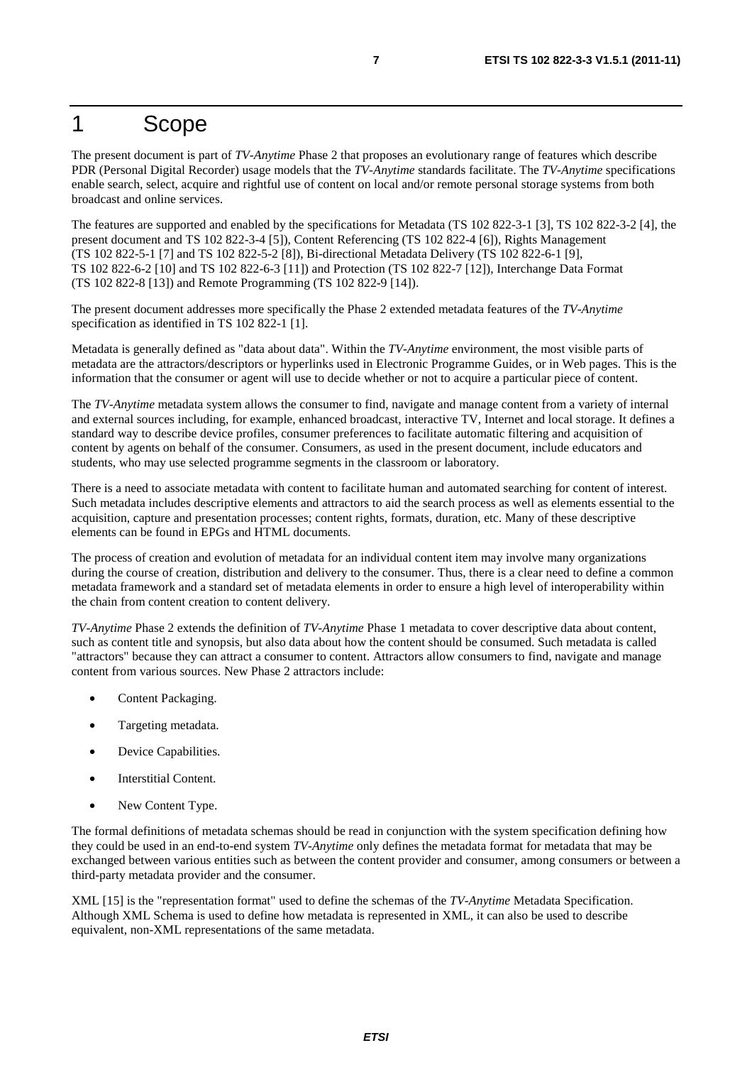# 1 Scope

The present document is part of *TV-Anytime* Phase 2 that proposes an evolutionary range of features which describe PDR (Personal Digital Recorder) usage models that the *TV-Anytime* standards facilitate. The *TV-Anytime* specifications enable search, select, acquire and rightful use of content on local and/or remote personal storage systems from both broadcast and online services.

The features are supported and enabled by the specifications for Metadata (TS 102 822-3-1 [3], TS 102 822-3-2 [4], the present document and TS 102 822-3-4 [5]), Content Referencing (TS 102 822-4 [6]), Rights Management (TS 102 822-5-1 [7] and TS 102 822-5-2 [8]), Bi-directional Metadata Delivery (TS 102 822-6-1 [9], TS 102 822-6-2 [10] and TS 102 822-6-3 [11]) and Protection (TS 102 822-7 [12]), Interchange Data Format (TS 102 822-8 [13]) and Remote Programming (TS 102 822-9 [14]).

The present document addresses more specifically the Phase 2 extended metadata features of the *TV-Anytime* specification as identified in TS 102 822-1 [1].

Metadata is generally defined as "data about data". Within the *TV-Anytime* environment, the most visible parts of metadata are the attractors/descriptors or hyperlinks used in Electronic Programme Guides, or in Web pages. This is the information that the consumer or agent will use to decide whether or not to acquire a particular piece of content.

The *TV-Anytime* metadata system allows the consumer to find, navigate and manage content from a variety of internal and external sources including, for example, enhanced broadcast, interactive TV, Internet and local storage. It defines a standard way to describe device profiles, consumer preferences to facilitate automatic filtering and acquisition of content by agents on behalf of the consumer. Consumers, as used in the present document, include educators and students, who may use selected programme segments in the classroom or laboratory.

There is a need to associate metadata with content to facilitate human and automated searching for content of interest. Such metadata includes descriptive elements and attractors to aid the search process as well as elements essential to the acquisition, capture and presentation processes; content rights, formats, duration, etc. Many of these descriptive elements can be found in EPGs and HTML documents.

The process of creation and evolution of metadata for an individual content item may involve many organizations during the course of creation, distribution and delivery to the consumer. Thus, there is a clear need to define a common metadata framework and a standard set of metadata elements in order to ensure a high level of interoperability within the chain from content creation to content delivery.

*TV-Anytime* Phase 2 extends the definition of *TV-Anytime* Phase 1 metadata to cover descriptive data about content, such as content title and synopsis, but also data about how the content should be consumed. Such metadata is called "attractors" because they can attract a consumer to content. Attractors allow consumers to find, navigate and manage content from various sources. New Phase 2 attractors include:

- Content Packaging.
- Targeting metadata.
- Device Capabilities.
- Interstitial Content.
- New Content Type.

The formal definitions of metadata schemas should be read in conjunction with the system specification defining how they could be used in an end-to-end system *TV-Anytime* only defines the metadata format for metadata that may be exchanged between various entities such as between the content provider and consumer, among consumers or between a third-party metadata provider and the consumer.

XML [15] is the "representation format" used to define the schemas of the *TV-Anytime* Metadata Specification. Although XML Schema is used to define how metadata is represented in XML, it can also be used to describe equivalent, non-XML representations of the same metadata.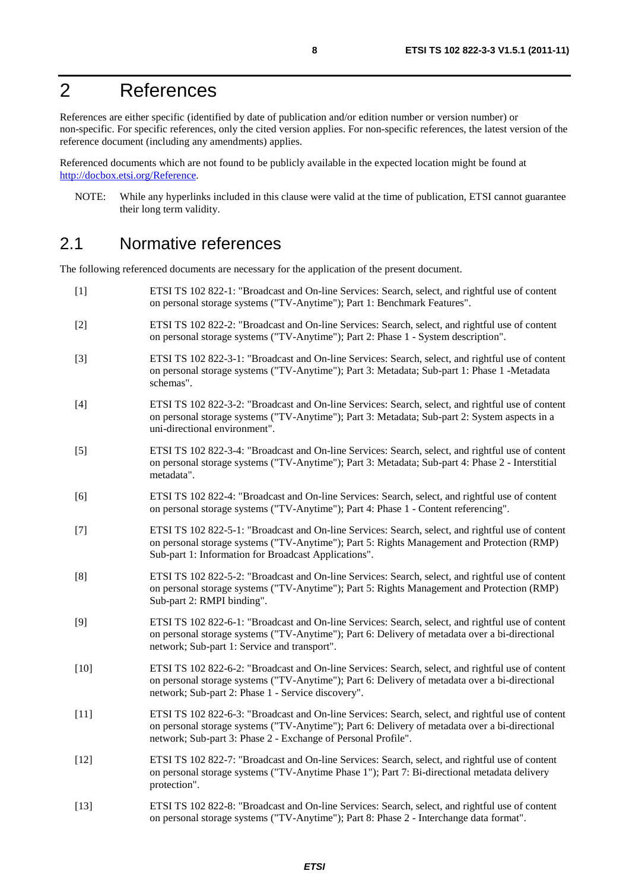# 2 References

References are either specific (identified by date of publication and/or edition number or version number) or non-specific. For specific references, only the cited version applies. For non-specific references, the latest version of the reference document (including any amendments) applies.

Referenced documents which are not found to be publicly available in the expected location might be found at http://docbox.etsi.org/Reference.

NOTE: While any hyperlinks included in this clause were valid at the time of publication, ETSI cannot guarantee their long term validity.

## 2.1 Normative references

The following referenced documents are necessary for the application of the present document.

[1] ETSI TS 102 822-1: "Broadcast and On-line Services: Search, select, and rightful use of content on personal storage systems ("TV-Anytime"); Part 1: Benchmark Features".

[2] ETSI TS 102 822-2: "Broadcast and On-line Services: Search, select, and rightful use of content on personal storage systems ("TV-Anytime"); Part 2: Phase 1 - System description".

[3] ETSI TS 102 822-3-1: "Broadcast and On-line Services: Search, select, and rightful use of content on personal storage systems ("TV-Anytime"); Part 3: Metadata; Sub-part 1: Phase 1 -Metadata schemas".

[4] ETSI TS 102 822-3-2: "Broadcast and On-line Services: Search, select, and rightful use of content on personal storage systems ("TV-Anytime"); Part 3: Metadata; Sub-part 2: System aspects in a uni-directional environment".

[5] ETSI TS 102 822-3-4: "Broadcast and On-line Services: Search, select, and rightful use of content on personal storage systems ("TV-Anytime"); Part 3: Metadata; Sub-part 4: Phase 2 - Interstitial metadata".

[6] ETSI TS 102 822-4: "Broadcast and On-line Services: Search, select, and rightful use of content on personal storage systems ("TV-Anytime"); Part 4: Phase 1 - Content referencing".

[7] ETSI TS 102 822-5-1: "Broadcast and On-line Services: Search, select, and rightful use of content on personal storage systems ("TV-Anytime"); Part 5: Rights Management and Protection (RMP) Sub-part 1: Information for Broadcast Applications".

[8] ETSI TS 102 822-5-2: "Broadcast and On-line Services: Search, select, and rightful use of content on personal storage systems ("TV-Anytime"); Part 5: Rights Management and Protection (RMP) Sub-part 2: RMPI binding".

[9] ETSI TS 102 822-6-1: "Broadcast and On-line Services: Search, select, and rightful use of content on personal storage systems ("TV-Anytime"); Part 6: Delivery of metadata over a bi-directional network; Sub-part 1: Service and transport".

[10] ETSI TS 102 822-6-2: "Broadcast and On-line Services: Search, select, and rightful use of content on personal storage systems ("TV-Anytime"); Part 6: Delivery of metadata over a bi-directional network; Sub-part 2: Phase 1 - Service discovery".

[11] ETSI TS 102 822-6-3: "Broadcast and On-line Services: Search, select, and rightful use of content on personal storage systems ("TV-Anytime"); Part 6: Delivery of metadata over a bi-directional network; Sub-part 3: Phase 2 - Exchange of Personal Profile".

[12] ETSI TS 102 822-7: "Broadcast and On-line Services: Search, select, and rightful use of content on personal storage systems ("TV-Anytime Phase 1"); Part 7: Bi-directional metadata delivery protection".

[13] ETSI TS 102 822-8: "Broadcast and On-line Services: Search, select, and rightful use of content on personal storage systems ("TV-Anytime"); Part 8: Phase 2 - Interchange data format".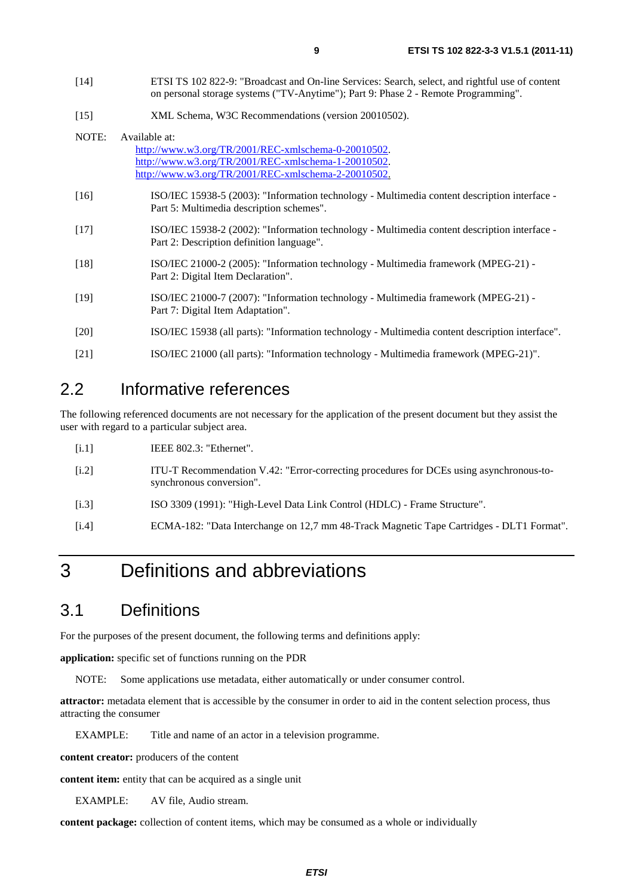[14] ETSI TS 102 822-9: "Broadcast and On-line Services: Search, select, and rightful use of content on personal storage systems ("TV-Anytime"); Part 9: Phase 2 - Remote Programming".

[15] XML Schema, W3C Recommendations (version 20010502).

NOTE: Available at:
http://www.w3.org/TR/2001/REC-xmlschema-0-20010502.
http://www.w3.org/TR/2001/REC-xmlschema-1-20010502.
http://www.w3.org/TR/2001/REC-xmlschema-2-20010502.

[16] ISO/IEC 15938-5 (2003): "Information technology - Multimedia content description interface - Part 5: Multimedia description schemes".

[17] ISO/IEC 15938-2 (2002): "Information technology - Multimedia content description interface - Part 2: Description definition language".

[18] ISO/IEC 21000-2 (2005): "Information technology - Multimedia framework (MPEG-21) - Part 2: Digital Item Declaration".

[19] ISO/IEC 21000-7 (2007): "Information technology - Multimedia framework (MPEG-21) - Part 7: Digital Item Adaptation".

[20] ISO/IEC 15938 (all parts): "Information technology - Multimedia content description interface".

[21] ISO/IEC 21000 (all parts): "Information technology - Multimedia framework (MPEG-21)".

## 2.2 Informative references

The following referenced documents are not necessary for the application of the present document but they assist the user with regard to a particular subject area.

[i.1] IEEE 802.3: "Ethernet".

[i.2] ITU-T Recommendation V.42: "Error-correcting procedures for DCEs using asynchronous-to-synchronous conversion".

[i.3] ISO 3309 (1991): "High-Level Data Link Control (HDLC) - Frame Structure".

[i.4] ECMA-182: "Data Interchange on 12,7 mm 48-Track Magnetic Tape Cartridges - DLT1 Format".

# 3 Definitions and abbreviations

## 3.1 Definitions

For the purposes of the present document, the following terms and definitions apply:

**application:** specific set of functions running on the PDR

NOTE: Some applications use metadata, either automatically or under consumer control.

**attractor:** metadata element that is accessible by the consumer in order to aid in the content selection process, thus attracting the consumer

EXAMPLE: Title and name of an actor in a television programme.

**content creator:** producers of the content

**content item:** entity that can be acquired as a single unit

EXAMPLE: AV file, Audio stream.

**content package:** collection of content items, which may be consumed as a whole or individually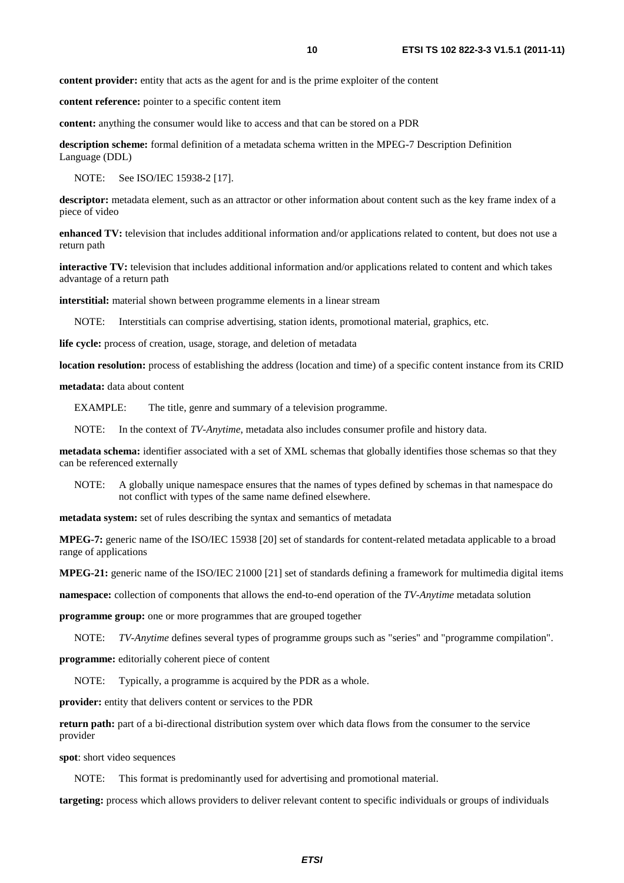**content provider:** entity that acts as the agent for and is the prime exploiter of the content

**content reference:** pointer to a specific content item

**content:** anything the consumer would like to access and that can be stored on a PDR

**description scheme:** formal definition of a metadata schema written in the MPEG-7 Description Definition Language (DDL)

NOTE: See ISO/IEC 15938-2 [17].

**descriptor:** metadata element, such as an attractor or other information about content such as the key frame index of a piece of video

**enhanced TV:** television that includes additional information and/or applications related to content, but does not use a return path

**interactive TV:** television that includes additional information and/or applications related to content and which takes advantage of a return path

**interstitial:** material shown between programme elements in a linear stream

NOTE: Interstitials can comprise advertising, station idents, promotional material, graphics, etc.

**life cycle:** process of creation, usage, storage, and deletion of metadata

**location resolution:** process of establishing the address (location and time) of a specific content instance from its CRID

**metadata:** data about content

EXAMPLE: The title, genre and summary of a television programme.

NOTE: In the context of *TV-Anytime*, metadata also includes consumer profile and history data.

**metadata schema:** identifier associated with a set of XML schemas that globally identifies those schemas so that they can be referenced externally

NOTE: A globally unique namespace ensures that the names of types defined by schemas in that namespace do not conflict with types of the same name defined elsewhere.

**metadata system:** set of rules describing the syntax and semantics of metadata

**MPEG-7:** generic name of the ISO/IEC 15938 [20] set of standards for content-related metadata applicable to a broad range of applications

**MPEG-21:** generic name of the ISO/IEC 21000 [21] set of standards defining a framework for multimedia digital items

**namespace:** collection of components that allows the end-to-end operation of the *TV-Anytime* metadata solution

**programme group:** one or more programmes that are grouped together

NOTE: *TV-Anytime* defines several types of programme groups such as "series" and "programme compilation".

**programme:** editorially coherent piece of content

NOTE: Typically, a programme is acquired by the PDR as a whole.

**provider:** entity that delivers content or services to the PDR

**return path:** part of a bi-directional distribution system over which data flows from the consumer to the service provider

**spot**: short video sequences

NOTE: This format is predominantly used for advertising and promotional material.

**targeting:** process which allows providers to deliver relevant content to specific individuals or groups of individuals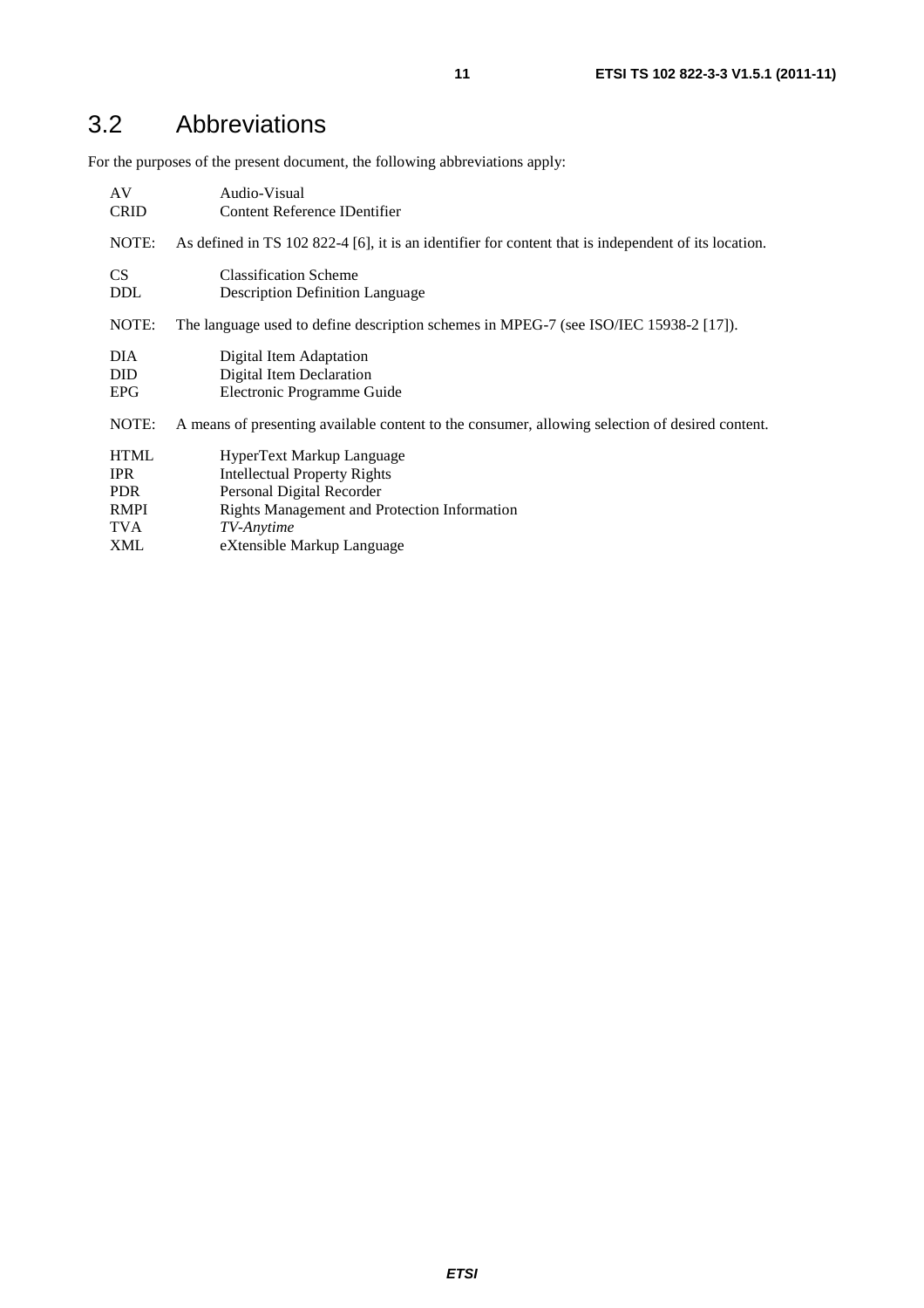## 3.2 Abbreviations

For the purposes of the present document, the following abbreviations apply:

| | |
|---|---|
| AV | Audio-Visual |
| CRID | Content Reference IDentifier |

NOTE: As defined in TS 102 822-4 [6], it is an identifier for content that is independent of its location.

| | |
|---|---|
| CS | Classification Scheme |
| DDL | Description Definition Language |

NOTE: The language used to define description schemes in MPEG-7 (see ISO/IEC 15938-2 [17]).

| | |
|---|---|
| DIA | Digital Item Adaptation |
| DID | Digital Item Declaration |
| EPG | Electronic Programme Guide |

NOTE: A means of presenting available content to the consumer, allowing selection of desired content.

| | |
|---|---|
| HTML | HyperText Markup Language |
| IPR | Intellectual Property Rights |
| PDR | Personal Digital Recorder |
| RMPI | Rights Management and Protection Information |
| TVA | *TV-Anytime* |
| XML | eXtensible Markup Language |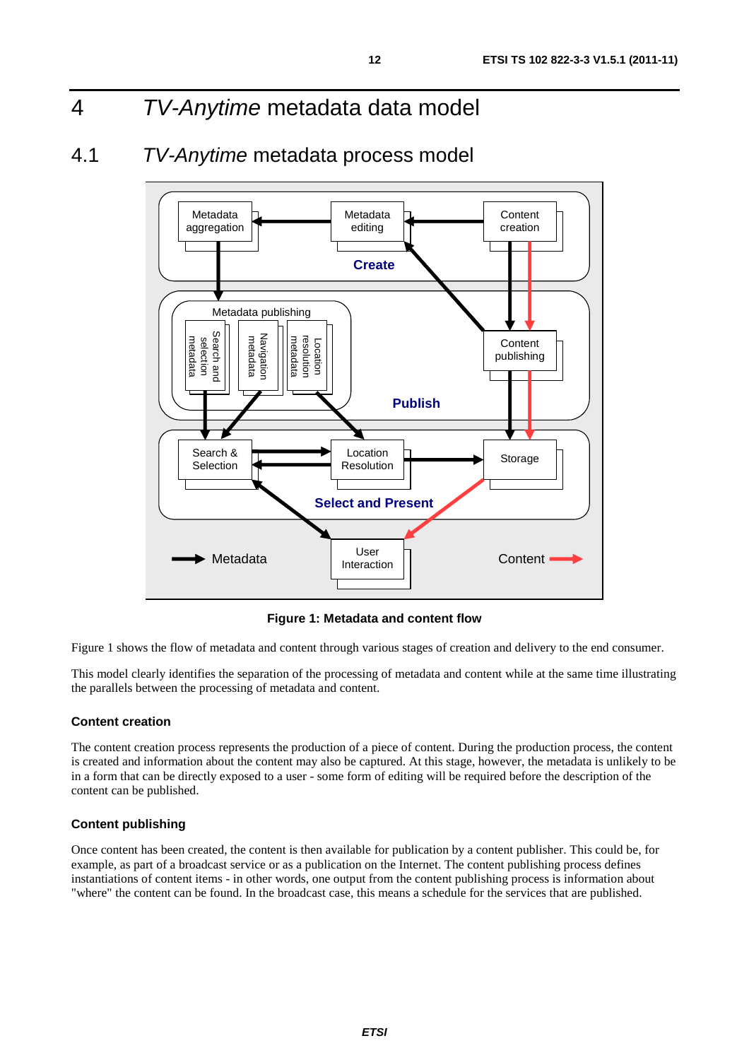# 4 *TV-Anytime* metadata data model

## 4.1 *TV-Anytime* metadata process model

Figure 1: Metadata and content flow

Figure 1 shows the flow of metadata and content through various stages of creation and delivery to the end consumer.

This model clearly identifies the separation of the processing of metadata and content while at the same time illustrating the parallels between the processing of metadata and content.

#### Content creation

The content creation process represents the production of a piece of content. During the production process, the content is created and information about the content may also be captured. At this stage, however, the metadata is unlikely to be in a form that can be directly exposed to a user - some form of editing will be required before the description of the content can be published.

#### Content publishing

Once content has been created, the content is then available for publication by a content publisher. This could be, for example, as part of a broadcast service or as a publication on the Internet. The content publishing process defines instantiations of content items - in other words, one output from the content publishing process is information about "where" the content can be found. In the broadcast case, this means a schedule for the services that are published.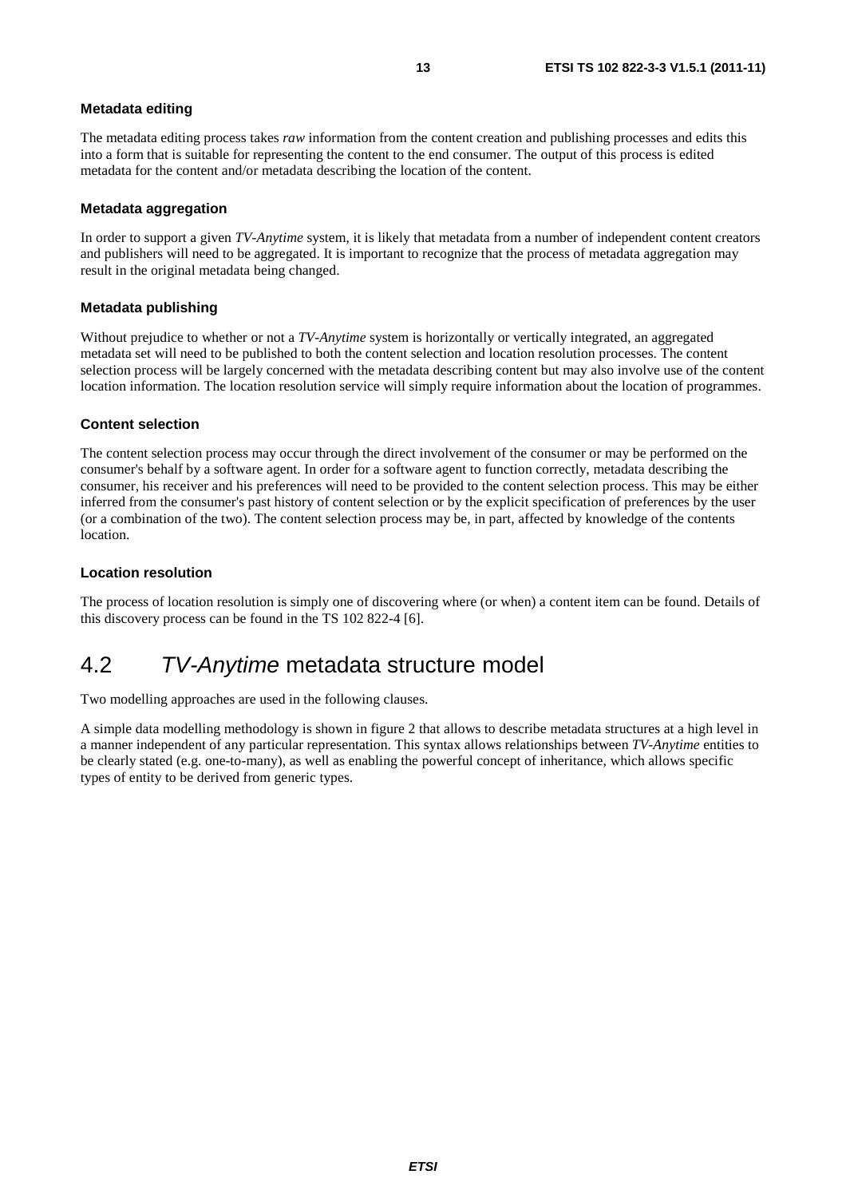#### Metadata editing

The metadata editing process takes *raw* information from the content creation and publishing processes and edits this into a form that is suitable for representing the content to the end consumer. The output of this process is edited metadata for the content and/or metadata describing the location of the content.

#### Metadata aggregation

In order to support a given *TV-Anytime* system, it is likely that metadata from a number of independent content creators and publishers will need to be aggregated. It is important to recognize that the process of metadata aggregation may result in the original metadata being changed.

#### Metadata publishing

Without prejudice to whether or not a *TV-Anytime* system is horizontally or vertically integrated, an aggregated metadata set will need to be published to both the content selection and location resolution processes. The content selection process will be largely concerned with the metadata describing content but may also involve use of the content location information. The location resolution service will simply require information about the location of programmes.

#### Content selection

The content selection process may occur through the direct involvement of the consumer or may be performed on the consumer's behalf by a software agent. In order for a software agent to function correctly, metadata describing the consumer, his receiver and his preferences will need to be provided to the content selection process. This may be either inferred from the consumer's past history of content selection or by the explicit specification of preferences by the user (or a combination of the two). The content selection process may be, in part, affected by knowledge of the contents location.

#### Location resolution

The process of location resolution is simply one of discovering where (or when) a content item can be found. Details of this discovery process can be found in the TS 102 822-4 [6].

## 4.2 *TV-Anytime* metadata structure model

Two modelling approaches are used in the following clauses.

A simple data modelling methodology is shown in figure 2 that allows to describe metadata structures at a high level in a manner independent of any particular representation. This syntax allows relationships between *TV-Anytime* entities to be clearly stated (e.g. one-to-many), as well as enabling the powerful concept of inheritance, which allows specific types of entity to be derived from generic types.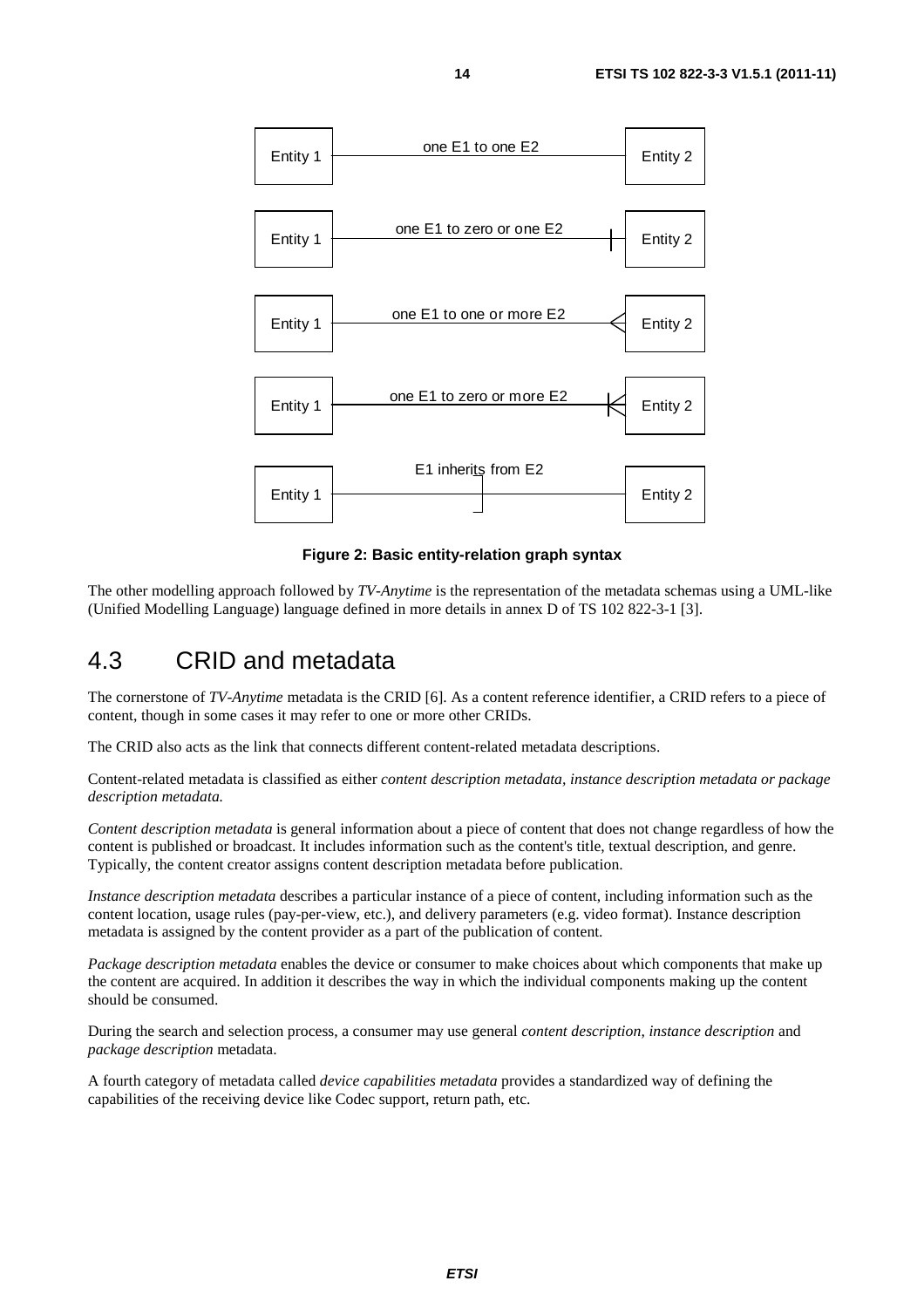Entity 1 — one E1 to one E2 — Entity 2

Entity 1 — one E1 to zero or one E2 — Entity 2

Entity 1 — one E1 to one or more E2 — Entity 2

Entity 1 — one E1 to zero or more E2 — Entity 2

Entity 1 — E1 inherits from E2 — Entity 2

**Figure 2: Basic entity-relation graph syntax**

The other modelling approach followed by *TV-Anytime* is the representation of the metadata schemas using a UML-like (Unified Modelling Language) language defined in more details in annex D of TS 102 822-3-1 [3].

## 4.3 CRID and metadata

The cornerstone of *TV-Anytime* metadata is the CRID [6]. As a content reference identifier, a CRID refers to a piece of content, though in some cases it may refer to one or more other CRIDs.

The CRID also acts as the link that connects different content-related metadata descriptions.

Content-related metadata is classified as either *content description metadata, instance description metadata or package description metadata.*

*Content description metadata* is general information about a piece of content that does not change regardless of how the content is published or broadcast. It includes information such as the content's title, textual description, and genre. Typically, the content creator assigns content description metadata before publication.

*Instance description metadata* describes a particular instance of a piece of content, including information such as the content location, usage rules (pay-per-view, etc.), and delivery parameters (e.g. video format). Instance description metadata is assigned by the content provider as a part of the publication of content.

*Package description metadata* enables the device or consumer to make choices about which components that make up the content are acquired. In addition it describes the way in which the individual components making up the content should be consumed.

During the search and selection process, a consumer may use general *content description*, *instance description* and *package description* metadata.

A fourth category of metadata called *device capabilities metadata* provides a standardized way of defining the capabilities of the receiving device like Codec support, return path, etc.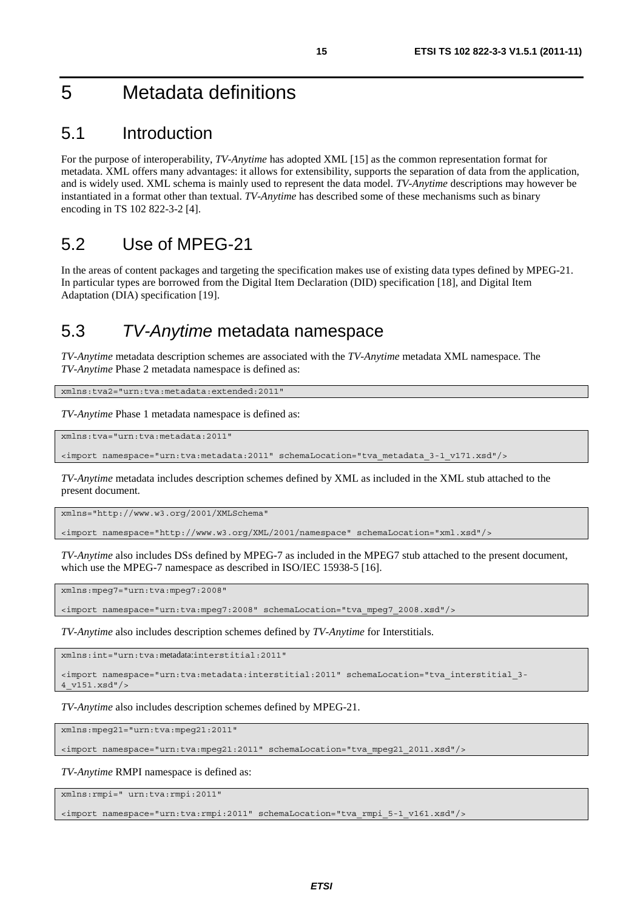# 5 Metadata definitions

## 5.1 Introduction

For the purpose of interoperability, *TV-Anytime* has adopted XML [15] as the common representation format for metadata. XML offers many advantages: it allows for extensibility, supports the separation of data from the application, and is widely used. XML schema is mainly used to represent the data model. *TV-Anytime* descriptions may however be instantiated in a format other than textual. *TV-Anytime* has described some of these mechanisms such as binary encoding in TS 102 822-3-2 [4].

## 5.2 Use of MPEG-21

In the areas of content packages and targeting the specification makes use of existing data types defined by MPEG-21. In particular types are borrowed from the Digital Item Declaration (DID) specification [18], and Digital Item Adaptation (DIA) specification [19].

## 5.3 *TV-Anytime* metadata namespace

*TV-Anytime* metadata description schemes are associated with the *TV-Anytime* metadata XML namespace. The *TV-Anytime* Phase 2 metadata namespace is defined as:

```
xmlns:tva2="urn:tva:metadata:extended:2011"
```

*TV-Anytime* Phase 1 metadata namespace is defined as:

```
xmlns:tva="urn:tva:metadata:2011"

<import namespace="urn:tva:metadata:2011" schemaLocation="tva_metadata_3-1_v171.xsd"/>
```

*TV-Anytime* metadata includes description schemes defined by XML as included in the XML stub attached to the present document.

```
xmlns="http://www.w3.org/2001/XMLSchema"

<import namespace="http://www.w3.org/XML/2001/namespace" schemaLocation="xml.xsd"/>
```

*TV-Anytime* also includes DSs defined by MPEG-7 as included in the MPEG7 stub attached to the present document, which use the MPEG-7 namespace as described in ISO/IEC 15938-5 [16].

```
xmlns:mpeg7="urn:tva:mpeg7:2008"

<import namespace="urn:tva:mpeg7:2008" schemaLocation="tva_mpeg7_2008.xsd"/>
```

*TV-Anytime* also includes description schemes defined by *TV-Anytime* for Interstitials.

```
xmlns:int="urn:tva:metadata:interstitial:2011"

<import namespace="urn:tva:metadata:interstitial:2011" schemaLocation="tva_interstitial_3-
4_v151.xsd"/>
```

*TV-Anytime* also includes description schemes defined by MPEG-21.

```
xmlns:mpeg21="urn:tva:mpeg21:2011"

<import namespace="urn:tva:mpeg21:2011" schemaLocation="tva_mpeg21_2011.xsd"/>
```

*TV-Anytime* RMPI namespace is defined as:

```
xmlns:rmpi=" urn:tva:rmpi:2011"

<import namespace="urn:tva:rmpi:2011" schemaLocation="tva_rmpi_5-1_v161.xsd"/>
```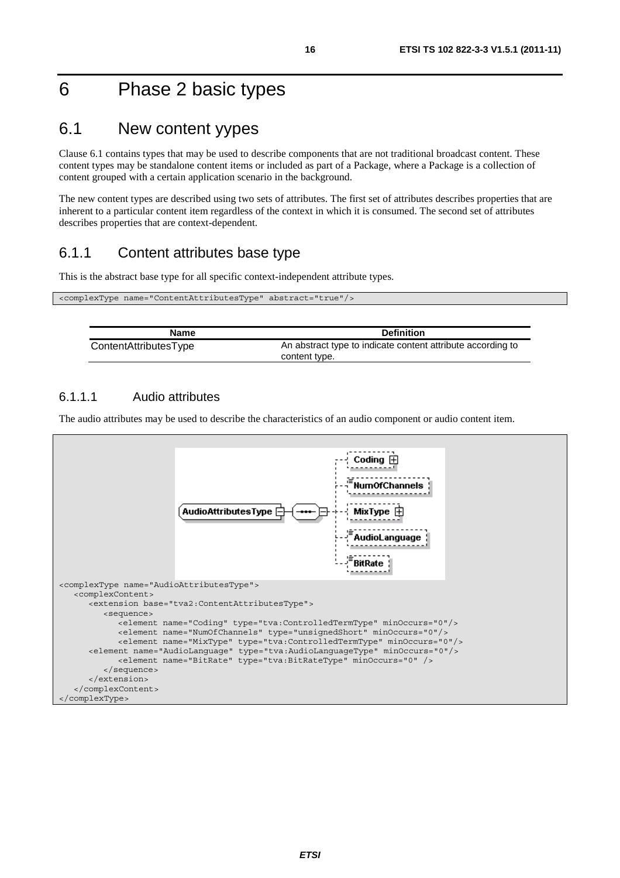# 6 Phase 2 basic types

## 6.1 New content yypes

Clause 6.1 contains types that may be used to describe components that are not traditional broadcast content. These content types may be standalone content items or included as part of a Package, where a Package is a collection of content grouped with a certain application scenario in the background.

The new content types are described using two sets of attributes. The first set of attributes describes properties that are inherent to a particular content item regardless of the context in which it is consumed. The second set of attributes describes properties that are context-dependent.

### 6.1.1 Content attributes base type

This is the abstract base type for all specific context-independent attribute types.

```
<complexType name="ContentAttributesType" abstract="true"/>
```

| Name | Definition |
| --- | --- |
| ContentAttributesType | An abstract type to indicate content attribute according to content type. |

#### 6.1.1.1 Audio attributes

The audio attributes may be used to describe the characteristics of an audio component or audio content item.

```
<complexType name="AudioAttributesType">
   <complexContent>
      <extension base="tva2:ContentAttributesType">
         <sequence>
            <element name="Coding" type="tva:ControlledTermType" minOccurs="0"/>
            <element name="NumOfChannels" type="unsignedShort" minOccurs="0"/>
            <element name="MixType" type="tva:ControlledTermType" minOccurs="0"/>
      <element name="AudioLanguage" type="tva:AudioLanguageType" minOccurs="0"/>
            <element name="BitRate" type="tva:BitRateType" minOccurs="0" />
         </sequence>
      </extension>
   </complexContent>
</complexType>
```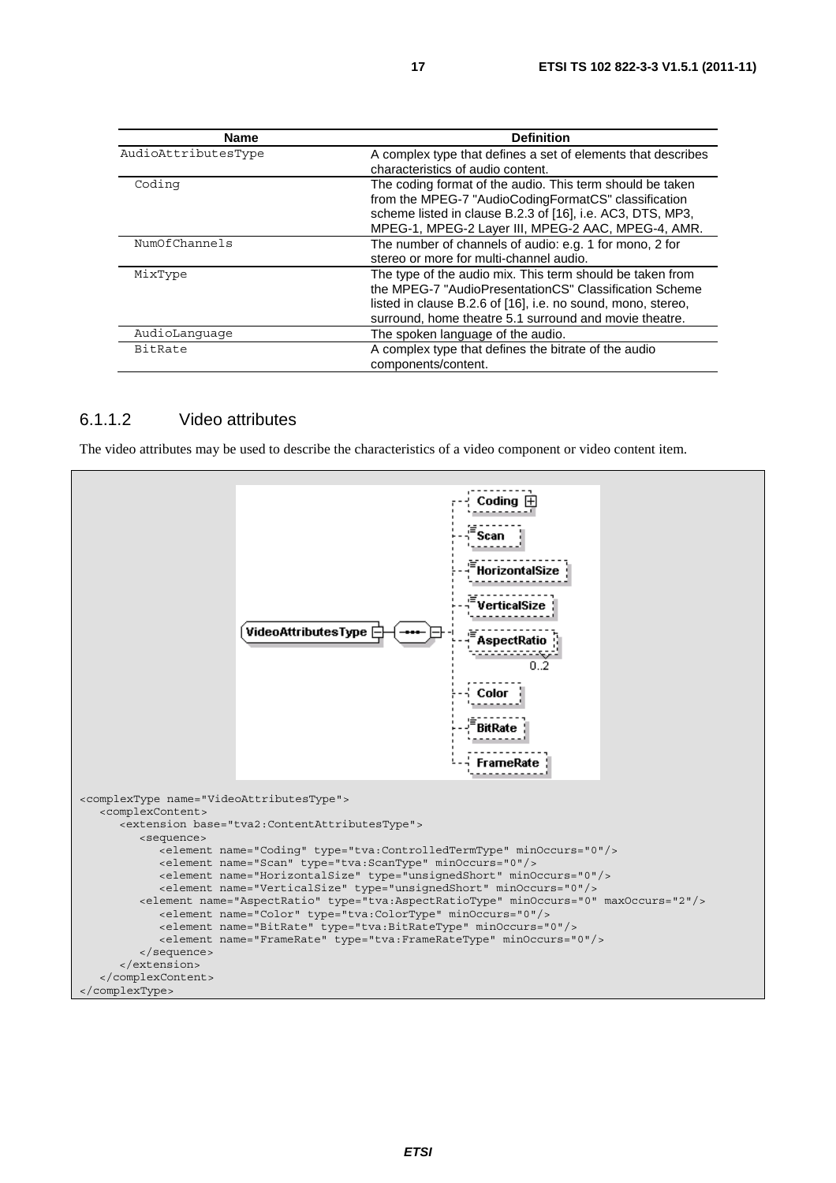| Name | Definition |
| --- | --- |
| AudioAttributesType | A complex type that defines a set of elements that describes characteristics of audio content. |
| Coding | The coding format of the audio. This term should be taken from the MPEG-7 "AudioCodingFormatCS" classification scheme listed in clause B.2.3 of [16], i.e. AC3, DTS, MP3, MPEG-1, MPEG-2 Layer III, MPEG-2 AAC, MPEG-4, AMR. |
| NumOfChannels | The number of channels of audio: e.g. 1 for mono, 2 for stereo or more for multi-channel audio. |
| MixType | The type of the audio mix. This term should be taken from the MPEG-7 "AudioPresentationCS" Classification Scheme listed in clause B.2.6 of [16], i.e. no sound, mono, stereo, surround, home theatre 5.1 surround and movie theatre. |
| AudioLanguage | The spoken language of the audio. |
| BitRate | A complex type that defines the bitrate of the audio components/content. |

### 6.1.1.2 Video attributes

The video attributes may be used to describe the characteristics of a video component or video content item.

```
<complexType name="VideoAttributesType">
   <complexContent>
      <extension base="tva2:ContentAttributesType">
         <sequence>
            <element name="Coding" type="tva:ControlledTermType" minOccurs="0"/>
            <element name="Scan" type="tva:ScanType" minOccurs="0"/>
            <element name="HorizontalSize" type="unsignedShort" minOccurs="0"/>
            <element name="VerticalSize" type="unsignedShort" minOccurs="0"/>
         <element name="AspectRatio" type="tva:AspectRatioType" minOccurs="0" maxOccurs="2"/>
            <element name="Color" type="tva:ColorType" minOccurs="0"/>
            <element name="BitRate" type="tva:BitRateType" minOccurs="0"/>
            <element name="FrameRate" type="tva:FrameRateType" minOccurs="0"/>
         </sequence>
      </extension>
   </complexContent>
</complexType>
```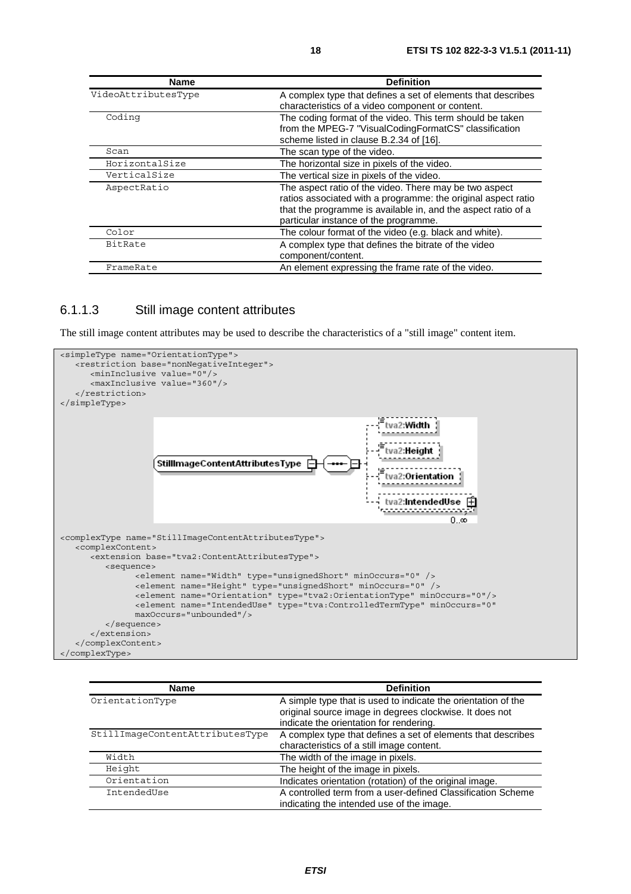| Name | Definition |
|---|---|
| VideoAttributesType | A complex type that defines a set of elements that describes characteristics of a video component or content. |
| Coding | The coding format of the video. This term should be taken from the MPEG-7 "VisualCodingFormatCS" classification scheme listed in clause B.2.34 of [16]. |
| Scan | The scan type of the video. |
| HorizontalSize | The horizontal size in pixels of the video. |
| VerticalSize | The vertical size in pixels of the video. |
| AspectRatio | The aspect ratio of the video. There may be two aspect ratios associated with a programme: the original aspect ratio that the programme is available in, and the aspect ratio of a particular instance of the programme. |
| Color | The colour format of the video (e.g. black and white). |
| BitRate | A complex type that defines the bitrate of the video component/content. |
| FrameRate | An element expressing the frame rate of the video. |

### 6.1.1.3 Still image content attributes

The still image content attributes may be used to describe the characteristics of a "still image" content item.

```
<simpleType name="OrientationType">
   <restriction base="nonNegativeInteger">
      <minInclusive value="0"/>
      <maxInclusive value="360"/>
   </restriction>
</simpleType>
```

```
<complexType name="StillImageContentAttributesType">
   <complexContent>
      <extension base="tva2:ContentAttributesType">
         <sequence>
               <element name="Width" type="unsignedShort" minOccurs="0" />
               <element name="Height" type="unsignedShort" minOccurs="0" />
               <element name="Orientation" type="tva2:OrientationType" minOccurs="0"/>
               <element name="IntendedUse" type="tva:ControlledTermType" minOccurs="0"
               maxOccurs="unbounded"/>
         </sequence>
      </extension>
   </complexContent>
</complexType>
```

| Name | Definition |
|---|---|
| OrientationType | A simple type that is used to indicate the orientation of the original source image in degrees clockwise. It does not indicate the orientation for rendering. |
| StillImageContentAttributesType | A complex type that defines a set of elements that describes characteristics of a still image content. |
| Width | The width of the image in pixels. |
| Height | The height of the image in pixels. |
| Orientation | Indicates orientation (rotation) of the original image. |
| IntendedUse | A controlled term from a user-defined Classification Scheme indicating the intended use of the image. |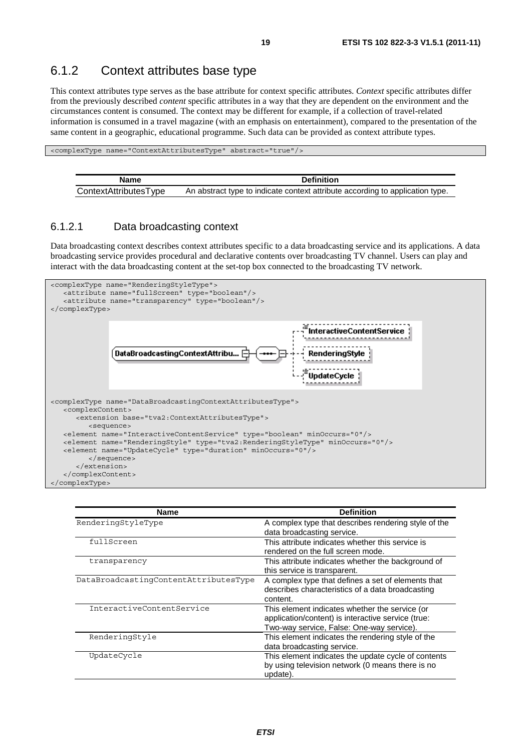## 6.1.2 Context attributes base type

This context attributes type serves as the base attribute for context specific attributes. *Context* specific attributes differ from the previously described *content* specific attributes in a way that they are dependent on the environment and the circumstances content is consumed. The context may be different for example, if a collection of travel-related information is consumed in a travel magazine (with an emphasis on entertainment), compared to the presentation of the same content in a geographic, educational programme. Such data can be provided as context attribute types.

```
<complexType name="ContextAttributesType" abstract="true"/>
```

| Name | Definition |
|---|---|
| ContextAttributesType | An abstract type to indicate context attribute according to application type. |

### 6.1.2.1 Data broadcasting context

Data broadcasting context describes context attributes specific to a data broadcasting service and its applications. A data broadcasting service provides procedural and declarative contents over broadcasting TV channel. Users can play and interact with the data broadcasting content at the set-top box connected to the broadcasting TV network.

```
<complexType name="RenderingStyleType">
   <attribute name="fullScreen" type="boolean"/>
   <attribute name="transparency" type="boolean"/>
</complexType>
```

```
<complexType name="DataBroadcastingContextAttributesType">
   <complexContent>
      <extension base="tva2:ContextAttributesType">
         <sequence>
   <element name="InteractiveContentService" type="boolean" minOccurs="0"/>
   <element name="RenderingStyle" type="tva2:RenderingStyleType" minOccurs="0"/>
   <element name="UpdateCycle" type="duration" minOccurs="0"/>
         </sequence>
      </extension>
   </complexContent>
</complexType>
```

| Name | Definition |
|---|---|
| RenderingStyleType | A complex type that describes rendering style of the data broadcasting service. |
| fullScreen | This attribute indicates whether this service is rendered on the full screen mode. |
| transparency | This attribute indicates whether the background of this service is transparent. |
| DataBroadcastingContentAttributesType | A complex type that defines a set of elements that describes characteristics of a data broadcasting content. |
| InteractiveContentService | This element indicates whether the service (or application/content) is interactive service (true: Two-way service, False: One-way service). |
| RenderingStyle | This element indicates the rendering style of the data broadcasting service. |
| UpdateCycle | This element indicates the update cycle of contents by using television network (0 means there is no update). |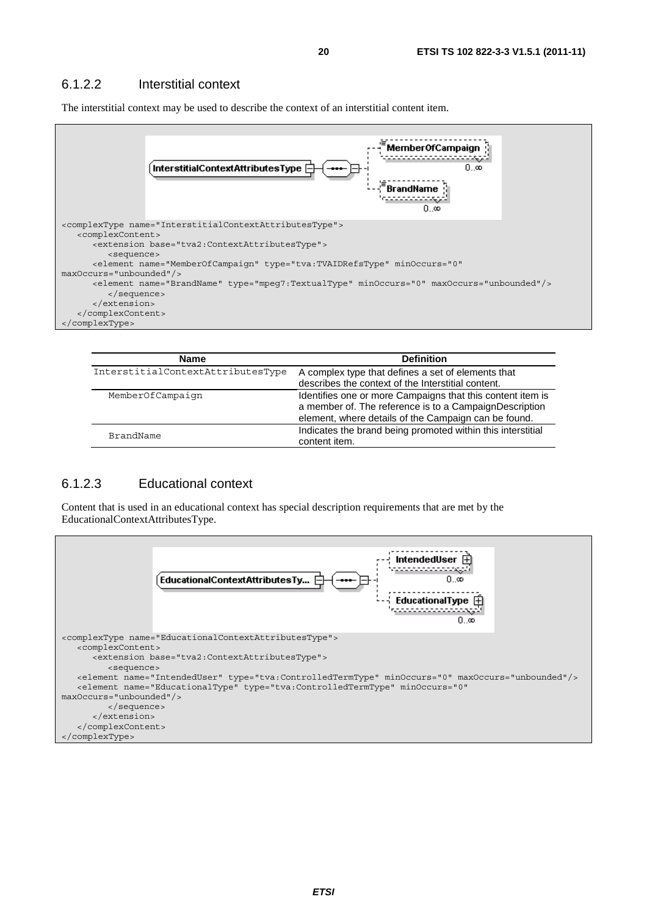### 6.1.2.2 Interstitial context

The interstitial context may be used to describe the context of an interstitial content item.

```
<complexType name="InterstitialContextAttributesType">
   <complexContent>
      <extension base="tva2:ContextAttributesType">
         <sequence>
      <element name="MemberOfCampaign" type="tva:TVAIDRefsType" minOccurs="0"
maxOccurs="unbounded"/>
      <element name="BrandName" type="mpeg7:TextualType" minOccurs="0" maxOccurs="unbounded"/>
         </sequence>
      </extension>
   </complexContent>
</complexType>
```

| Name | Definition |
| --- | --- |
| InterstitialContextAttributesType | A complex type that defines a set of elements that describes the context of the Interstitial content. |
| MemberOfCampaign | Identifies one or more Campaigns that this content item is a member of. The reference is to a CampaignDescription element, where details of the Campaign can be found. |
| BrandName | Indicates the brand being promoted within this interstitial content item. |

### 6.1.2.3 Educational context

Content that is used in an educational context has special description requirements that are met by the EducationalContextAttributesType.

```
<complexType name="EducationalContextAttributesType">
   <complexContent>
      <extension base="tva2:ContextAttributesType">
         <sequence>
   <element name="IntendedUser" type="tva:ControlledTermType" minOccurs="0" maxOccurs="unbounded"/>
   <element name="EducationalType" type="tva:ControlledTermType" minOccurs="0"
maxOccurs="unbounded"/>
         </sequence>
      </extension>
   </complexContent>
</complexType>
```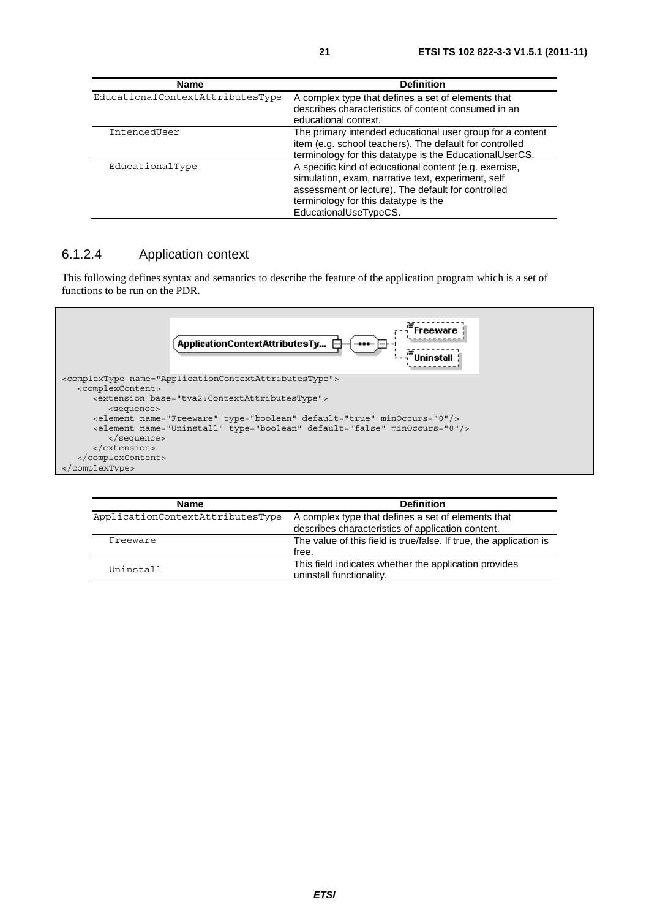| Name | Definition |
|---|---|
| EducationalContextAttributesType | A complex type that defines a set of elements that describes characteristics of content consumed in an educational context. |
| IntendedUser | The primary intended educational user group for a content item (e.g. school teachers). The default for controlled terminology for this datatype is the EducationalUserCS. |
| EducationalType | A specific kind of educational content (e.g. exercise, simulation, exam, narrative text, experiment, self assessment or lecture). The default for controlled terminology for this datatype is the EducationalUseTypeCS. |

### 6.1.2.4 Application context

This following defines syntax and semantics to describe the feature of the application program which is a set of functions to be run on the PDR.

```
<complexType name="ApplicationContextAttributesType">
   <complexContent>
      <extension base="tva2:ContextAttributesType">
         <sequence>
      <element name="Freeware" type="boolean" default="true" minOccurs="0"/>
      <element name="Uninstall" type="boolean" default="false" minOccurs="0"/>
         </sequence>
      </extension>
   </complexContent>
</complexType>
```

| Name | Definition |
|---|---|
| ApplicationContextAttributesType | A complex type that defines a set of elements that describes characteristics of application content. |
| Freeware | The value of this field is true/false. If true, the application is free. |
| Uninstall | This field indicates whether the application provides uninstall functionality. |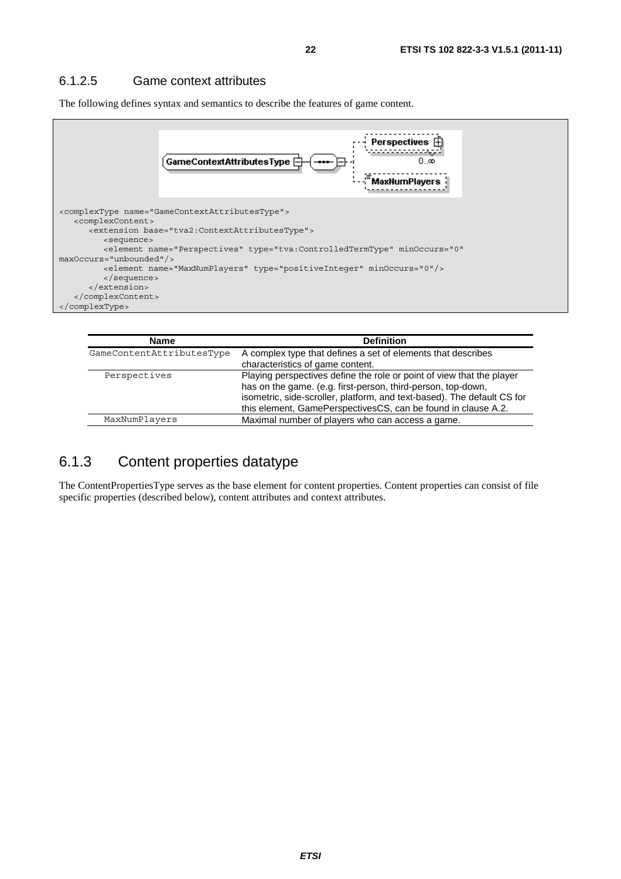### 6.1.2.5 Game context attributes

The following defines syntax and semantics to describe the features of game content.

```
<complexType name="GameContextAttributesType">
   <complexContent>
      <extension base="tva2:ContextAttributesType">
         <sequence>
         <element name="Perspectives" type="tva:ControlledTermType" minOccurs="0"
maxOccurs="unbounded"/>
         <element name="MaxNumPlayers" type="positiveInteger" minOccurs="0"/>
         </sequence>
      </extension>
   </complexContent>
</complexType>
```

| Name | Definition |
|---|---|
| GameContentAttributesType | A complex type that defines a set of elements that describes characteristics of game content. |
| Perspectives | Playing perspectives define the role or point of view that the player has on the game. (e.g. first-person, third-person, top-down, isometric, side-scroller, platform, and text-based). The default CS for this element, GamePerspectivesCS, can be found in clause A.2. |
| MaxNumPlayers | Maximal number of players who can access a game. |

## 6.1.3 Content properties datatype

The ContentPropertiesType serves as the base element for content properties. Content properties can consist of file specific properties (described below), content attributes and context attributes.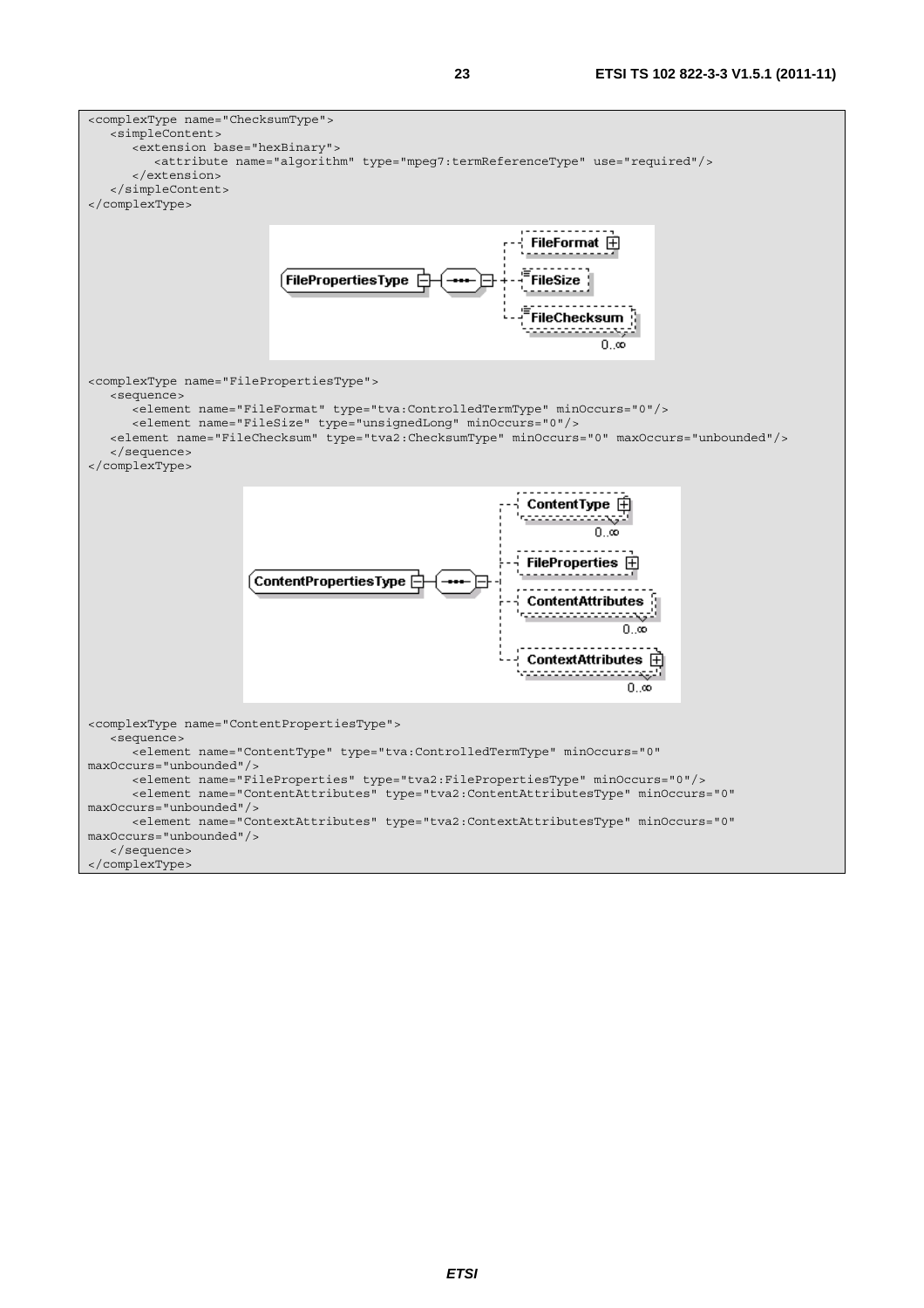```
<complexType name="ChecksumType">
   <simpleContent>
      <extension base="hexBinary">
         <attribute name="algorithm" type="mpeg7:termReferenceType" use="required"/>
      </extension>
   </simpleContent>
</complexType>
```

```
<complexType name="FilePropertiesType">
   <sequence>
      <element name="FileFormat" type="tva:ControlledTermType" minOccurs="0"/>
      <element name="FileSize" type="unsignedLong" minOccurs="0"/>
   <element name="FileChecksum" type="tva2:ChecksumType" minOccurs="0" maxOccurs="unbounded"/>
   </sequence>
</complexType>
```

```
<complexType name="ContentPropertiesType">
   <sequence>
      <element name="ContentType" type="tva:ControlledTermType" minOccurs="0"
maxOccurs="unbounded"/>
      <element name="FileProperties" type="tva2:FilePropertiesType" minOccurs="0"/>
      <element name="ContentAttributes" type="tva2:ContentAttributesType" minOccurs="0"
maxOccurs="unbounded"/>
      <element name="ContextAttributes" type="tva2:ContextAttributesType" minOccurs="0"
maxOccurs="unbounded"/>
   </sequence>
</complexType>
```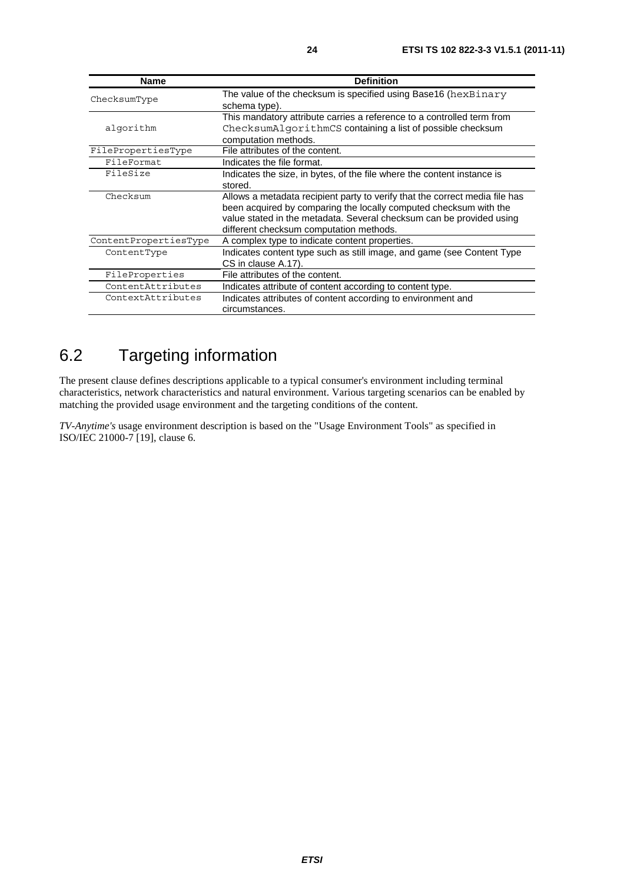| Name | Definition |
| --- | --- |
| ChecksumType | The value of the checksum is specified using Base16 (hexBinary schema type). |
| algorithm | This mandatory attribute carries a reference to a controlled term from ChecksumAlgorithmCS containing a list of possible checksum computation methods. |
| FilePropertiesType | File attributes of the content. |
| FileFormat | Indicates the file format. |
| FileSize | Indicates the size, in bytes, of the file where the content instance is stored. |
| Checksum | Allows a metadata recipient party to verify that the correct media file has been acquired by comparing the locally computed checksum with the value stated in the metadata. Several checksum can be provided using different checksum computation methods. |
| ContentPropertiesType | A complex type to indicate content properties. |
| ContentType | Indicates content type such as still image, and game (see Content Type CS in clause A.17). |
| FileProperties | File attributes of the content. |
| ContentAttributes | Indicates attribute of content according to content type. |
| ContextAttributes | Indicates attributes of content according to environment and circumstances. |

## 6.2 Targeting information

The present clause defines descriptions applicable to a typical consumer's environment including terminal characteristics, network characteristics and natural environment. Various targeting scenarios can be enabled by matching the provided usage environment and the targeting conditions of the content.

*TV-Anytime's* usage environment description is based on the "Usage Environment Tools" as specified in ISO/IEC 21000-7 [19], clause 6.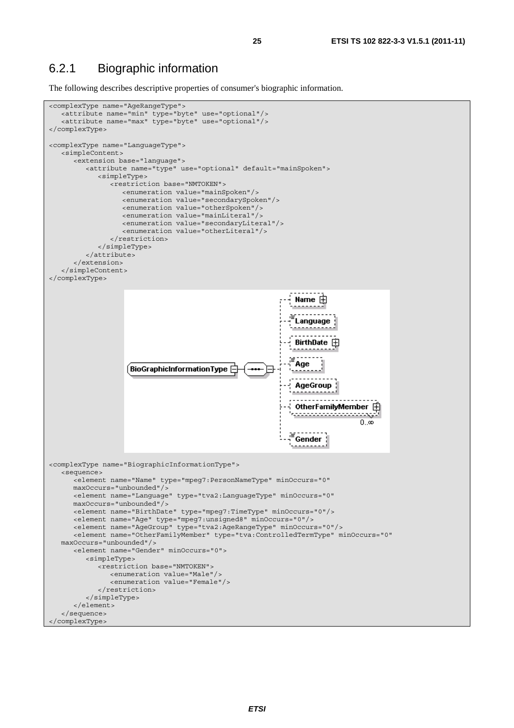## 6.2.1 Biographic information

The following describes descriptive properties of consumer's biographic information.

```
<complexType name="AgeRangeType">
   <attribute name="min" type="byte" use="optional"/>
   <attribute name="max" type="byte" use="optional"/>
</complexType>

<complexType name="LanguageType">
   <simpleContent>
      <extension base="language">
         <attribute name="type" use="optional" default="mainSpoken">
            <simpleType>
               <restriction base="NMTOKEN">
                  <enumeration value="mainSpoken"/>
                  <enumeration value="secondarySpoken"/>
                  <enumeration value="otherSpoken"/>
                  <enumeration value="mainLiteral"/>
                  <enumeration value="secondaryLiteral"/>
                  <enumeration value="otherLiteral"/>
               </restriction>
            </simpleType>
         </attribute>
      </extension>
   </simpleContent>
</complexType>
```

```
<complexType name="BiographicInformationType">
   <sequence>
      <element name="Name" type="mpeg7:PersonNameType" minOccurs="0"
      maxOccurs="unbounded"/>
      <element name="Language" type="tva2:LanguageType" minOccurs="0"
      maxOccurs="unbounded"/>
      <element name="BirthDate" type="mpeg7:TimeType" minOccurs="0"/>
      <element name="Age" type="mpeg7:unsigned8" minOccurs="0"/>
      <element name="AgeGroup" type="tva2:AgeRangeType" minOccurs="0"/>
      <element name="OtherFamilyMember" type="tva:ControlledTermType" minOccurs="0"
   maxOccurs="unbounded"/>
      <element name="Gender" minOccurs="0">
         <simpleType>
            <restriction base="NMTOKEN">
               <enumeration value="Male"/>
               <enumeration value="Female"/>
            </restriction>
         </simpleType>
      </element>
   </sequence>
</complexType>
```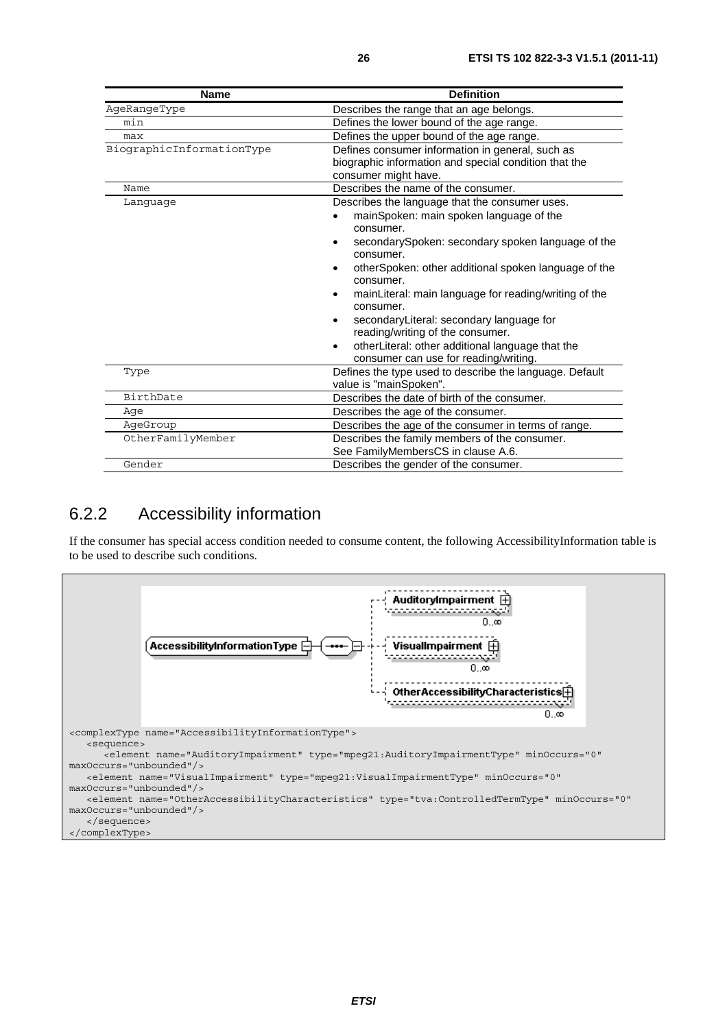| Name | Definition |
|---|---|
| AgeRangeType | Describes the range that an age belongs. |
| min | Defines the lower bound of the age range. |
| max | Defines the upper bound of the age range. |
| BiographicInformationType | Defines consumer information in general, such as biographic information and special condition that the consumer might have. |
| Name | Describes the name of the consumer. |
| Language | Describes the language that the consumer uses.<br>• mainSpoken: main spoken language of the consumer.<br>• secondarySpoken: secondary spoken language of the consumer.<br>• otherSpoken: other additional spoken language of the consumer.<br>• mainLiteral: main language for reading/writing of the consumer.<br>• secondaryLiteral: secondary language for reading/writing of the consumer.<br>• otherLiteral: other additional language that the consumer can use for reading/writing. |
| Type | Defines the type used to describe the language. Default value is "mainSpoken". |
| BirthDate | Describes the date of birth of the consumer. |
| Age | Describes the age of the consumer. |
| AgeGroup | Describes the age of the consumer in terms of range. |
| OtherFamilyMember | Describes the family members of the consumer. See FamilyMembersCS in clause A.6. |
| Gender | Describes the gender of the consumer. |

## 6.2.2 Accessibility information

If the consumer has special access condition needed to consume content, the following AccessibilityInformation table is to be used to describe such conditions.

```
<complexType name="AccessibilityInformationType">
   <sequence>
      <element name="AuditoryImpairment" type="mpeg21:AuditoryImpairmentType" minOccurs="0" 
maxOccurs="unbounded"/>
   <element name="VisualImpairment" type="mpeg21:VisualImpairmentType" minOccurs="0" 
maxOccurs="unbounded"/>
   <element name="OtherAccessibilityCharacteristics" type="tva:ControlledTermType" minOccurs="0" 
maxOccurs="unbounded"/>
   </sequence>
</complexType>
```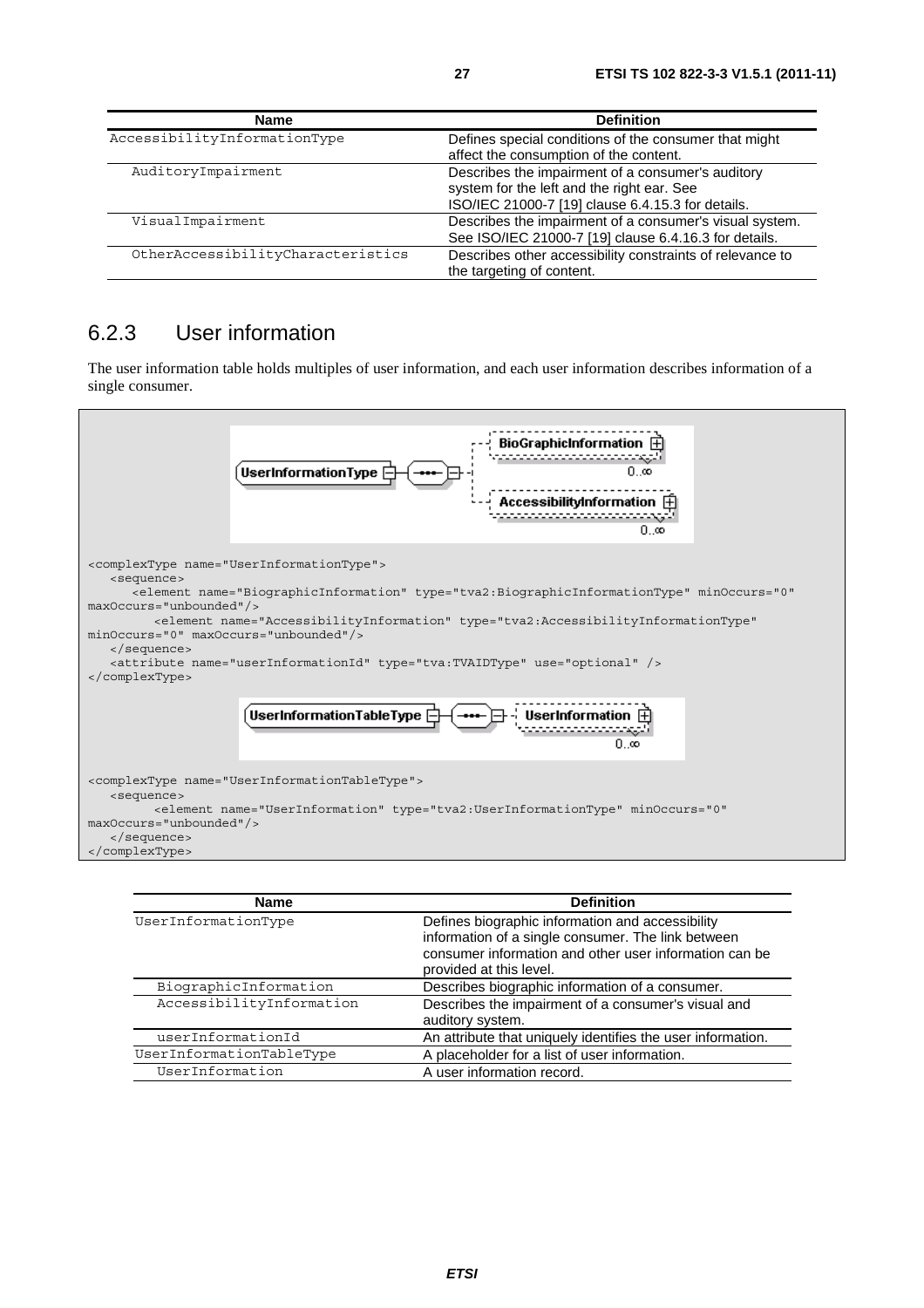| Name | Definition |
| --- | --- |
| AccessibilityInformationType | Defines special conditions of the consumer that might affect the consumption of the content. |
| AuditoryImpairment | Describes the impairment of a consumer's auditory system for the left and the right ear. See ISO/IEC 21000-7 [19] clause 6.4.15.3 for details. |
| VisualImpairment | Describes the impairment of a consumer's visual system. See ISO/IEC 21000-7 [19] clause 6.4.16.3 for details. |
| OtherAccessibilityCharacteristics | Describes other accessibility constraints of relevance to the targeting of content. |

### 6.2.3 User information

The user information table holds multiples of user information, and each user information describes information of a single consumer.

```
<complexType name="UserInformationType">
   <sequence>
      <element name="BiographicInformation" type="tva2:BiographicInformationType" minOccurs="0" maxOccurs="unbounded"/>
         <element name="AccessibilityInformation" type="tva2:AccessibilityInformationType" minOccurs="0" maxOccurs="unbounded"/>
   </sequence>
   <attribute name="userInformationId" type="tva:TVAIDType" use="optional" />
</complexType>
```

```
<complexType name="UserInformationTableType">
   <sequence>
         <element name="UserInformation" type="tva2:UserInformationType" minOccurs="0" maxOccurs="unbounded"/>
   </sequence>
</complexType>
```

| Name | Definition |
| --- | --- |
| UserInformationType | Defines biographic information and accessibility information of a single consumer. The link between consumer information and other user information can be provided at this level. |
| BiographicInformation | Describes biographic information of a consumer. |
| AccessibilityInformation | Describes the impairment of a consumer's visual and auditory system. |
| userInformationId | An attribute that uniquely identifies the user information. |
| UserInformationTableType | A placeholder for a list of user information. |
| UserInformation | A user information record. |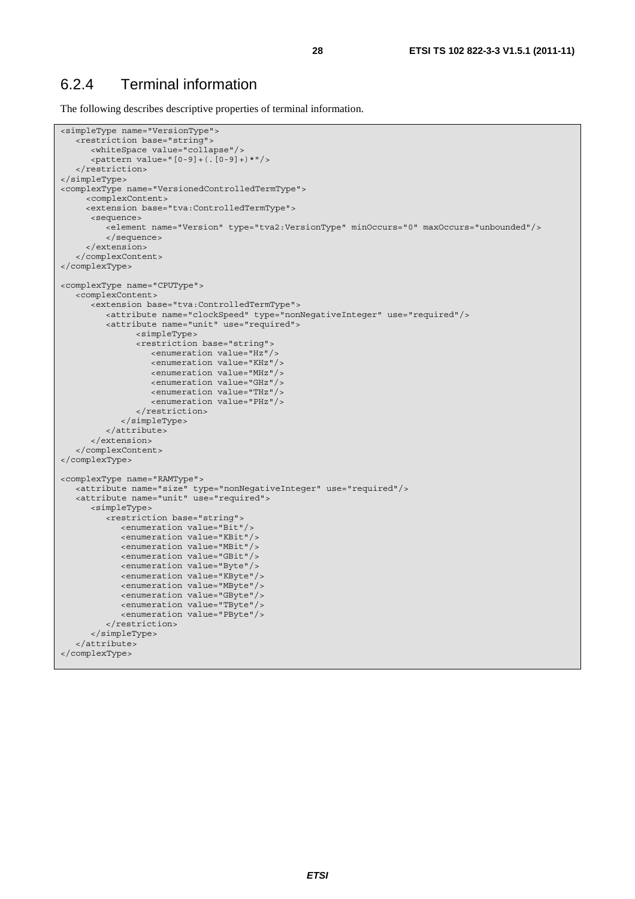## 6.2.4 Terminal information

The following describes descriptive properties of terminal information.

```
<simpleType name="VersionType">
   <restriction base="string">
      <whiteSpace value="collapse"/>
      <pattern value="[0-9]+(.[0-9]+)*"/>
   </restriction>
</simpleType>
<complexType name="VersionedControlledTermType">
     <complexContent>
     <extension base="tva:ControlledTermType">
      <sequence>
         <element name="Version" type="tva2:VersionType" minOccurs="0" maxOccurs="unbounded"/>
         </sequence>
     </extension>
   </complexContent>
</complexType>

<complexType name="CPUType">
   <complexContent>
      <extension base="tva:ControlledTermType">
         <attribute name="clockSpeed" type="nonNegativeInteger" use="required"/>
         <attribute name="unit" use="required">
               <simpleType>
               <restriction base="string">
                  <enumeration value="Hz"/>
                  <enumeration value="KHz"/>
                  <enumeration value="MHz"/>
                  <enumeration value="GHz"/>
                  <enumeration value="THz"/>
                  <enumeration value="PHz"/>
               </restriction>
            </simpleType>
         </attribute>
      </extension>
   </complexContent>
</complexType>

<complexType name="RAMType">
   <attribute name="size" type="nonNegativeInteger" use="required"/>
   <attribute name="unit" use="required">
      <simpleType>
         <restriction base="string">
            <enumeration value="Bit"/>
            <enumeration value="KBit"/>
            <enumeration value="MBit"/>
            <enumeration value="GBit"/>
            <enumeration value="Byte"/>
            <enumeration value="KByte"/>
            <enumeration value="MByte"/>
            <enumeration value="GByte"/>
            <enumeration value="TByte"/>
            <enumeration value="PByte"/>
         </restriction>
      </simpleType>
   </attribute>
</complexType>
```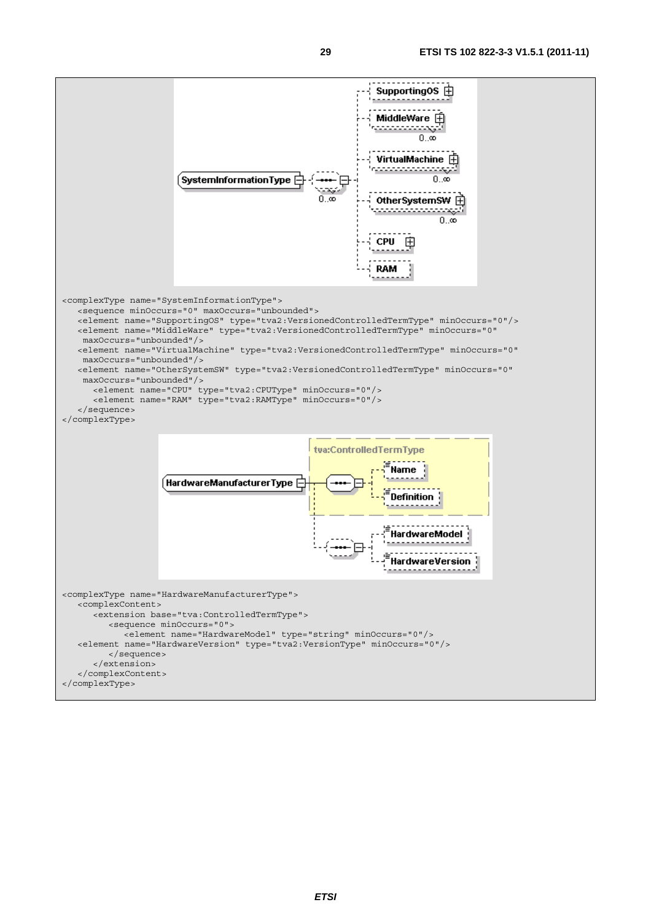```
<complexType name="SystemInformationType">
   <sequence minOccurs="0" maxOccurs="unbounded">
   <element name="SupportingOS" type="tva2:VersionedControlledTermType" minOccurs="0"/>
   <element name="MiddleWare" type="tva2:VersionedControlledTermType" minOccurs="0"
    maxOccurs="unbounded"/>
   <element name="VirtualMachine" type="tva2:VersionedControlledTermType" minOccurs="0"
    maxOccurs="unbounded"/>
   <element name="OtherSystemSW" type="tva2:VersionedControlledTermType" minOccurs="0"
    maxOccurs="unbounded"/>
      <element name="CPU" type="tva2:CPUType" minOccurs="0"/>
      <element name="RAM" type="tva2:RAMType" minOccurs="0"/>
   </sequence>
</complexType>
```

```
<complexType name="HardwareManufacturerType">
   <complexContent>
      <extension base="tva:ControlledTermType">
         <sequence minOccurs="0">
            <element name="HardwareModel" type="string" minOccurs="0"/>
   <element name="HardwareVersion" type="tva2:VersionType" minOccurs="0"/>
         </sequence>
      </extension>
   </complexContent>
</complexType>
```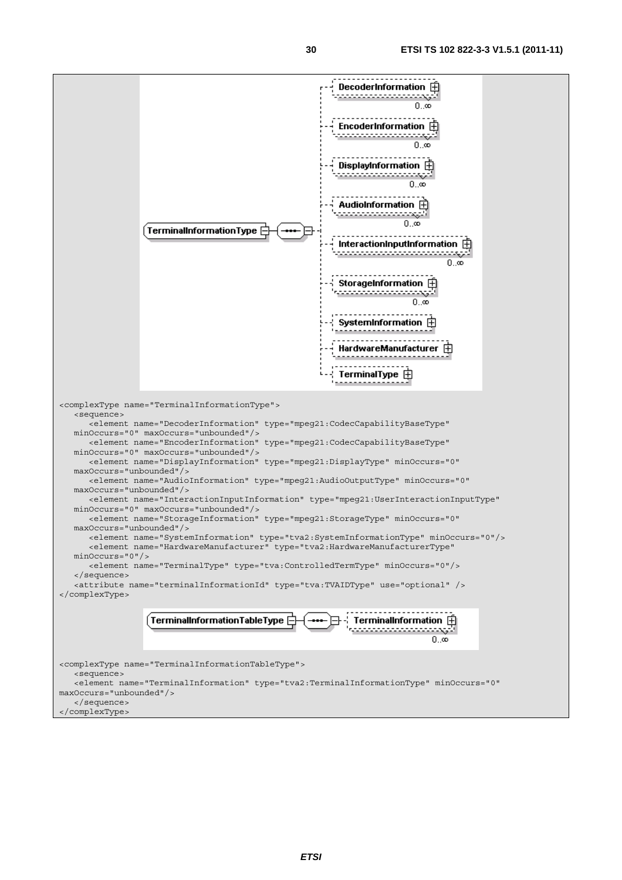```
<complexType name="TerminalInformationType">
   <sequence>
      <element name="DecoderInformation" type="mpeg21:CodecCapabilityBaseType"
   minOccurs="0" maxOccurs="unbounded"/>
      <element name="EncoderInformation" type="mpeg21:CodecCapabilityBaseType"
   minOccurs="0" maxOccurs="unbounded"/>
      <element name="DisplayInformation" type="mpeg21:DisplayType" minOccurs="0"
   maxOccurs="unbounded"/>
      <element name="AudioInformation" type="mpeg21:AudioOutputType" minOccurs="0"
   maxOccurs="unbounded"/>
      <element name="InteractionInputInformation" type="mpeg21:UserInteractionInputType"
   minOccurs="0" maxOccurs="unbounded"/>
      <element name="StorageInformation" type="mpeg21:StorageType" minOccurs="0"
   maxOccurs="unbounded"/>
      <element name="SystemInformation" type="tva2:SystemInformationType" minOccurs="0"/>
      <element name="HardwareManufacturer" type="tva2:HardwareManufacturerType"
   minOccurs="0"/>
      <element name="TerminalType" type="tva:ControlledTermType" minOccurs="0"/>
   </sequence>
   <attribute name="terminalInformationId" type="tva:TVAIDType" use="optional" />
</complexType>
```

```
<complexType name="TerminalInformationTableType">
   <sequence>
   <element name="TerminalInformation" type="tva2:TerminalInformationType" minOccurs="0"
maxOccurs="unbounded"/>
   </sequence>
</complexType>
```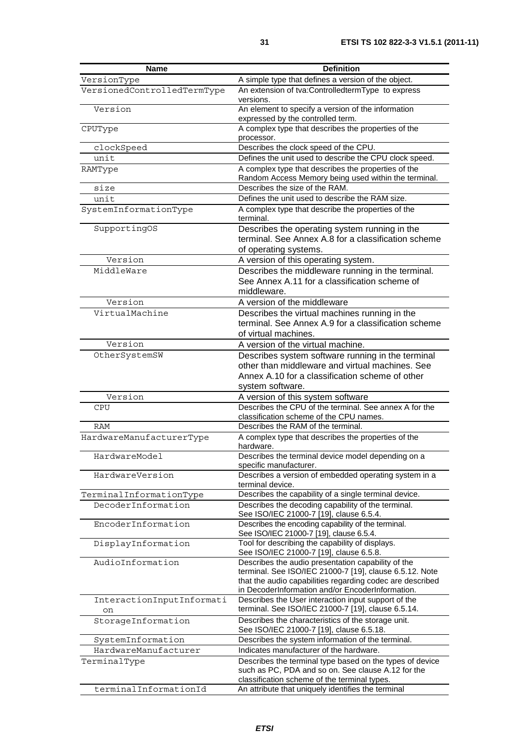| Name | Definition |
|---|---|
| VersionType | A simple type that defines a version of the object. |
| VersionedControlledTermType | An extension of tva:ControlledtermType to express versions. |
| Version | An element to specify a version of the information expressed by the controlled term. |
| CPUType | A complex type that describes the properties of the processor. |
| clockSpeed | Describes the clock speed of the CPU. |
| unit | Defines the unit used to describe the CPU clock speed. |
| RAMType | A complex type that describes the properties of the Random Access Memory being used within the terminal. |
| size | Describes the size of the RAM. |
| unit | Defines the unit used to describe the RAM size. |
| SystemInformationType | A complex type that describe the properties of the terminal. |
| SupportingOS | Describes the operating system running in the terminal. See Annex A.8 for a classification scheme of operating systems. |
| Version | A version of this operating system. |
| MiddleWare | Describes the middleware running in the terminal. See Annex A.11 for a classification scheme of middleware. |
| Version | A version of the middleware |
| VirtualMachine | Describes the virtual machines running in the terminal. See Annex A.9 for a classification scheme of virtual machines. |
| Version | A version of the virtual machine. |
| OtherSystemSW | Describes system software running in the terminal other than middleware and virtual machines. See Annex A.10 for a classification scheme of other system software. |
| Version | A version of this system software |
| CPU | Describes the CPU of the terminal. See annex A for the classification scheme of the CPU names. |
| RAM | Describes the RAM of the terminal. |
| HardwareManufacturerType | A complex type that describes the properties of the hardware. |
| HardwareModel | Describes the terminal device model depending on a specific manufacturer. |
| HardwareVersion | Describes a version of embedded operating system in a terminal device. |
| TerminalInformationType | Describes the capability of a single terminal device. |
| DecoderInformation | Describes the decoding capability of the terminal. See ISO/IEC 21000-7 [19], clause 6.5.4. |
| EncoderInformation | Describes the encoding capability of the terminal. See ISO/IEC 21000-7 [19], clause 6.5.4. |
| DisplayInformation | Tool for describing the capability of displays. See ISO/IEC 21000-7 [19], clause 6.5.8. |
| AudioInformation | Describes the audio presentation capability of the terminal. See ISO/IEC 21000-7 [19], clause 6.5.12. Note that the audio capabilities regarding codec are described in DecoderInformation and/or EncoderInformation. |
| InteractionInputInformation | Describes the User interaction input support of the terminal. See ISO/IEC 21000-7 [19], clause 6.5.14. |
| StorageInformation | Describes the characteristics of the storage unit. See ISO/IEC 21000-7 [19], clause 6.5.18. |
| SystemInformation | Describes the system information of the terminal. |
| HardwareManufacturer | Indicates manufacturer of the hardware. |
| TerminalType | Describes the terminal type based on the types of device such as PC, PDA and so on. See clause A.12 for the classification scheme of the terminal types. |
| terminalInformationId | An attribute that uniquely identifies the terminal |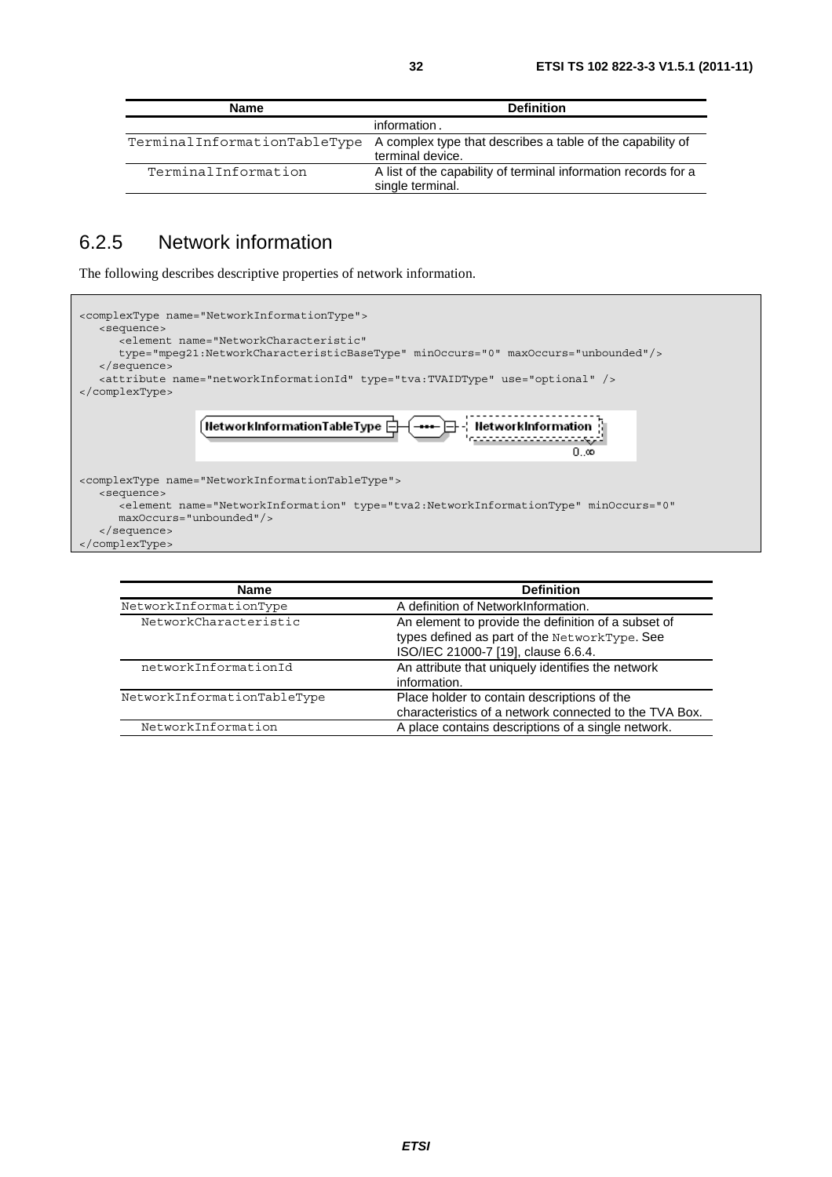| Name | Definition |
| --- | --- |
| | information. |
| TerminalInformationTableType | A complex type that describes a table of the capability of terminal device. |
| TerminalInformation | A list of the capability of terminal information records for a single terminal. |

### 6.2.5 Network information

The following describes descriptive properties of network information.

```
<complexType name="NetworkInformationType">
   <sequence>
      <element name="NetworkCharacteristic"
      type="mpeg21:NetworkCharacteristicBaseType" minOccurs="0" maxOccurs="unbounded"/>
   </sequence>
   <attribute name="networkInformationId" type="tva:TVAIDType" use="optional" />
</complexType>
```

```
<complexType name="NetworkInformationTableType">
   <sequence>
      <element name="NetworkInformation" type="tva2:NetworkInformationType" minOccurs="0"
      maxOccurs="unbounded"/>
   </sequence>
</complexType>
```

| Name | Definition |
| --- | --- |
| NetworkInformationType | A definition of NetworkInformation. |
| NetworkCharacteristic | An element to provide the definition of a subset of types defined as part of the NetworkType. See ISO/IEC 21000-7 [19], clause 6.6.4. |
| networkInformationId | An attribute that uniquely identifies the network information. |
| NetworkInformationTableType | Place holder to contain descriptions of the characteristics of a network connected to the TVA Box. |
| NetworkInformation | A place contains descriptions of a single network. |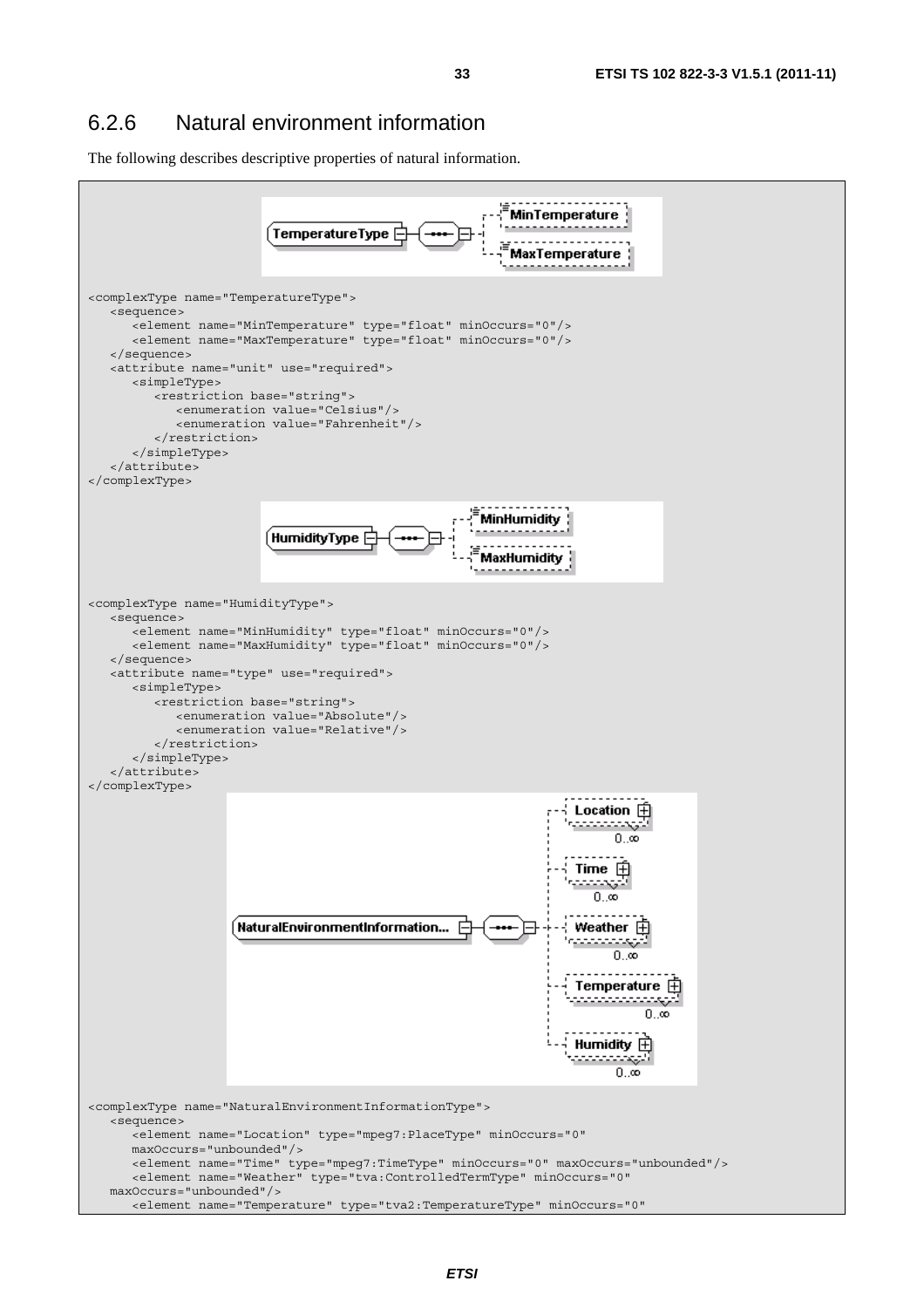### 6.2.6 Natural environment information

The following describes descriptive properties of natural information.

```
<complexType name="TemperatureType">
   <sequence>
      <element name="MinTemperature" type="float" minOccurs="0"/>
      <element name="MaxTemperature" type="float" minOccurs="0"/>
   </sequence>
   <attribute name="unit" use="required">
      <simpleType>
         <restriction base="string">
            <enumeration value="Celsius"/>
            <enumeration value="Fahrenheit"/>
         </restriction>
      </simpleType>
   </attribute>
</complexType>
```

```
<complexType name="HumidityType">
   <sequence>
      <element name="MinHumidity" type="float" minOccurs="0"/>
      <element name="MaxHumidity" type="float" minOccurs="0"/>
   </sequence>
   <attribute name="type" use="required">
      <simpleType>
         <restriction base="string">
            <enumeration value="Absolute"/>
            <enumeration value="Relative"/>
         </restriction>
      </simpleType>
   </attribute>
</complexType>
```

```
<complexType name="NaturalEnvironmentInformationType">
   <sequence>
      <element name="Location" type="mpeg7:PlaceType" minOccurs="0"
      maxOccurs="unbounded"/>
      <element name="Time" type="mpeg7:TimeType" minOccurs="0" maxOccurs="unbounded"/>
      <element name="Weather" type="tva:ControlledTermType" minOccurs="0"
   maxOccurs="unbounded"/>
      <element name="Temperature" type="tva2:TemperatureType" minOccurs="0"
```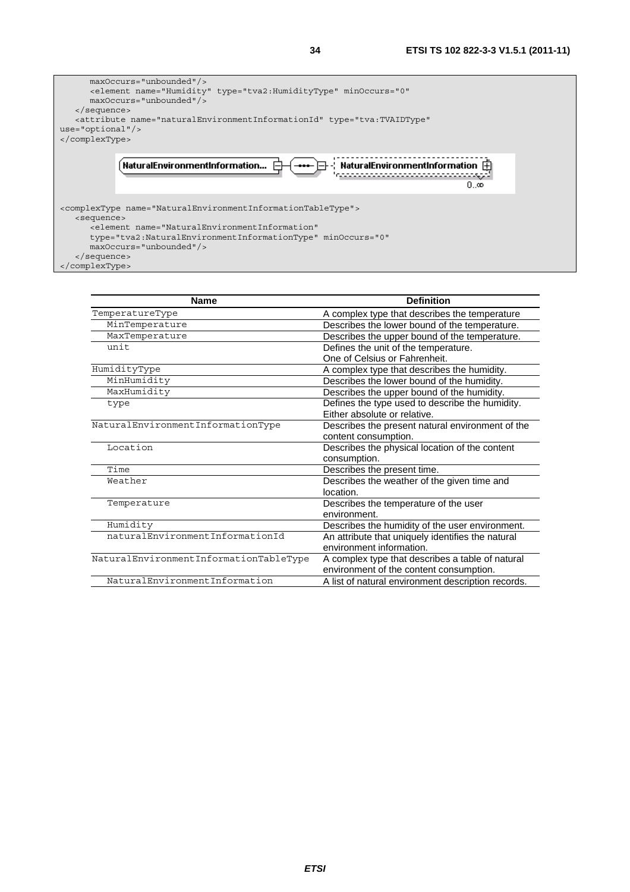```
      maxOccurs="unbounded"/>
      <element name="Humidity" type="tva2:HumidityType" minOccurs="0"
      maxOccurs="unbounded"/>
   </sequence>
   <attribute name="naturalEnvironmentInformationId" type="tva:TVAIDType"
use="optional"/>
</complexType>
```

```
<complexType name="NaturalEnvironmentInformationTableType">
   <sequence>
      <element name="NaturalEnvironmentInformation"
      type="tva2:NaturalEnvironmentInformationType" minOccurs="0"
      maxOccurs="unbounded"/>
   </sequence>
</complexType>
```

| Name | Definition |
|---|---|
| TemperatureType | A complex type that describes the temperature |
| MinTemperature | Describes the lower bound of the temperature. |
| MaxTemperature | Describes the upper bound of the temperature. |
| unit | Defines the unit of the temperature. One of Celsius or Fahrenheit. |
| HumidityType | A complex type that describes the humidity. |
| MinHumidity | Describes the lower bound of the humidity. |
| MaxHumidity | Describes the upper bound of the humidity. |
| type | Defines the type used to describe the humidity. Either absolute or relative. |
| NaturalEnvironmentInformationType | Describes the present natural environment of the content consumption. |
| Location | Describes the physical location of the content consumption. |
| Time | Describes the present time. |
| Weather | Describes the weather of the given time and location. |
| Temperature | Describes the temperature of the user environment. |
| Humidity | Describes the humidity of the user environment. |
| naturalEnvironmentInformationId | An attribute that uniquely identifies the natural environment information. |
| NaturalEnvironmentInformationTableType | A complex type that describes a table of natural environment of the content consumption. |
| NaturalEnvironmentInformation | A list of natural environment description records. |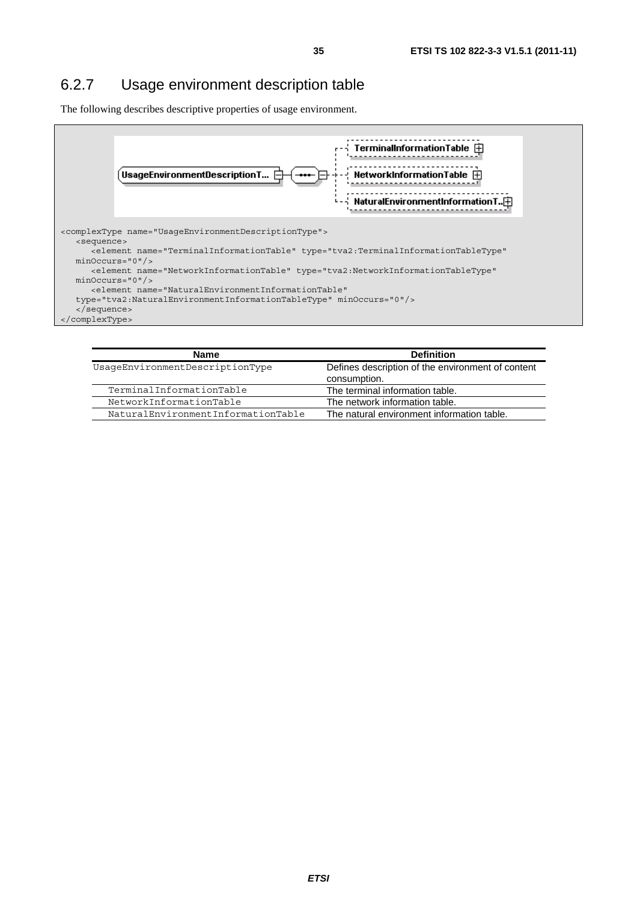### 6.2.7 Usage environment description table

The following describes descriptive properties of usage environment.

```
<complexType name="UsageEnvironmentDescriptionType">
   <sequence>
      <element name="TerminalInformationTable" type="tva2:TerminalInformationTableType"
   minOccurs="0"/>
      <element name="NetworkInformationTable" type="tva2:NetworkInformationTableType"
   minOccurs="0"/>
      <element name="NaturalEnvironmentInformationTable"
   type="tva2:NaturalEnvironmentInformationTableType" minOccurs="0"/>
   </sequence>
</complexType>
```

| Name | Definition |
|---|---|
| UsageEnvironmentDescriptionType | Defines description of the environment of content consumption. |
| TerminalInformationTable | The terminal information table. |
| NetworkInformationTable | The network information table. |
| NaturalEnvironmentInformationTable | The natural environment information table. |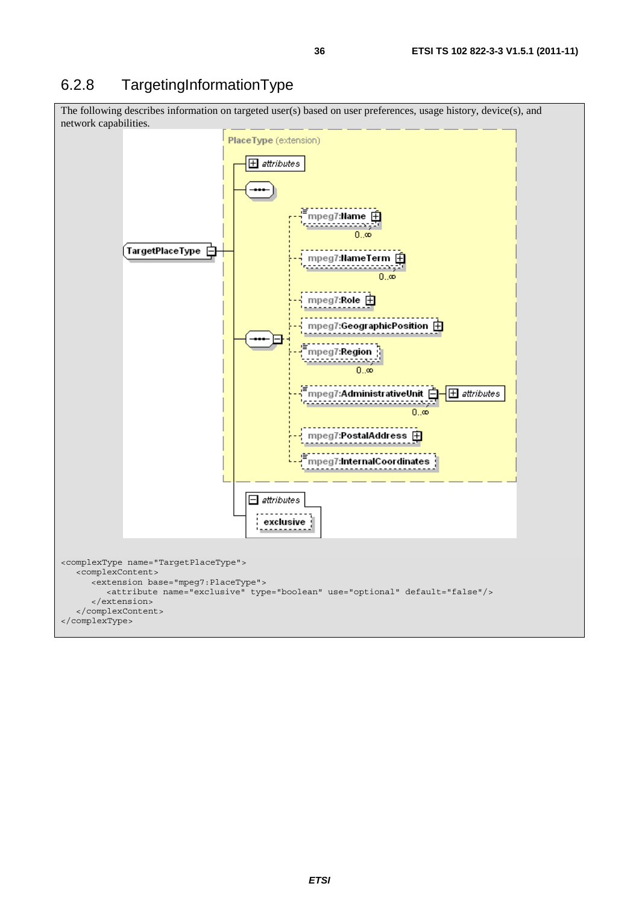### 6.2.8 TargetingInformationType

The following describes information on targeted user(s) based on user preferences, usage history, device(s), and network capabilities.

```
<complexType name="TargetPlaceType">
   <complexContent>
      <extension base="mpeg7:PlaceType">
         <attribute name="exclusive" type="boolean" use="optional" default="false"/>
      </extension>
   </complexContent>
</complexType>
```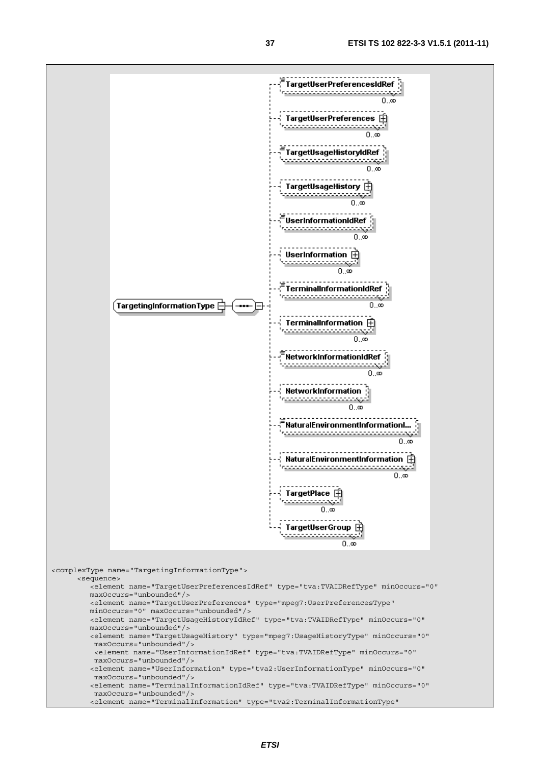```
<complexType name="TargetingInformationType">
      <sequence>
         <element name="TargetUserPreferencesIdRef" type="tva:TVAIDRefType" minOccurs="0"
         maxOccurs="unbounded"/>
         <element name="TargetUserPreferences" type="mpeg7:UserPreferencesType"
         minOccurs="0" maxOccurs="unbounded"/>
         <element name="TargetUsageHistoryIdRef" type="tva:TVAIDRefType" minOccurs="0"
         maxOccurs="unbounded"/>
         <element name="TargetUsageHistory" type="mpeg7:UsageHistoryType" minOccurs="0"
          maxOccurs="unbounded"/>
          <element name="UserInformationIdRef" type="tva:TVAIDRefType" minOccurs="0"
          maxOccurs="unbounded"/>
         <element name="UserInformation" type="tva2:UserInformationType" minOccurs="0"
          maxOccurs="unbounded"/>
         <element name="TerminalInformationIdRef" type="tva:TVAIDRefType" minOccurs="0"
          maxOccurs="unbounded"/>
         <element name="TerminalInformation" type="tva2:TerminalInformationType"
```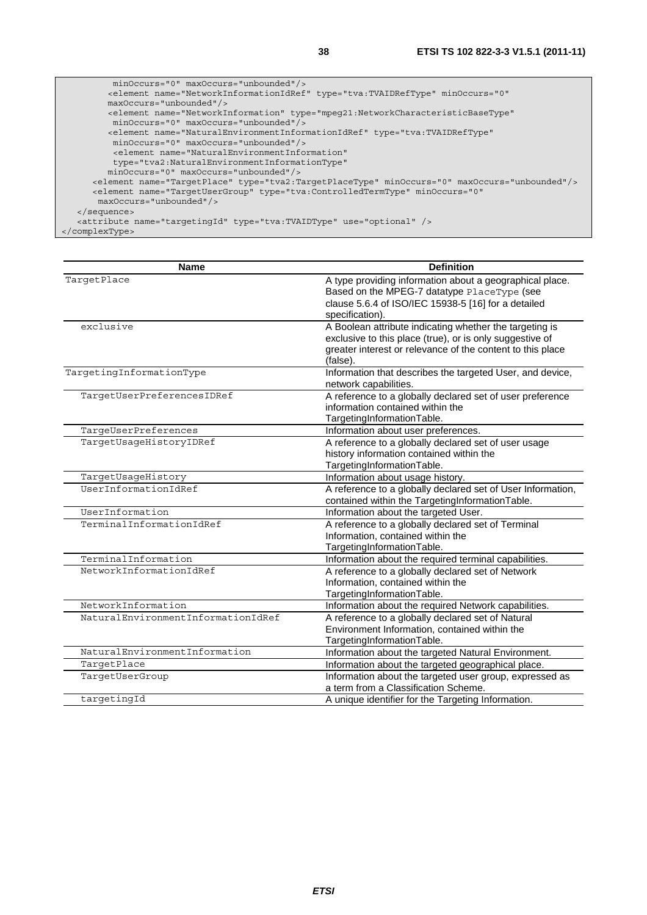```
          minOccurs="0" maxOccurs="unbounded"/>
        <element name="NetworkInformationIdRef" type="tva:TVAIDRefType" minOccurs="0"
        maxOccurs="unbounded"/>
        <element name="NetworkInformation" type="mpeg21:NetworkCharacteristicBaseType"
         minOccurs="0" maxOccurs="unbounded"/>
        <element name="NaturalEnvironmentInformationIdRef" type="tva:TVAIDRefType"
         minOccurs="0" maxOccurs="unbounded"/>
         <element name="NaturalEnvironmentInformation"
         type="tva2:NaturalEnvironmentInformationType"
        minOccurs="0" maxOccurs="unbounded"/>
      <element name="TargetPlace" type="tva2:TargetPlaceType" minOccurs="0" maxOccurs="unbounded"/>
      <element name="TargetUserGroup" type="tva:ControlledTermType" minOccurs="0"
       maxOccurs="unbounded"/>
   </sequence>
   <attribute name="targetingId" type="tva:TVAIDType" use="optional" />
</complexType>
```

| Name | Definition |
| --- | --- |
| TargetPlace | A type providing information about a geographical place. Based on the MPEG-7 datatype PlaceType (see clause 5.6.4 of ISO/IEC 15938-5 [16] for a detailed specification). |
|    exclusive | A Boolean attribute indicating whether the targeting is exclusive to this place (true), or is only suggestive of greater interest or relevance of the content to this place (false). |
| TargetingInformationType | Information that describes the targeted User, and device, network capabilities. |
|    TargetUserPreferencesIDRef | A reference to a globally declared set of user preference information contained within the TargetingInformationTable. |
|    TargeUserPreferences | Information about user preferences. |
|    TargetUsageHistoryIDRef | A reference to a globally declared set of user usage history information contained within the TargetingInformationTable. |
|    TargetUsageHistory | Information about usage history. |
|    UserInformationIdRef | A reference to a globally declared set of User Information, contained within the TargetingInformationTable. |
|    UserInformation | Information about the targeted User. |
|    TerminalInformationIdRef | A reference to a globally declared set of Terminal Information, contained within the TargetingInformationTable. |
|    TerminalInformation | Information about the required terminal capabilities. |
|    NetworkInformationIdRef | A reference to a globally declared set of Network Information, contained within the TargetingInformationTable. |
|    NetworkInformation | Information about the required Network capabilities. |
|    NaturalEnvironmentInformationIdRef | A reference to a globally declared set of Natural Environment Information, contained within the TargetingInformationTable. |
|    NaturalEnvironmentInformation | Information about the targeted Natural Environment. |
|    TargetPlace | Information about the targeted geographical place. |
|    TargetUserGroup | Information about the targeted user group, expressed as a term from a Classification Scheme. |
|    targetingId | A unique identifier for the Targeting Information. |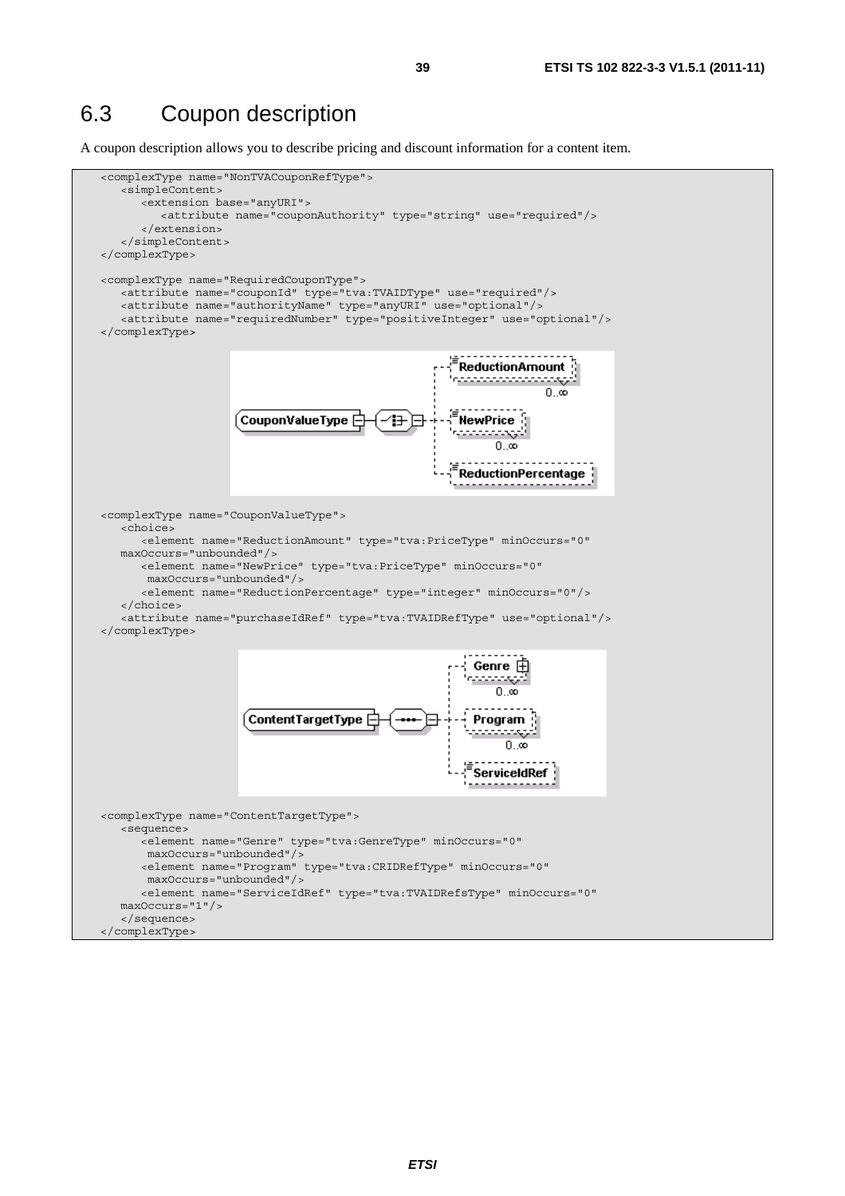## 6.3 Coupon description

A coupon description allows you to describe pricing and discount information for a content item.

```
<complexType name="NonTVACouponRefType">
   <simpleContent>
      <extension base="anyURI">
         <attribute name="couponAuthority" type="string" use="required"/>
      </extension>
   </simpleContent>
</complexType>

<complexType name="RequiredCouponType">
   <attribute name="couponId" type="tva:TVAIDType" use="required"/>
   <attribute name="authorityName" type="anyURI" use="optional"/>
   <attribute name="requiredNumber" type="positiveInteger" use="optional"/>
</complexType>
```

```
<complexType name="CouponValueType">
   <choice>
      <element name="ReductionAmount" type="tva:PriceType" minOccurs="0"
   maxOccurs="unbounded"/>
      <element name="NewPrice" type="tva:PriceType" minOccurs="0"
       maxOccurs="unbounded"/>
      <element name="ReductionPercentage" type="integer" minOccurs="0"/>
   </choice>
   <attribute name="purchaseIdRef" type="tva:TVAIDRefType" use="optional"/>
</complexType>
```

```
<complexType name="ContentTargetType">
   <sequence>
      <element name="Genre" type="tva:GenreType" minOccurs="0"
       maxOccurs="unbounded"/>
      <element name="Program" type="tva:CRIDRefType" minOccurs="0"
       maxOccurs="unbounded"/>
      <element name="ServiceIdRef" type="tva:TVAIDRefsType" minOccurs="0"
   maxOccurs="1"/>
   </sequence>
</complexType>
```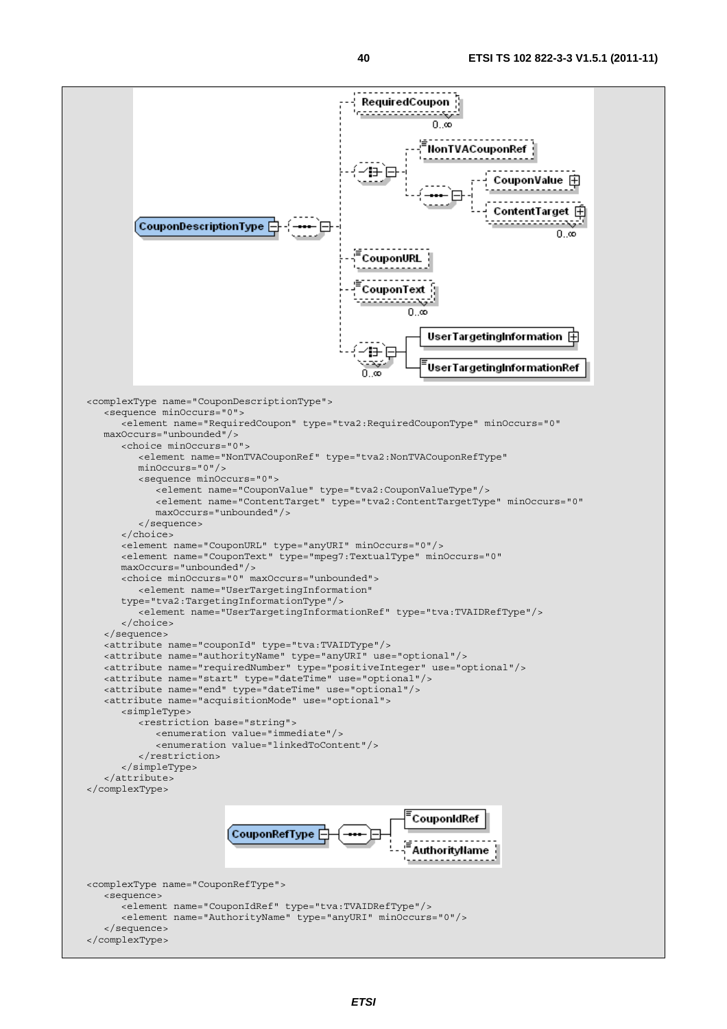```
<complexType name="CouponDescriptionType">
   <sequence minOccurs="0">
      <element name="RequiredCoupon" type="tva2:RequiredCouponType" minOccurs="0"
   maxOccurs="unbounded"/>
      <choice minOccurs="0">
         <element name="NonTVACouponRef" type="tva2:NonTVACouponRefType"
         minOccurs="0"/>
         <sequence minOccurs="0">
            <element name="CouponValue" type="tva2:CouponValueType"/>
            <element name="ContentTarget" type="tva2:ContentTargetType" minOccurs="0"
            maxOccurs="unbounded"/>
         </sequence>
      </choice>
      <element name="CouponURL" type="anyURI" minOccurs="0"/>
      <element name="CouponText" type="mpeg7:TextualType" minOccurs="0"
      maxOccurs="unbounded"/>
      <choice minOccurs="0" maxOccurs="unbounded">
         <element name="UserTargetingInformation"
      type="tva2:TargetingInformationType"/>
         <element name="UserTargetingInformationRef" type="tva:TVAIDRefType"/>
      </choice>
   </sequence>
   <attribute name="couponId" type="tva:TVAIDType"/>
   <attribute name="authorityName" type="anyURI" use="optional"/>
   <attribute name="requiredNumber" type="positiveInteger" use="optional"/>
   <attribute name="start" type="dateTime" use="optional"/>
   <attribute name="end" type="dateTime" use="optional"/>
   <attribute name="acquisitionMode" use="optional">
      <simpleType>
         <restriction base="string">
            <enumeration value="immediate"/>
            <enumeration value="linkedToContent"/>
         </restriction>
      </simpleType>
   </attribute>
</complexType>
```

```
<complexType name="CouponRefType">
   <sequence>
      <element name="CouponIdRef" type="tva:TVAIDRefType"/>
      <element name="AuthorityName" type="anyURI" minOccurs="0"/>
   </sequence>
</complexType>
```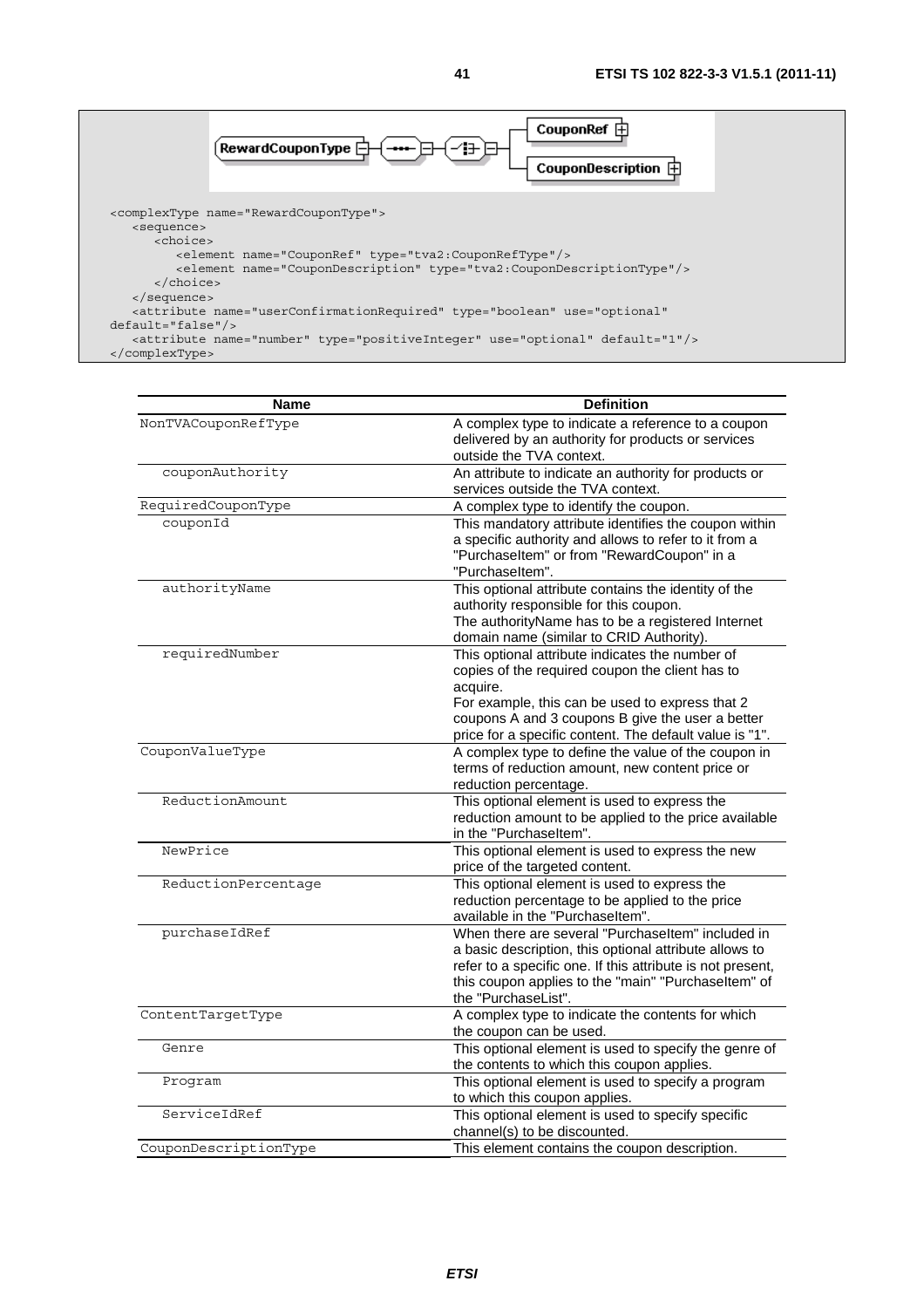```
<complexType name="RewardCouponType">
   <sequence>
      <choice>
         <element name="CouponRef" type="tva2:CouponRefType"/>
         <element name="CouponDescription" type="tva2:CouponDescriptionType"/>
      </choice>
   </sequence>
   <attribute name="userConfirmationRequired" type="boolean" use="optional"
default="false"/>
   <attribute name="number" type="positiveInteger" use="optional" default="1"/>
</complexType>
```

| Name | Definition |
|---|---|
| NonTVACouponRefType | A complex type to indicate a reference to a coupon delivered by an authority for products or services outside the TVA context. |
| couponAuthority | An attribute to indicate an authority for products or services outside the TVA context. |
| RequiredCouponType | A complex type to identify the coupon. |
| couponId | This mandatory attribute identifies the coupon within a specific authority and allows to refer to it from a "PurchaseItem" or from "RewardCoupon" in a "PurchaseItem". |
| authorityName | This optional attribute contains the identity of the authority responsible for this coupon. The authorityName has to be a registered Internet domain name (similar to CRID Authority). |
| requiredNumber | This optional attribute indicates the number of copies of the required coupon the client has to acquire. For example, this can be used to express that 2 coupons A and 3 coupons B give the user a better price for a specific content. The default value is "1". |
| CouponValueType | A complex type to define the value of the coupon in terms of reduction amount, new content price or reduction percentage. |
| ReductionAmount | This optional element is used to express the reduction amount to be applied to the price available in the "PurchaseItem". |
| NewPrice | This optional element is used to express the new price of the targeted content. |
| ReductionPercentage | This optional element is used to express the reduction percentage to be applied to the price available in the "PurchaseItem". |
| purchaseIdRef | When there are several "PurchaseItem" included in a basic description, this optional attribute allows to refer to a specific one. If this attribute is not present, this coupon applies to the "main" "PurchaseItem" of the "PurchaseList". |
| ContentTargetType | A complex type to indicate the contents for which the coupon can be used. |
| Genre | This optional element is used to specify the genre of the contents to which this coupon applies. |
| Program | This optional element is used to specify a program to which this coupon applies. |
| ServiceIdRef | This optional element is used to specify specific channel(s) to be discounted. |
| CouponDescriptionType | This element contains the coupon description. |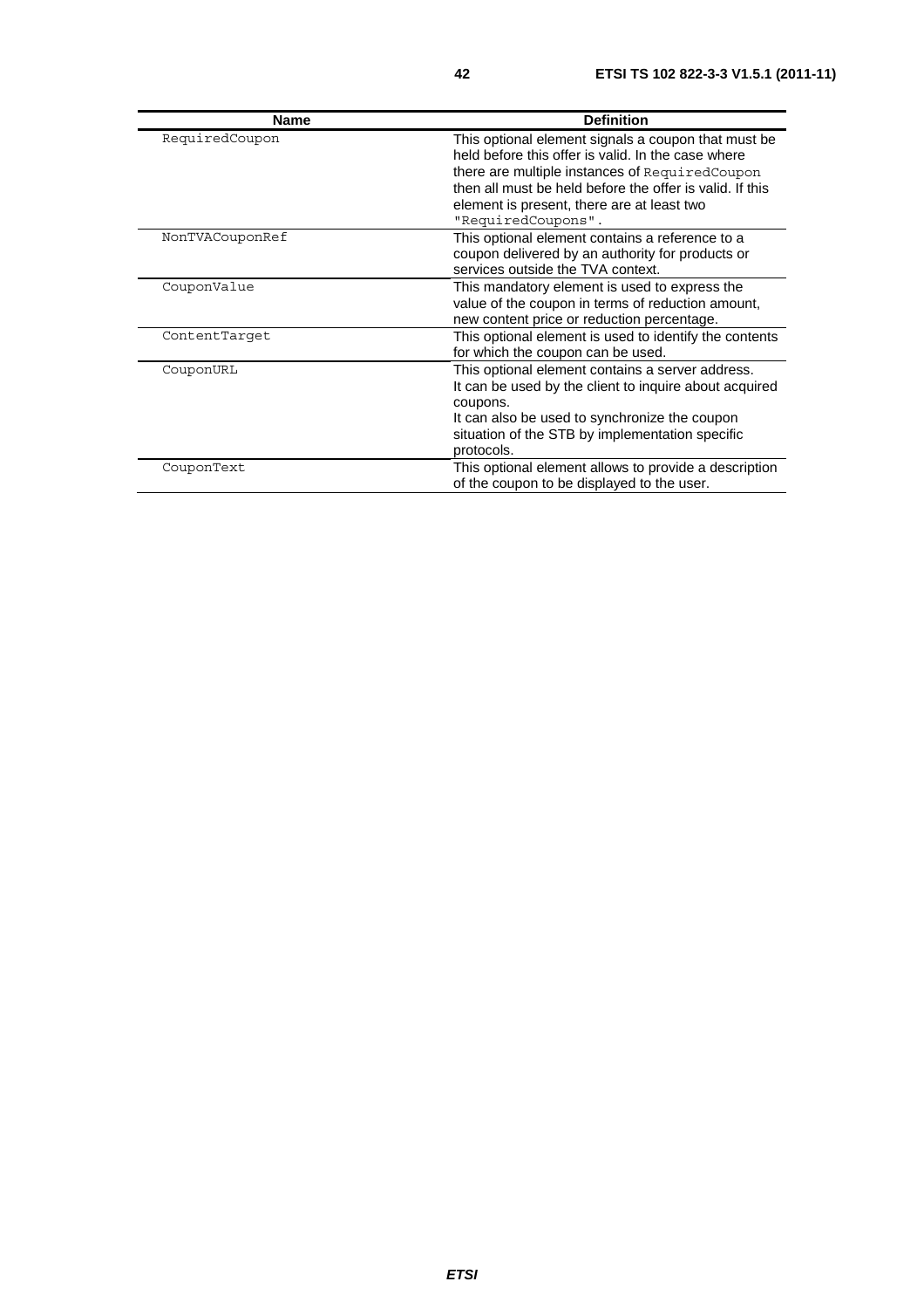| Name | Definition |
| --- | --- |
| RequiredCoupon | This optional element signals a coupon that must be held before this offer is valid. In the case where there are multiple instances of RequiredCoupon then all must be held before the offer is valid. If this element is present, there are at least two "RequiredCoupons". |
| NonTVACouponRef | This optional element contains a reference to a coupon delivered by an authority for products or services outside the TVA context. |
| CouponValue | This mandatory element is used to express the value of the coupon in terms of reduction amount, new content price or reduction percentage. |
| ContentTarget | This optional element is used to identify the contents for which the coupon can be used. |
| CouponURL | This optional element contains a server address. It can be used by the client to inquire about acquired coupons. It can also be used to synchronize the coupon situation of the STB by implementation specific protocols. |
| CouponText | This optional element allows to provide a description of the coupon to be displayed to the user. |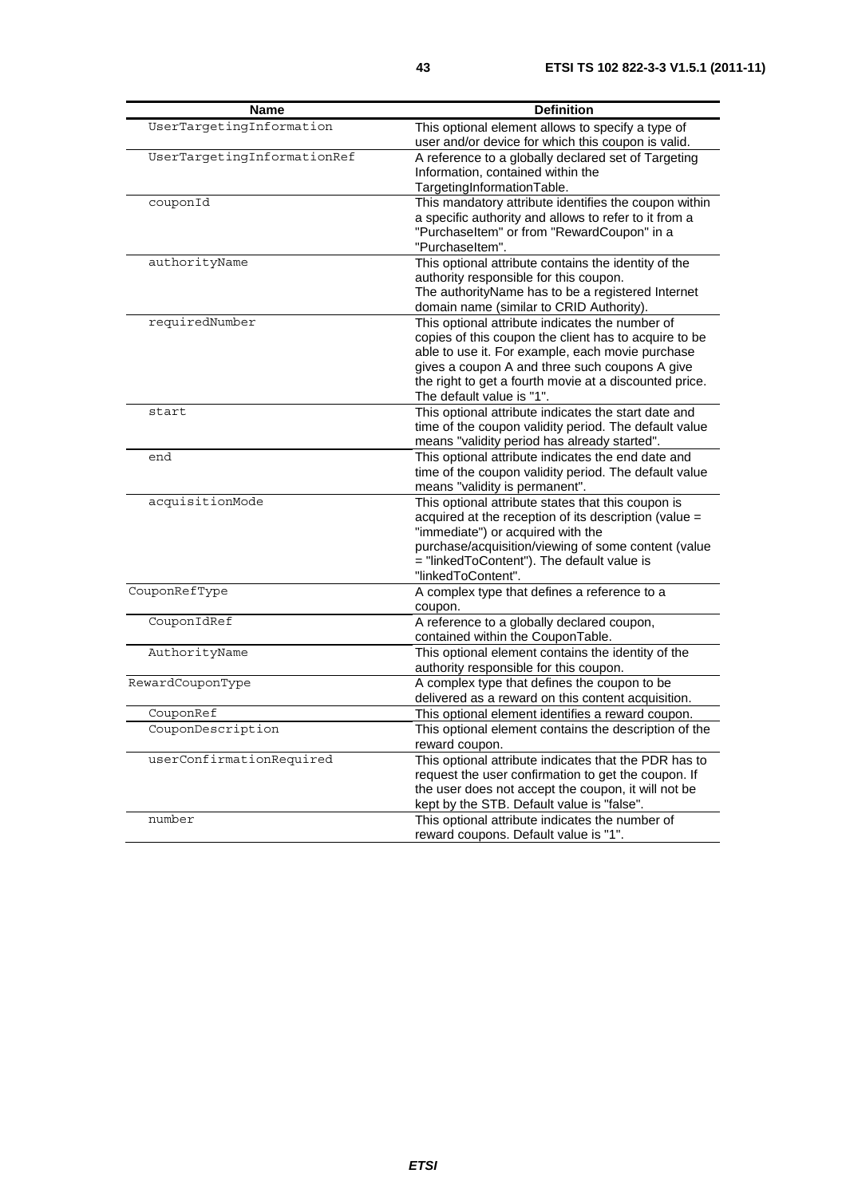| Name | Definition |
|---|---|
| UserTargetingInformation | This optional element allows to specify a type of user and/or device for which this coupon is valid. |
| UserTargetingInformationRef | A reference to a globally declared set of Targeting Information, contained within the TargetingInformationTable. |
| couponId | This mandatory attribute identifies the coupon within a specific authority and allows to refer to it from a "PurchaseItem" or from "RewardCoupon" in a "PurchaseItem". |
| authorityName | This optional attribute contains the identity of the authority responsible for this coupon. The authorityName has to be a registered Internet domain name (similar to CRID Authority). |
| requiredNumber | This optional attribute indicates the number of copies of this coupon the client has to acquire to be able to use it. For example, each movie purchase gives a coupon A and three such coupons A give the right to get a fourth movie at a discounted price. The default value is "1". |
| start | This optional attribute indicates the start date and time of the coupon validity period. The default value means "validity period has already started". |
| end | This optional attribute indicates the end date and time of the coupon validity period. The default value means "validity is permanent". |
| acquisitionMode | This optional attribute states that this coupon is acquired at the reception of its description (value = "immediate") or acquired with the purchase/acquisition/viewing of some content (value = "linkedToContent"). The default value is "linkedToContent". |
| CouponRefType | A complex type that defines a reference to a coupon. |
| CouponIdRef | A reference to a globally declared coupon, contained within the CouponTable. |
| AuthorityName | This optional element contains the identity of the authority responsible for this coupon. |
| RewardCouponType | A complex type that defines the coupon to be delivered as a reward on this content acquisition. |
| CouponRef | This optional element identifies a reward coupon. |
| CouponDescription | This optional element contains the description of the reward coupon. |
| userConfirmationRequired | This optional attribute indicates that the PDR has to request the user confirmation to get the coupon. If the user does not accept the coupon, it will not be kept by the STB. Default value is "false". |
| number | This optional attribute indicates the number of reward coupons. Default value is "1". |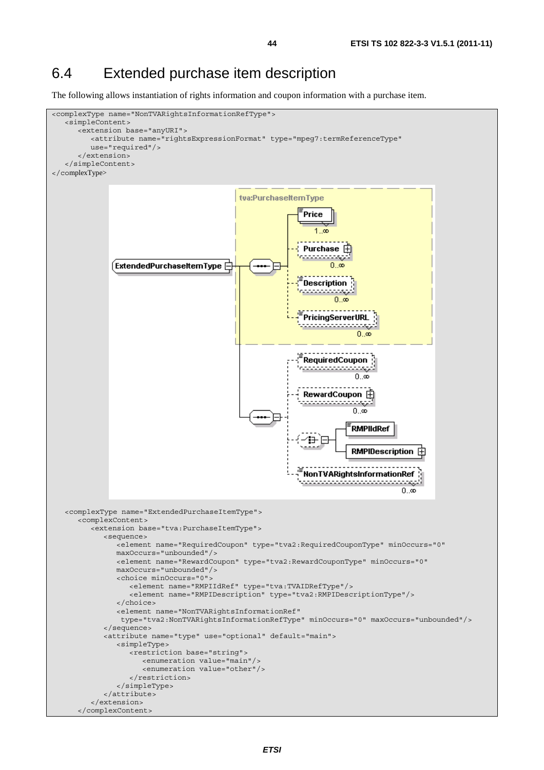## 6.4 Extended purchase item description

The following allows instantiation of rights information and coupon information with a purchase item.

```
<complexType name="NonTVARightsInformationRefType">
   <simpleContent>
      <extension base="anyURI">
         <attribute name="rightsExpressionFormat" type="mpeg7:termReferenceType"
         use="required"/>
      </extension>
   </simpleContent>
</complexType>
```

```
   <complexType name="ExtendedPurchaseItemType">
      <complexContent>
         <extension base="tva:PurchaseItemType">
            <sequence>
               <element name="RequiredCoupon" type="tva2:RequiredCouponType" minOccurs="0"
               maxOccurs="unbounded"/>
               <element name="RewardCoupon" type="tva2:RewardCouponType" minOccurs="0"
               maxOccurs="unbounded"/>
               <choice minOccurs="0">
                  <element name="RMPIIdRef" type="tva:TVAIDRefType"/>
                  <element name="RMPIDescription" type="tva2:RMPIDescriptionType"/>
               </choice>
               <element name="NonTVARightsInformationRef"
                type="tva2:NonTVARightsInformationRefType" minOccurs="0" maxOccurs="unbounded"/>
            </sequence>
            <attribute name="type" use="optional" default="main">
               <simpleType>
                  <restriction base="string">
                     <enumeration value="main"/>
                     <enumeration value="other"/>
                  </restriction>
               </simpleType>
            </attribute>
         </extension>
      </complexContent>
```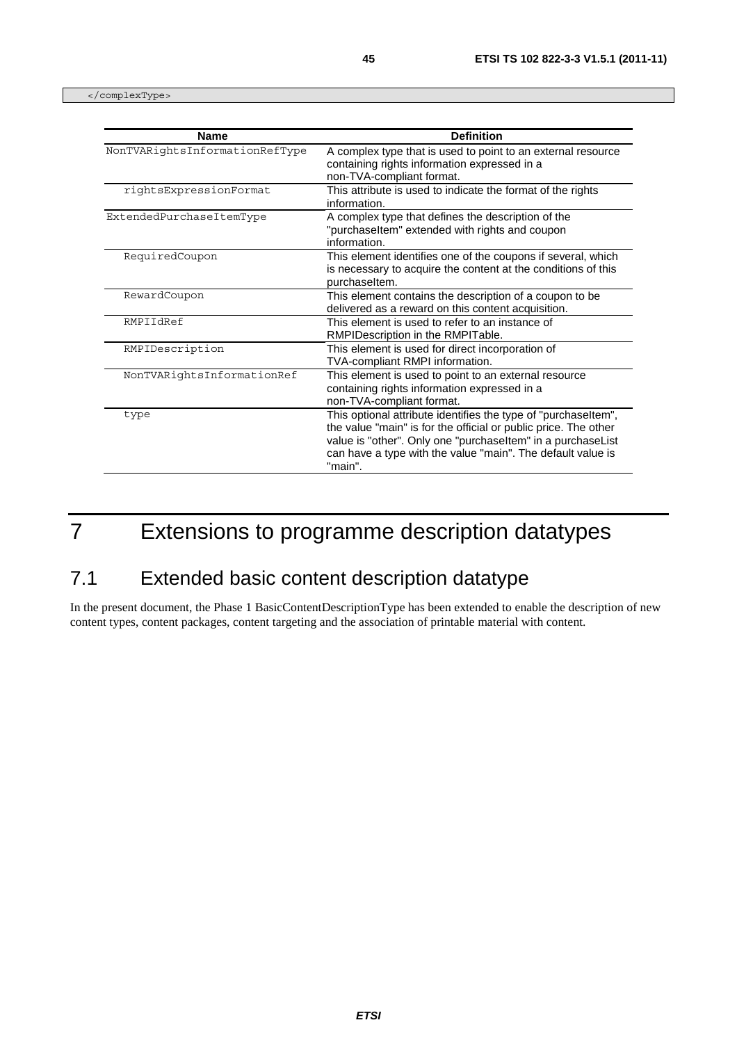```
</complexType>
```

| Name | Definition |
|---|---|
| NonTVARightsInformationRefType | A complex type that is used to point to an external resource containing rights information expressed in a non-TVA-compliant format. |
| rightsExpressionFormat | This attribute is used to indicate the format of the rights information. |
| ExtendedPurchaseItemType | A complex type that defines the description of the "purchaseItem" extended with rights and coupon information. |
| RequiredCoupon | This element identifies one of the coupons if several, which is necessary to acquire the content at the conditions of this purchaseItem. |
| RewardCoupon | This element contains the description of a coupon to be delivered as a reward on this content acquisition. |
| RMPIIdRef | This element is used to refer to an instance of RMPIDescription in the RMPITable. |
| RMPIDescription | This element is used for direct incorporation of TVA-compliant RMPI information. |
| NonTVARightsInformationRef | This element is used to point to an external resource containing rights information expressed in a non-TVA-compliant format. |
| type | This optional attribute identifies the type of "purchaseItem", the value "main" is for the official or public price. The other value is "other". Only one "purchaseItem" in a purchaseList can have a type with the value "main". The default value is "main". |

# 7 Extensions to programme description datatypes

## 7.1 Extended basic content description datatype

In the present document, the Phase 1 BasicContentDescriptionType has been extended to enable the description of new content types, content packages, content targeting and the association of printable material with content.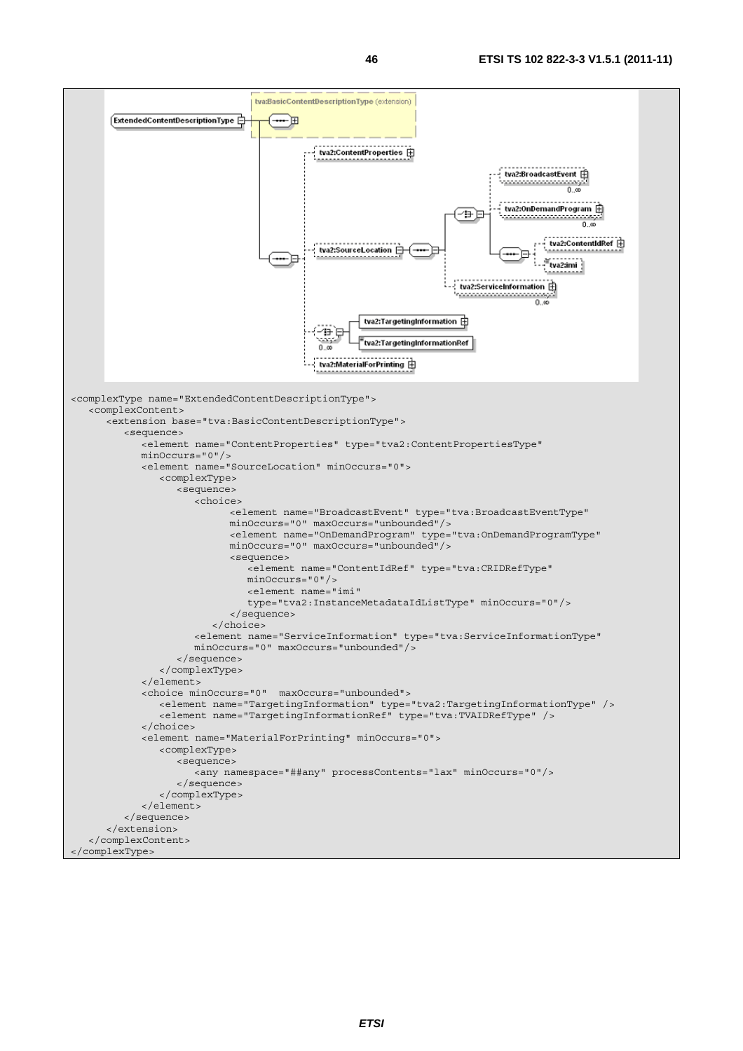```
<complexType name="ExtendedContentDescriptionType">
   <complexContent>
      <extension base="tva:BasicContentDescriptionType">
         <sequence>
            <element name="ContentProperties" type="tva2:ContentPropertiesType"
            minOccurs="0"/>
            <element name="SourceLocation" minOccurs="0">
               <complexType>
                  <sequence>
                     <choice>
                           <element name="BroadcastEvent" type="tva:BroadcastEventType"
                           minOccurs="0" maxOccurs="unbounded"/>
                           <element name="OnDemandProgram" type="tva:OnDemandProgramType"
                           minOccurs="0" maxOccurs="unbounded"/>
                           <sequence>
                              <element name="ContentIdRef" type="tva:CRIDRefType"
                              minOccurs="0"/>
                              <element name="imi"
                              type="tva2:InstanceMetadataIdListType" minOccurs="0"/>
                           </sequence>
                        </choice>
                     <element name="ServiceInformation" type="tva:ServiceInformationType"
                     minOccurs="0" maxOccurs="unbounded"/>
                  </sequence>
               </complexType>
            </element>
            <choice minOccurs="0"  maxOccurs="unbounded">
               <element name="TargetingInformation" type="tva2:TargetingInformationType" />
               <element name="TargetingInformationRef" type="tva:TVAIDRefType" />
            </choice>
            <element name="MaterialForPrinting" minOccurs="0">
               <complexType>
                  <sequence>
                     <any namespace="##any" processContents="lax" minOccurs="0"/>
                  </sequence>
               </complexType>
            </element>
         </sequence>
      </extension>
   </complexContent>
</complexType>
```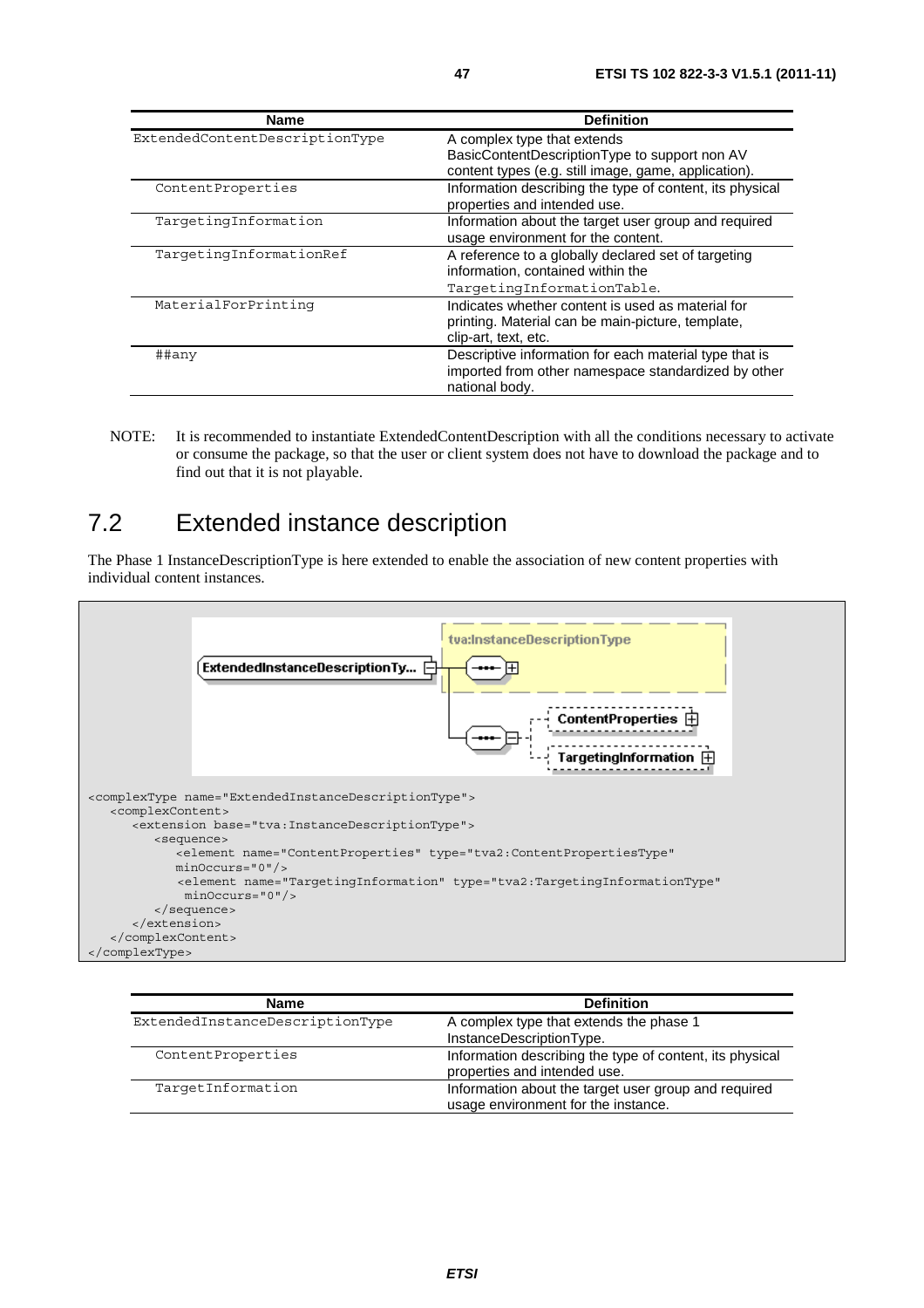| Name | Definition |
| --- | --- |
| ExtendedContentDescriptionType | A complex type that extends BasicContentDescriptionType to support non AV content types (e.g. still image, game, application). |
| ContentProperties | Information describing the type of content, its physical properties and intended use. |
| TargetingInformation | Information about the target user group and required usage environment for the content. |
| TargetingInformationRef | A reference to a globally declared set of targeting information, contained within the TargetingInformationTable. |
| MaterialForPrinting | Indicates whether content is used as material for printing. Material can be main-picture, template, clip-art, text, etc. |
| ##any | Descriptive information for each material type that is imported from other namespace standardized by other national body. |

NOTE: It is recommended to instantiate ExtendedContentDescription with all the conditions necessary to activate or consume the package, so that the user or client system does not have to download the package and to find out that it is not playable.

## 7.2 Extended instance description

The Phase 1 InstanceDescriptionType is here extended to enable the association of new content properties with individual content instances.

```
<complexType name="ExtendedInstanceDescriptionType">
   <complexContent>
      <extension base="tva:InstanceDescriptionType">
         <sequence>
            <element name="ContentProperties" type="tva2:ContentPropertiesType"
            minOccurs="0"/>
             <element name="TargetingInformation" type="tva2:TargetingInformationType"
             minOccurs="0"/>
         </sequence>
      </extension>
   </complexContent>
</complexType>
```

| Name | Definition |
| --- | --- |
| ExtendedInstanceDescriptionType | A complex type that extends the phase 1 InstanceDescriptionType. |
| ContentProperties | Information describing the type of content, its physical properties and intended use. |
| TargetInformation | Information about the target user group and required usage environment for the instance. |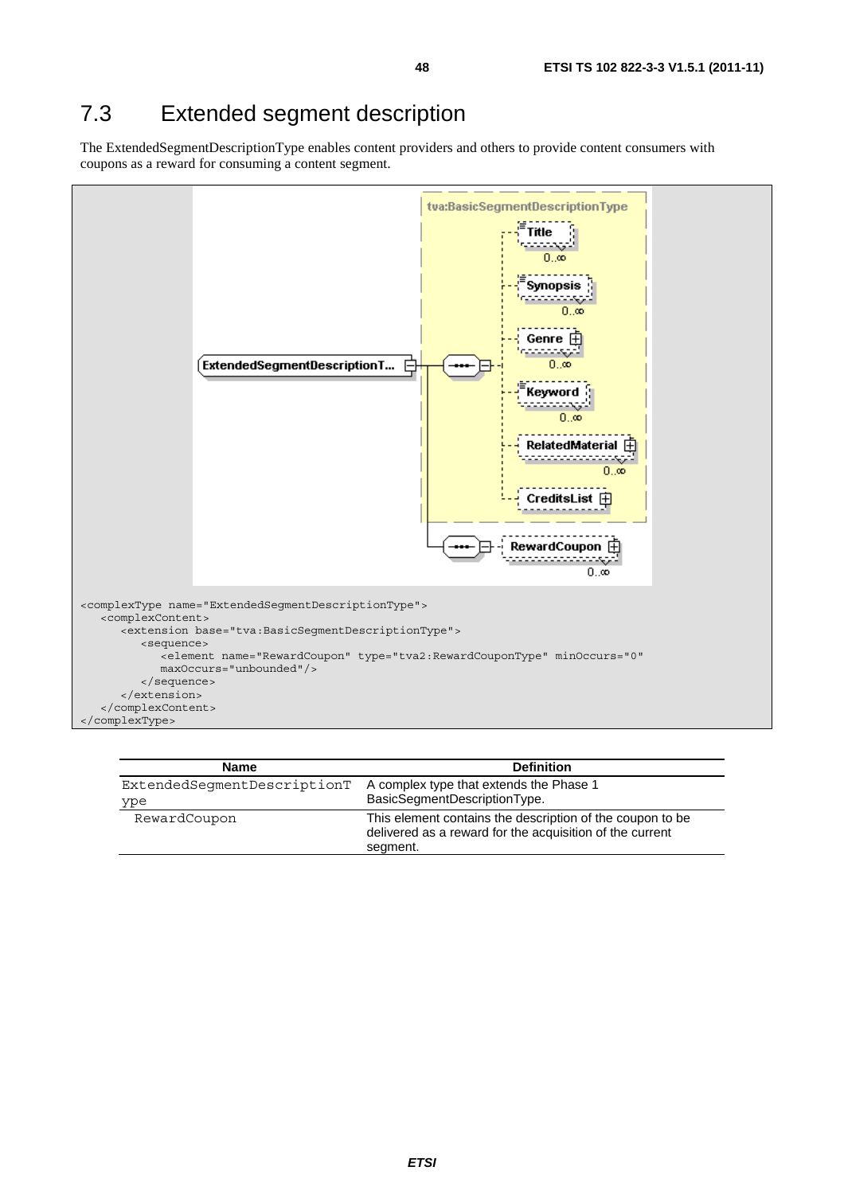## 7.3 Extended segment description

The ExtendedSegmentDescriptionType enables content providers and others to provide content consumers with coupons as a reward for consuming a content segment.

```
<complexType name="ExtendedSegmentDescriptionType">
   <complexContent>
      <extension base="tva:BasicSegmentDescriptionType">
         <sequence>
            <element name="RewardCoupon" type="tva2:RewardCouponType" minOccurs="0"
            maxOccurs="unbounded"/>
         </sequence>
      </extension>
   </complexContent>
</complexType>
```

| Name | Definition |
|---|---|
| ExtendedSegmentDescriptionType | A complex type that extends the Phase 1 BasicSegmentDescriptionType. |
| RewardCoupon | This element contains the description of the coupon to be delivered as a reward for the acquisition of the current segment. |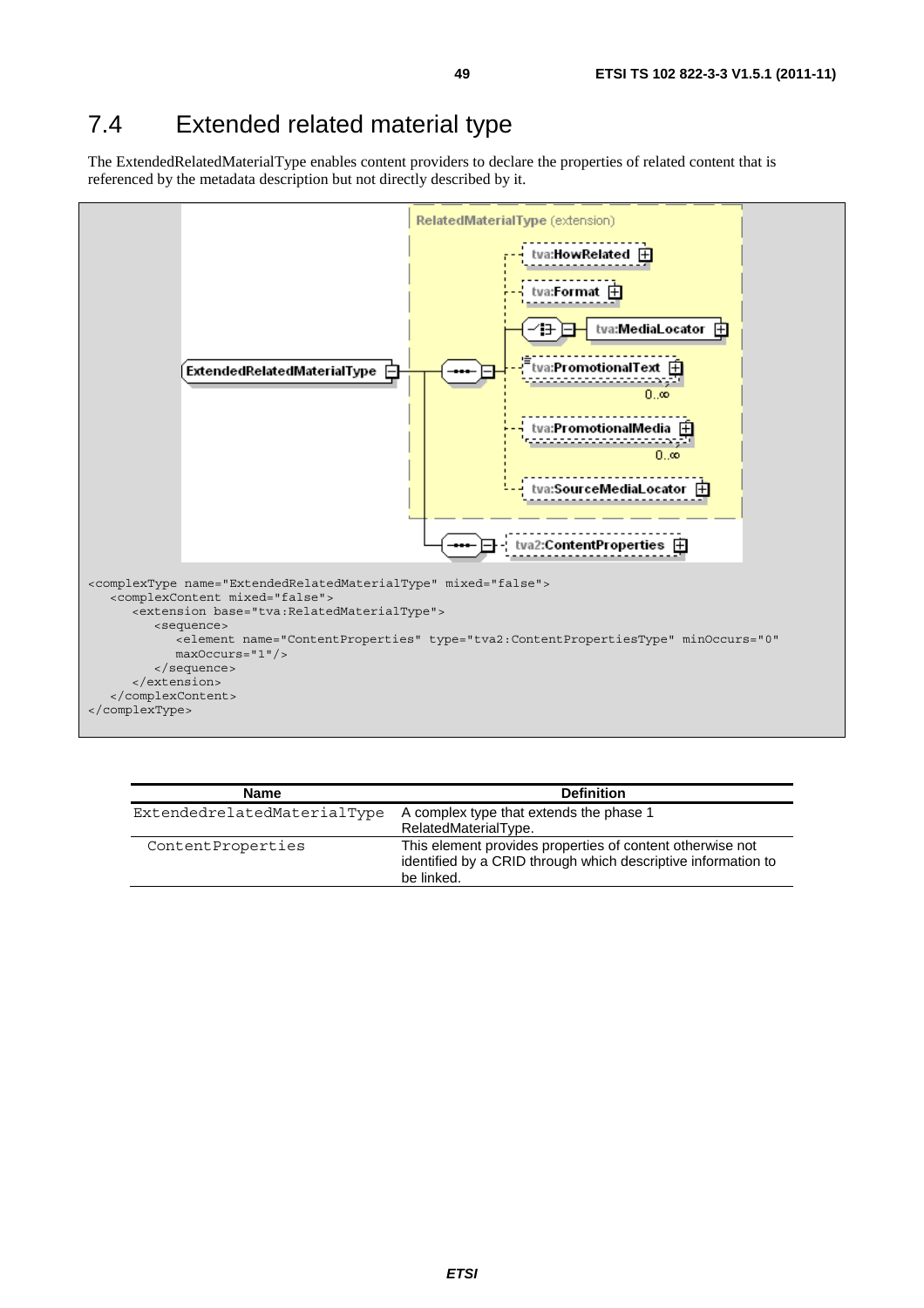## 7.4 Extended related material type

The ExtendedRelatedMaterialType enables content providers to declare the properties of related content that is referenced by the metadata description but not directly described by it.

```
<complexType name="ExtendedRelatedMaterialType" mixed="false">
   <complexContent mixed="false">
      <extension base="tva:RelatedMaterialType">
         <sequence>
            <element name="ContentProperties" type="tva2:ContentPropertiesType" minOccurs="0"
            maxOccurs="1"/>
         </sequence>
      </extension>
   </complexContent>
</complexType>
```

| Name | Definition |
| --- | --- |
| ExtendedrelatedMaterialType | A complex type that extends the phase 1 RelatedMaterialType. |
| ContentProperties | This element provides properties of content otherwise not identified by a CRID through which descriptive information to be linked. |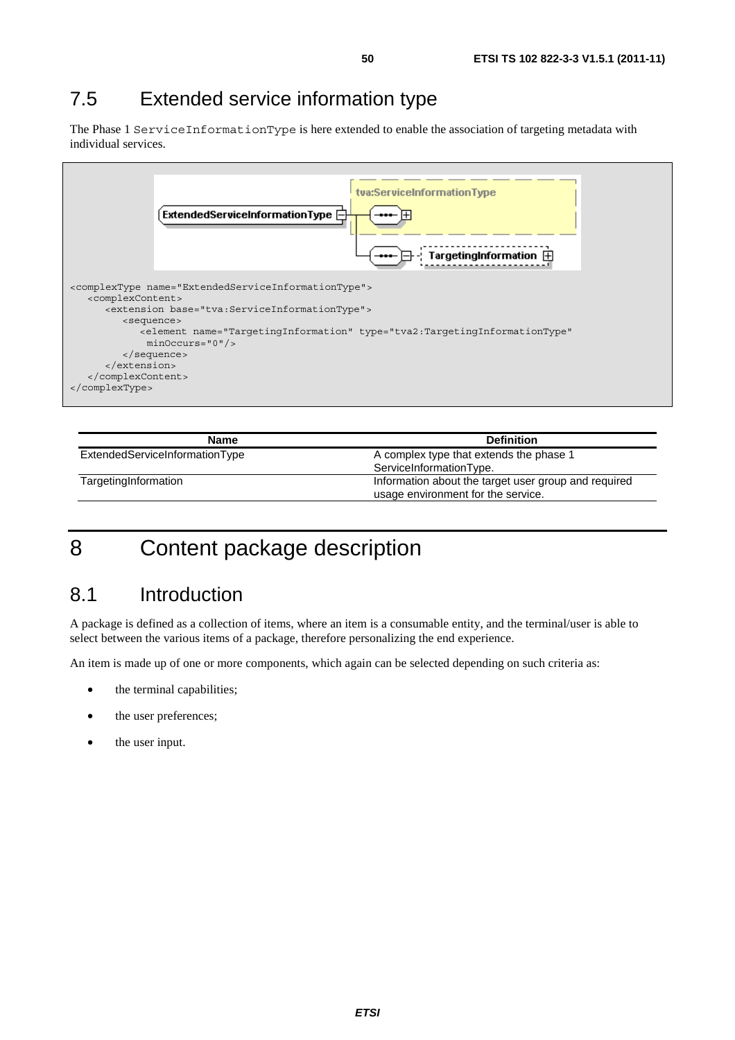## 7.5 Extended service information type

The Phase 1 `ServiceInformationType` is here extended to enable the association of targeting metadata with individual services.

```
<complexType name="ExtendedServiceInformationType">
   <complexContent>
      <extension base="tva:ServiceInformationType">
         <sequence>
            <element name="TargetingInformation" type="tva2:TargetingInformationType"
             minOccurs="0"/>
         </sequence>
      </extension>
   </complexContent>
</complexType>
```

| Name | Definition |
| --- | --- |
| ExtendedServiceInformationType | A complex type that extends the phase 1 ServiceInformationType. |
| TargetingInformation | Information about the target user group and required usage environment for the service. |

# 8 Content package description

## 8.1 Introduction

A package is defined as a collection of items, where an item is a consumable entity, and the terminal/user is able to select between the various items of a package, therefore personalizing the end experience.

An item is made up of one or more components, which again can be selected depending on such criteria as:

- the terminal capabilities;
- the user preferences;
- the user input.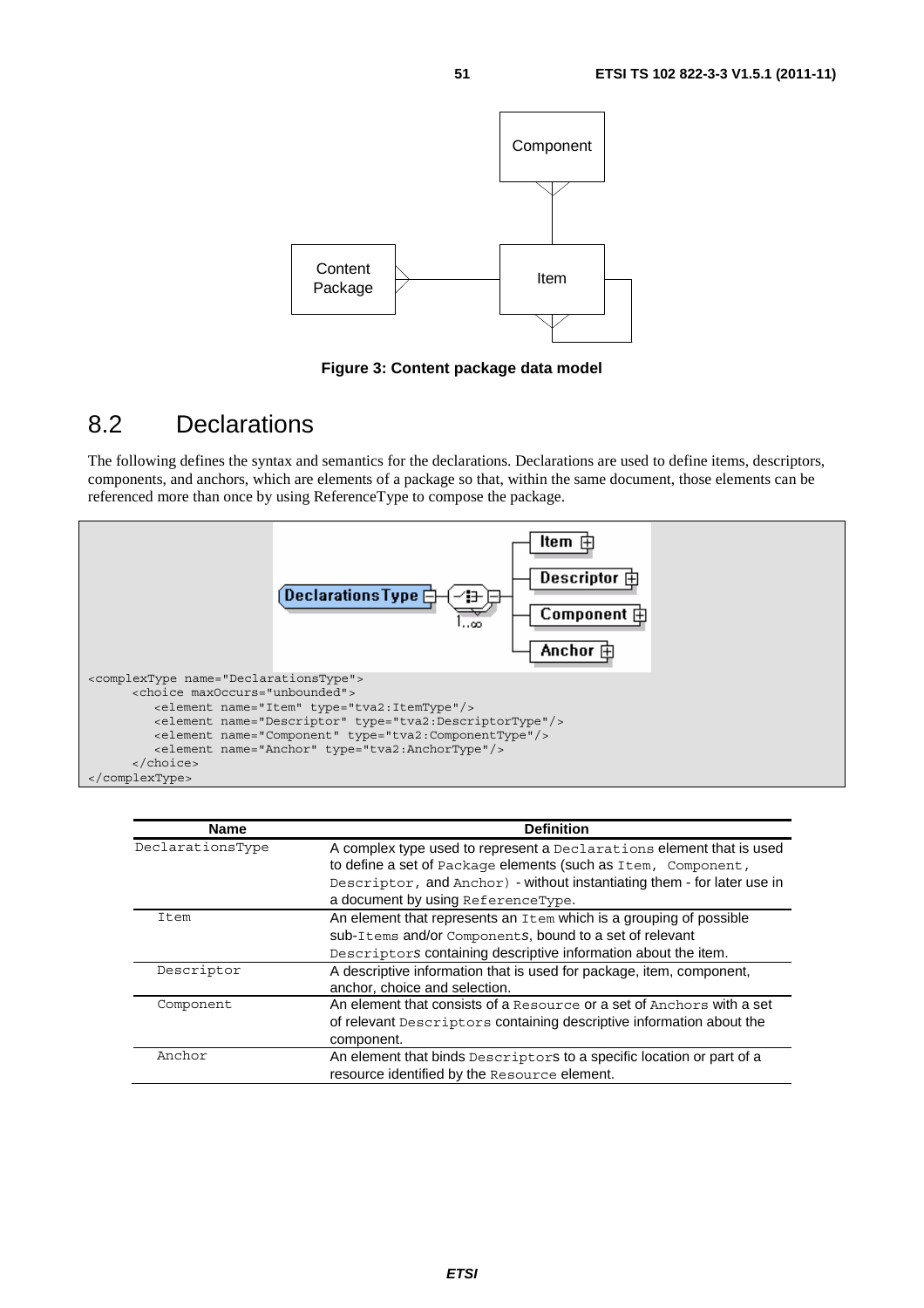Figure 3: Content package data model

## 8.2 Declarations

The following defines the syntax and semantics for the declarations. Declarations are used to define items, descriptors, components, and anchors, which are elements of a package so that, within the same document, those elements can be referenced more than once by using ReferenceType to compose the package.

```
<complexType name="DeclarationsType">
      <choice maxOccurs="unbounded">
         <element name="Item" type="tva2:ItemType"/>
         <element name="Descriptor" type="tva2:DescriptorType"/>
         <element name="Component" type="tva2:ComponentType"/>
         <element name="Anchor" type="tva2:AnchorType"/>
      </choice>
</complexType>
```

| Name | Definition |
|---|---|
| DeclarationsType | A complex type used to represent a Declarations element that is used to define a set of Package elements (such as Item, Component, Descriptor, and Anchor) - without instantiating them - for later use in a document by using ReferenceType. |
| Item | An element that represents an Item which is a grouping of possible sub-Items and/or Components, bound to a set of relevant Descriptors containing descriptive information about the item. |
| Descriptor | A descriptive information that is used for package, item, component, anchor, choice and selection. |
| Component | An element that consists of a Resource or a set of Anchors with a set of relevant Descriptors containing descriptive information about the component. |
| Anchor | An element that binds Descriptors to a specific location or part of a resource identified by the Resource element. |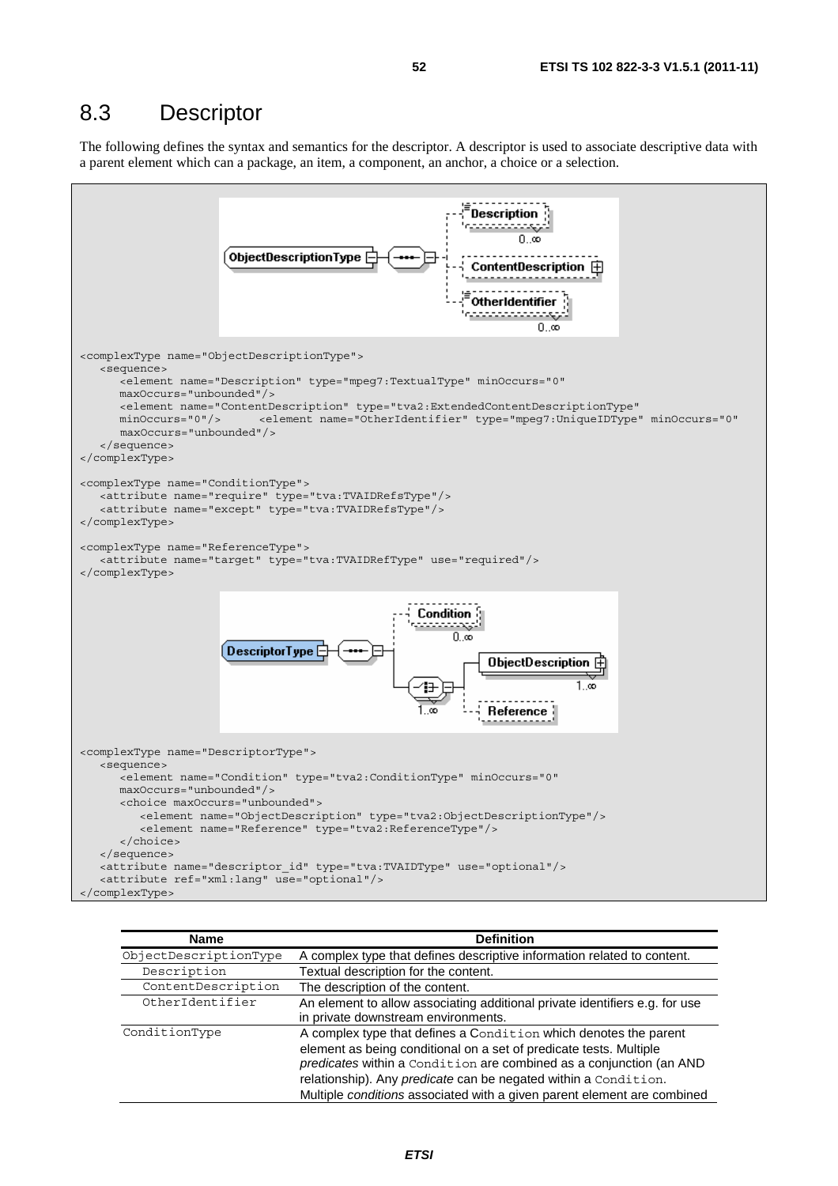## 8.3 Descriptor

The following defines the syntax and semantics for the descriptor. A descriptor is used to associate descriptive data with a parent element which can a package, an item, a component, an anchor, a choice or a selection.

```
<complexType name="ObjectDescriptionType">
   <sequence>
      <element name="Description" type="mpeg7:TextualType" minOccurs="0"
      maxOccurs="unbounded"/>
      <element name="ContentDescription" type="tva2:ExtendedContentDescriptionType"
      minOccurs="0"/>      <element name="OtherIdentifier" type="mpeg7:UniqueIDType" minOccurs="0"
      maxOccurs="unbounded"/>
   </sequence>
</complexType>

<complexType name="ConditionType">
   <attribute name="require" type="tva:TVAIDRefsType"/>
   <attribute name="except" type="tva:TVAIDRefsType"/>
</complexType>

<complexType name="ReferenceType">
   <attribute name="target" type="tva:TVAIDRefType" use="required"/>
</complexType>
```

```
<complexType name="DescriptorType">
   <sequence>
      <element name="Condition" type="tva2:ConditionType" minOccurs="0"
      maxOccurs="unbounded"/>
      <choice maxOccurs="unbounded">
         <element name="ObjectDescription" type="tva2:ObjectDescriptionType"/>
         <element name="Reference" type="tva2:ReferenceType"/>
      </choice>
   </sequence>
   <attribute name="descriptor_id" type="tva:TVAIDType" use="optional"/>
   <attribute ref="xml:lang" use="optional"/>
</complexType>
```

| Name | Definition |
|---|---|
| ObjectDescriptionType | A complex type that defines descriptive information related to content. |
| Description | Textual description for the content. |
| ContentDescription | The description of the content. |
| OtherIdentifier | An element to allow associating additional private identifiers e.g. for use in private downstream environments. |
| ConditionType | A complex type that defines a Condition which denotes the parent element as being conditional on a set of predicate tests. Multiple *predicates* within a Condition are combined as a conjunction (an AND relationship). Any *predicate* can be negated within a Condition. Multiple *conditions* associated with a given parent element are combined |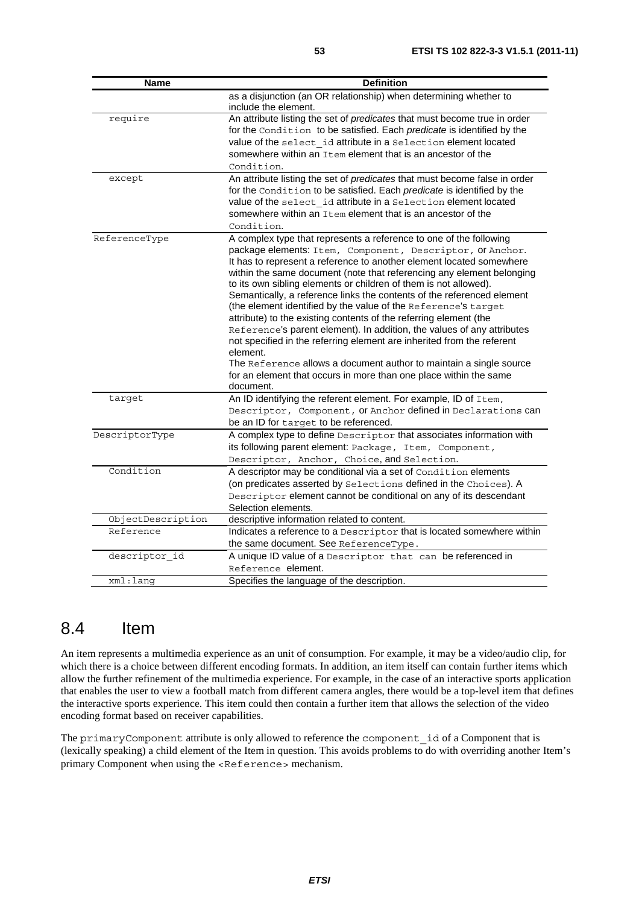| Name | Definition |
|---|---|
| | as a disjunction (an OR relationship) when determining whether to include the element. |
| require | An attribute listing the set of *predicates* that must become true in order for the Condition to be satisfied. Each *predicate* is identified by the value of the select_id attribute in a Selection element located somewhere within an Item element that is an ancestor of the Condition. |
| except | An attribute listing the set of *predicates* that must become false in order for the Condition to be satisfied. Each *predicate* is identified by the value of the select_id attribute in a Selection element located somewhere within an Item element that is an ancestor of the Condition. |
| ReferenceType | A complex type that represents a reference to one of the following package elements: Item, Component, Descriptor, or Anchor. It has to represent a reference to another element located somewhere within the same document (note that referencing any element belonging to its own sibling elements or children of them is not allowed). Semantically, a reference links the contents of the referenced element (the element identified by the value of the Reference's target attribute) to the existing contents of the referring element (the Reference's parent element). In addition, the values of any attributes not specified in the referring element are inherited from the referent element. The Reference allows a document author to maintain a single source for an element that occurs in more than one place within the same document. |
| target | An ID identifying the referent element. For example, ID of Item, Descriptor, Component, or Anchor defined in Declarations can be an ID for target to be referenced. |
| DescriptorType | A complex type to define Descriptor that associates information with its following parent element: Package, Item, Component, Descriptor, Anchor, Choice, and Selection. |
| Condition | A descriptor may be conditional via a set of Condition elements (on predicates asserted by Selections defined in the Choices). A Descriptor element cannot be conditional on any of its descendant Selection elements. |
| ObjectDescription | descriptive information related to content. |
| Reference | Indicates a reference to a Descriptor that is located somewhere within the same document. See ReferenceType. |
| descriptor_id | A unique ID value of a Descriptor that can be referenced in Reference element. |
| xml:lang | Specifies the language of the description. |

## 8.4 Item

An item represents a multimedia experience as an unit of consumption. For example, it may be a video/audio clip, for which there is a choice between different encoding formats. In addition, an item itself can contain further items which allow the further refinement of the multimedia experience. For example, in the case of an interactive sports application that enables the user to view a football match from different camera angles, there would be a top-level item that defines the interactive sports experience. This item could then contain a further item that allows the selection of the video encoding format based on receiver capabilities.

The primaryComponent attribute is only allowed to reference the component_id of a Component that is (lexically speaking) a child element of the Item in question. This avoids problems to do with overriding another Item's primary Component when using the <Reference> mechanism.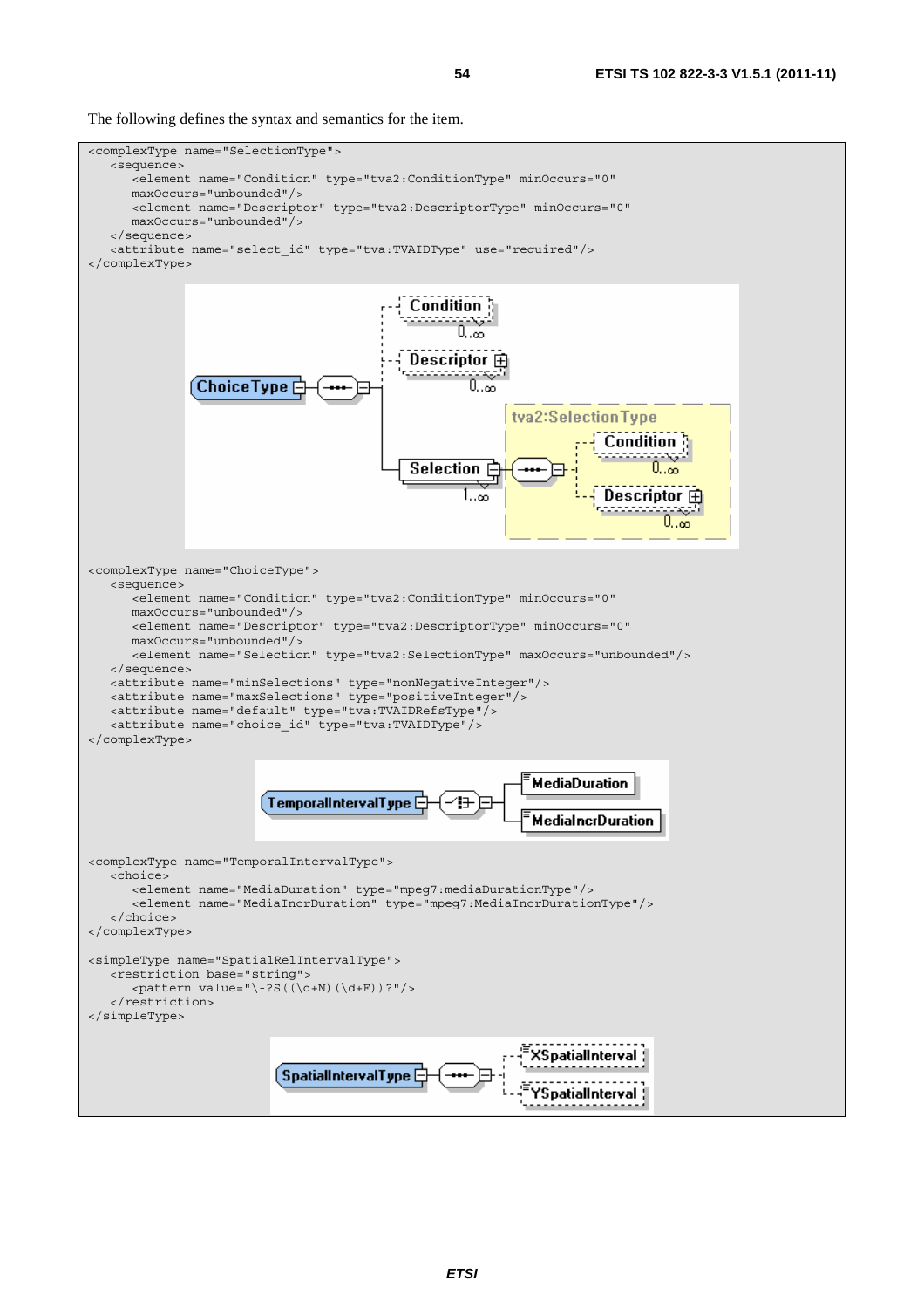The following defines the syntax and semantics for the item.

```
<complexType name="SelectionType">
    <sequence>
        <element name="Condition" type="tva2:ConditionType" minOccurs="0"
        maxOccurs="unbounded"/>
        <element name="Descriptor" type="tva2:DescriptorType" minOccurs="0"
        maxOccurs="unbounded"/>
    </sequence>
    <attribute name="select_id" type="tva:TVAIDType" use="required"/>
</complexType>
```

```
<complexType name="ChoiceType">
    <sequence>
        <element name="Condition" type="tva2:ConditionType" minOccurs="0"
        maxOccurs="unbounded"/>
        <element name="Descriptor" type="tva2:DescriptorType" minOccurs="0"
        maxOccurs="unbounded"/>
        <element name="Selection" type="tva2:SelectionType" maxOccurs="unbounded"/>
    </sequence>
    <attribute name="minSelections" type="nonNegativeInteger"/>
    <attribute name="maxSelections" type="positiveInteger"/>
    <attribute name="default" type="tva:TVAIDRefsType"/>
    <attribute name="choice_id" type="tva:TVAIDType"/>
</complexType>
```

```
<complexType name="TemporalIntervalType">
    <choice>
        <element name="MediaDuration" type="mpeg7:mediaDurationType"/>
        <element name="MediaIncrDuration" type="mpeg7:MediaIncrDurationType"/>
    </choice>
</complexType>

<simpleType name="SpatialRelIntervalType">
    <restriction base="string">
        <pattern value="\-?S((\d+N)(\d+F))?"/>
    </restriction>
</simpleType>
```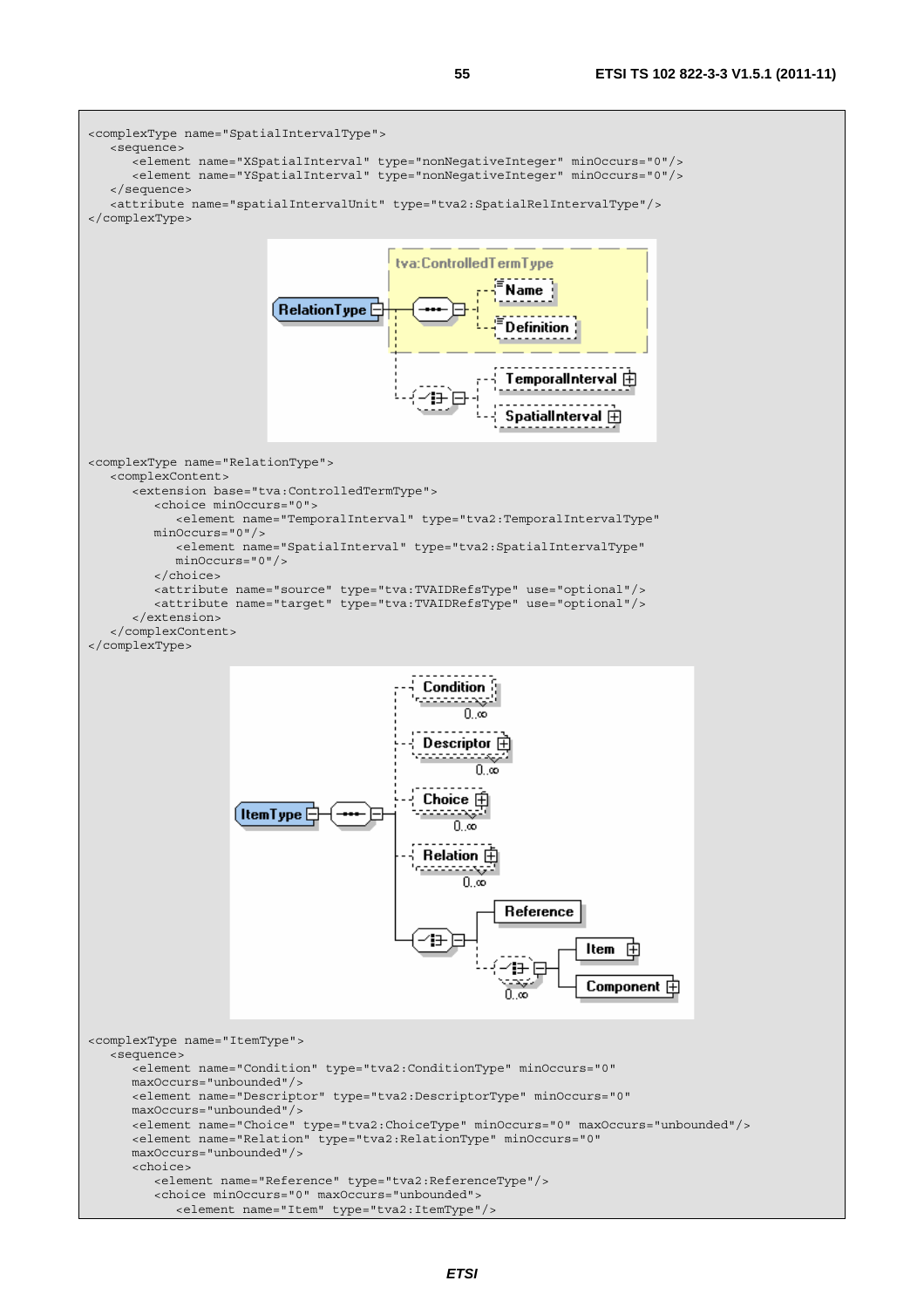```
<complexType name="SpatialIntervalType">
   <sequence>
      <element name="XSpatialInterval" type="nonNegativeInteger" minOccurs="0"/>
      <element name="YSpatialInterval" type="nonNegativeInteger" minOccurs="0"/>
   </sequence>
   <attribute name="spatialIntervalUnit" type="tva2:SpatialRelIntervalType"/>
</complexType>
```

```
<complexType name="RelationType">
   <complexContent>
      <extension base="tva:ControlledTermType">
         <choice minOccurs="0">
            <element name="TemporalInterval" type="tva2:TemporalIntervalType"
         minOccurs="0"/>
            <element name="SpatialInterval" type="tva2:SpatialIntervalType"
            minOccurs="0"/>
         </choice>
         <attribute name="source" type="tva:TVAIDRefsType" use="optional"/>
         <attribute name="target" type="tva:TVAIDRefsType" use="optional"/>
      </extension>
   </complexContent>
</complexType>
```

```
<complexType name="ItemType">
   <sequence>
      <element name="Condition" type="tva2:ConditionType" minOccurs="0"
      maxOccurs="unbounded"/>
      <element name="Descriptor" type="tva2:DescriptorType" minOccurs="0"
      maxOccurs="unbounded"/>
      <element name="Choice" type="tva2:ChoiceType" minOccurs="0" maxOccurs="unbounded"/>
      <element name="Relation" type="tva2:RelationType" minOccurs="0"
      maxOccurs="unbounded"/>
      <choice>
         <element name="Reference" type="tva2:ReferenceType"/>
         <choice minOccurs="0" maxOccurs="unbounded">
            <element name="Item" type="tva2:ItemType"/>
```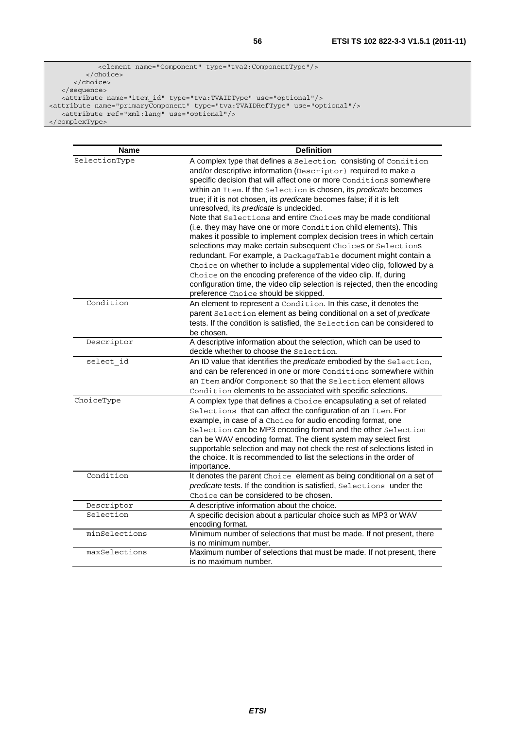```
            <element name="Component" type="tva2:ComponentType"/>
         </choice>
      </choice>
   </sequence>
   <attribute name="item_id" type="tva:TVAIDType" use="optional"/>
<attribute name="primaryComponent" type="tva:TVAIDRefType" use="optional"/>
   <attribute ref="xml:lang" use="optional"/>
</complexType>
```

| Name | Definition |
| --- | --- |
| SelectionType | A complex type that defines a Selection consisting of Condition and/or descriptive information (Descriptor) required to make a specific decision that will affect one or more Conditions somewhere within an Item. If the Selection is chosen, its *predicate* becomes true; if it is not chosen, its *predicate* becomes false; if it is left unresolved, its *predicate* is undecided.<br>Note that Selections and entire Choices may be made conditional (i.e. they may have one or more Condition child elements). This makes it possible to implement complex decision trees in which certain selections may make certain subsequent Choices or Selections redundant. For example, a PackageTable document might contain a Choice on whether to include a supplemental video clip, followed by a Choice on the encoding preference of the video clip. If, during configuration time, the video clip selection is rejected, then the encoding preference Choice should be skipped. |
| Condition | An element to represent a Condition. In this case, it denotes the parent Selection element as being conditional on a set of *predicate* tests. If the condition is satisfied, the Selection can be considered to be chosen. |
| Descriptor | A descriptive information about the selection, which can be used to decide whether to choose the Selection. |
| select_id | An ID value that identifies the *predicate* embodied by the Selection, and can be referenced in one or more Conditions somewhere within an Item and/or Component so that the Selection element allows Condition elements to be associated with specific selections. |
| ChoiceType | A complex type that defines a Choice encapsulating a set of related Selections that can affect the configuration of an Item. For example, in case of a Choice for audio encoding format, one Selection can be MP3 encoding format and the other Selection can be WAV encoding format. The client system may select first supportable selection and may not check the rest of selections listed in the choice. It is recommended to list the selections in the order of importance. |
| Condition | It denotes the parent Choice element as being conditional on a set of *predicate* tests. If the condition is satisfied, Selections under the Choice can be considered to be chosen. |
| Descriptor | A descriptive information about the choice. |
| Selection | A specific decision about a particular choice such as MP3 or WAV encoding format. |
| minSelections | Minimum number of selections that must be made. If not present, there is no minimum number. |
| maxSelections | Maximum number of selections that must be made. If not present, there is no maximum number. |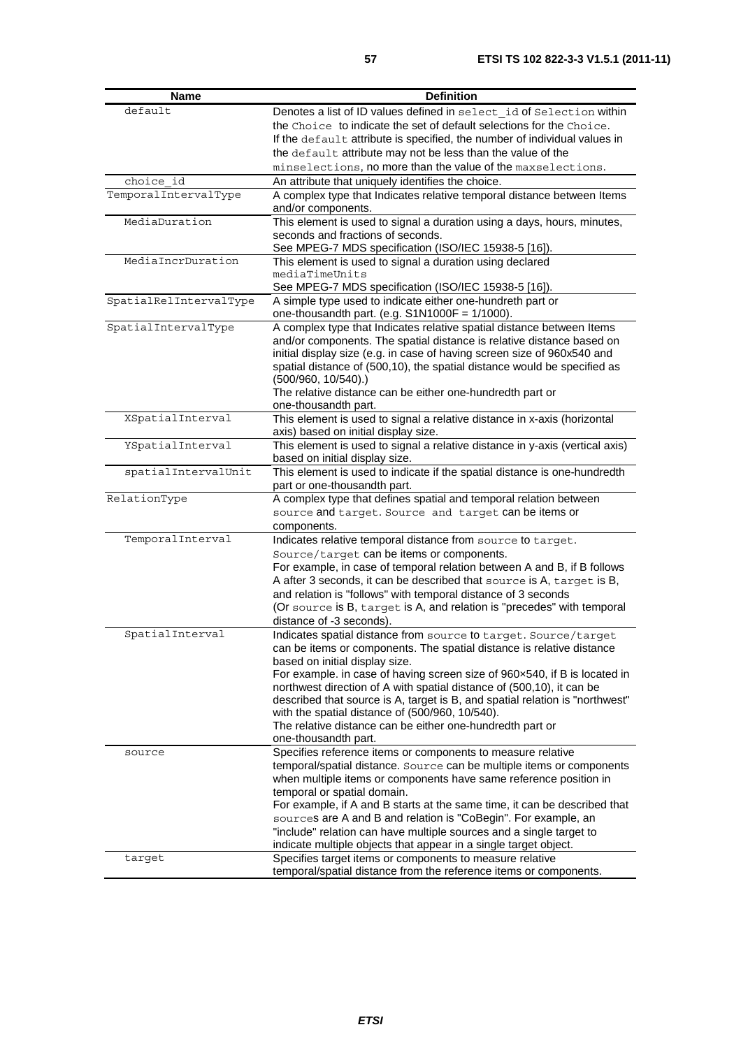| Name | Definition |
|---|---|
| default | Denotes a list of ID values defined in select_id of Selection within the Choice to indicate the set of default selections for the Choice. If the default attribute is specified, the number of individual values in the default attribute may not be less than the value of the minselections, no more than the value of the maxselections. |
| choice_id | An attribute that uniquely identifies the choice. |
| TemporalIntervalType | A complex type that Indicates relative temporal distance between Items and/or components. |
| MediaDuration | This element is used to signal a duration using a days, hours, minutes, seconds and fractions of seconds. See MPEG-7 MDS specification (ISO/IEC 15938-5 [16]). |
| MediaIncrDuration | This element is used to signal a duration using declared mediaTimeUnits See MPEG-7 MDS specification (ISO/IEC 15938-5 [16]). |
| SpatialRelIntervalType | A simple type used to indicate either one-hundreth part or one-thousandth part. (e.g. S1N1000F = 1/1000). |
| SpatialIntervalType | A complex type that Indicates relative spatial distance between Items and/or components. The spatial distance is relative distance based on initial display size (e.g. in case of having screen size of 960x540 and spatial distance of (500,10), the spatial distance would be specified as (500/960, 10/540).) The relative distance can be either one-hundredth part or one-thousandth part. |
| XSpatialInterval | This element is used to signal a relative distance in x-axis (horizontal axis) based on initial display size. |
| YSpatialInterval | This element is used to signal a relative distance in y-axis (vertical axis) based on initial display size. |
| spatialIntervalUnit | This element is used to indicate if the spatial distance is one-hundredth part or one-thousandth part. |
| RelationType | A complex type that defines spatial and temporal relation between source and target. Source and target can be items or components. |
| TemporalInterval | Indicates relative temporal distance from source to target. Source/target can be items or components. For example, in case of temporal relation between A and B, if B follows A after 3 seconds, it can be described that source is A, target is B, and relation is "follows" with temporal distance of 3 seconds (Or source is B, target is A, and relation is "precedes" with temporal distance of -3 seconds). |
| SpatialInterval | Indicates spatial distance from source to target. Source/target can be items or components. The spatial distance is relative distance based on initial display size. For example. in case of having screen size of 960×540, if B is located in northwest direction of A with spatial distance of (500,10), it can be described that source is A, target is B, and spatial relation is "northwest" with the spatial distance of (500/960, 10/540). The relative distance can be either one-hundredth part or one-thousandth part. |
| source | Specifies reference items or components to measure relative temporal/spatial distance. Source can be multiple items or components when multiple items or components have same reference position in temporal or spatial domain. For example, if A and B starts at the same time, it can be described that sources are A and B and relation is "CoBegin". For example, an "include" relation can have multiple sources and a single target to indicate multiple objects that appear in a single target object. |
| target | Specifies target items or components to measure relative temporal/spatial distance from the reference items or components. |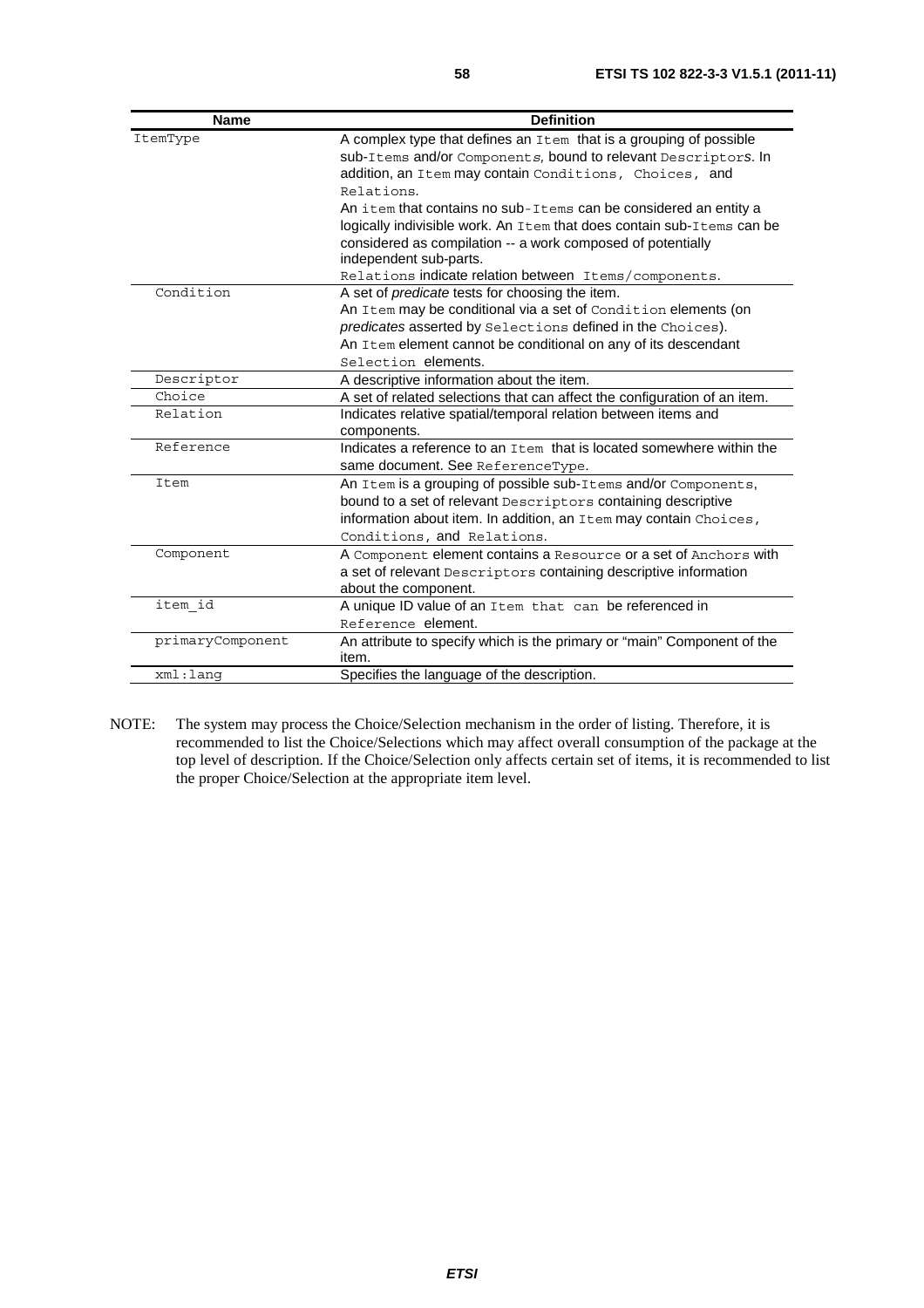| Name | Definition |
| --- | --- |
| ItemType | A complex type that defines an Item that is a grouping of possible sub-Items and/or Components, bound to relevant Descriptors. In addition, an Item may contain Conditions, Choices, and Relations. An item that contains no sub-Items can be considered an entity a logically indivisible work. An Item that does contain sub-Items can be considered as compilation -- a work composed of potentially independent sub-parts. Relations indicate relation between Items/components. |
| Condition | A set of *predicate* tests for choosing the item. An Item may be conditional via a set of Condition elements (on *predicates* asserted by Selections defined in the Choices). An Item element cannot be conditional on any of its descendant Selection elements. |
| Descriptor | A descriptive information about the item. |
| Choice | A set of related selections that can affect the configuration of an item. |
| Relation | Indicates relative spatial/temporal relation between items and components. |
| Reference | Indicates a reference to an Item that is located somewhere within the same document. See ReferenceType. |
| Item | An Item is a grouping of possible sub-Items and/or Components, bound to a set of relevant Descriptors containing descriptive information about item. In addition, an Item may contain Choices, Conditions, and Relations. |
| Component | A Component element contains a Resource or a set of Anchors with a set of relevant Descriptors containing descriptive information about the component. |
| item_id | A unique ID value of an Item that can be referenced in Reference element. |
| primaryComponent | An attribute to specify which is the primary or "main" Component of the item. |
| xml:lang | Specifies the language of the description. |

NOTE: The system may process the Choice/Selection mechanism in the order of listing. Therefore, it is recommended to list the Choice/Selections which may affect overall consumption of the package at the top level of description. If the Choice/Selection only affects certain set of items, it is recommended to list the proper Choice/Selection at the appropriate item level.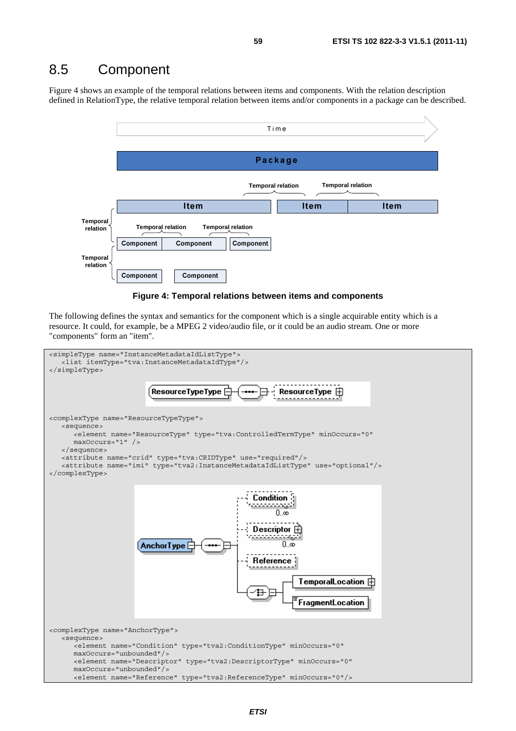## 8.5 Component

Figure 4 shows an example of the temporal relations between items and components. With the relation description defined in RelationType, the relative temporal relation between items and/or components in a package can be described.

**Figure 4: Temporal relations between items and components**

The following defines the syntax and semantics for the component which is a single acquirable entity which is a resource. It could, for example, be a MPEG 2 video/audio file, or it could be an audio stream. One or more "components" form an "item".

```
<simpleType name="InstanceMetadataIdListType">
   <list itemType="tva:InstanceMetadataIdType"/>
</simpleType>
```

```
<complexType name="ResourceTypeType">
   <sequence>
      <element name="ResourceType" type="tva:ControlledTermType" minOccurs="0"
      maxOccurs="1" />
   </sequence>
   <attribute name="crid" type="tva:CRIDType" use="required"/>
   <attribute name="imi" type="tva2:InstanceMetadataIdListType" use="optional"/>
</complexType>
```

```
<complexType name="AnchorType">
   <sequence>
      <element name="Condition" type="tva2:ConditionType" minOccurs="0"
      maxOccurs="unbounded"/>
      <element name="Descriptor" type="tva2:DescriptorType" minOccurs="0"
      maxOccurs="unbounded"/>
      <element name="Reference" type="tva2:ReferenceType" minOccurs="0"/>
```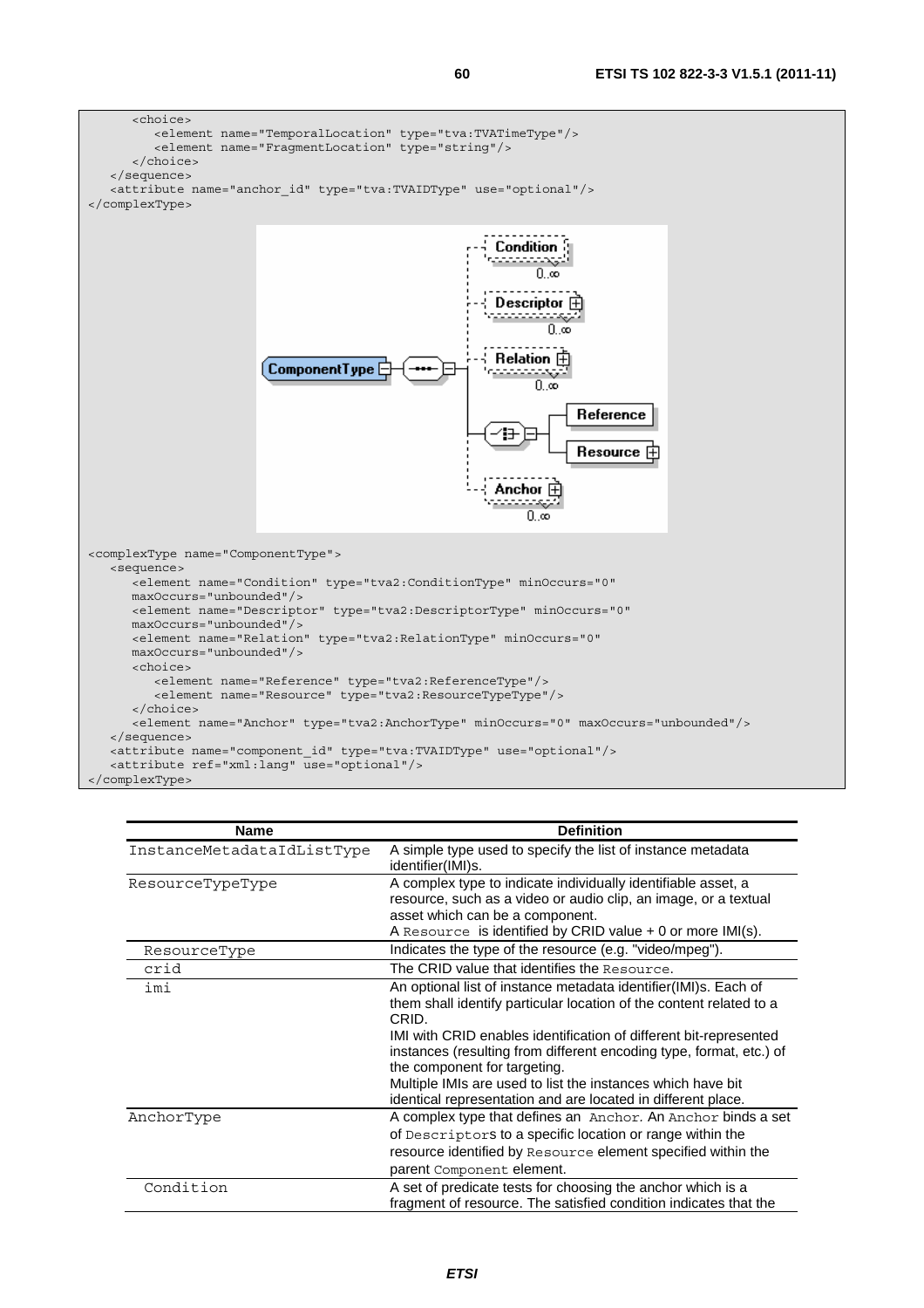```
      <choice>
         <element name="TemporalLocation" type="tva:TVATimeType"/>
         <element name="FragmentLocation" type="string"/>
      </choice>
   </sequence>
   <attribute name="anchor_id" type="tva:TVAIDType" use="optional"/>
</complexType>
```

```
<complexType name="ComponentType">
   <sequence>
      <element name="Condition" type="tva2:ConditionType" minOccurs="0"
      maxOccurs="unbounded"/>
      <element name="Descriptor" type="tva2:DescriptorType" minOccurs="0"
      maxOccurs="unbounded"/>
      <element name="Relation" type="tva2:RelationType" minOccurs="0"
      maxOccurs="unbounded"/>
      <choice>
         <element name="Reference" type="tva2:ReferenceType"/>
         <element name="Resource" type="tva2:ResourceTypeType"/>
      </choice>
      <element name="Anchor" type="tva2:AnchorType" minOccurs="0" maxOccurs="unbounded"/>
   </sequence>
   <attribute name="component_id" type="tva:TVAIDType" use="optional"/>
   <attribute ref="xml:lang" use="optional"/>
</complexType>
```

| Name | Definition |
|---|---|
| InstanceMetadataIdListType | A simple type used to specify the list of instance metadata identifier(IMI)s. |
| ResourceTypeType | A complex type to indicate individually identifiable asset, a resource, such as a video or audio clip, an image, or a textual asset which can be a component.<br>A Resource is identified by CRID value + 0 or more IMI(s). |
| ResourceType | Indicates the type of the resource (e.g. "video/mpeg"). |
| crid | The CRID value that identifies the Resource. |
| imi | An optional list of instance metadata identifier(IMI)s. Each of them shall identify particular location of the content related to a CRID.<br>IMI with CRID enables identification of different bit-represented instances (resulting from different encoding type, format, etc.) of the component for targeting.<br>Multiple IMIs are used to list the instances which have bit identical representation and are located in different place. |
| AnchorType | A complex type that defines an Anchor. An Anchor binds a set of Descriptors to a specific location or range within the resource identified by Resource element specified within the parent Component element. |
| Condition | A set of predicate tests for choosing the anchor which is a fragment of resource. The satisfied condition indicates that the |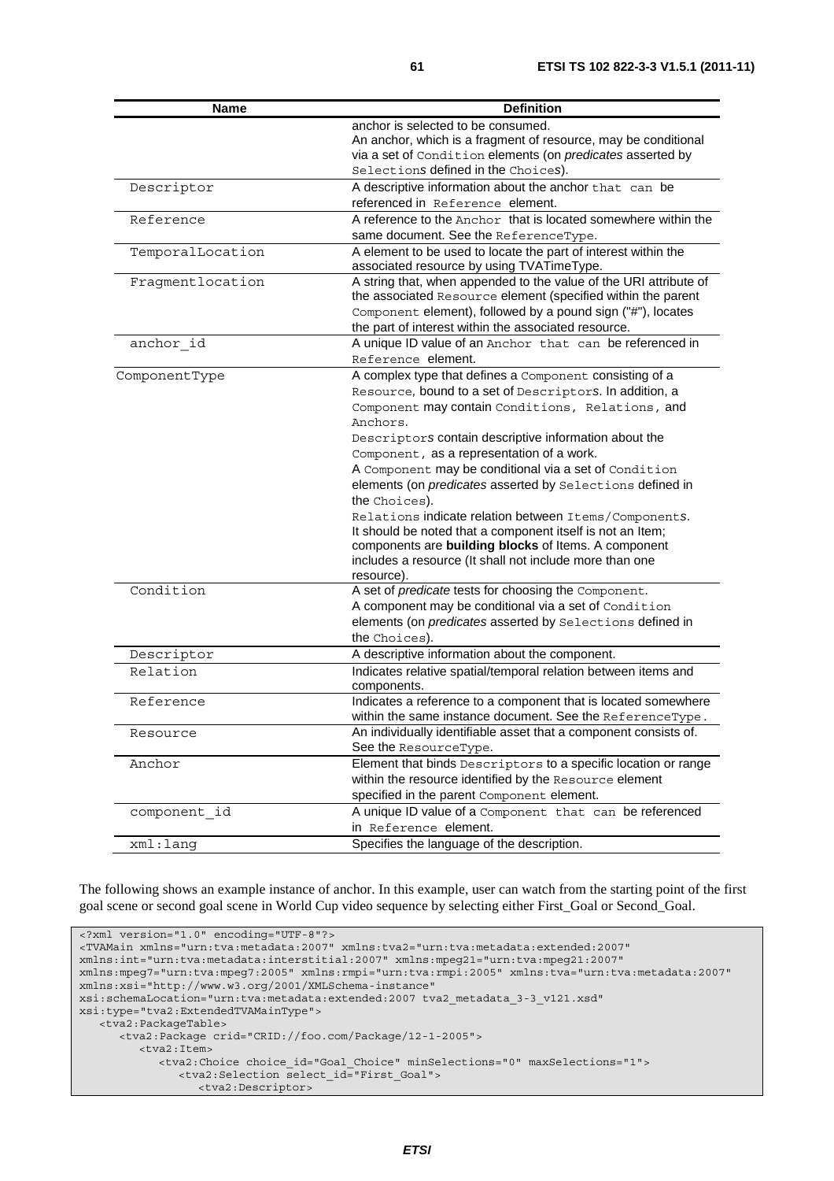| Name | Definition |
|---|---|
| | anchor is selected to be consumed. An anchor, which is a fragment of resource, may be conditional via a set of Condition elements (on *predicates* asserted by Selection*s* defined in the Choice*s*). |
| Descriptor | A descriptive information about the anchor that can be referenced in Reference element. |
| Reference | A reference to the Anchor that is located somewhere within the same document. See the ReferenceType. |
| TemporalLocation | A element to be used to locate the part of interest within the associated resource by using TVATimeType. |
| Fragmentlocation | A string that, when appended to the value of the URI attribute of the associated Resource element (specified within the parent Component element), followed by a pound sign ("#"), locates the part of interest within the associated resource. |
| anchor_id | A unique ID value of an Anchor that can be referenced in Reference element. |
| ComponentType | A complex type that defines a Component consisting of a Resource, bound to a set of Descriptor*s*. In addition, a Component may contain Conditions, Relations, and Anchors.<br>Descriptor*s* contain descriptive information about the Component, as a representation of a work.<br>A Component may be conditional via a set of Condition elements (on *predicates* asserted by Selections defined in the Choices).<br>Relations indicate relation between Items/Component*s*. It should be noted that a component itself is not an Item; components are **building blocks** of Items. A component includes a resource (It shall not include more than one resource). |
| Condition | A set of *predicate* tests for choosing the Component. A component may be conditional via a set of Condition elements (on *predicates* asserted by Selections defined in the Choices). |
| Descriptor | A descriptive information about the component. |
| Relation | Indicates relative spatial/temporal relation between items and components. |
| Reference | Indicates a reference to a component that is located somewhere within the same instance document. See the ReferenceType. |
| Resource | An individually identifiable asset that a component consists of. See the ResourceType. |
| Anchor | Element that binds Descriptors to a specific location or range within the resource identified by the Resource element specified in the parent Component element. |
| component_id | A unique ID value of a Component that can be referenced in Reference element. |
| xml:lang | Specifies the language of the description. |

The following shows an example instance of anchor. In this example, user can watch from the starting point of the first goal scene or second goal scene in World Cup video sequence by selecting either First_Goal or Second_Goal.

```
<?xml version="1.0" encoding="UTF-8"?>
<TVAMain xmlns="urn:tva:metadata:2007" xmlns:tva2="urn:tva:metadata:extended:2007"
xmlns:int="urn:tva:metadata:interstitial:2007" xmlns:mpeg21="urn:tva:mpeg21:2007"
xmlns:mpeg7="urn:tva:mpeg7:2005" xmlns:rmpi="urn:tva:rmpi:2005" xmlns:tva="urn:tva:metadata:2007"
xmlns:xsi="http://www.w3.org/2001/XMLSchema-instance"
xsi:schemaLocation="urn:tva:metadata:extended:2007 tva2_metadata_3-3_v121.xsd"
xsi:type="tva2:ExtendedTVAMainType">
   <tva2:PackageTable>
      <tva2:Package crid="CRID://foo.com/Package/12-1-2005">
         <tva2:Item>
            <tva2:Choice choice_id="Goal_Choice" minSelections="0" maxSelections="1">
               <tva2:Selection select_id="First_Goal">
                  <tva2:Descriptor>
```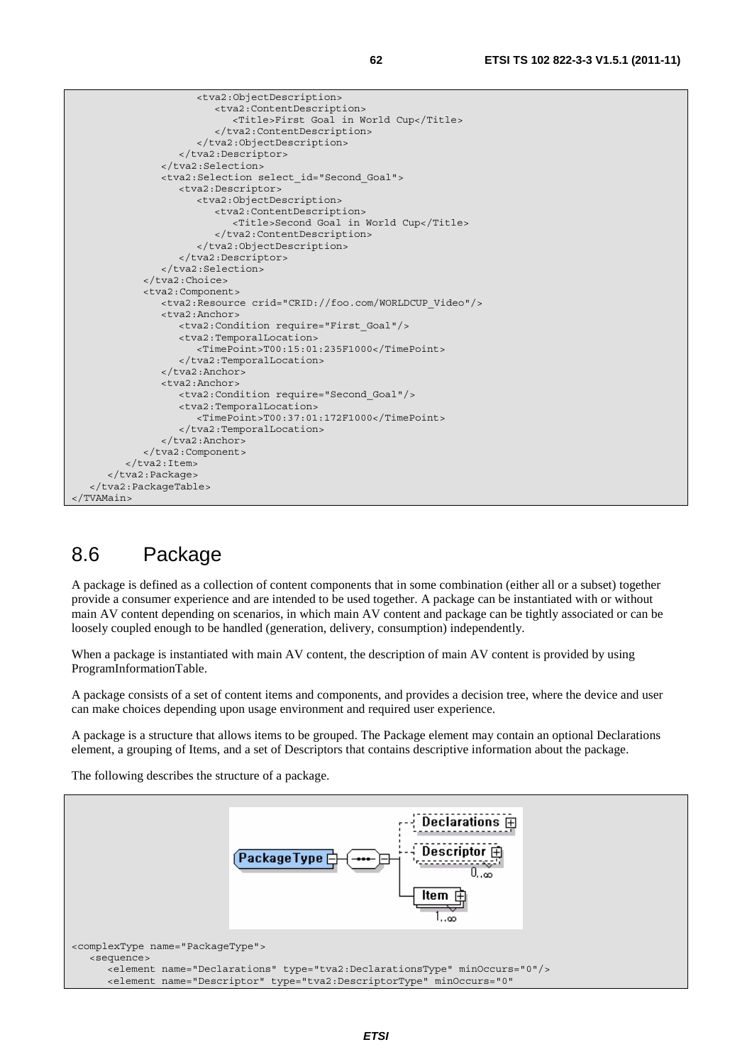```
                    <tva2:ObjectDescription>
                        <tva2:ContentDescription>
                            <Title>First Goal in World Cup</Title>
                        </tva2:ContentDescription>
                    </tva2:ObjectDescription>
                </tva2:Descriptor>
            </tva2:Selection>
            <tva2:Selection select_id="Second_Goal">
                <tva2:Descriptor>
                    <tva2:ObjectDescription>
                        <tva2:ContentDescription>
                            <Title>Second Goal in World Cup</Title>
                        </tva2:ContentDescription>
                    </tva2:ObjectDescription>
                </tva2:Descriptor>
            </tva2:Selection>
        </tva2:Choice>
        <tva2:Component>
            <tva2:Resource crid="CRID://foo.com/WORLDCUP_Video"/>
            <tva2:Anchor>
                <tva2:Condition require="First_Goal"/>
                <tva2:TemporalLocation>
                    <TimePoint>T00:15:01:235F1000</TimePoint>
                </tva2:TemporalLocation>
            </tva2:Anchor>
            <tva2:Anchor>
                <tva2:Condition require="Second_Goal"/>
                <tva2:TemporalLocation>
                    <TimePoint>T00:37:01:172F1000</TimePoint>
                </tva2:TemporalLocation>
            </tva2:Anchor>
        </tva2:Component>
    </tva2:Item>
  </tva2:Package>
 </tva2:PackageTable>
</TVAMain>
```

## 8.6 Package

A package is defined as a collection of content components that in some combination (either all or a subset) together provide a consumer experience and are intended to be used together. A package can be instantiated with or without main AV content depending on scenarios, in which main AV content and package can be tightly associated or can be loosely coupled enough to be handled (generation, delivery, consumption) independently.

When a package is instantiated with main AV content, the description of main AV content is provided by using ProgramInformationTable.

A package consists of a set of content items and components, and provides a decision tree, where the device and user can make choices depending upon usage environment and required user experience.

A package is a structure that allows items to be grouped. The Package element may contain an optional Declarations element, a grouping of Items, and a set of Descriptors that contains descriptive information about the package.

The following describes the structure of a package.

```
<complexType name="PackageType">
   <sequence>
      <element name="Declarations" type="tva2:DeclarationsType" minOccurs="0"/>
      <element name="Descriptor" type="tva2:DescriptorType" minOccurs="0"
```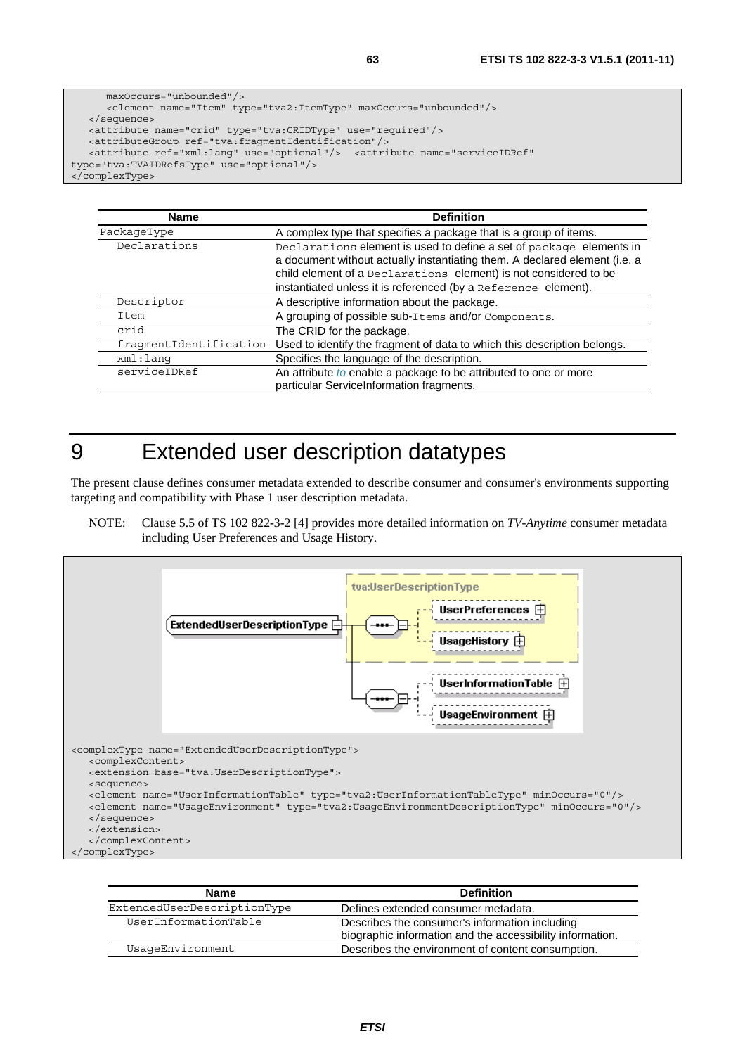```
      maxOccurs="unbounded"/>
      <element name="Item" type="tva2:ItemType" maxOccurs="unbounded"/>
   </sequence>
   <attribute name="crid" type="tva:CRIDType" use="required"/>
   <attributeGroup ref="tva:fragmentIdentification"/>
   <attribute ref="xml:lang" use="optional"/>  <attribute name="serviceIDRef"
type="tva:TVAIDRefsType" use="optional"/>
</complexType>
```

| Name | Definition |
|---|---|
| PackageType | A complex type that specifies a package that is a group of items. |
| Declarations | Declarations element is used to define a set of package elements in a document without actually instantiating them. A declared element (i.e. a child element of a Declarations element) is not considered to be instantiated unless it is referenced (by a Reference element). |
| Descriptor | A descriptive information about the package. |
| Item | A grouping of possible sub-Items and/or Components. |
| crid | The CRID for the package. |
| fragmentIdentification | Used to identify the fragment of data to which this description belongs. |
| xml:lang | Specifies the language of the description. |
| serviceIDRef | An attribute to enable a package to be attributed to one or more particular ServiceInformation fragments. |

# 9 Extended user description datatypes

The present clause defines consumer metadata extended to describe consumer and consumer's environments supporting targeting and compatibility with Phase 1 user description metadata.

NOTE: Clause 5.5 of TS 102 822-3-2 [4] provides more detailed information on *TV-Anytime* consumer metadata including User Preferences and Usage History.

```
<complexType name="ExtendedUserDescriptionType">
   <complexContent>
   <extension base="tva:UserDescriptionType">
   <sequence>
   <element name="UserInformationTable" type="tva2:UserInformationTableType" minOccurs="0"/>
   <element name="UsageEnvironment" type="tva2:UsageEnvironmentDescriptionType" minOccurs="0"/>
   </sequence>
   </extension>
   </complexContent>
</complexType>
```

| Name | Definition |
|---|---|
| ExtendedUserDescriptionType | Defines extended consumer metadata. |
| UserInformationTable | Describes the consumer's information including biographic information and the accessibility information. |
| UsageEnvironment | Describes the environment of content consumption. |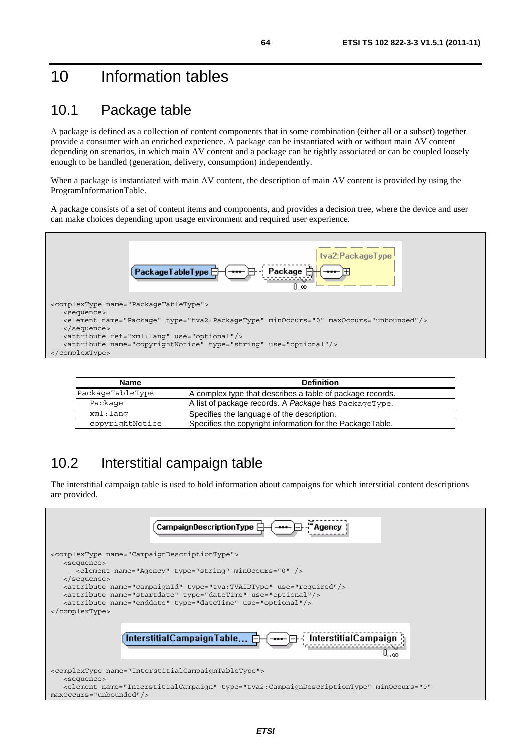# 10 Information tables

## 10.1 Package table

A package is defined as a collection of content components that in some combination (either all or a subset) together provide a consumer with an enriched experience. A package can be instantiated with or without main AV content depending on scenarios, in which main AV content and a package can be tightly associated or can be coupled loosely enough to be handled (generation, delivery, consumption) independently.

When a package is instantiated with main AV content, the description of main AV content is provided by using the ProgramInformationTable.

A package consists of a set of content items and components, and provides a decision tree, where the device and user can make choices depending upon usage environment and required user experience.

```
<complexType name="PackageTableType">
   <sequence>
   <element name="Package" type="tva2:PackageType" minOccurs="0" maxOccurs="unbounded"/>
   </sequence>
   <attribute ref="xml:lang" use="optional"/>
   <attribute name="copyrightNotice" type="string" use="optional"/>
</complexType>
```

| Name | Definition |
|---|---|
| PackageTableType | A complex type that describes a table of package records. |
| Package | A list of package records. A *Package* has PackageType. |
| xml:lang | Specifies the language of the description. |
| copyrightNotice | Specifies the copyright information for the PackageTable. |

## 10.2 Interstitial campaign table

The interstitial campaign table is used to hold information about campaigns for which interstitial content descriptions are provided.

```
<complexType name="CampaignDescriptionType">
   <sequence>
      <element name="Agency" type="string" minOccurs="0" />
   </sequence>
   <attribute name="campaignId" type="tva:TVAIDType" use="required"/>
   <attribute name="startdate" type="dateTime" use="optional"/>
   <attribute name="enddate" type="dateTime" use="optional"/>
</complexType>
```

```
<complexType name="InterstitialCampaignTableType">
   <sequence>
   <element name="InterstitialCampaign" type="tva2:CampaignDescriptionType" minOccurs="0"
maxOccurs="unbounded"/>
```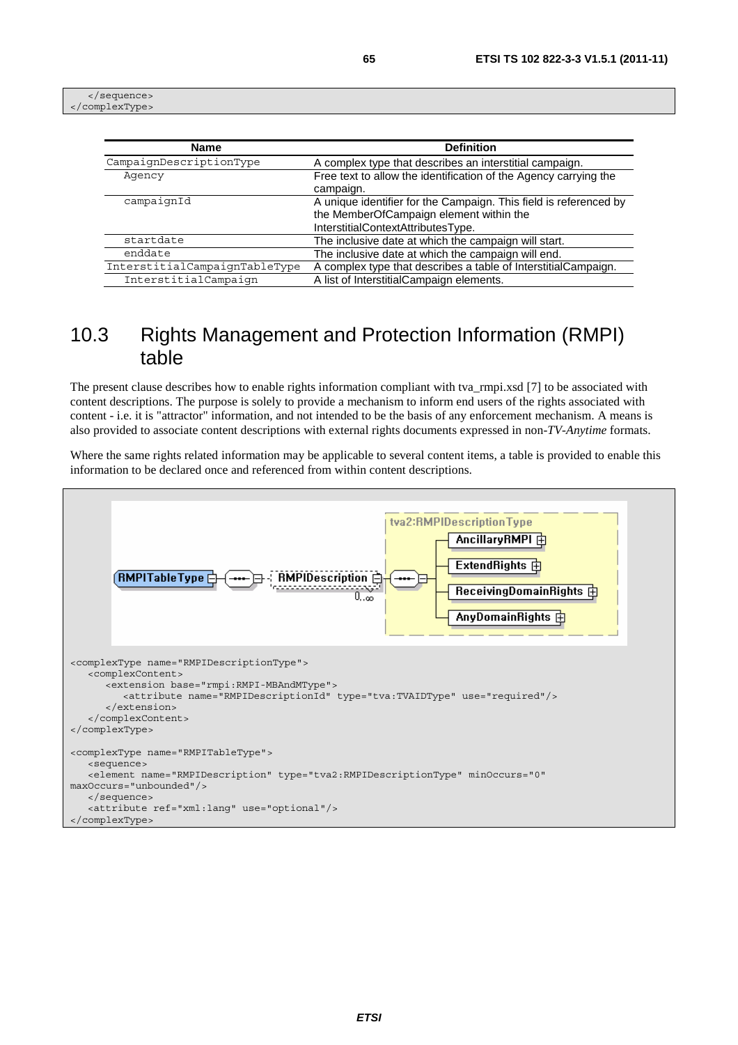```
   </sequence>
</complexType>
```

| Name | Definition |
| --- | --- |
| CampaignDescriptionType | A complex type that describes an interstitial campaign. |
| Agency | Free text to allow the identification of the Agency carrying the campaign. |
| campaignId | A unique identifier for the Campaign. This field is referenced by the MemberOfCampaign element within the InterstitialContextAttributesType. |
| startdate | The inclusive date at which the campaign will start. |
| enddate | The inclusive date at which the campaign will end. |
| InterstitialCampaignTableType | A complex type that describes a table of InterstitialCampaign. |
| InterstitialCampaign | A list of InterstitialCampaign elements. |

## 10.3 Rights Management and Protection Information (RMPI) table

The present clause describes how to enable rights information compliant with tva_rmpi.xsd [7] to be associated with content descriptions. The purpose is solely to provide a mechanism to inform end users of the rights associated with content - i.e. it is "attractor" information, and not intended to be the basis of any enforcement mechanism. A means is also provided to associate content descriptions with external rights documents expressed in non-*TV-Anytime* formats.

Where the same rights related information may be applicable to several content items, a table is provided to enable this information to be declared once and referenced from within content descriptions.

```
<complexType name="RMPIDescriptionType">
   <complexContent>
      <extension base="rmpi:RMPI-MBAndMType">
         <attribute name="RMPIDescriptionId" type="tva:TVAIDType" use="required"/>
      </extension>
   </complexContent>
</complexType>

<complexType name="RMPITableType">
   <sequence>
   <element name="RMPIDescription" type="tva2:RMPIDescriptionType" minOccurs="0"
maxOccurs="unbounded"/>
   </sequence>
   <attribute ref="xml:lang" use="optional"/>
</complexType>
```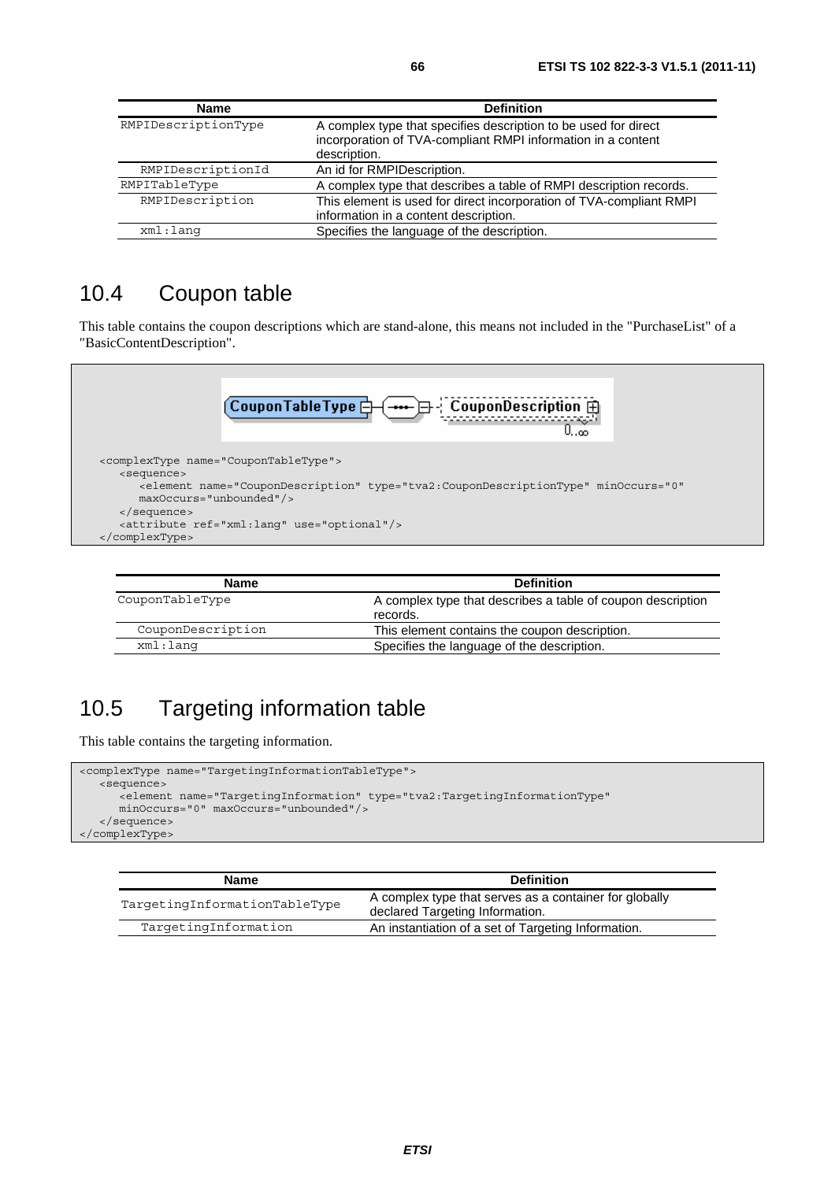| Name | Definition |
| --- | --- |
| RMPIDescriptionType | A complex type that specifies description to be used for direct incorporation of TVA-compliant RMPI information in a content description. |
| RMPIDescriptionId | An id for RMPIDescription. |
| RMPITableType | A complex type that describes a table of RMPI description records. |
| RMPIDescription | This element is used for direct incorporation of TVA-compliant RMPI information in a content description. |
| xml:lang | Specifies the language of the description. |

## 10.4 Coupon table

This table contains the coupon descriptions which are stand-alone, this means not included in the "PurchaseList" of a "BasicContentDescription".

```
<complexType name="CouponTableType">
   <sequence>
      <element name="CouponDescription" type="tva2:CouponDescriptionType" minOccurs="0"
      maxOccurs="unbounded"/>
   </sequence>
   <attribute ref="xml:lang" use="optional"/>
</complexType>
```

| Name | Definition |
| --- | --- |
| CouponTableType | A complex type that describes a table of coupon description records. |
| CouponDescription | This element contains the coupon description. |
| xml:lang | Specifies the language of the description. |

## 10.5 Targeting information table

This table contains the targeting information.

```
<complexType name="TargetingInformationTableType">
   <sequence>
      <element name="TargetingInformation" type="tva2:TargetingInformationType"
      minOccurs="0" maxOccurs="unbounded"/>
   </sequence>
</complexType>
```

| Name | Definition |
| --- | --- |
| TargetingInformationTableType | A complex type that serves as a container for globally declared Targeting Information. |
| TargetingInformation | An instantiation of a set of Targeting Information. |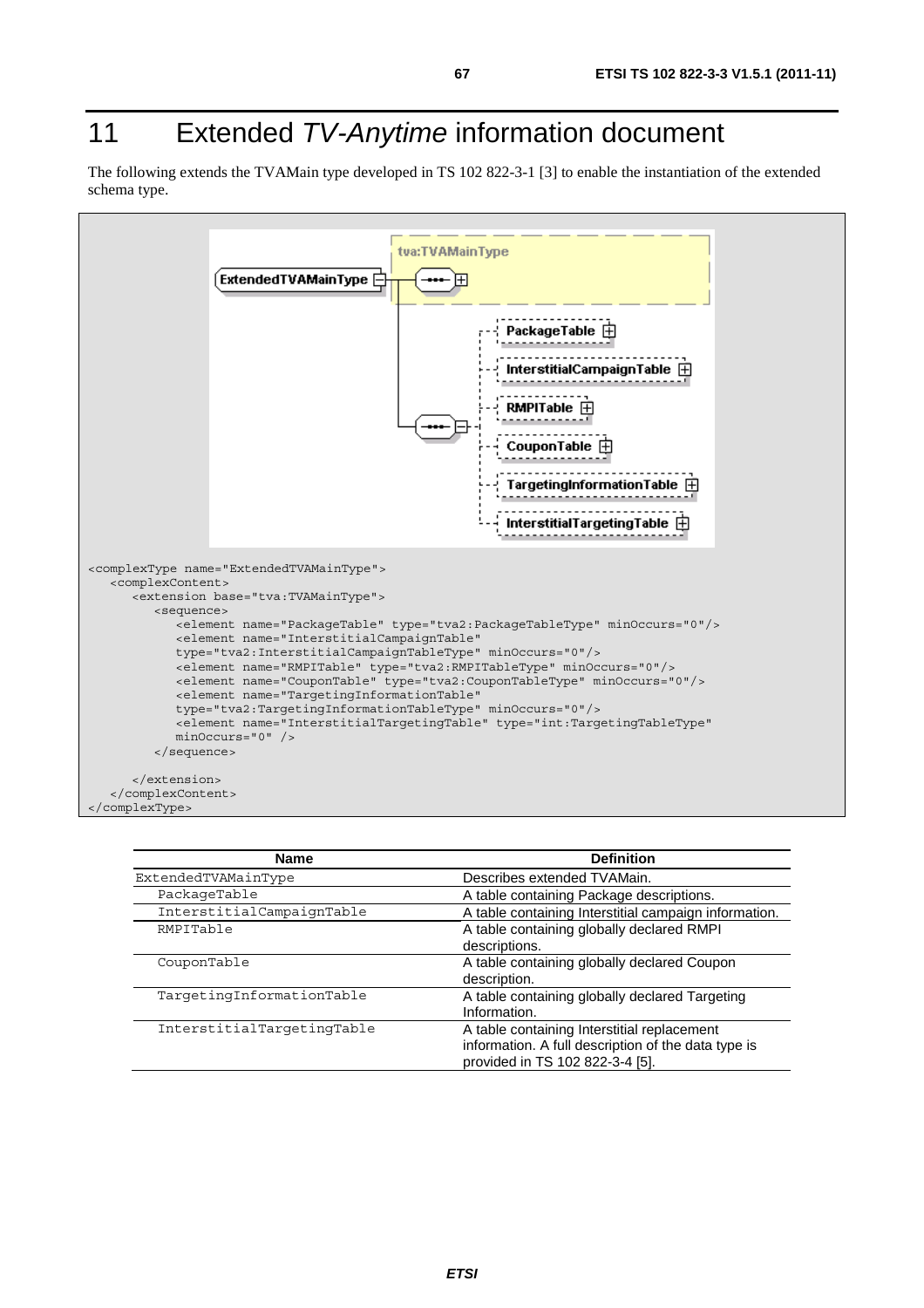# 11 Extended *TV-Anytime* information document

The following extends the TVAMain type developed in TS 102 822-3-1 [3] to enable the instantiation of the extended schema type.

```
<complexType name="ExtendedTVAMainType">
   <complexContent>
      <extension base="tva:TVAMainType">
         <sequence>
            <element name="PackageTable" type="tva2:PackageTableType" minOccurs="0"/>
            <element name="InterstitialCampaignTable"
            type="tva2:InterstitialCampaignTableType" minOccurs="0"/>
            <element name="RMPITable" type="tva2:RMPITableType" minOccurs="0"/>
            <element name="CouponTable" type="tva2:CouponTableType" minOccurs="0"/>
            <element name="TargetingInformationTable"
            type="tva2:TargetingInformationTableType" minOccurs="0"/>
            <element name="InterstitialTargetingTable" type="int:TargetingTableType"
            minOccurs="0" />
         </sequence>

      </extension>
   </complexContent>
</complexType>
```

| Name | Definition |
| --- | --- |
| ExtendedTVAMainType | Describes extended TVAMain. |
| PackageTable | A table containing Package descriptions. |
| InterstitialCampaignTable | A table containing Interstitial campaign information. |
| RMPITable | A table containing globally declared RMPI descriptions. |
| CouponTable | A table containing globally declared Coupon description. |
| TargetingInformationTable | A table containing globally declared Targeting Information. |
| InterstitialTargetingTable | A table containing Interstitial replacement information. A full description of the data type is provided in TS 102 822-3-4 [5]. |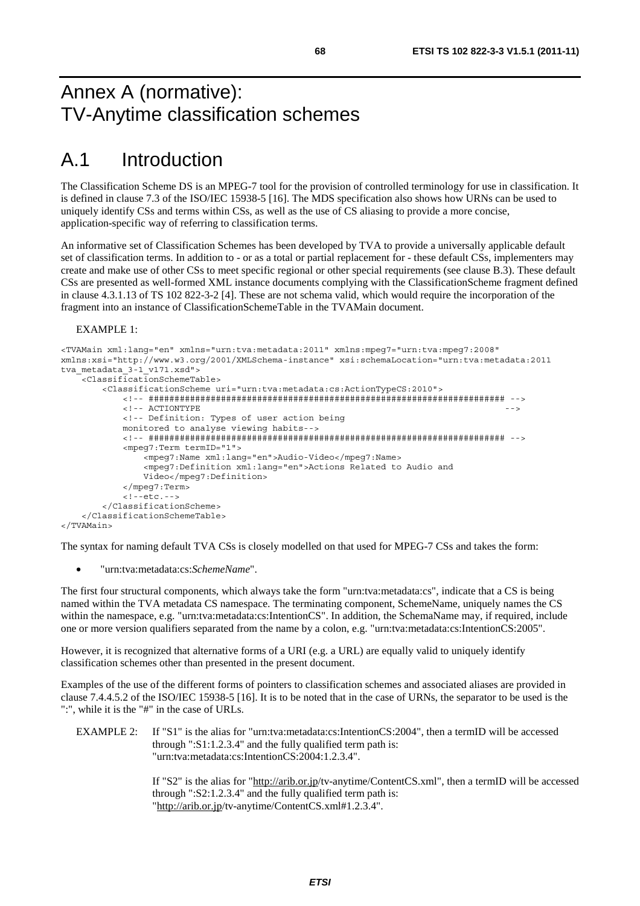# Annex A (normative): TV-Anytime classification schemes

# A.1 Introduction

The Classification Scheme DS is an MPEG-7 tool for the provision of controlled terminology for use in classification. It is defined in clause 7.3 of the ISO/IEC 15938-5 [16]. The MDS specification also shows how URNs can be used to uniquely identify CSs and terms within CSs, as well as the use of CS aliasing to provide a more concise, application-specific way of referring to classification terms.

An informative set of Classification Schemes has been developed by TVA to provide a universally applicable default set of classification terms. In addition to - or as a total or partial replacement for - these default CSs, implementers may create and make use of other CSs to meet specific regional or other special requirements (see clause B.3). These default CSs are presented as well-formed XML instance documents complying with the ClassificationScheme fragment defined in clause 4.3.1.13 of TS 102 822-3-2 [4]. These are not schema valid, which would require the incorporation of the fragment into an instance of ClassificationSchemeTable in the TVAMain document.

EXAMPLE 1:

```
<TVAMain xml:lang="en" xmlns="urn:tva:metadata:2011" xmlns:mpeg7="urn:tva:mpeg7:2008"
xmlns:xsi="http://www.w3.org/2001/XMLSchema-instance" xsi:schemaLocation="urn:tva:metadata:2011
tva_metadata_3-1_v171.xsd">
    <ClassificationSchemeTable>
        <ClassificationScheme uri="urn:tva:metadata:cs:ActionTypeCS:2010">
            <!-- ##################################################################### -->
            <!-- ACTIONTYPE                                                            -->
            <!-- Definition: Types of user action being
            monitored to analyse viewing habits-->
            <!-- ##################################################################### -->
            <mpeg7:Term termID="1">
                <mpeg7:Name xml:lang="en">Audio-Video</mpeg7:Name>
                <mpeg7:Definition xml:lang="en">Actions Related to Audio and
                Video</mpeg7:Definition>
            </mpeg7:Term>
            <!--etc.-->
        </ClassificationScheme>
    </ClassificationSchemeTable>
</TVAMain>
```

The syntax for naming default TVA CSs is closely modelled on that used for MPEG-7 CSs and takes the form:

- "urn:tva:metadata:cs:*SchemeName*".

The first four structural components, which always take the form "urn:tva:metadata:cs", indicate that a CS is being named within the TVA metadata CS namespace. The terminating component, SchemeName, uniquely names the CS within the namespace, e.g. "urn:tva:metadata:cs:IntentionCS". In addition, the SchemaName may, if required, include one or more version qualifiers separated from the name by a colon, e.g. "urn:tva:metadata:cs:IntentionCS:2005".

However, it is recognized that alternative forms of a URI (e.g. a URL) are equally valid to uniquely identify classification schemes other than presented in the present document.

Examples of the use of the different forms of pointers to classification schemes and associated aliases are provided in clause 7.4.4.5.2 of the ISO/IEC 15938-5 [16]. It is to be noted that in the case of URNs, the separator to be used is the ":", while it is the "#" in the case of URLs.

EXAMPLE 2: If "S1" is the alias for "urn:tva:metadata:cs:IntentionCS:2004", then a termID will be accessed through ":S1:1.2.3.4" and the fully qualified term path is: "urn:tva:metadata:cs:IntentionCS:2004:1.2.3.4".

If "S2" is the alias for "http://arib.or.jp/tv-anytime/ContentCS.xml", then a termID will be accessed through ":S2:1.2.3.4" and the fully qualified term path is: "http://arib.or.jp/tv-anytime/ContentCS.xml#1.2.3.4".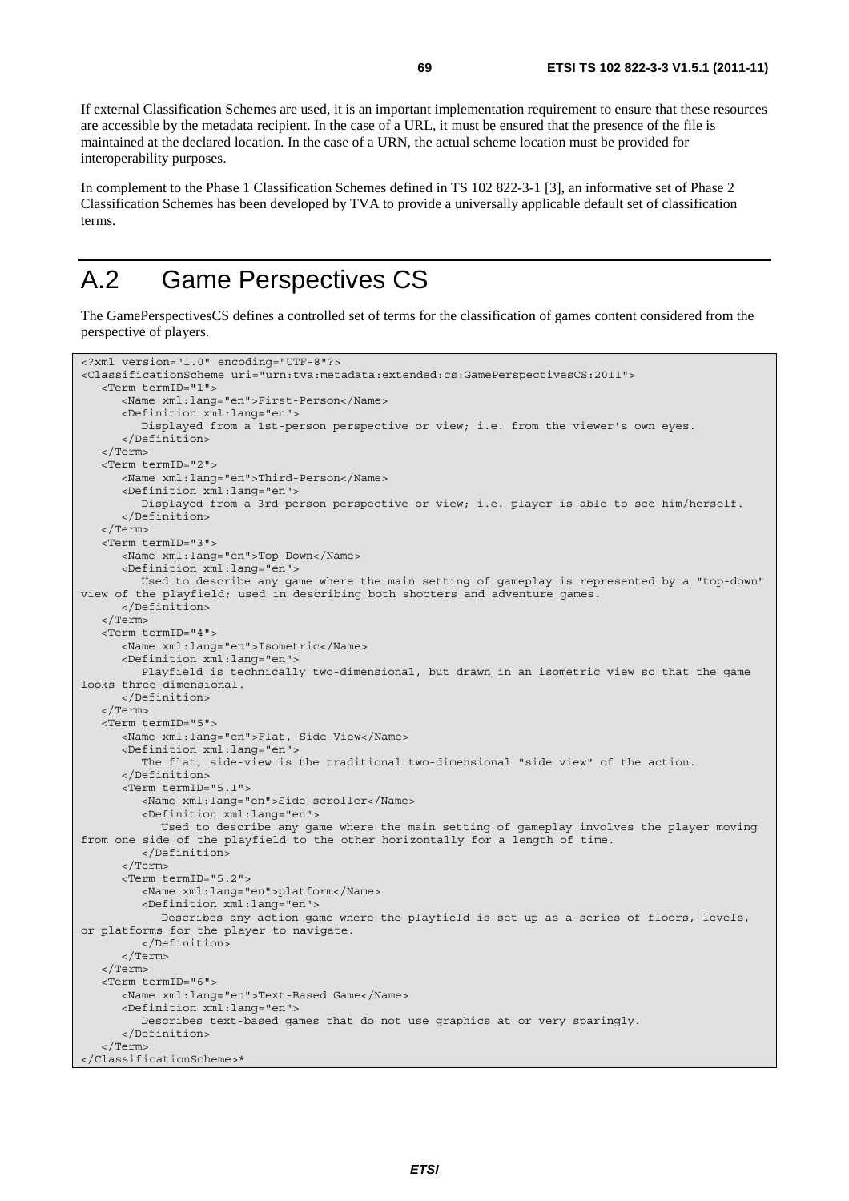If external Classification Schemes are used, it is an important implementation requirement to ensure that these resources are accessible by the metadata recipient. In the case of a URL, it must be ensured that the presence of the file is maintained at the declared location. In the case of a URN, the actual scheme location must be provided for interoperability purposes.

In complement to the Phase 1 Classification Schemes defined in TS 102 822-3-1 [3], an informative set of Phase 2 Classification Schemes has been developed by TVA to provide a universally applicable default set of classification terms.

# A.2 Game Perspectives CS

The GamePerspectivesCS defines a controlled set of terms for the classification of games content considered from the perspective of players.

```
<?xml version="1.0" encoding="UTF-8"?>
<ClassificationScheme uri="urn:tva:metadata:extended:cs:GamePerspectivesCS:2011">
   <Term termID="1">
      <Name xml:lang="en">First-Person</Name>
      <Definition xml:lang="en">
         Displayed from a 1st-person perspective or view; i.e. from the viewer's own eyes.
      </Definition>
   </Term>
   <Term termID="2">
      <Name xml:lang="en">Third-Person</Name>
      <Definition xml:lang="en">
         Displayed from a 3rd-person perspective or view; i.e. player is able to see him/herself.
      </Definition>
   </Term>
   <Term termID="3">
      <Name xml:lang="en">Top-Down</Name>
      <Definition xml:lang="en">
         Used to describe any game where the main setting of gameplay is represented by a "top-down"
view of the playfield; used in describing both shooters and adventure games.
      </Definition>
   </Term>
   <Term termID="4">
      <Name xml:lang="en">Isometric</Name>
      <Definition xml:lang="en">
         Playfield is technically two-dimensional, but drawn in an isometric view so that the game
looks three-dimensional.
      </Definition>
   </Term>
   <Term termID="5">
      <Name xml:lang="en">Flat, Side-View</Name>
      <Definition xml:lang="en">
         The flat, side-view is the traditional two-dimensional "side view" of the action.
      </Definition>
      <Term termID="5.1">
         <Name xml:lang="en">Side-scroller</Name>
         <Definition xml:lang="en">
            Used to describe any game where the main setting of gameplay involves the player moving
from one side of the playfield to the other horizontally for a length of time.
         </Definition>
      </Term>
      <Term termID="5.2">
         <Name xml:lang="en">platform</Name>
         <Definition xml:lang="en">
            Describes any action game where the playfield is set up as a series of floors, levels,
or platforms for the player to navigate.
         </Definition>
      </Term>
   </Term>
   <Term termID="6">
      <Name xml:lang="en">Text-Based Game</Name>
      <Definition xml:lang="en">
         Describes text-based games that do not use graphics at or very sparingly.
      </Definition>
   </Term>
</ClassificationScheme>*
```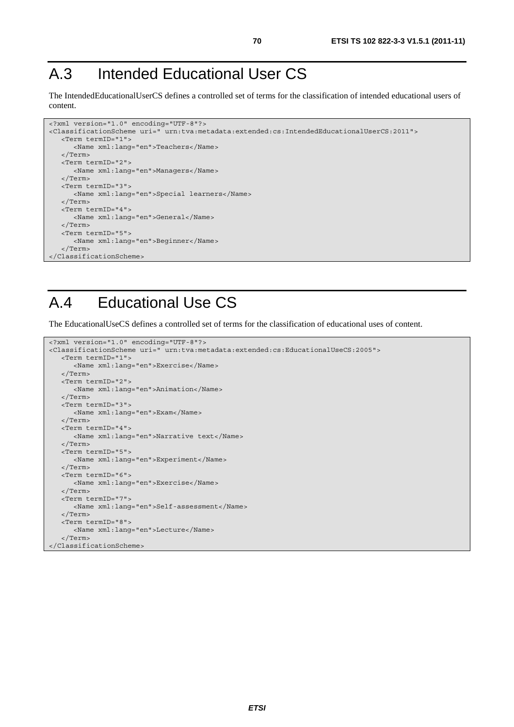# A.3 Intended Educational User CS

The IntendedEducationalUserCS defines a controlled set of terms for the classification of intended educational users of content.

```
<?xml version="1.0" encoding="UTF-8"?>
<ClassificationScheme uri=" urn:tva:metadata:extended:cs:IntendedEducationalUserCS:2011">
   <Term termID="1">
      <Name xml:lang="en">Teachers</Name>
   </Term>
   <Term termID="2">
      <Name xml:lang="en">Managers</Name>
   </Term>
   <Term termID="3">
      <Name xml:lang="en">Special learners</Name>
   </Term>
   <Term termID="4">
      <Name xml:lang="en">General</Name>
   </Term>
   <Term termID="5">
      <Name xml:lang="en">Beginner</Name>
   </Term>
</ClassificationScheme>
```

# A.4 Educational Use CS

The EducationalUseCS defines a controlled set of terms for the classification of educational uses of content.

```
<?xml version="1.0" encoding="UTF-8"?>
<ClassificationScheme uri=" urn:tva:metadata:extended:cs:EducationalUseCS:2005">
   <Term termID="1">
      <Name xml:lang="en">Exercise</Name>
   </Term>
   <Term termID="2">
      <Name xml:lang="en">Animation</Name>
   </Term>
   <Term termID="3">
      <Name xml:lang="en">Exam</Name>
   </Term>
   <Term termID="4">
      <Name xml:lang="en">Narrative text</Name>
   </Term>
   <Term termID="5">
      <Name xml:lang="en">Experiment</Name>
   </Term>
   <Term termID="6">
      <Name xml:lang="en">Exercise</Name>
   </Term>
   <Term termID="7">
      <Name xml:lang="en">Self-assessment</Name>
   </Term>
   <Term termID="8">
      <Name xml:lang="en">Lecture</Name>
   </Term>
</ClassificationScheme>
```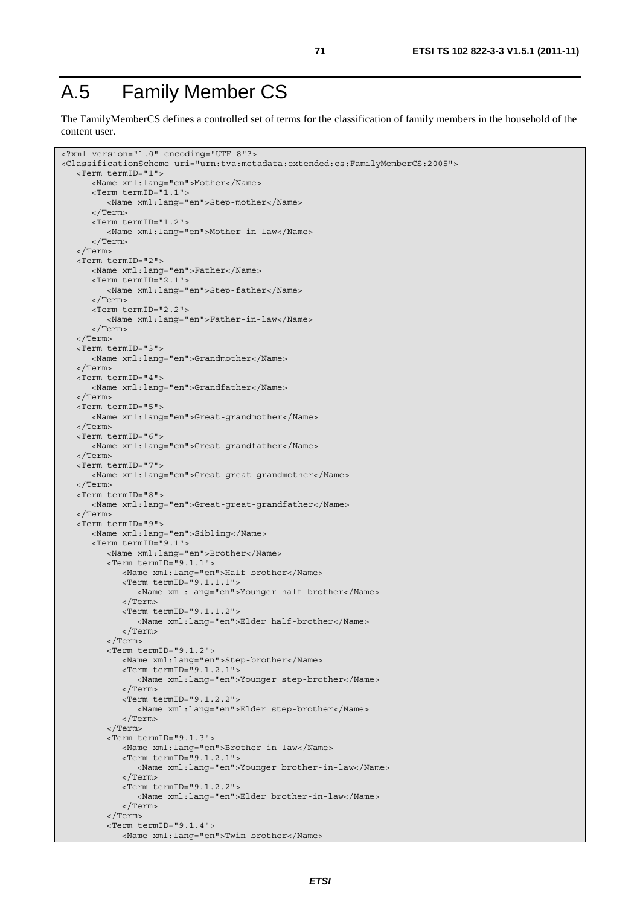# A.5 Family Member CS

The FamilyMemberCS defines a controlled set of terms for the classification of family members in the household of the content user.

```
<?xml version="1.0" encoding="UTF-8"?>
<ClassificationScheme uri="urn:tva:metadata:extended:cs:FamilyMemberCS:2005">
   <Term termID="1">
      <Name xml:lang="en">Mother</Name>
      <Term termID="1.1">
         <Name xml:lang="en">Step-mother</Name>
      </Term>
      <Term termID="1.2">
         <Name xml:lang="en">Mother-in-law</Name>
      </Term>
   </Term>
   <Term termID="2">
      <Name xml:lang="en">Father</Name>
      <Term termID="2.1">
         <Name xml:lang="en">Step-father</Name>
      </Term>
      <Term termID="2.2">
         <Name xml:lang="en">Father-in-law</Name>
      </Term>
   </Term>
   <Term termID="3">
      <Name xml:lang="en">Grandmother</Name>
   </Term>
   <Term termID="4">
      <Name xml:lang="en">Grandfather</Name>
   </Term>
   <Term termID="5">
      <Name xml:lang="en">Great-grandmother</Name>
   </Term>
   <Term termID="6">
      <Name xml:lang="en">Great-grandfather</Name>
   </Term>
   <Term termID="7">
      <Name xml:lang="en">Great-great-grandmother</Name>
   </Term>
   <Term termID="8">
      <Name xml:lang="en">Great-great-grandfather</Name>
   </Term>
   <Term termID="9">
      <Name xml:lang="en">Sibling</Name>
      <Term termID="9.1">
         <Name xml:lang="en">Brother</Name>
         <Term termID="9.1.1">
            <Name xml:lang="en">Half-brother</Name>
            <Term termID="9.1.1.1">
               <Name xml:lang="en">Younger half-brother</Name>
            </Term>
            <Term termID="9.1.1.2">
               <Name xml:lang="en">Elder half-brother</Name>
            </Term>
         </Term>
         <Term termID="9.1.2">
            <Name xml:lang="en">Step-brother</Name>
            <Term termID="9.1.2.1">
               <Name xml:lang="en">Younger step-brother</Name>
            </Term>
            <Term termID="9.1.2.2">
               <Name xml:lang="en">Elder step-brother</Name>
            </Term>
         </Term>
         <Term termID="9.1.3">
            <Name xml:lang="en">Brother-in-law</Name>
            <Term termID="9.1.2.1">
               <Name xml:lang="en">Younger brother-in-law</Name>
            </Term>
            <Term termID="9.1.2.2">
               <Name xml:lang="en">Elder brother-in-law</Name>
            </Term>
         </Term>
         <Term termID="9.1.4">
            <Name xml:lang="en">Twin brother</Name>
```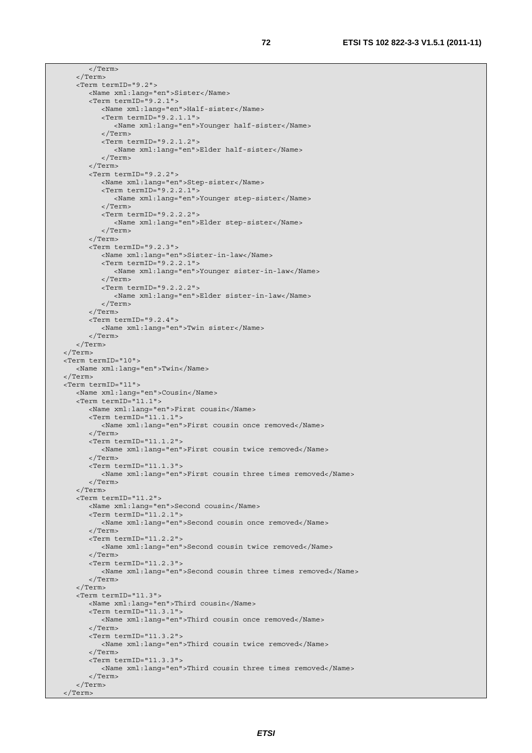```
            </Term>
         </Term>
         <Term termID="9.2">
            <Name xml:lang="en">Sister</Name>
            <Term termID="9.2.1">
               <Name xml:lang="en">Half-sister</Name>
               <Term termID="9.2.1.1">
                  <Name xml:lang="en">Younger half-sister</Name>
               </Term>
               <Term termID="9.2.1.2">
                  <Name xml:lang="en">Elder half-sister</Name>
               </Term>
            </Term>
            <Term termID="9.2.2">
               <Name xml:lang="en">Step-sister</Name>
               <Term termID="9.2.2.1">
                  <Name xml:lang="en">Younger step-sister</Name>
               </Term>
               <Term termID="9.2.2.2">
                  <Name xml:lang="en">Elder step-sister</Name>
               </Term>
            </Term>
            <Term termID="9.2.3">
               <Name xml:lang="en">Sister-in-law</Name>
               <Term termID="9.2.2.1">
                  <Name xml:lang="en">Younger sister-in-law</Name>
               </Term>
               <Term termID="9.2.2.2">
                  <Name xml:lang="en">Elder sister-in-law</Name>
               </Term>
            </Term>
            <Term termID="9.2.4">
               <Name xml:lang="en">Twin sister</Name>
            </Term>
         </Term>
      </Term>
      <Term termID="10">
         <Name xml:lang="en">Twin</Name>
      </Term>
      <Term termID="11">
         <Name xml:lang="en">Cousin</Name>
         <Term termID="11.1">
            <Name xml:lang="en">First cousin</Name>
            <Term termID="11.1.1">
               <Name xml:lang="en">First cousin once removed</Name>
            </Term>
            <Term termID="11.1.2">
               <Name xml:lang="en">First cousin twice removed</Name>
            </Term>
            <Term termID="11.1.3">
               <Name xml:lang="en">First cousin three times removed</Name>
            </Term>
         </Term>
         <Term termID="11.2">
            <Name xml:lang="en">Second cousin</Name>
            <Term termID="11.2.1">
               <Name xml:lang="en">Second cousin once removed</Name>
            </Term>
            <Term termID="11.2.2">
               <Name xml:lang="en">Second cousin twice removed</Name>
            </Term>
            <Term termID="11.2.3">
               <Name xml:lang="en">Second cousin three times removed</Name>
            </Term>
         </Term>
         <Term termID="11.3">
            <Name xml:lang="en">Third cousin</Name>
            <Term termID="11.3.1">
               <Name xml:lang="en">Third cousin once removed</Name>
            </Term>
            <Term termID="11.3.2">
               <Name xml:lang="en">Third cousin twice removed</Name>
            </Term>
            <Term termID="11.3.3">
               <Name xml:lang="en">Third cousin three times removed</Name>
            </Term>
         </Term>
      </Term>
```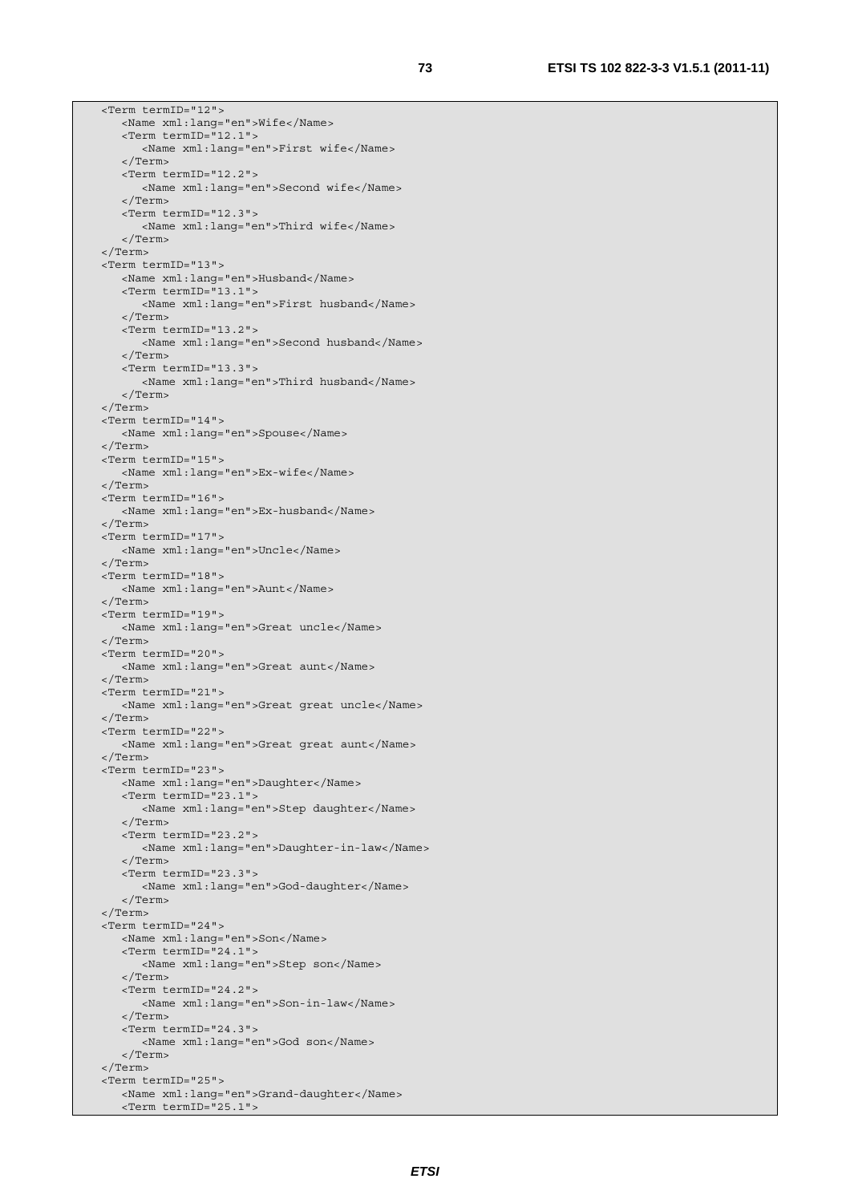```
    <Term termID="12">
       <Name xml:lang="en">Wife</Name>
       <Term termID="12.1">
          <Name xml:lang="en">First wife</Name>
       </Term>
       <Term termID="12.2">
          <Name xml:lang="en">Second wife</Name>
       </Term>
       <Term termID="12.3">
          <Name xml:lang="en">Third wife</Name>
       </Term>
    </Term>
    <Term termID="13">
       <Name xml:lang="en">Husband</Name>
       <Term termID="13.1">
          <Name xml:lang="en">First husband</Name>
       </Term>
       <Term termID="13.2">
          <Name xml:lang="en">Second husband</Name>
       </Term>
       <Term termID="13.3">
          <Name xml:lang="en">Third husband</Name>
       </Term>
    </Term>
    <Term termID="14">
       <Name xml:lang="en">Spouse</Name>
    </Term>
    <Term termID="15">
       <Name xml:lang="en">Ex-wife</Name>
    </Term>
    <Term termID="16">
       <Name xml:lang="en">Ex-husband</Name>
    </Term>
    <Term termID="17">
       <Name xml:lang="en">Uncle</Name>
    </Term>
    <Term termID="18">
       <Name xml:lang="en">Aunt</Name>
    </Term>
    <Term termID="19">
       <Name xml:lang="en">Great uncle</Name>
    </Term>
    <Term termID="20">
       <Name xml:lang="en">Great aunt</Name>
    </Term>
    <Term termID="21">
       <Name xml:lang="en">Great great uncle</Name>
    </Term>
    <Term termID="22">
       <Name xml:lang="en">Great great aunt</Name>
    </Term>
    <Term termID="23">
       <Name xml:lang="en">Daughter</Name>
       <Term termID="23.1">
          <Name xml:lang="en">Step daughter</Name>
       </Term>
       <Term termID="23.2">
          <Name xml:lang="en">Daughter-in-law</Name>
       </Term>
       <Term termID="23.3">
          <Name xml:lang="en">God-daughter</Name>
       </Term>
    </Term>
    <Term termID="24">
       <Name xml:lang="en">Son</Name>
       <Term termID="24.1">
          <Name xml:lang="en">Step son</Name>
       </Term>
       <Term termID="24.2">
          <Name xml:lang="en">Son-in-law</Name>
       </Term>
       <Term termID="24.3">
          <Name xml:lang="en">God son</Name>
       </Term>
    </Term>
    <Term termID="25">
       <Name xml:lang="en">Grand-daughter</Name>
       <Term termID="25.1">
```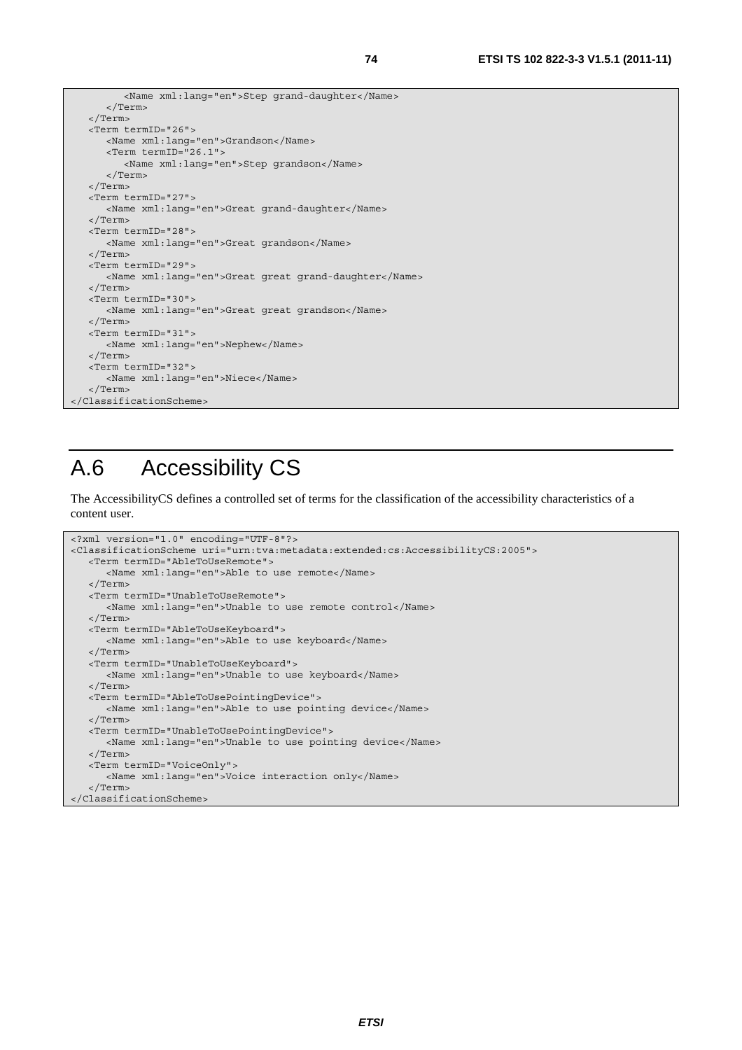```
         <Name xml:lang="en">Step grand-daughter</Name>
      </Term>
   </Term>
   <Term termID="26">
      <Name xml:lang="en">Grandson</Name>
      <Term termID="26.1">
         <Name xml:lang="en">Step grandson</Name>
      </Term>
   </Term>
   <Term termID="27">
      <Name xml:lang="en">Great grand-daughter</Name>
   </Term>
   <Term termID="28">
      <Name xml:lang="en">Great grandson</Name>
   </Term>
   <Term termID="29">
      <Name xml:lang="en">Great great grand-daughter</Name>
   </Term>
   <Term termID="30">
      <Name xml:lang="en">Great great grandson</Name>
   </Term>
   <Term termID="31">
      <Name xml:lang="en">Nephew</Name>
   </Term>
   <Term termID="32">
      <Name xml:lang="en">Niece</Name>
   </Term>
</ClassificationScheme>
```

# A.6 Accessibility CS

The AccessibilityCS defines a controlled set of terms for the classification of the accessibility characteristics of a content user.

```
<?xml version="1.0" encoding="UTF-8"?>
<ClassificationScheme uri="urn:tva:metadata:extended:cs:AccessibilityCS:2005">
   <Term termID="AbleToUseRemote">
      <Name xml:lang="en">Able to use remote</Name>
   </Term>
   <Term termID="UnableToUseRemote">
      <Name xml:lang="en">Unable to use remote control</Name>
   </Term>
   <Term termID="AbleToUseKeyboard">
      <Name xml:lang="en">Able to use keyboard</Name>
   </Term>
   <Term termID="UnableToUseKeyboard">
      <Name xml:lang="en">Unable to use keyboard</Name>
   </Term>
   <Term termID="AbleToUsePointingDevice">
      <Name xml:lang="en">Able to use pointing device</Name>
   </Term>
   <Term termID="UnableToUsePointingDevice">
      <Name xml:lang="en">Unable to use pointing device</Name>
   </Term>
   <Term termID="VoiceOnly">
      <Name xml:lang="en">Voice interaction only</Name>
   </Term>
</ClassificationScheme>
```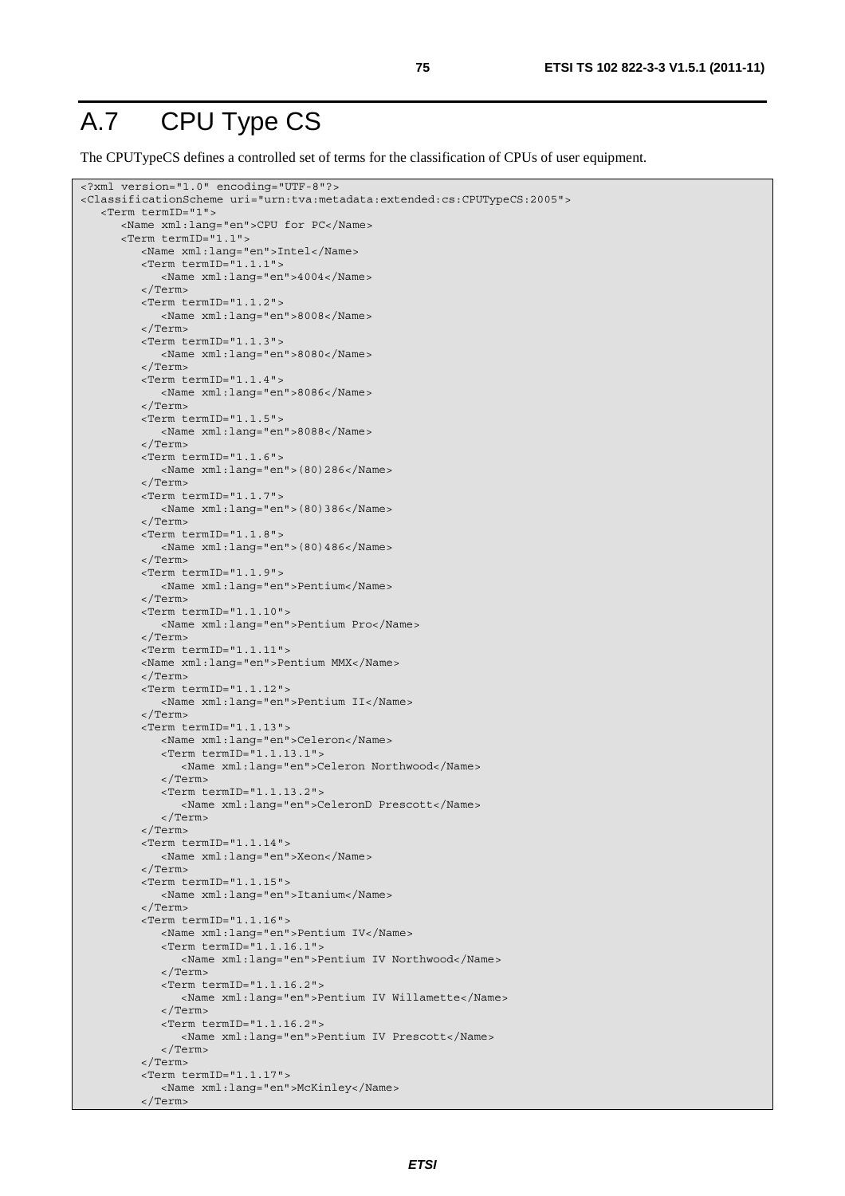# A.7 CPU Type CS

The CPUTypeCS defines a controlled set of terms for the classification of CPUs of user equipment.

```
<?xml version="1.0" encoding="UTF-8"?>
<ClassificationScheme uri="urn:tva:metadata:extended:cs:CPUTypeCS:2005">
   <Term termID="1">
      <Name xml:lang="en">CPU for PC</Name>
      <Term termID="1.1">
         <Name xml:lang="en">Intel</Name>
         <Term termID="1.1.1">
            <Name xml:lang="en">4004</Name>
         </Term>
         <Term termID="1.1.2">
            <Name xml:lang="en">8008</Name>
         </Term>
         <Term termID="1.1.3">
            <Name xml:lang="en">8080</Name>
         </Term>
         <Term termID="1.1.4">
            <Name xml:lang="en">8086</Name>
         </Term>
         <Term termID="1.1.5">
            <Name xml:lang="en">8088</Name>
         </Term>
         <Term termID="1.1.6">
            <Name xml:lang="en">(80)286</Name>
         </Term>
         <Term termID="1.1.7">
            <Name xml:lang="en">(80)386</Name>
         </Term>
         <Term termID="1.1.8">
            <Name xml:lang="en">(80)486</Name>
         </Term>
         <Term termID="1.1.9">
            <Name xml:lang="en">Pentium</Name>
         </Term>
         <Term termID="1.1.10">
            <Name xml:lang="en">Pentium Pro</Name>
         </Term>
         <Term termID="1.1.11">
         <Name xml:lang="en">Pentium MMX</Name>
         </Term>
         <Term termID="1.1.12">
            <Name xml:lang="en">Pentium II</Name>
         </Term>
         <Term termID="1.1.13">
            <Name xml:lang="en">Celeron</Name>
            <Term termID="1.1.13.1">
               <Name xml:lang="en">Celeron Northwood</Name>
            </Term>
            <Term termID="1.1.13.2">
               <Name xml:lang="en">CeleronD Prescott</Name>
            </Term>
         </Term>
         <Term termID="1.1.14">
            <Name xml:lang="en">Xeon</Name>
         </Term>
         <Term termID="1.1.15">
            <Name xml:lang="en">Itanium</Name>
         </Term>
         <Term termID="1.1.16">
            <Name xml:lang="en">Pentium IV</Name>
            <Term termID="1.1.16.1">
               <Name xml:lang="en">Pentium IV Northwood</Name>
            </Term>
            <Term termID="1.1.16.2">
               <Name xml:lang="en">Pentium IV Willamette</Name>
            </Term>
            <Term termID="1.1.16.2">
               <Name xml:lang="en">Pentium IV Prescott</Name>
            </Term>
         </Term>
         <Term termID="1.1.17">
            <Name xml:lang="en">McKinley</Name>
         </Term>
```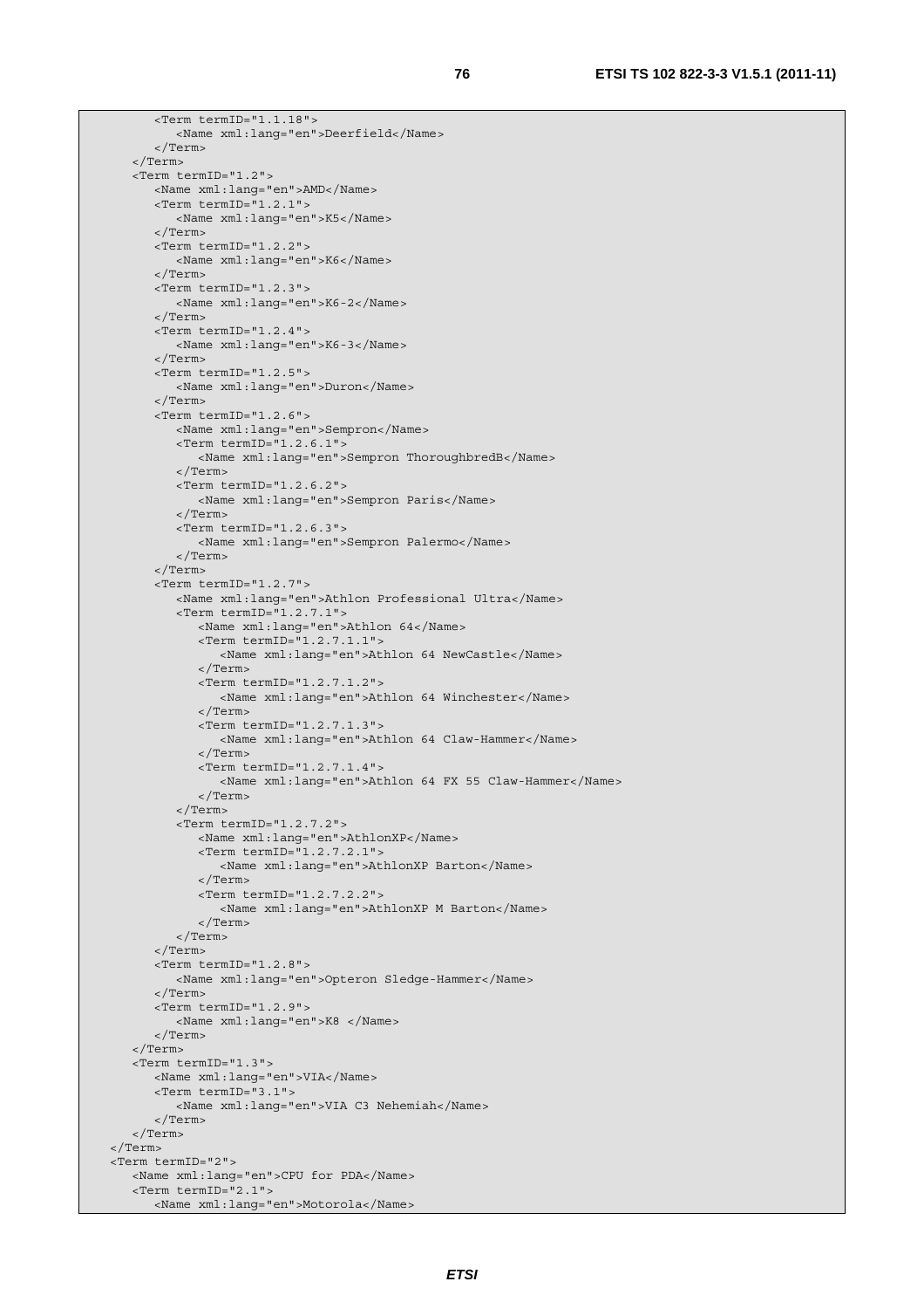```
            <Term termID="1.1.18">
               <Name xml:lang="en">Deerfield</Name>
            </Term>
         </Term>
         <Term termID="1.2">
            <Name xml:lang="en">AMD</Name>
            <Term termID="1.2.1">
               <Name xml:lang="en">K5</Name>
            </Term>
            <Term termID="1.2.2">
               <Name xml:lang="en">K6</Name>
            </Term>
            <Term termID="1.2.3">
               <Name xml:lang="en">K6-2</Name>
            </Term>
            <Term termID="1.2.4">
               <Name xml:lang="en">K6-3</Name>
            </Term>
            <Term termID="1.2.5">
               <Name xml:lang="en">Duron</Name>
            </Term>
            <Term termID="1.2.6">
               <Name xml:lang="en">Sempron</Name>
               <Term termID="1.2.6.1">
                  <Name xml:lang="en">Sempron ThoroughbredB</Name>
               </Term>
               <Term termID="1.2.6.2">
                  <Name xml:lang="en">Sempron Paris</Name>
               </Term>
               <Term termID="1.2.6.3">
                  <Name xml:lang="en">Sempron Palermo</Name>
               </Term>
            </Term>
            <Term termID="1.2.7">
               <Name xml:lang="en">Athlon Professional Ultra</Name>
               <Term termID="1.2.7.1">
                  <Name xml:lang="en">Athlon 64</Name>
                  <Term termID="1.2.7.1.1">
                     <Name xml:lang="en">Athlon 64 NewCastle</Name>
                  </Term>
                  <Term termID="1.2.7.1.2">
                     <Name xml:lang="en">Athlon 64 Winchester</Name>
                  </Term>
                  <Term termID="1.2.7.1.3">
                     <Name xml:lang="en">Athlon 64 Claw-Hammer</Name>
                  </Term>
                  <Term termID="1.2.7.1.4">
                     <Name xml:lang="en">Athlon 64 FX 55 Claw-Hammer</Name>
                  </Term>
               </Term>
               <Term termID="1.2.7.2">
                  <Name xml:lang="en">AthlonXP</Name>
                  <Term termID="1.2.7.2.1">
                     <Name xml:lang="en">AthlonXP Barton</Name>
                  </Term>
                  <Term termID="1.2.7.2.2">
                     <Name xml:lang="en">AthlonXP M Barton</Name>
                  </Term>
               </Term>
            </Term>
            <Term termID="1.2.8">
               <Name xml:lang="en">Opteron Sledge-Hammer</Name>
            </Term>
            <Term termID="1.2.9">
               <Name xml:lang="en">K8 </Name>
            </Term>
         </Term>
         <Term termID="1.3">
            <Name xml:lang="en">VIA</Name>
            <Term termID="3.1">
               <Name xml:lang="en">VIA C3 Nehemiah</Name>
            </Term>
         </Term>
      </Term>
      <Term termID="2">
         <Name xml:lang="en">CPU for PDA</Name>
         <Term termID="2.1">
            <Name xml:lang="en">Motorola</Name>
```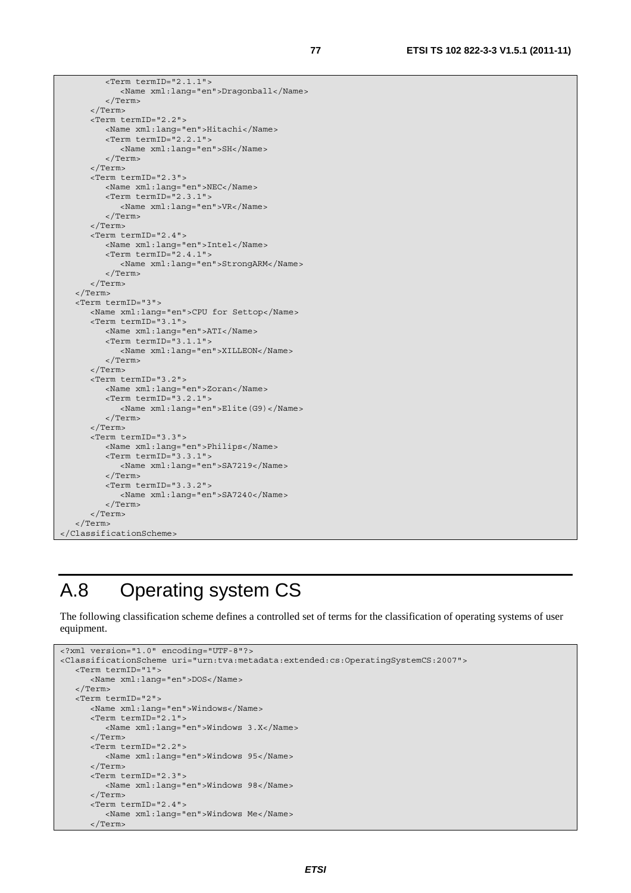```
         <Term termID="2.1.1">
            <Name xml:lang="en">Dragonball</Name>
         </Term>
      </Term>
      <Term termID="2.2">
         <Name xml:lang="en">Hitachi</Name>
         <Term termID="2.2.1">
            <Name xml:lang="en">SH</Name>
         </Term>
      </Term>
      <Term termID="2.3">
         <Name xml:lang="en">NEC</Name>
         <Term termID="2.3.1">
            <Name xml:lang="en">VR</Name>
         </Term>
      </Term>
      <Term termID="2.4">
         <Name xml:lang="en">Intel</Name>
         <Term termID="2.4.1">
            <Name xml:lang="en">StrongARM</Name>
         </Term>
      </Term>
   </Term>
   <Term termID="3">
      <Name xml:lang="en">CPU for Settop</Name>
      <Term termID="3.1">
         <Name xml:lang="en">ATI</Name>
         <Term termID="3.1.1">
            <Name xml:lang="en">XILLEON</Name>
         </Term>
      </Term>
      <Term termID="3.2">
         <Name xml:lang="en">Zoran</Name>
         <Term termID="3.2.1">
            <Name xml:lang="en">Elite(G9)</Name>
         </Term>
      </Term>
      <Term termID="3.3">
         <Name xml:lang="en">Philips</Name>
         <Term termID="3.3.1">
            <Name xml:lang="en">SA7219</Name>
         </Term>
         <Term termID="3.3.2">
            <Name xml:lang="en">SA7240</Name>
         </Term>
      </Term>
   </Term>
</ClassificationScheme>
```

# A.8 Operating system CS

The following classification scheme defines a controlled set of terms for the classification of operating systems of user equipment.

```
<?xml version="1.0" encoding="UTF-8"?>
<ClassificationScheme uri="urn:tva:metadata:extended:cs:OperatingSystemCS:2007">
   <Term termID="1">
      <Name xml:lang="en">DOS</Name>
   </Term>
   <Term termID="2">
      <Name xml:lang="en">Windows</Name>
      <Term termID="2.1">
         <Name xml:lang="en">Windows 3.X</Name>
      </Term>
      <Term termID="2.2">
         <Name xml:lang="en">Windows 95</Name>
      </Term>
      <Term termID="2.3">
         <Name xml:lang="en">Windows 98</Name>
      </Term>
      <Term termID="2.4">
         <Name xml:lang="en">Windows Me</Name>
      </Term>
```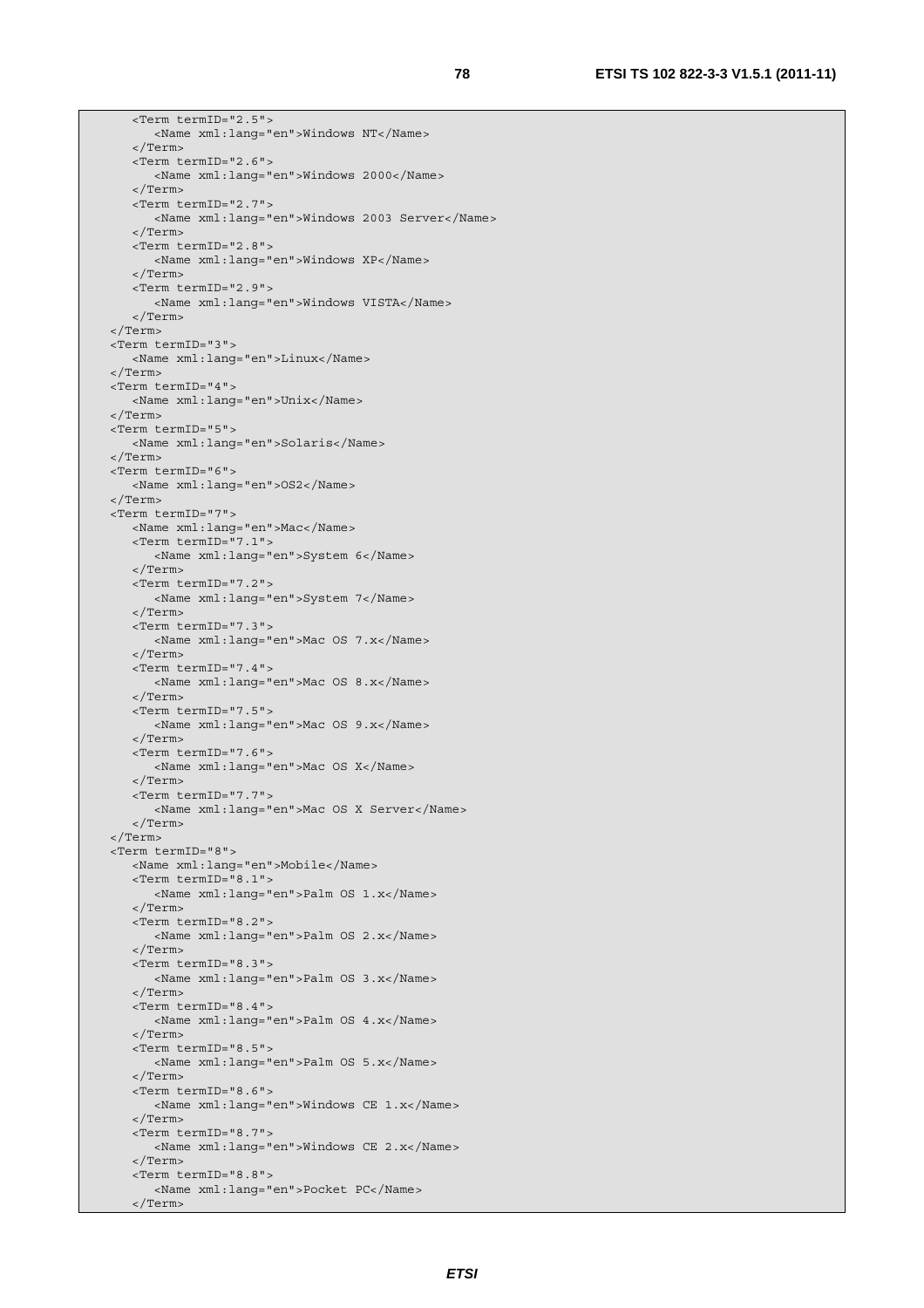```
      <Term termID="2.5">
         <Name xml:lang="en">Windows NT</Name>
      </Term>
      <Term termID="2.6">
         <Name xml:lang="en">Windows 2000</Name>
      </Term>
      <Term termID="2.7">
         <Name xml:lang="en">Windows 2003 Server</Name>
      </Term>
      <Term termID="2.8">
         <Name xml:lang="en">Windows XP</Name>
      </Term>
      <Term termID="2.9">
         <Name xml:lang="en">Windows VISTA</Name>
      </Term>
   </Term>
   <Term termID="3">
      <Name xml:lang="en">Linux</Name>
   </Term>
   <Term termID="4">
      <Name xml:lang="en">Unix</Name>
   </Term>
   <Term termID="5">
      <Name xml:lang="en">Solaris</Name>
   </Term>
   <Term termID="6">
      <Name xml:lang="en">OS2</Name>
   </Term>
   <Term termID="7">
      <Name xml:lang="en">Mac</Name>
      <Term termID="7.1">
         <Name xml:lang="en">System 6</Name>
      </Term>
      <Term termID="7.2">
         <Name xml:lang="en">System 7</Name>
      </Term>
      <Term termID="7.3">
         <Name xml:lang="en">Mac OS 7.x</Name>
      </Term>
      <Term termID="7.4">
         <Name xml:lang="en">Mac OS 8.x</Name>
      </Term>
      <Term termID="7.5">
         <Name xml:lang="en">Mac OS 9.x</Name>
      </Term>
      <Term termID="7.6">
         <Name xml:lang="en">Mac OS X</Name>
      </Term>
      <Term termID="7.7">
         <Name xml:lang="en">Mac OS X Server</Name>
      </Term>
   </Term>
   <Term termID="8">
      <Name xml:lang="en">Mobile</Name>
      <Term termID="8.1">
         <Name xml:lang="en">Palm OS 1.x</Name>
      </Term>
      <Term termID="8.2">
         <Name xml:lang="en">Palm OS 2.x</Name>
      </Term>
      <Term termID="8.3">
         <Name xml:lang="en">Palm OS 3.x</Name>
      </Term>
      <Term termID="8.4">
         <Name xml:lang="en">Palm OS 4.x</Name>
      </Term>
      <Term termID="8.5">
         <Name xml:lang="en">Palm OS 5.x</Name>
      </Term>
      <Term termID="8.6">
         <Name xml:lang="en">Windows CE 1.x</Name>
      </Term>
      <Term termID="8.7">
         <Name xml:lang="en">Windows CE 2.x</Name>
      </Term>
      <Term termID="8.8">
         <Name xml:lang="en">Pocket PC</Name>
      </Term>
```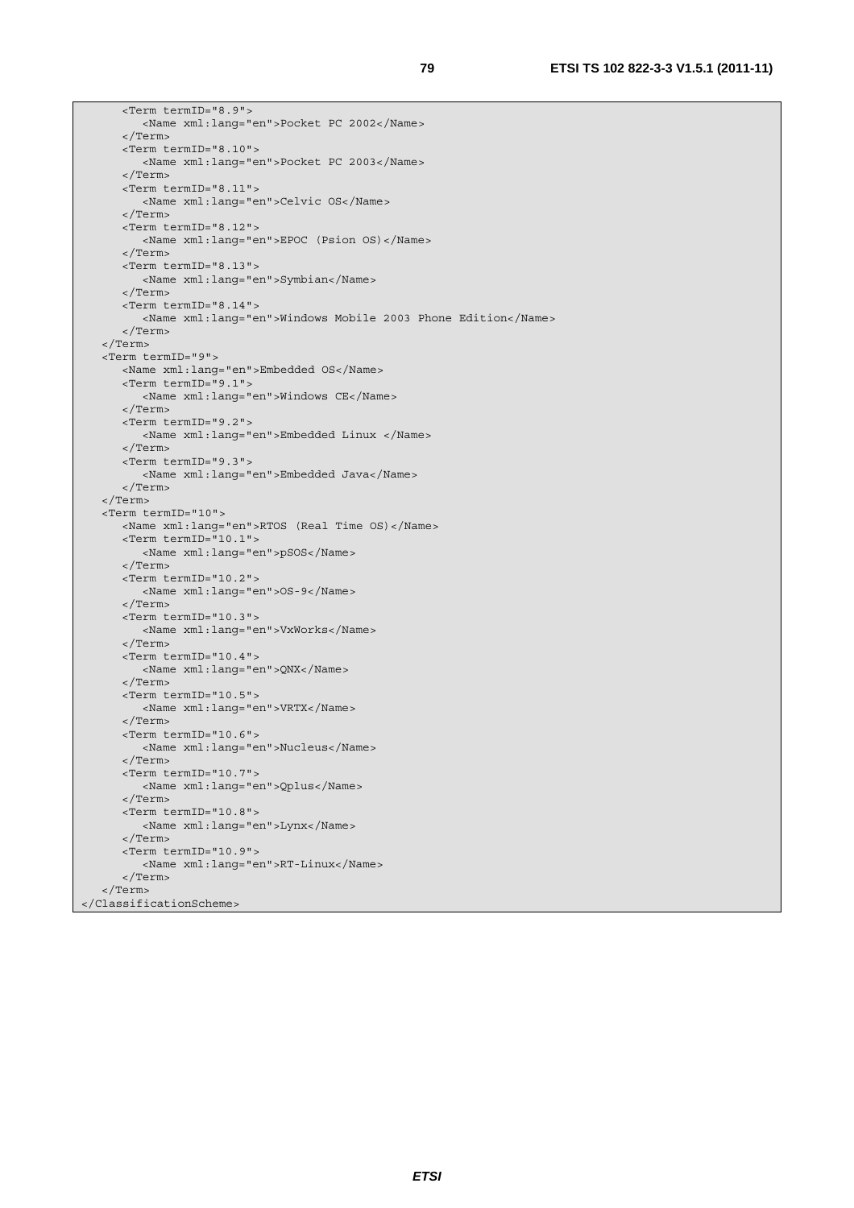```
      <Term termID="8.9">
         <Name xml:lang="en">Pocket PC 2002</Name>
      </Term>
      <Term termID="8.10">
         <Name xml:lang="en">Pocket PC 2003</Name>
      </Term>
      <Term termID="8.11">
         <Name xml:lang="en">Celvic OS</Name>
      </Term>
      <Term termID="8.12">
         <Name xml:lang="en">EPOC (Psion OS)</Name>
      </Term>
      <Term termID="8.13">
         <Name xml:lang="en">Symbian</Name>
      </Term>
      <Term termID="8.14">
         <Name xml:lang="en">Windows Mobile 2003 Phone Edition</Name>
      </Term>
   </Term>
   <Term termID="9">
      <Name xml:lang="en">Embedded OS</Name>
      <Term termID="9.1">
         <Name xml:lang="en">Windows CE</Name>
      </Term>
      <Term termID="9.2">
         <Name xml:lang="en">Embedded Linux </Name>
      </Term>
      <Term termID="9.3">
         <Name xml:lang="en">Embedded Java</Name>
      </Term>
   </Term>
   <Term termID="10">
      <Name xml:lang="en">RTOS (Real Time OS)</Name>
      <Term termID="10.1">
         <Name xml:lang="en">pSOS</Name>
      </Term>
      <Term termID="10.2">
         <Name xml:lang="en">OS-9</Name>
      </Term>
      <Term termID="10.3">
         <Name xml:lang="en">VxWorks</Name>
      </Term>
      <Term termID="10.4">
         <Name xml:lang="en">QNX</Name>
      </Term>
      <Term termID="10.5">
         <Name xml:lang="en">VRTX</Name>
      </Term>
      <Term termID="10.6">
         <Name xml:lang="en">Nucleus</Name>
      </Term>
      <Term termID="10.7">
         <Name xml:lang="en">Qplus</Name>
      </Term>
      <Term termID="10.8">
         <Name xml:lang="en">Lynx</Name>
      </Term>
      <Term termID="10.9">
         <Name xml:lang="en">RT-Linux</Name>
      </Term>
   </Term>
</ClassificationScheme>
```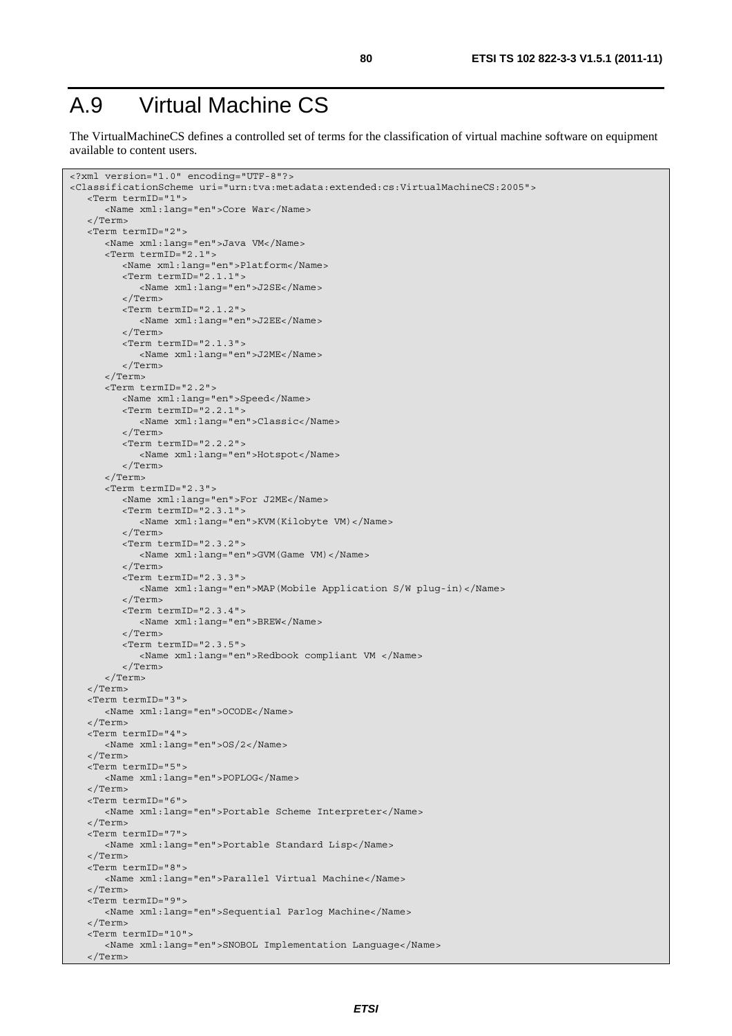# A.9 Virtual Machine CS

The VirtualMachineCS defines a controlled set of terms for the classification of virtual machine software on equipment available to content users.

```
<?xml version="1.0" encoding="UTF-8"?>
<ClassificationScheme uri="urn:tva:metadata:extended:cs:VirtualMachineCS:2005">
   <Term termID="1">
      <Name xml:lang="en">Core War</Name>
   </Term>
   <Term termID="2">
      <Name xml:lang="en">Java VM</Name>
      <Term termID="2.1">
         <Name xml:lang="en">Platform</Name>
         <Term termID="2.1.1">
            <Name xml:lang="en">J2SE</Name>
         </Term>
         <Term termID="2.1.2">
            <Name xml:lang="en">J2EE</Name>
         </Term>
         <Term termID="2.1.3">
            <Name xml:lang="en">J2ME</Name>
         </Term>
      </Term>
      <Term termID="2.2">
         <Name xml:lang="en">Speed</Name>
         <Term termID="2.2.1">
            <Name xml:lang="en">Classic</Name>
         </Term>
         <Term termID="2.2.2">
            <Name xml:lang="en">Hotspot</Name>
         </Term>
      </Term>
      <Term termID="2.3">
         <Name xml:lang="en">For J2ME</Name>
         <Term termID="2.3.1">
            <Name xml:lang="en">KVM(Kilobyte VM)</Name>
         </Term>
         <Term termID="2.3.2">
            <Name xml:lang="en">GVM(Game VM)</Name>
         </Term>
         <Term termID="2.3.3">
            <Name xml:lang="en">MAP(Mobile Application S/W plug-in)</Name>
         </Term>
         <Term termID="2.3.4">
            <Name xml:lang="en">BREW</Name>
         </Term>
         <Term termID="2.3.5">
            <Name xml:lang="en">Redbook compliant VM </Name>
         </Term>
      </Term>
   </Term>
   <Term termID="3">
      <Name xml:lang="en">OCODE</Name>
   </Term>
   <Term termID="4">
      <Name xml:lang="en">OS/2</Name>
   </Term>
   <Term termID="5">
      <Name xml:lang="en">POPLOG</Name>
   </Term>
   <Term termID="6">
      <Name xml:lang="en">Portable Scheme Interpreter</Name>
   </Term>
   <Term termID="7">
      <Name xml:lang="en">Portable Standard Lisp</Name>
   </Term>
   <Term termID="8">
      <Name xml:lang="en">Parallel Virtual Machine</Name>
   </Term>
   <Term termID="9">
      <Name xml:lang="en">Sequential Parlog Machine</Name>
   </Term>
   <Term termID="10">
      <Name xml:lang="en">SNOBOL Implementation Language</Name>
   </Term>
```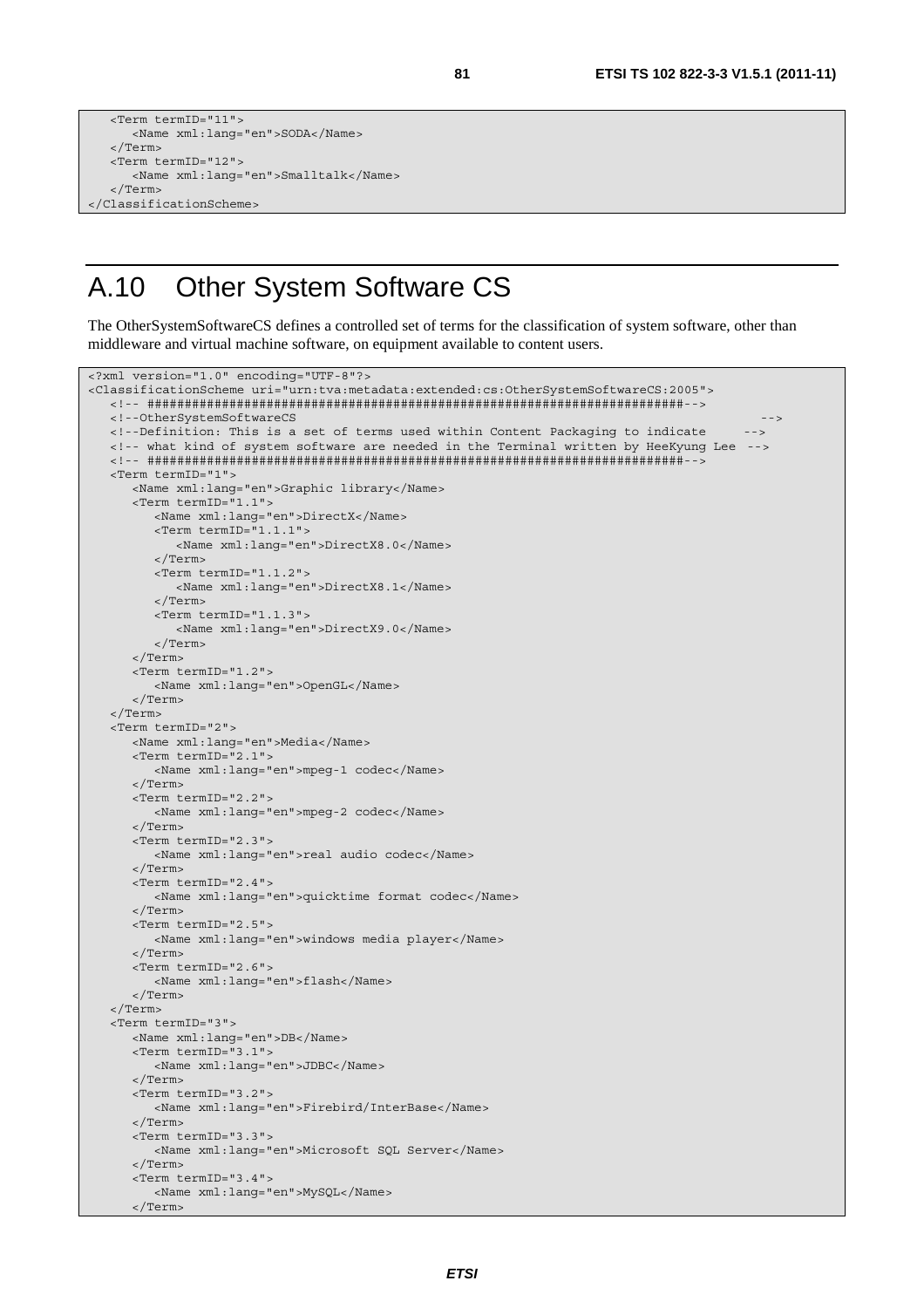```
   <Term termID="11">
      <Name xml:lang="en">SODA</Name>
   </Term>
   <Term termID="12">
      <Name xml:lang="en">Smalltalk</Name>
   </Term>
</ClassificationScheme>
```

# A.10 Other System Software CS

The OtherSystemSoftwareCS defines a controlled set of terms for the classification of system software, other than middleware and virtual machine software, on equipment available to content users.

```
<?xml version="1.0" encoding="UTF-8"?>
<ClassificationScheme uri="urn:tva:metadata:extended:cs:OtherSystemSoftwareCS:2005">
   <!-- #####################################################################-->
   <!--OtherSystemSoftwareCS                                                  -->
   <!--Definition: This is a set of terms used within Content Packaging to indicate     -->
   <!-- what kind of system software are needed in the Terminal written by HeeKyung Lee  -->
   <!-- #####################################################################-->
   <Term termID="1">
      <Name xml:lang="en">Graphic library</Name>
      <Term termID="1.1">
         <Name xml:lang="en">DirectX</Name>
         <Term termID="1.1.1">
            <Name xml:lang="en">DirectX8.0</Name>
         </Term>
         <Term termID="1.1.2">
            <Name xml:lang="en">DirectX8.1</Name>
         </Term>
         <Term termID="1.1.3">
            <Name xml:lang="en">DirectX9.0</Name>
         </Term>
      </Term>
      <Term termID="1.2">
         <Name xml:lang="en">OpenGL</Name>
      </Term>
   </Term>
   <Term termID="2">
      <Name xml:lang="en">Media</Name>
      <Term termID="2.1">
         <Name xml:lang="en">mpeg-1 codec</Name>
      </Term>
      <Term termID="2.2">
         <Name xml:lang="en">mpeg-2 codec</Name>
      </Term>
      <Term termID="2.3">
         <Name xml:lang="en">real audio codec</Name>
      </Term>
      <Term termID="2.4">
         <Name xml:lang="en">quicktime format codec</Name>
      </Term>
      <Term termID="2.5">
         <Name xml:lang="en">windows media player</Name>
      </Term>
      <Term termID="2.6">
         <Name xml:lang="en">flash</Name>
      </Term>
   </Term>
   <Term termID="3">
      <Name xml:lang="en">DB</Name>
      <Term termID="3.1">
         <Name xml:lang="en">JDBC</Name>
      </Term>
      <Term termID="3.2">
         <Name xml:lang="en">Firebird/InterBase</Name>
      </Term>
      <Term termID="3.3">
         <Name xml:lang="en">Microsoft SQL Server</Name>
      </Term>
      <Term termID="3.4">
         <Name xml:lang="en">MySQL</Name>
      </Term>
```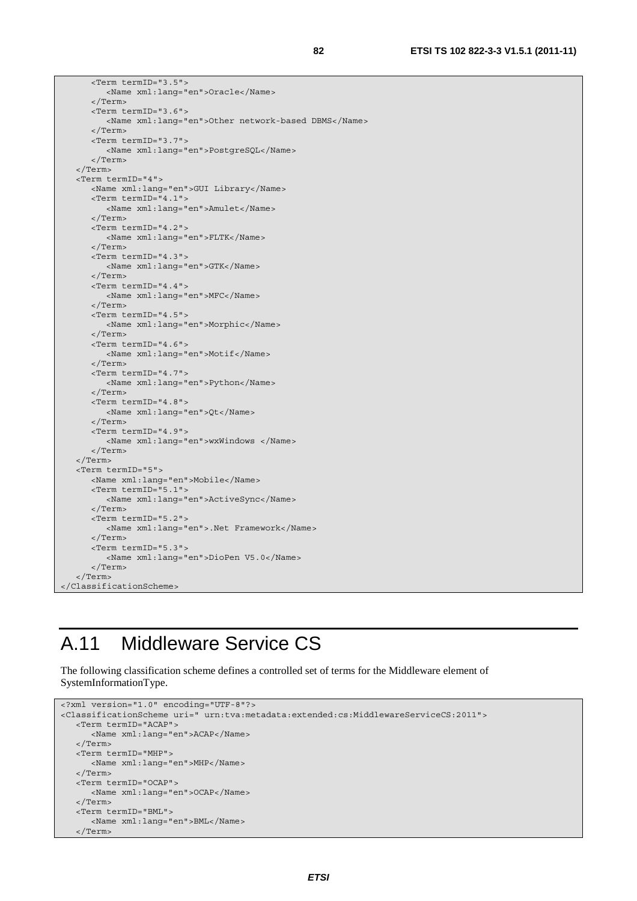```xml
      <Term termID="3.5">
         <Name xml:lang="en">Oracle</Name>
      </Term>
      <Term termID="3.6">
         <Name xml:lang="en">Other network-based DBMS</Name>
      </Term>
      <Term termID="3.7">
         <Name xml:lang="en">PostgreSQL</Name>
      </Term>
   </Term>
   <Term termID="4">
      <Name xml:lang="en">GUI Library</Name>
      <Term termID="4.1">
         <Name xml:lang="en">Amulet</Name>
      </Term>
      <Term termID="4.2">
         <Name xml:lang="en">FLTK</Name>
      </Term>
      <Term termID="4.3">
         <Name xml:lang="en">GTK</Name>
      </Term>
      <Term termID="4.4">
         <Name xml:lang="en">MFC</Name>
      </Term>
      <Term termID="4.5">
         <Name xml:lang="en">Morphic</Name>
      </Term>
      <Term termID="4.6">
         <Name xml:lang="en">Motif</Name>
      </Term>
      <Term termID="4.7">
         <Name xml:lang="en">Python</Name>
      </Term>
      <Term termID="4.8">
         <Name xml:lang="en">Qt</Name>
      </Term>
      <Term termID="4.9">
         <Name xml:lang="en">wxWindows </Name>
      </Term>
   </Term>
   <Term termID="5">
      <Name xml:lang="en">Mobile</Name>
      <Term termID="5.1">
         <Name xml:lang="en">ActiveSync</Name>
      </Term>
      <Term termID="5.2">
         <Name xml:lang="en">.Net Framework</Name>
      </Term>
      <Term termID="5.3">
         <Name xml:lang="en">DioPen V5.0</Name>
      </Term>
   </Term>
</ClassificationScheme>
```

# A.11 Middleware Service CS

The following classification scheme defines a controlled set of terms for the Middleware element of SystemInformationType.

```xml
<?xml version="1.0" encoding="UTF-8"?>
<ClassificationScheme uri=" urn:tva:metadata:extended:cs:MiddlewareServiceCS:2011">
   <Term termID="ACAP">
      <Name xml:lang="en">ACAP</Name>
   </Term>
   <Term termID="MHP">
      <Name xml:lang="en">MHP</Name>
   </Term>
   <Term termID="OCAP">
      <Name xml:lang="en">OCAP</Name>
   </Term>
   <Term termID="BML">
      <Name xml:lang="en">BML</Name>
   </Term>
```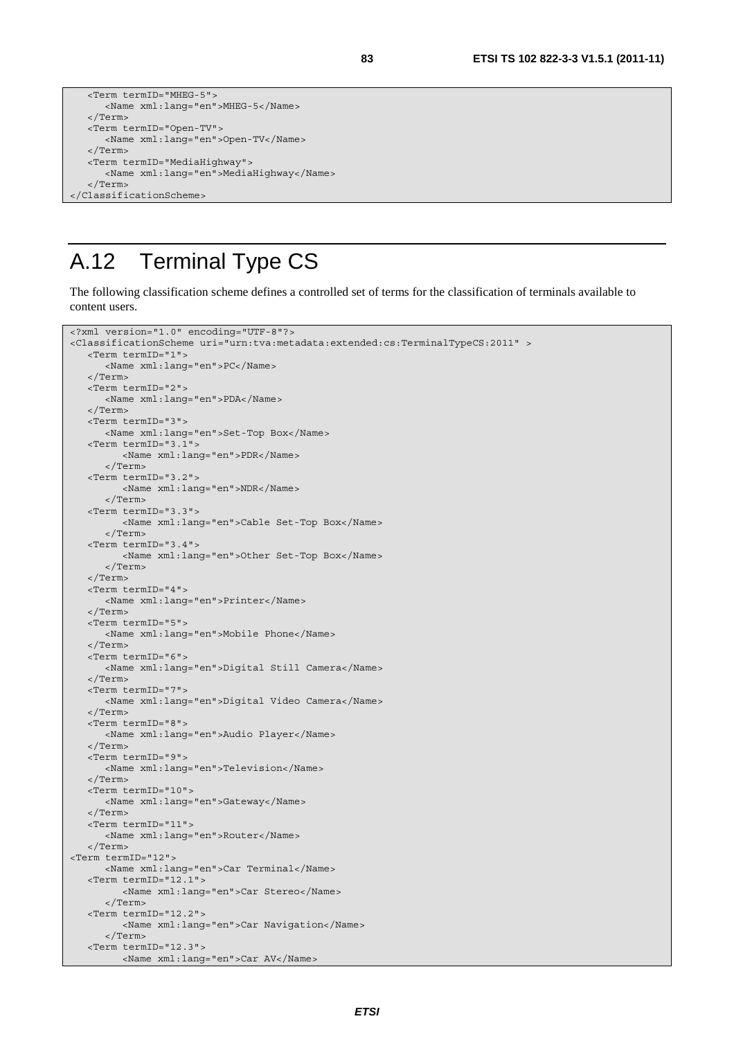```
   <Term termID="MHEG-5">
      <Name xml:lang="en">MHEG-5</Name>
   </Term>
   <Term termID="Open-TV">
      <Name xml:lang="en">Open-TV</Name>
   </Term>
   <Term termID="MediaHighway">
      <Name xml:lang="en">MediaHighway</Name>
   </Term>
</ClassificationScheme>
```

# A.12 Terminal Type CS

The following classification scheme defines a controlled set of terms for the classification of terminals available to content users.

```
<?xml version="1.0" encoding="UTF-8"?>
<ClassificationScheme uri="urn:tva:metadata:extended:cs:TerminalTypeCS:2011" >
   <Term termID="1">
      <Name xml:lang="en">PC</Name>
   </Term>
   <Term termID="2">
      <Name xml:lang="en">PDA</Name>
   </Term>
   <Term termID="3">
      <Name xml:lang="en">Set-Top Box</Name>
   <Term termID="3.1">
         <Name xml:lang="en">PDR</Name>
      </Term>
   <Term termID="3.2">
         <Name xml:lang="en">NDR</Name>
      </Term>
   <Term termID="3.3">
         <Name xml:lang="en">Cable Set-Top Box</Name>
      </Term>
   <Term termID="3.4">
         <Name xml:lang="en">Other Set-Top Box</Name>
      </Term>
   </Term>
   <Term termID="4">
      <Name xml:lang="en">Printer</Name>
   </Term>
   <Term termID="5">
      <Name xml:lang="en">Mobile Phone</Name>
   </Term>
   <Term termID="6">
      <Name xml:lang="en">Digital Still Camera</Name>
   </Term>
   <Term termID="7">
      <Name xml:lang="en">Digital Video Camera</Name>
   </Term>
   <Term termID="8">
      <Name xml:lang="en">Audio Player</Name>
   </Term>
   <Term termID="9">
      <Name xml:lang="en">Television</Name>
   </Term>
   <Term termID="10">
      <Name xml:lang="en">Gateway</Name>
   </Term>
   <Term termID="11">
      <Name xml:lang="en">Router</Name>
   </Term>
<Term termID="12">
      <Name xml:lang="en">Car Terminal</Name>
   <Term termID="12.1">
         <Name xml:lang="en">Car Stereo</Name>
      </Term>
   <Term termID="12.2">
         <Name xml:lang="en">Car Navigation</Name>
      </Term>
   <Term termID="12.3">
         <Name xml:lang="en">Car AV</Name>
```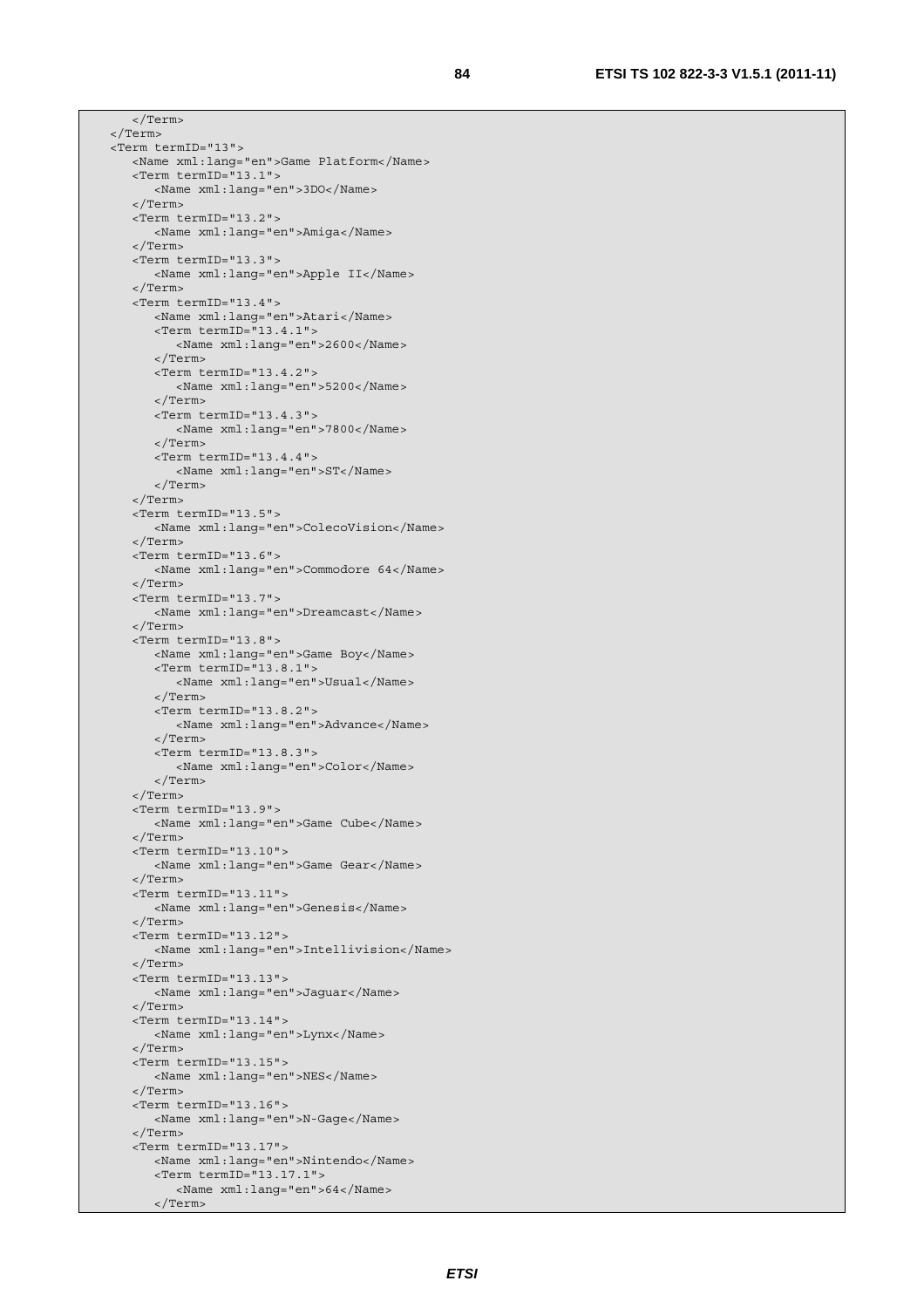```
      </Term>
   </Term>
   <Term termID="13">
      <Name xml:lang="en">Game Platform</Name>
      <Term termID="13.1">
         <Name xml:lang="en">3DO</Name>
      </Term>
      <Term termID="13.2">
         <Name xml:lang="en">Amiga</Name>
      </Term>
      <Term termID="13.3">
         <Name xml:lang="en">Apple II</Name>
      </Term>
      <Term termID="13.4">
         <Name xml:lang="en">Atari</Name>
         <Term termID="13.4.1">
            <Name xml:lang="en">2600</Name>
         </Term>
         <Term termID="13.4.2">
            <Name xml:lang="en">5200</Name>
         </Term>
         <Term termID="13.4.3">
            <Name xml:lang="en">7800</Name>
         </Term>
         <Term termID="13.4.4">
            <Name xml:lang="en">ST</Name>
         </Term>
      </Term>
      <Term termID="13.5">
         <Name xml:lang="en">ColecoVision</Name>
      </Term>
      <Term termID="13.6">
         <Name xml:lang="en">Commodore 64</Name>
      </Term>
      <Term termID="13.7">
         <Name xml:lang="en">Dreamcast</Name>
      </Term>
      <Term termID="13.8">
         <Name xml:lang="en">Game Boy</Name>
         <Term termID="13.8.1">
            <Name xml:lang="en">Usual</Name>
         </Term>
         <Term termID="13.8.2">
            <Name xml:lang="en">Advance</Name>
         </Term>
         <Term termID="13.8.3">
            <Name xml:lang="en">Color</Name>
         </Term>
      </Term>
      <Term termID="13.9">
         <Name xml:lang="en">Game Cube</Name>
      </Term>
      <Term termID="13.10">
         <Name xml:lang="en">Game Gear</Name>
      </Term>
      <Term termID="13.11">
         <Name xml:lang="en">Genesis</Name>
      </Term>
      <Term termID="13.12">
         <Name xml:lang="en">Intellivision</Name>
      </Term>
      <Term termID="13.13">
         <Name xml:lang="en">Jaguar</Name>
      </Term>
      <Term termID="13.14">
         <Name xml:lang="en">Lynx</Name>
      </Term>
      <Term termID="13.15">
         <Name xml:lang="en">NES</Name>
      </Term>
      <Term termID="13.16">
         <Name xml:lang="en">N-Gage</Name>
      </Term>
      <Term termID="13.17">
         <Name xml:lang="en">Nintendo</Name>
         <Term termID="13.17.1">
            <Name xml:lang="en">64</Name>
         </Term>
```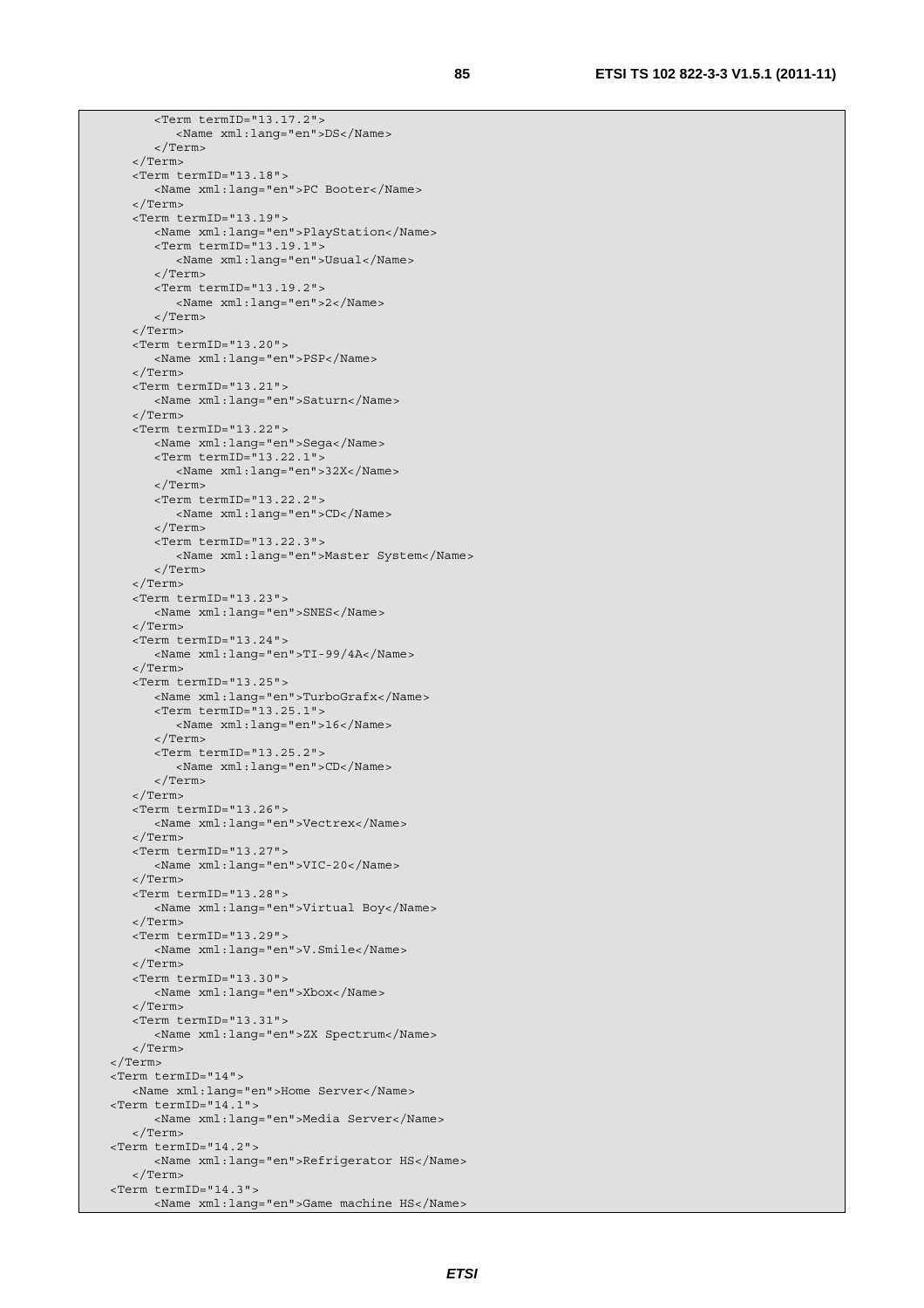```
         <Term termID="13.17.2">
            <Name xml:lang="en">DS</Name>
         </Term>
      </Term>
      <Term termID="13.18">
         <Name xml:lang="en">PC Booter</Name>
      </Term>
      <Term termID="13.19">
         <Name xml:lang="en">PlayStation</Name>
         <Term termID="13.19.1">
            <Name xml:lang="en">Usual</Name>
         </Term>
         <Term termID="13.19.2">
            <Name xml:lang="en">2</Name>
         </Term>
      </Term>
      <Term termID="13.20">
         <Name xml:lang="en">PSP</Name>
      </Term>
      <Term termID="13.21">
         <Name xml:lang="en">Saturn</Name>
      </Term>
      <Term termID="13.22">
         <Name xml:lang="en">Sega</Name>
         <Term termID="13.22.1">
            <Name xml:lang="en">32X</Name>
         </Term>
         <Term termID="13.22.2">
            <Name xml:lang="en">CD</Name>
         </Term>
         <Term termID="13.22.3">
            <Name xml:lang="en">Master System</Name>
         </Term>
      </Term>
      <Term termID="13.23">
         <Name xml:lang="en">SNES</Name>
      </Term>
      <Term termID="13.24">
         <Name xml:lang="en">TI-99/4A</Name>
      </Term>
      <Term termID="13.25">
         <Name xml:lang="en">TurboGrafx</Name>
         <Term termID="13.25.1">
            <Name xml:lang="en">16</Name>
         </Term>
         <Term termID="13.25.2">
            <Name xml:lang="en">CD</Name>
         </Term>
      </Term>
      <Term termID="13.26">
         <Name xml:lang="en">Vectrex</Name>
      </Term>
      <Term termID="13.27">
         <Name xml:lang="en">VIC-20</Name>
      </Term>
      <Term termID="13.28">
         <Name xml:lang="en">Virtual Boy</Name>
      </Term>
      <Term termID="13.29">
         <Name xml:lang="en">V.Smile</Name>
      </Term>
      <Term termID="13.30">
         <Name xml:lang="en">Xbox</Name>
      </Term>
      <Term termID="13.31">
         <Name xml:lang="en">ZX Spectrum</Name>
      </Term>
   </Term>
   <Term termID="14">
      <Name xml:lang="en">Home Server</Name>
   <Term termID="14.1">
         <Name xml:lang="en">Media Server</Name>
      </Term>
   <Term termID="14.2">
         <Name xml:lang="en">Refrigerator HS</Name>
      </Term>
   <Term termID="14.3">
         <Name xml:lang="en">Game machine HS</Name>
```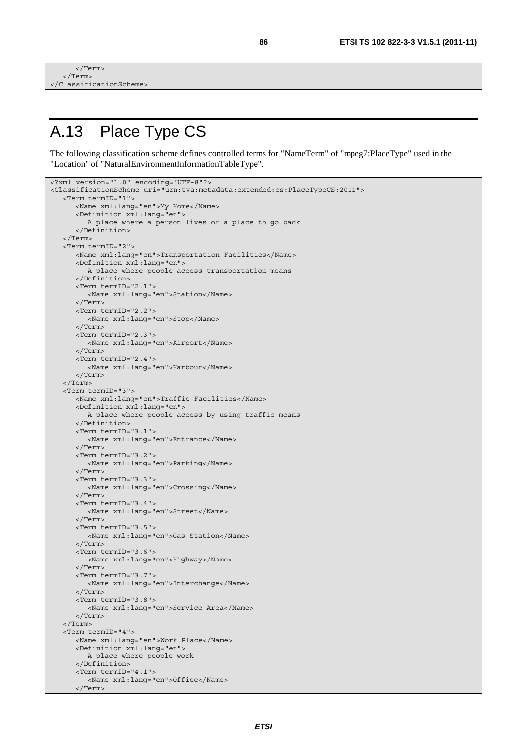```
      </Term>
   </Term>
</ClassificationScheme>
```

# A.13 Place Type CS

The following classification scheme defines controlled terms for "NameTerm" of "mpeg7:PlaceType" used in the "Location" of "NaturalEnvironmentInformationTableType".

```
<?xml version="1.0" encoding="UTF-8"?>
<ClassificationScheme uri="urn:tva:metadata:extended:cs:PlaceTypeCS:2011">
   <Term termID="1">
      <Name xml:lang="en">My Home</Name>
      <Definition xml:lang="en">
         A place where a person lives or a place to go back
      </Definition>
   </Term>
   <Term termID="2">
      <Name xml:lang="en">Transportation Facilities</Name>
      <Definition xml:lang="en">
         A place where people access transportation means
      </Definition>
      <Term termID="2.1">
         <Name xml:lang="en">Station</Name>
      </Term>
      <Term termID="2.2">
         <Name xml:lang="en">Stop</Name>
      </Term>
      <Term termID="2.3">
         <Name xml:lang="en">Airport</Name>
      </Term>
      <Term termID="2.4">
         <Name xml:lang="en">Harbour</Name>
      </Term>
   </Term>
   <Term termID="3">
      <Name xml:lang="en">Traffic Facilities</Name>
      <Definition xml:lang="en">
         A place where people access by using traffic means
      </Definition>
      <Term termID="3.1">
         <Name xml:lang="en">Entrance</Name>
      </Term>
      <Term termID="3.2">
         <Name xml:lang="en">Parking</Name>
      </Term>
      <Term termID="3.3">
         <Name xml:lang="en">Crossing</Name>
      </Term>
      <Term termID="3.4">
         <Name xml:lang="en">Street</Name>
      </Term>
      <Term termID="3.5">
         <Name xml:lang="en">Gas Station</Name>
      </Term>
      <Term termID="3.6">
         <Name xml:lang="en">Highway</Name>
      </Term>
      <Term termID="3.7">
         <Name xml:lang="en">Interchange</Name>
      </Term>
      <Term termID="3.8">
         <Name xml:lang="en">Service Area</Name>
      </Term>
   </Term>
   <Term termID="4">
      <Name xml:lang="en">Work Place</Name>
      <Definition xml:lang="en">
         A place where people work
      </Definition>
      <Term termID="4.1">
         <Name xml:lang="en">Office</Name>
      </Term>
```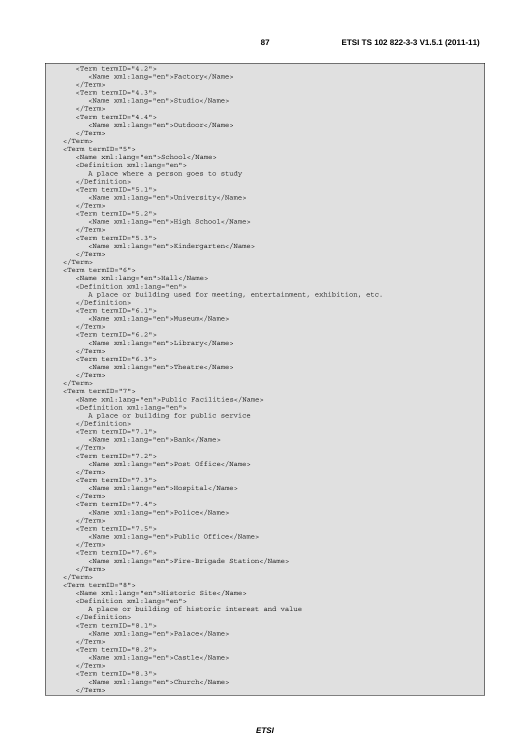```
      <Term termID="4.2">
         <Name xml:lang="en">Factory</Name>
      </Term>
      <Term termID="4.3">
         <Name xml:lang="en">Studio</Name>
      </Term>
      <Term termID="4.4">
         <Name xml:lang="en">Outdoor</Name>
      </Term>
   </Term>
   <Term termID="5">
      <Name xml:lang="en">School</Name>
      <Definition xml:lang="en">
         A place where a person goes to study
      </Definition>
      <Term termID="5.1">
         <Name xml:lang="en">University</Name>
      </Term>
      <Term termID="5.2">
         <Name xml:lang="en">High School</Name>
      </Term>
      <Term termID="5.3">
         <Name xml:lang="en">Kindergarten</Name>
      </Term>
   </Term>
   <Term termID="6">
      <Name xml:lang="en">Hall</Name>
      <Definition xml:lang="en">
         A place or building used for meeting, entertainment, exhibition, etc.
      </Definition>
      <Term termID="6.1">
         <Name xml:lang="en">Museum</Name>
      </Term>
      <Term termID="6.2">
         <Name xml:lang="en">Library</Name>
      </Term>
      <Term termID="6.3">
         <Name xml:lang="en">Theatre</Name>
      </Term>
   </Term>
   <Term termID="7">
      <Name xml:lang="en">Public Facilities</Name>
      <Definition xml:lang="en">
         A place or building for public service
      </Definition>
      <Term termID="7.1">
         <Name xml:lang="en">Bank</Name>
      </Term>
      <Term termID="7.2">
         <Name xml:lang="en">Post Office</Name>
      </Term>
      <Term termID="7.3">
         <Name xml:lang="en">Hospital</Name>
      </Term>
      <Term termID="7.4">
         <Name xml:lang="en">Police</Name>
      </Term>
      <Term termID="7.5">
         <Name xml:lang="en">Public Office</Name>
      </Term>
      <Term termID="7.6">
         <Name xml:lang="en">Fire-Brigade Station</Name>
      </Term>
   </Term>
   <Term termID="8">
      <Name xml:lang="en">Historic Site</Name>
      <Definition xml:lang="en">
         A place or building of historic interest and value
      </Definition>
      <Term termID="8.1">
         <Name xml:lang="en">Palace</Name>
      </Term>
      <Term termID="8.2">
         <Name xml:lang="en">Castle</Name>
      </Term>
      <Term termID="8.3">
         <Name xml:lang="en">Church</Name>
      </Term>
```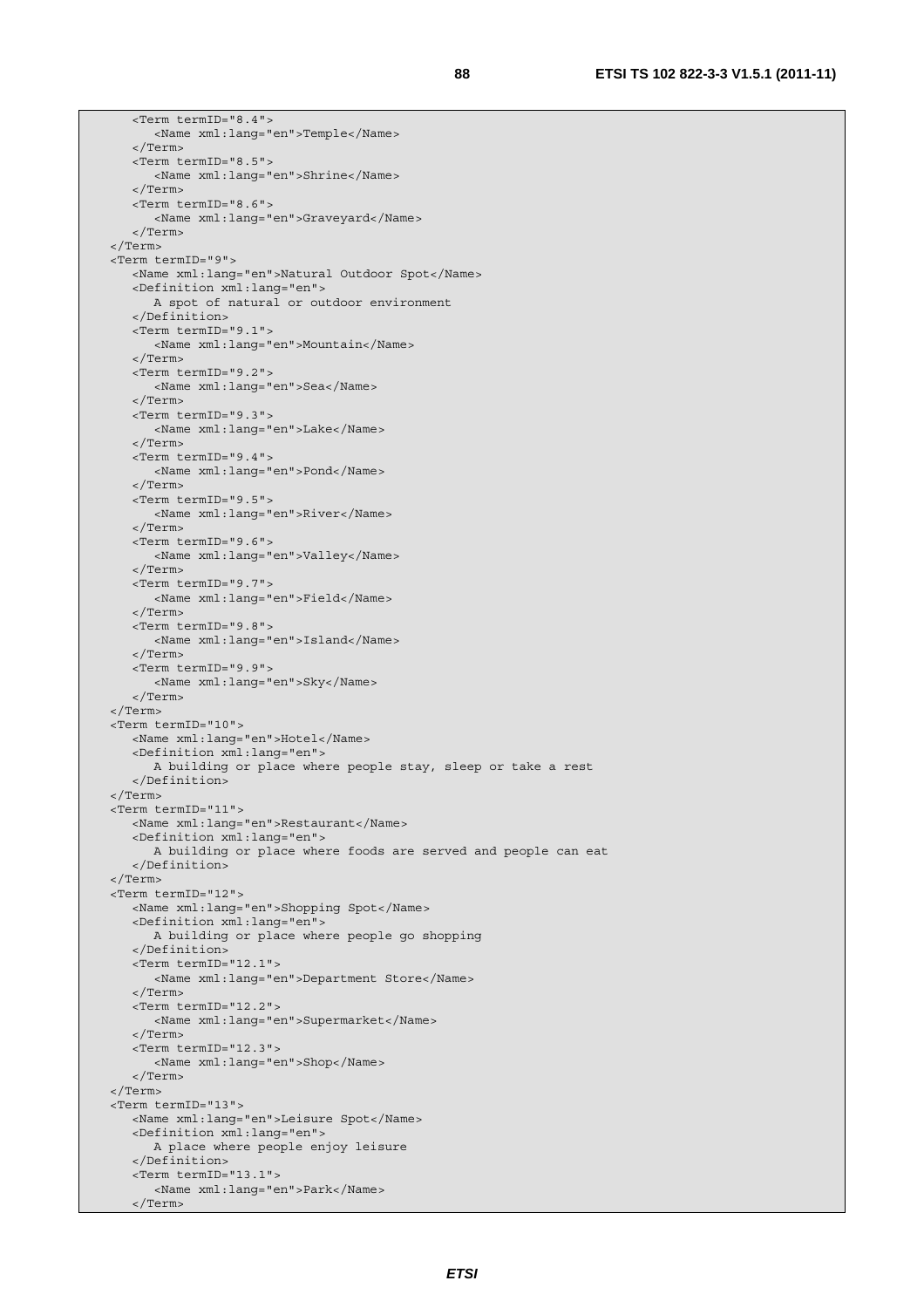```
      <Term termID="8.4">
         <Name xml:lang="en">Temple</Name>
      </Term>
      <Term termID="8.5">
         <Name xml:lang="en">Shrine</Name>
      </Term>
      <Term termID="8.6">
         <Name xml:lang="en">Graveyard</Name>
      </Term>
   </Term>
   <Term termID="9">
      <Name xml:lang="en">Natural Outdoor Spot</Name>
      <Definition xml:lang="en">
         A spot of natural or outdoor environment
      </Definition>
      <Term termID="9.1">
         <Name xml:lang="en">Mountain</Name>
      </Term>
      <Term termID="9.2">
         <Name xml:lang="en">Sea</Name>
      </Term>
      <Term termID="9.3">
         <Name xml:lang="en">Lake</Name>
      </Term>
      <Term termID="9.4">
         <Name xml:lang="en">Pond</Name>
      </Term>
      <Term termID="9.5">
         <Name xml:lang="en">River</Name>
      </Term>
      <Term termID="9.6">
         <Name xml:lang="en">Valley</Name>
      </Term>
      <Term termID="9.7">
         <Name xml:lang="en">Field</Name>
      </Term>
      <Term termID="9.8">
         <Name xml:lang="en">Island</Name>
      </Term>
      <Term termID="9.9">
         <Name xml:lang="en">Sky</Name>
      </Term>
   </Term>
   <Term termID="10">
      <Name xml:lang="en">Hotel</Name>
      <Definition xml:lang="en">
         A building or place where people stay, sleep or take a rest
      </Definition>
   </Term>
   <Term termID="11">
      <Name xml:lang="en">Restaurant</Name>
      <Definition xml:lang="en">
         A building or place where foods are served and people can eat
      </Definition>
   </Term>
   <Term termID="12">
      <Name xml:lang="en">Shopping Spot</Name>
      <Definition xml:lang="en">
         A building or place where people go shopping
      </Definition>
      <Term termID="12.1">
         <Name xml:lang="en">Department Store</Name>
      </Term>
      <Term termID="12.2">
         <Name xml:lang="en">Supermarket</Name>
      </Term>
      <Term termID="12.3">
         <Name xml:lang="en">Shop</Name>
      </Term>
   </Term>
   <Term termID="13">
      <Name xml:lang="en">Leisure Spot</Name>
      <Definition xml:lang="en">
         A place where people enjoy leisure
      </Definition>
      <Term termID="13.1">
         <Name xml:lang="en">Park</Name>
      </Term>
```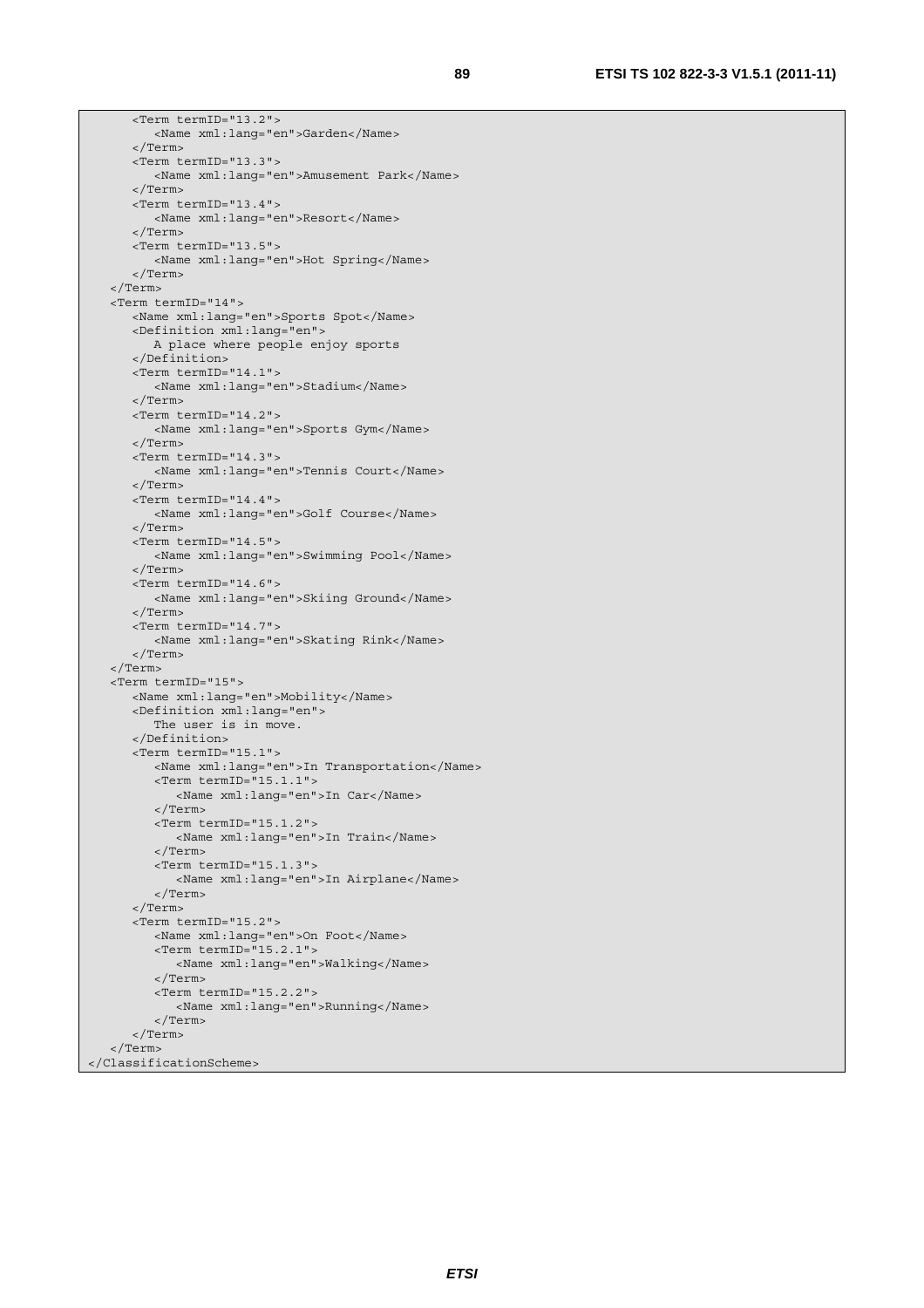```
      <Term termID="13.2">
         <Name xml:lang="en">Garden</Name>
      </Term>
      <Term termID="13.3">
         <Name xml:lang="en">Amusement Park</Name>
      </Term>
      <Term termID="13.4">
         <Name xml:lang="en">Resort</Name>
      </Term>
      <Term termID="13.5">
         <Name xml:lang="en">Hot Spring</Name>
      </Term>
   </Term>
   <Term termID="14">
      <Name xml:lang="en">Sports Spot</Name>
      <Definition xml:lang="en">
         A place where people enjoy sports
      </Definition>
      <Term termID="14.1">
         <Name xml:lang="en">Stadium</Name>
      </Term>
      <Term termID="14.2">
         <Name xml:lang="en">Sports Gym</Name>
      </Term>
      <Term termID="14.3">
         <Name xml:lang="en">Tennis Court</Name>
      </Term>
      <Term termID="14.4">
         <Name xml:lang="en">Golf Course</Name>
      </Term>
      <Term termID="14.5">
         <Name xml:lang="en">Swimming Pool</Name>
      </Term>
      <Term termID="14.6">
         <Name xml:lang="en">Skiing Ground</Name>
      </Term>
      <Term termID="14.7">
         <Name xml:lang="en">Skating Rink</Name>
      </Term>
   </Term>
   <Term termID="15">
      <Name xml:lang="en">Mobility</Name>
      <Definition xml:lang="en">
         The user is in move.
      </Definition>
      <Term termID="15.1">
         <Name xml:lang="en">In Transportation</Name>
         <Term termID="15.1.1">
            <Name xml:lang="en">In Car</Name>
         </Term>
         <Term termID="15.1.2">
            <Name xml:lang="en">In Train</Name>
         </Term>
         <Term termID="15.1.3">
            <Name xml:lang="en">In Airplane</Name>
         </Term>
      </Term>
      <Term termID="15.2">
         <Name xml:lang="en">On Foot</Name>
         <Term termID="15.2.1">
            <Name xml:lang="en">Walking</Name>
         </Term>
         <Term termID="15.2.2">
            <Name xml:lang="en">Running</Name>
         </Term>
      </Term>
   </Term>
</ClassificationScheme>
```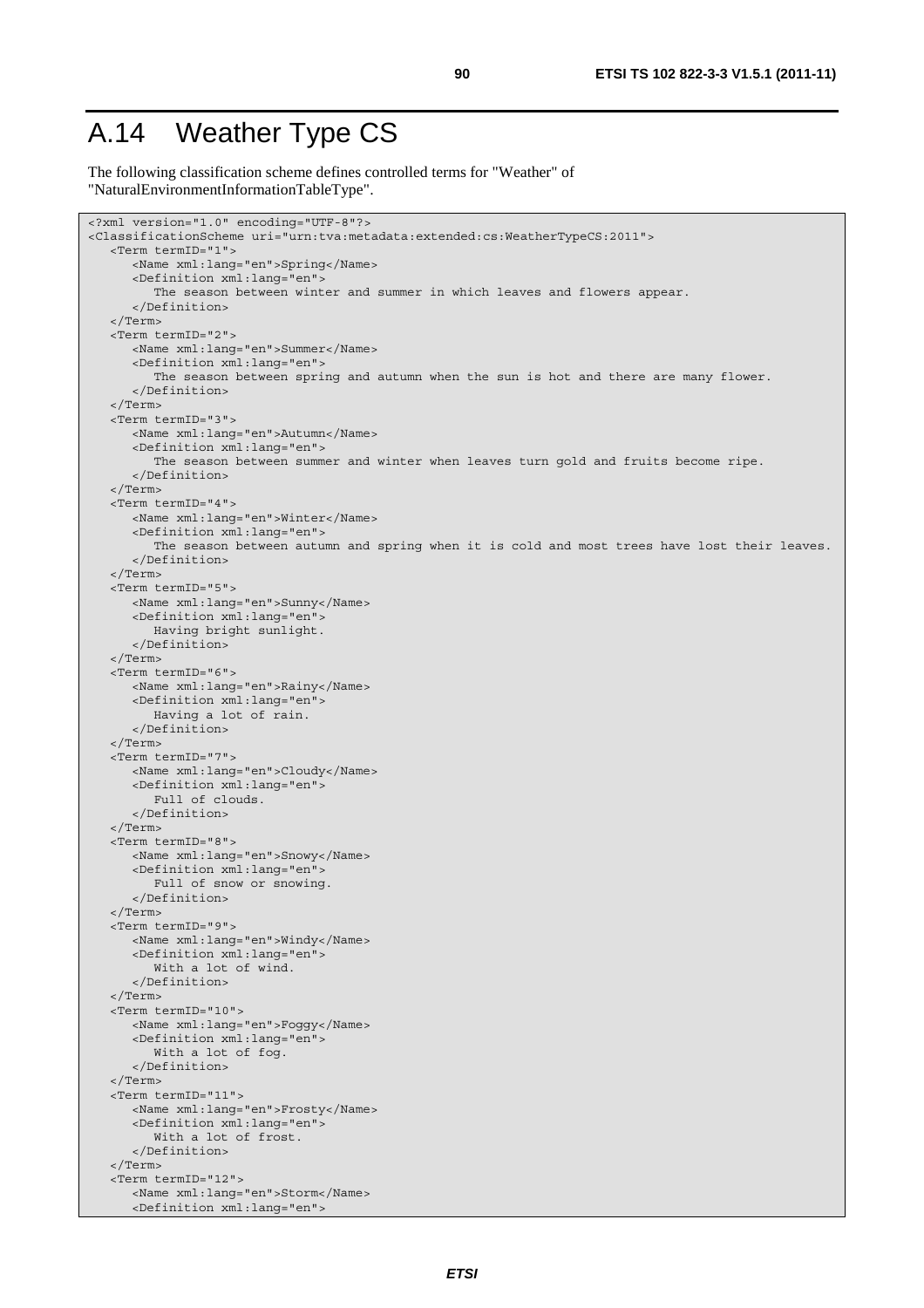# A.14 Weather Type CS

The following classification scheme defines controlled terms for "Weather" of "NaturalEnvironmentInformationTableType".

```
<?xml version="1.0" encoding="UTF-8"?>
<ClassificationScheme uri="urn:tva:metadata:extended:cs:WeatherTypeCS:2011">
   <Term termID="1">
      <Name xml:lang="en">Spring</Name>
      <Definition xml:lang="en">
         The season between winter and summer in which leaves and flowers appear.
      </Definition>
   </Term>
   <Term termID="2">
      <Name xml:lang="en">Summer</Name>
      <Definition xml:lang="en">
         The season between spring and autumn when the sun is hot and there are many flower.
      </Definition>
   </Term>
   <Term termID="3">
      <Name xml:lang="en">Autumn</Name>
      <Definition xml:lang="en">
         The season between summer and winter when leaves turn gold and fruits become ripe.
      </Definition>
   </Term>
   <Term termID="4">
      <Name xml:lang="en">Winter</Name>
      <Definition xml:lang="en">
         The season between autumn and spring when it is cold and most trees have lost their leaves.
      </Definition>
   </Term>
   <Term termID="5">
      <Name xml:lang="en">Sunny</Name>
      <Definition xml:lang="en">
         Having bright sunlight.
      </Definition>
   </Term>
   <Term termID="6">
      <Name xml:lang="en">Rainy</Name>
      <Definition xml:lang="en">
         Having a lot of rain.
      </Definition>
   </Term>
   <Term termID="7">
      <Name xml:lang="en">Cloudy</Name>
      <Definition xml:lang="en">
         Full of clouds.
      </Definition>
   </Term>
   <Term termID="8">
      <Name xml:lang="en">Snowy</Name>
      <Definition xml:lang="en">
         Full of snow or snowing.
      </Definition>
   </Term>
   <Term termID="9">
      <Name xml:lang="en">Windy</Name>
      <Definition xml:lang="en">
         With a lot of wind.
      </Definition>
   </Term>
   <Term termID="10">
      <Name xml:lang="en">Foggy</Name>
      <Definition xml:lang="en">
         With a lot of fog.
      </Definition>
   </Term>
   <Term termID="11">
      <Name xml:lang="en">Frosty</Name>
      <Definition xml:lang="en">
         With a lot of frost.
      </Definition>
   </Term>
   <Term termID="12">
      <Name xml:lang="en">Storm</Name>
      <Definition xml:lang="en">
```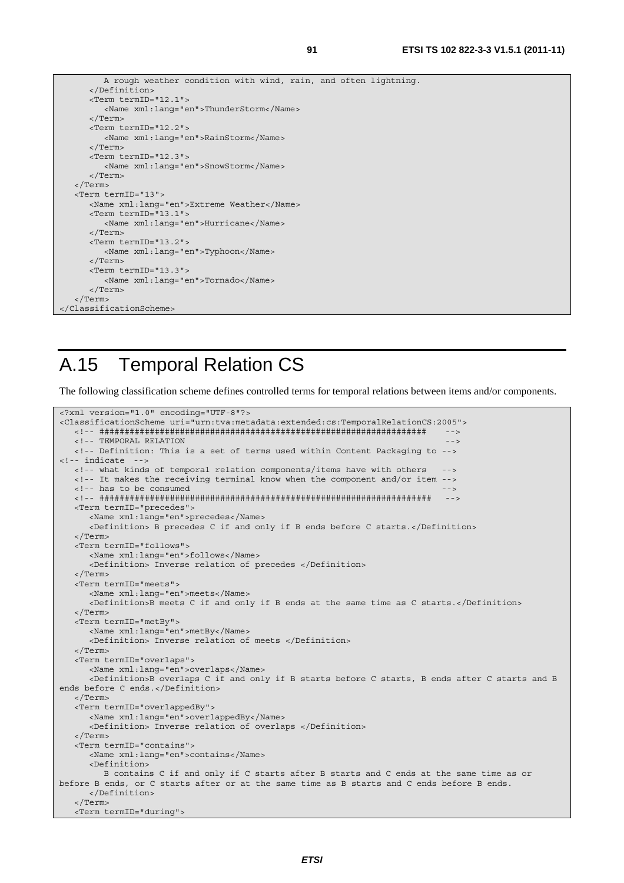```
         A rough weather condition with wind, rain, and often lightning.
      </Definition>
      <Term termID="12.1">
         <Name xml:lang="en">ThunderStorm</Name>
      </Term>
      <Term termID="12.2">
         <Name xml:lang="en">RainStorm</Name>
      </Term>
      <Term termID="12.3">
         <Name xml:lang="en">SnowStorm</Name>
      </Term>
   </Term>
   <Term termID="13">
      <Name xml:lang="en">Extreme Weather</Name>
      <Term termID="13.1">
         <Name xml:lang="en">Hurricane</Name>
      </Term>
      <Term termID="13.2">
         <Name xml:lang="en">Typhoon</Name>
      </Term>
      <Term termID="13.3">
         <Name xml:lang="en">Tornado</Name>
      </Term>
   </Term>
</ClassificationScheme>
```

# A.15 Temporal Relation CS

The following classification scheme defines controlled terms for temporal relations between items and/or components.

```
<?xml version="1.0" encoding="UTF-8"?>
<ClassificationScheme uri="urn:tva:metadata:extended:cs:TemporalRelationCS:2005">
   <!-- ##################################################################    -->
   <!-- TEMPORAL RELATION                                                     -->
   <!-- Definition: This is a set of terms used within Content Packaging to -->
<!-- indicate  -->
   <!-- what kinds of temporal relation components/items have with others   -->
   <!-- It makes the receiving terminal know when the component and/or item -->
   <!-- has to be consumed                                                  -->
   <!-- ###################################################################   -->
   <Term termID="precedes">
      <Name xml:lang="en">precedes</Name>
      <Definition> B precedes C if and only if B ends before C starts.</Definition>
   </Term>
   <Term termID="follows">
      <Name xml:lang="en">follows</Name>
      <Definition> Inverse relation of precedes </Definition>
   </Term>
   <Term termID="meets">
      <Name xml:lang="en">meets</Name>
      <Definition>B meets C if and only if B ends at the same time as C starts.</Definition>
   </Term>
   <Term termID="metBy">
      <Name xml:lang="en">metBy</Name>
      <Definition> Inverse relation of meets </Definition>
   </Term>
   <Term termID="overlaps">
      <Name xml:lang="en">overlaps</Name>
      <Definition>B overlaps C if and only if B starts before C starts, B ends after C starts and B 
ends before C ends.</Definition>
   </Term>
   <Term termID="overlappedBy">
      <Name xml:lang="en">overlappedBy</Name>
      <Definition> Inverse relation of overlaps </Definition>
   </Term>
   <Term termID="contains">
      <Name xml:lang="en">contains</Name>
      <Definition>
         B contains C if and only if C starts after B starts and C ends at the same time as or 
before B ends, or C starts after or at the same time as B starts and C ends before B ends.
      </Definition>
   </Term>
   <Term termID="during">
```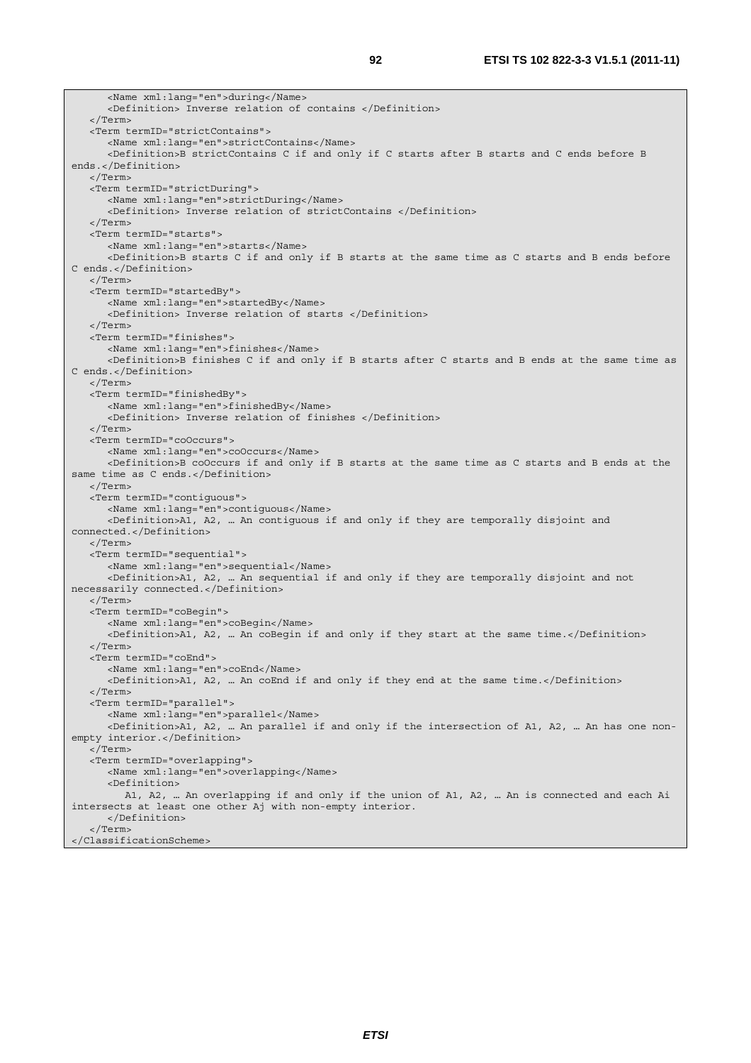```
      <Name xml:lang="en">during</Name>
      <Definition> Inverse relation of contains </Definition>
   </Term>
   <Term termID="strictContains">
      <Name xml:lang="en">strictContains</Name>
      <Definition>B strictContains C if and only if C starts after B starts and C ends before B 
ends.</Definition>
   </Term>
   <Term termID="strictDuring">
      <Name xml:lang="en">strictDuring</Name>
      <Definition> Inverse relation of strictContains </Definition>
   </Term>
   <Term termID="starts">
      <Name xml:lang="en">starts</Name>
      <Definition>B starts C if and only if B starts at the same time as C starts and B ends before 
C ends.</Definition>
   </Term>
   <Term termID="startedBy">
      <Name xml:lang="en">startedBy</Name>
      <Definition> Inverse relation of starts </Definition>
   </Term>
   <Term termID="finishes">
      <Name xml:lang="en">finishes</Name>
      <Definition>B finishes C if and only if B starts after C starts and B ends at the same time as 
C ends.</Definition>
   </Term>
   <Term termID="finishedBy">
      <Name xml:lang="en">finishedBy</Name>
      <Definition> Inverse relation of finishes </Definition>
   </Term>
   <Term termID="coOccurs">
      <Name xml:lang="en">coOccurs</Name>
      <Definition>B coOccurs if and only if B starts at the same time as C starts and B ends at the 
same time as C ends.</Definition>
   </Term>
   <Term termID="contiguous">
      <Name xml:lang="en">contiguous</Name>
      <Definition>A1, A2, … An contiguous if and only if they are temporally disjoint and 
connected.</Definition>
   </Term>
   <Term termID="sequential">
      <Name xml:lang="en">sequential</Name>
      <Definition>A1, A2, … An sequential if and only if they are temporally disjoint and not 
necessarily connected.</Definition>
   </Term>
   <Term termID="coBegin">
      <Name xml:lang="en">coBegin</Name>
      <Definition>A1, A2, … An coBegin if and only if they start at the same time.</Definition>
   </Term>
   <Term termID="coEnd">
      <Name xml:lang="en">coEnd</Name>
      <Definition>A1, A2, … An coEnd if and only if they end at the same time.</Definition>
   </Term>
   <Term termID="parallel">
      <Name xml:lang="en">parallel</Name>
      <Definition>A1, A2, … An parallel if and only if the intersection of A1, A2, … An has one non-
empty interior.</Definition>
   </Term>
   <Term termID="overlapping">
      <Name xml:lang="en">overlapping</Name>
      <Definition>
         A1, A2, … An overlapping if and only if the union of A1, A2, … An is connected and each Ai 
intersects at least one other Aj with non-empty interior.
      </Definition>
   </Term>
</ClassificationScheme>
```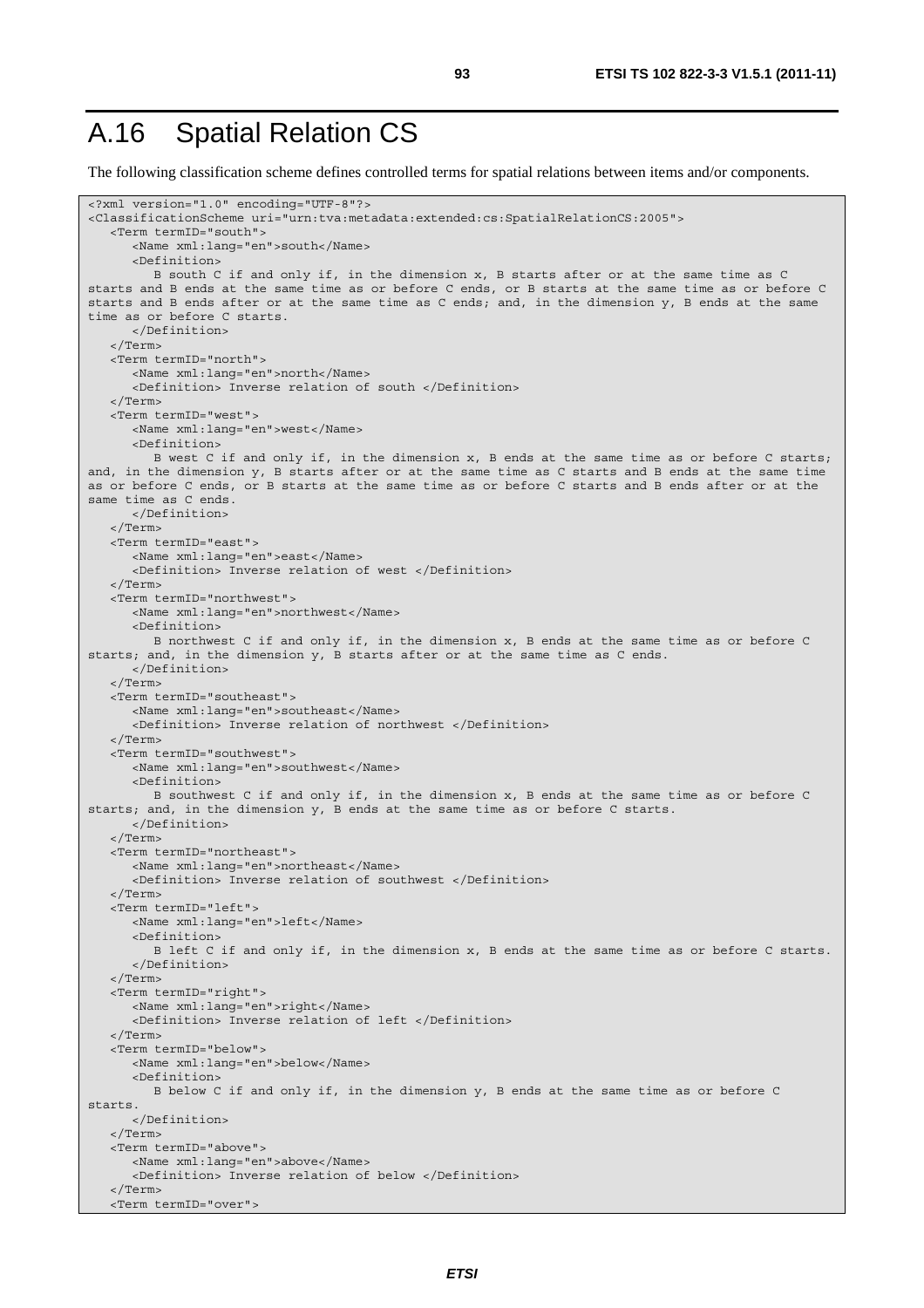# A.16 Spatial Relation CS

The following classification scheme defines controlled terms for spatial relations between items and/or components.

```
<?xml version="1.0" encoding="UTF-8"?>
<ClassificationScheme uri="urn:tva:metadata:extended:cs:SpatialRelationCS:2005">
   <Term termID="south">
      <Name xml:lang="en">south</Name>
      <Definition>
         B south C if and only if, in the dimension x, B starts after or at the same time as C 
starts and B ends at the same time as or before C ends, or B starts at the same time as or before C 
starts and B ends after or at the same time as C ends; and, in the dimension y, B ends at the same 
time as or before C starts.
      </Definition>
   </Term>
   <Term termID="north">
      <Name xml:lang="en">north</Name>
      <Definition> Inverse relation of south </Definition>
   </Term>
   <Term termID="west">
      <Name xml:lang="en">west</Name>
      <Definition>
         B west C if and only if, in the dimension x, B ends at the same time as or before C starts; 
and, in the dimension y, B starts after or at the same time as C starts and B ends at the same time 
as or before C ends, or B starts at the same time as or before C starts and B ends after or at the 
same time as C ends.
      </Definition>
   </Term>
   <Term termID="east">
      <Name xml:lang="en">east</Name>
      <Definition> Inverse relation of west </Definition>
   </Term>
   <Term termID="northwest">
      <Name xml:lang="en">northwest</Name>
      <Definition>
         B northwest C if and only if, in the dimension x, B ends at the same time as or before C 
starts; and, in the dimension y, B starts after or at the same time as C ends.
      </Definition>
   </Term>
   <Term termID="southeast">
      <Name xml:lang="en">southeast</Name>
      <Definition> Inverse relation of northwest </Definition>
   </Term>
   <Term termID="southwest">
      <Name xml:lang="en">southwest</Name>
      <Definition>
         B southwest C if and only if, in the dimension x, B ends at the same time as or before C 
starts; and, in the dimension y, B ends at the same time as or before C starts.
      </Definition>
   </Term>
   <Term termID="northeast">
      <Name xml:lang="en">northeast</Name>
      <Definition> Inverse relation of southwest </Definition>
   </Term>
   <Term termID="left">
      <Name xml:lang="en">left</Name>
      <Definition>
         B left C if and only if, in the dimension x, B ends at the same time as or before C starts.
      </Definition>
   </Term>
   <Term termID="right">
      <Name xml:lang="en">right</Name>
      <Definition> Inverse relation of left </Definition>
   </Term>
   <Term termID="below">
      <Name xml:lang="en">below</Name>
      <Definition>
         B below C if and only if, in the dimension y, B ends at the same time as or before C 
starts.
      </Definition>
   </Term>
   <Term termID="above">
      <Name xml:lang="en">above</Name>
      <Definition> Inverse relation of below </Definition>
   </Term>
   <Term termID="over">
```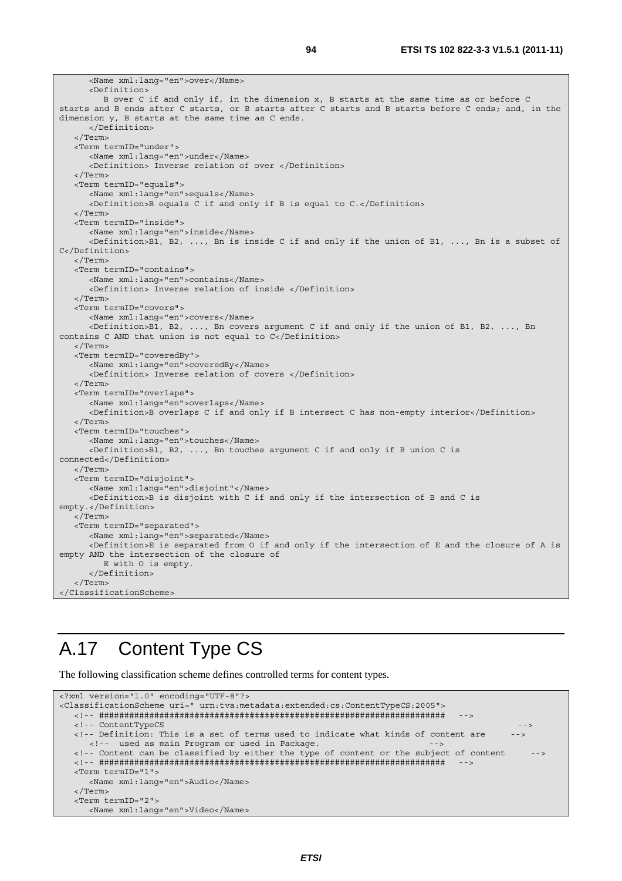```
      <Name xml:lang="en">over</Name>
      <Definition>
         B over C if and only if, in the dimension x, B starts at the same time as or before C
starts and B ends after C starts, or B starts after C starts and B starts before C ends; and, in the
dimension y, B starts at the same time as C ends.
      </Definition>
   </Term>
   <Term termID="under">
      <Name xml:lang="en">under</Name>
      <Definition> Inverse relation of over </Definition>
   </Term>
   <Term termID="equals">
      <Name xml:lang="en">equals</Name>
      <Definition>B equals C if and only if B is equal to C.</Definition>
   </Term>
   <Term termID="inside">
      <Name xml:lang="en">inside</Name>
      <Definition>B1, B2, ..., Bn is inside C if and only if the union of B1, ..., Bn is a subset of
C</Definition>
   </Term>
   <Term termID="contains">
      <Name xml:lang="en">contains</Name>
      <Definition> Inverse relation of inside </Definition>
   </Term>
   <Term termID="covers">
      <Name xml:lang="en">covers</Name>
      <Definition>B1, B2, ..., Bn covers argument C if and only if the union of B1, B2, ..., Bn
contains C AND that union is not equal to C</Definition>
   </Term>
   <Term termID="coveredBy">
      <Name xml:lang="en">coveredBy</Name>
      <Definition> Inverse relation of covers </Definition>
   </Term>
   <Term termID="overlaps">
      <Name xml:lang="en">overlaps</Name>
      <Definition>B overlaps C if and only if B intersect C has non-empty interior</Definition>
   </Term>
   <Term termID="touches">
      <Name xml:lang="en">touches</Name>
      <Definition>B1, B2, ..., Bn touches argument C if and only if B union C is
connected</Definition>
   </Term>
   <Term termID="disjoint">
      <Name xml:lang="en">disjoint"</Name>
      <Definition>B is disjoint with C if and only if the intersection of B and C is
empty.</Definition>
   </Term>
   <Term termID="separated">
      <Name xml:lang="en">separated</Name>
      <Definition>E is separated from O if and only if the intersection of E and the closure of A is
empty AND the intersection of the closure of
         E with O is empty.
      </Definition>
   </Term>
</ClassificationScheme>
```

# A.17 Content Type CS

The following classification scheme defines controlled terms for content types.

```
<?xml version="1.0" encoding="UTF-8"?>
<ClassificationScheme uri=" urn:tva:metadata:extended:cs:ContentTypeCS:2005">
   <!-- ##################################################################### -->
   <!-- ContentTypeCS                                                          -->
   <!-- Definition: This is a set of terms used to indicate what kinds of content are     -->
      <!--  used as main Program or used in Package.                      -->
   <!-- Content can be classified by either the type of content or the subject of content     -->
   <!-- ##################################################################### -->
   <Term termID="1">
      <Name xml:lang="en">Audio</Name>
   </Term>
   <Term termID="2">
      <Name xml:lang="en">Video</Name>
```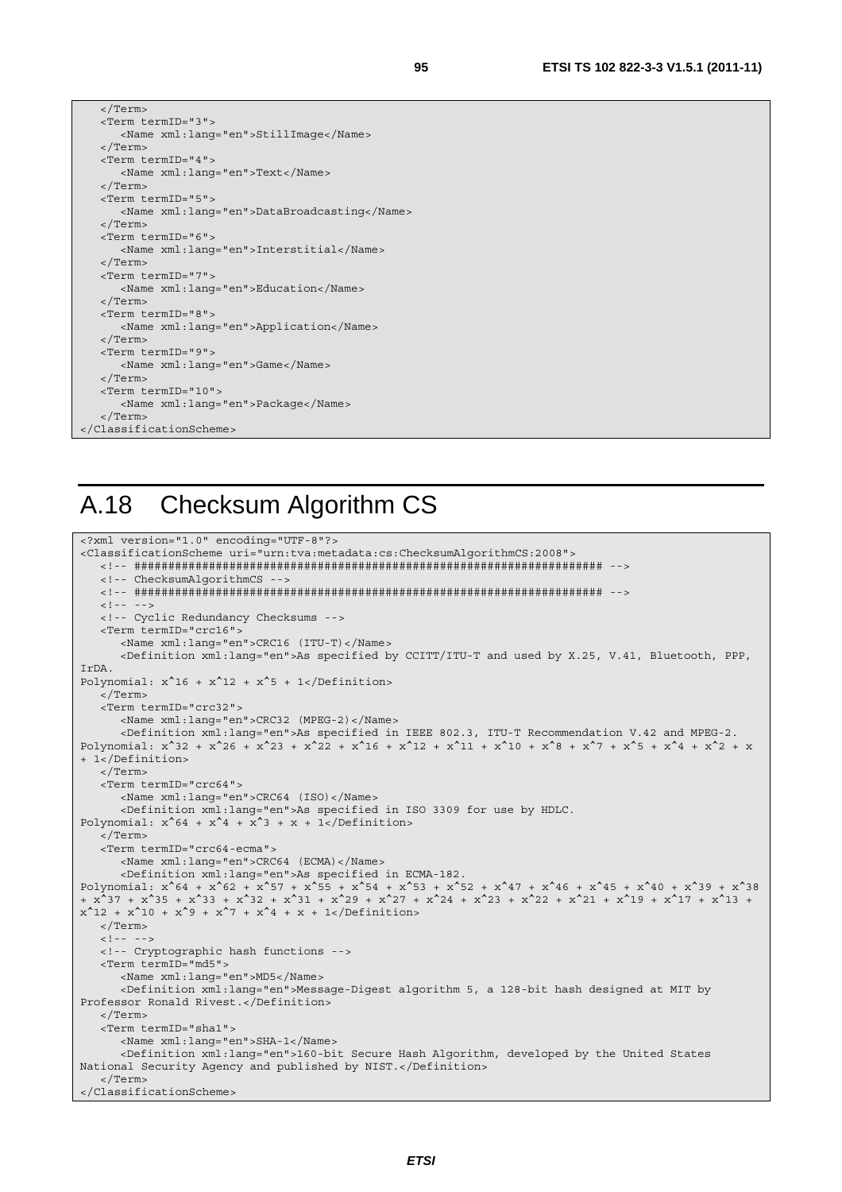```
   </Term>
   <Term termID="3">
      <Name xml:lang="en">StillImage</Name>
   </Term>
   <Term termID="4">
      <Name xml:lang="en">Text</Name>
   </Term>
   <Term termID="5">
      <Name xml:lang="en">DataBroadcasting</Name>
   </Term>
   <Term termID="6">
      <Name xml:lang="en">Interstitial</Name>
   </Term>
   <Term termID="7">
      <Name xml:lang="en">Education</Name>
   </Term>
   <Term termID="8">
      <Name xml:lang="en">Application</Name>
   </Term>
   <Term termID="9">
      <Name xml:lang="en">Game</Name>
   </Term>
   <Term termID="10">
      <Name xml:lang="en">Package</Name>
   </Term>
</ClassificationScheme>
```

# A.18 Checksum Algorithm CS

```
<?xml version="1.0" encoding="UTF-8"?>
<ClassificationScheme uri="urn:tva:metadata:cs:ChecksumAlgorithmCS:2008">
   <!-- ##################################################################### -->
   <!-- ChecksumAlgorithmCS -->
   <!-- ##################################################################### -->
   <!-- -->
   <!-- Cyclic Redundancy Checksums -->
   <Term termID="crc16">
      <Name xml:lang="en">CRC16 (ITU-T)</Name>
      <Definition xml:lang="en">As specified by CCITT/ITU-T and used by X.25, V.41, Bluetooth, PPP, 
IrDA.
Polynomial: x^16 + x^12 + x^5 + 1</Definition>
   </Term>
   <Term termID="crc32">
      <Name xml:lang="en">CRC32 (MPEG-2)</Name>
      <Definition xml:lang="en">As specified in IEEE 802.3, ITU-T Recommendation V.42 and MPEG-2.
Polynomial: x^32 + x^26 + x^23 + x^22 + x^16 + x^12 + x^11 + x^10 + x^8 + x^7 + x^5 + x^4 + x^2 + x 
+ 1</Definition>
   </Term>
   <Term termID="crc64">
      <Name xml:lang="en">CRC64 (ISO)</Name>
      <Definition xml:lang="en">As specified in ISO 3309 for use by HDLC.
Polynomial: x^64 + x^4 + x^3 + x + 1</Definition>
   </Term>
   <Term termID="crc64-ecma">
      <Name xml:lang="en">CRC64 (ECMA)</Name>
      <Definition xml:lang="en">As specified in ECMA-182.
Polynomial: x^64 + x^62 + x^57 + x^55 + x^54 + x^53 + x^52 + x^47 + x^46 + x^45 + x^40 + x^39 + x^38 
+ x^37 + x^35 + x^33 + x^32 + x^31 + x^29 + x^27 + x^24 + x^23 + x^22 + x^21 + x^19 + x^17 + x^13 + 
x^12 + x^10 + x^9 + x^7 + x^4 + x + 1</Definition>
   </Term>
   <!-- -->
   <!-- Cryptographic hash functions -->
   <Term termID="md5">
      <Name xml:lang="en">MD5</Name>
      <Definition xml:lang="en">Message-Digest algorithm 5, a 128-bit hash designed at MIT by 
Professor Ronald Rivest.</Definition>
   </Term>
   <Term termID="sha1">
      <Name xml:lang="en">SHA-1</Name>
      <Definition xml:lang="en">160-bit Secure Hash Algorithm, developed by the United States 
National Security Agency and published by NIST.</Definition>
   </Term>
</ClassificationScheme>
```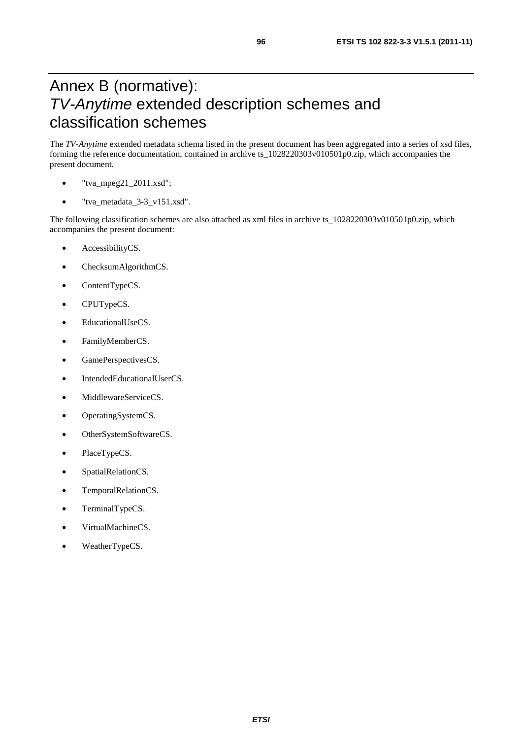# Annex B (normative): *TV-Anytime* extended description schemes and classification schemes

The *TV-Anytime* extended metadata schema listed in the present document has been aggregated into a series of xsd files, forming the reference documentation, contained in archive ts_1028220303v010501p0.zip, which accompanies the present document.

- "tva_mpeg21_2011.xsd";
- "tva_metadata_3-3_v151.xsd".

The following classification schemes are also attached as xml files in archive ts_1028220303v010501p0.zip, which accompanies the present document:

- AccessibilityCS.
- ChecksumAlgorithmCS.
- ContentTypeCS.
- CPUTypeCS.
- EducationalUseCS.
- FamilyMemberCS.
- GamePerspectivesCS.
- IntendedEducationalUserCS.
- MiddlewareServiceCS.
- OperatingSystemCS.
- OtherSystemSoftwareCS.
- PlaceTypeCS.
- SpatialRelationCS.
- TemporalRelationCS.
- TerminalTypeCS.
- VirtualMachineCS.
- WeatherTypeCS.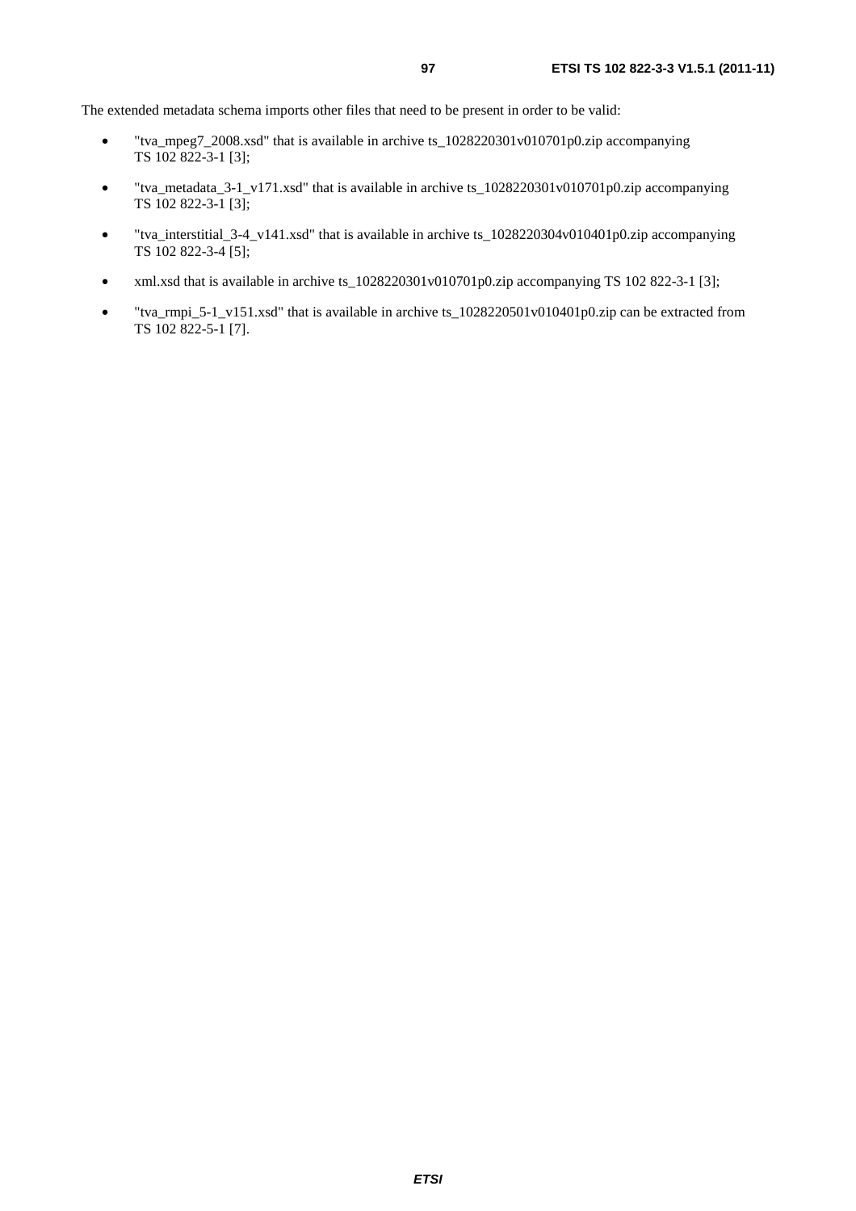The extended metadata schema imports other files that need to be present in order to be valid:

- "tva_mpeg7_2008.xsd" that is available in archive ts_1028220301v010701p0.zip accompanying TS 102 822-3-1 [3];
- "tva_metadata_3-1_v171.xsd" that is available in archive ts_1028220301v010701p0.zip accompanying TS 102 822-3-1 [3];
- "tva_interstitial_3-4_v141.xsd" that is available in archive ts_1028220304v010401p0.zip accompanying TS 102 822-3-4 [5];
- xml.xsd that is available in archive ts_1028220301v010701p0.zip accompanying TS 102 822-3-1 [3];
- "tva_rmpi_5-1_v151.xsd" that is available in archive ts_1028220501v010401p0.zip can be extracted from TS 102 822-5-1 [7].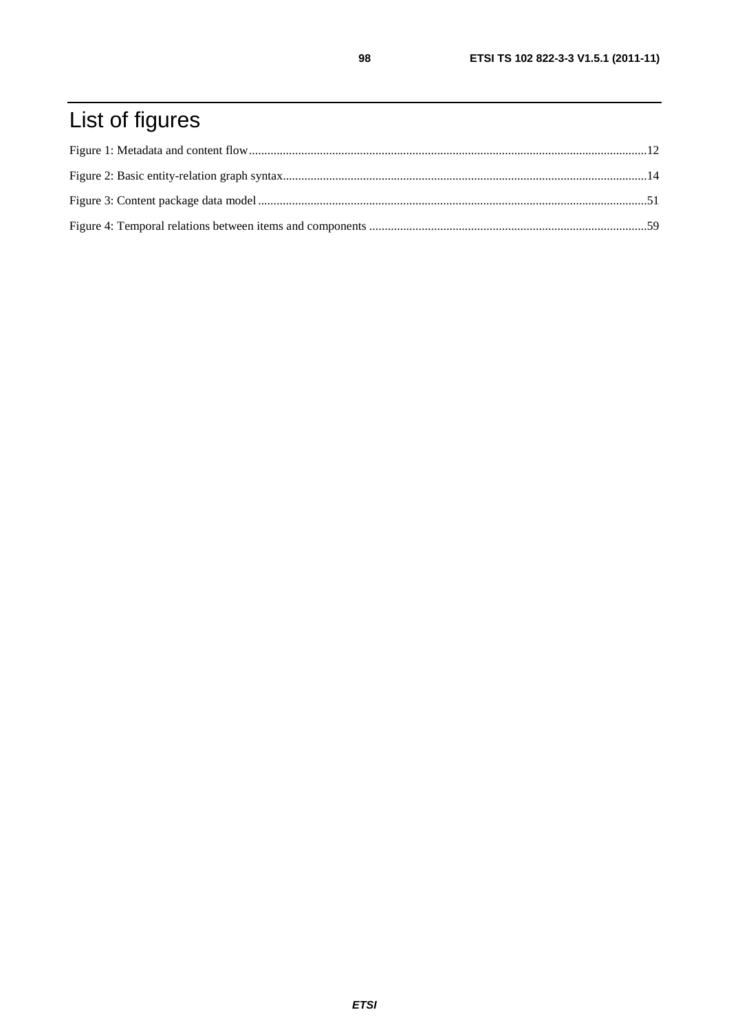# List of figures

Figure 1: Metadata and content flow....................................................................................................................12

Figure 2: Basic entity-relation graph syntax.........................................................................................................14

Figure 3: Content package data model ...............................................................................................................51

Figure 4: Temporal relations between items and components ..........................................................................59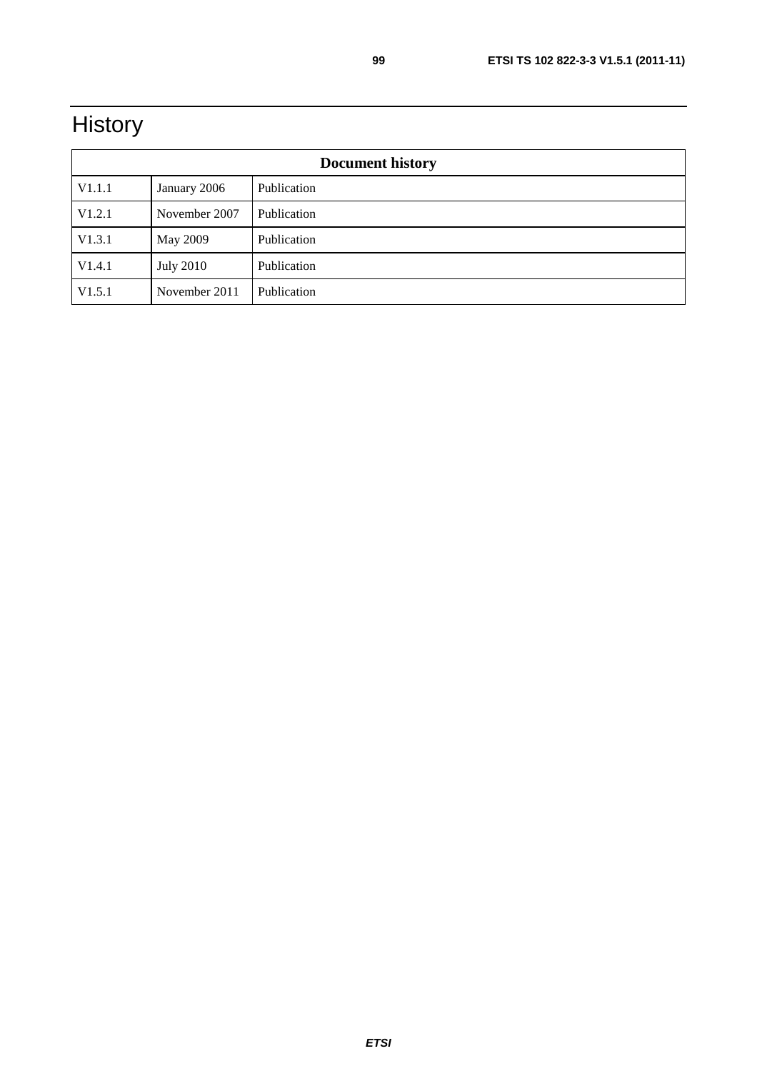# History

| Document history | | |
|---|---|---|
| V1.1.1 | January 2006 | Publication |
| V1.2.1 | November 2007 | Publication |
| V1.3.1 | May 2009 | Publication |
| V1.4.1 | July 2010 | Publication |
| V1.5.1 | November 2011 | Publication |